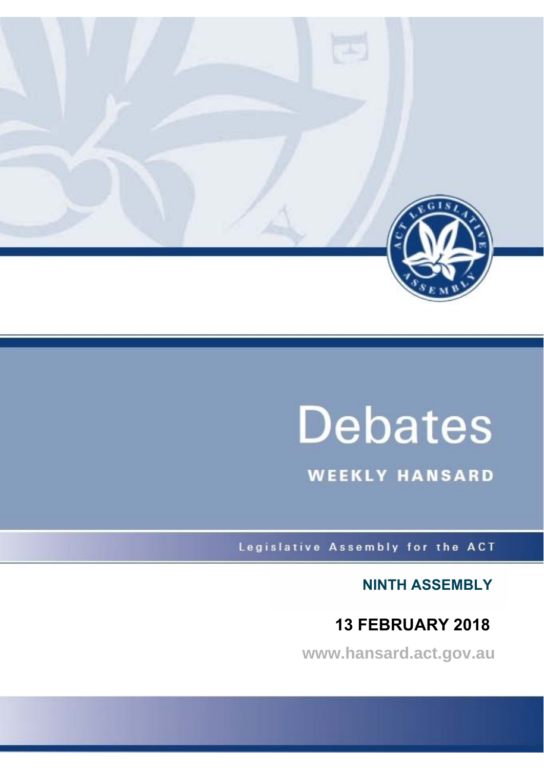# Debates

## WEEKLY HANSARD

Legislative Assembly for the ACT

**NINTH ASSEMBLY**

**13 FEBRUARY 2018**

www.hansard.act.gov.au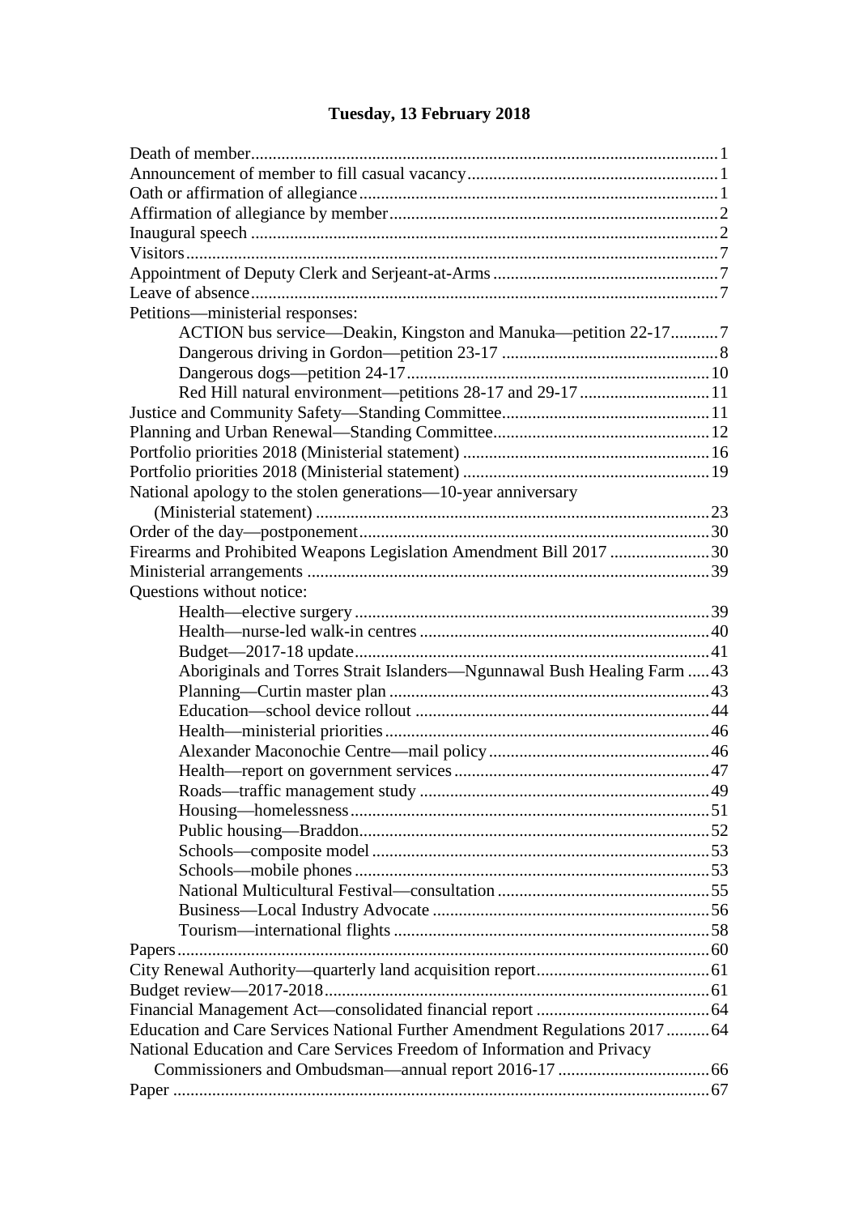# Tuesday, 13 February 2018

Death of member........................................................................................................1
Announcement of member to fill casual vacancy.......................................................1
Oath or affirmation of allegiance...............................................................................1
Affirmation of allegiance by member........................................................................2
Inaugural speech ........................................................................................................2
Visitors.......................................................................................................................7
Appointment of Deputy Clerk and Serjeant-at-Arms.................................................7
Leave of absence........................................................................................................7
Petitions—ministerial responses:
- ACTION bus service—Deakin, Kingston and Manuka—petition 22-17...........7
- Dangerous driving in Gordon—petition 23-17 .................................................8
- Dangerous dogs—petition 24-17.....................................................................10
- Red Hill natural environment—petitions 28-17 and 29-17.............................11

Justice and Community Safety—Standing Committee.............................................11
Planning and Urban Renewal—Standing Committee................................................12
Portfolio priorities 2018 (Ministerial statement) .......................................................16
Portfolio priorities 2018 (Ministerial statement) .......................................................19
National apology to the stolen generations—10-year anniversary (Ministerial statement) ........................................................................................23
Order of the day—postponement..............................................................................30
Firearms and Prohibited Weapons Legislation Amendment Bill 2017 ......................30
Ministerial arrangements ..........................................................................................39
Questions without notice:
- Health—elective surgery ................................................................................39
- Health—nurse-led walk-in centres..................................................................40
- Budget—2017-18 update................................................................................41
- Aboriginals and Torres Strait Islanders—Ngunnawal Bush Healing Farm .....43
- Planning—Curtin master plan ........................................................................43
- Education—school device rollout ..................................................................44
- Health—ministerial priorities..........................................................................46
- Alexander Maconochie Centre—mail policy..................................................46
- Health—report on government services..........................................................47
- Roads—traffic management study ..................................................................49
- Housing—homelessness..................................................................................51
- Public housing—Braddon................................................................................52
- Schools—composite model .............................................................................53
- Schools—mobile phones.................................................................................53
- National Multicultural Festival—consultation ................................................55
- Business—Local Industry Advocate ...............................................................56
- Tourism—international flights ........................................................................58

Papers........................................................................................................................60
City Renewal Authority—quarterly land acquisition report.......................................61
Budget review—2017-2018.......................................................................................61
Financial Management Act—consolidated financial report .......................................64
Education and Care Services National Further Amendment Regulations 2017..........64
National Education and Care Services Freedom of Information and Privacy Commissioners and Ombudsman—annual report 2016-17 ...................................66
Paper .........................................................................................................................67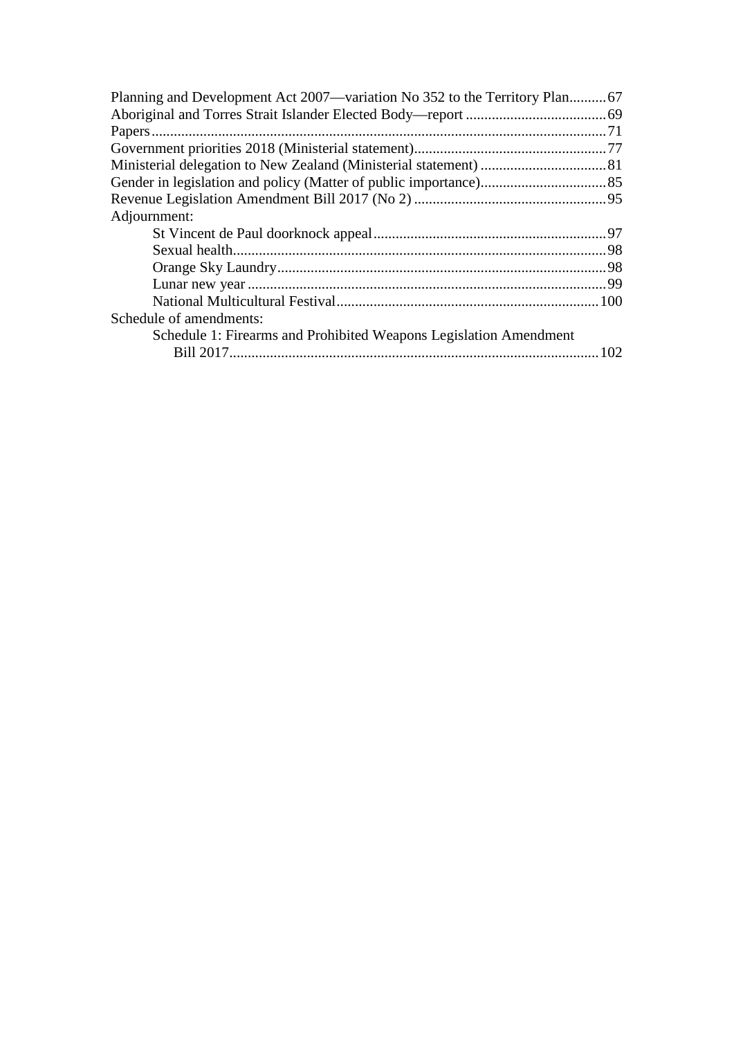Planning and Development Act 2007—variation No 352 to the Territory Plan..........67
Aboriginal and Torres Strait Islander Elected Body—report ......................................69
Papers...........................................................................................................................71
Government priorities 2018 (Ministerial statement)....................................................77
Ministerial delegation to New Zealand (Ministerial statement) ..................................81
Gender in legislation and policy (Matter of public importance)..................................85
Revenue Legislation Amendment Bill 2017 (No 2) ....................................................95
Adjournment:
- St Vincent de Paul doorknock appeal...............................................................97
- Sexual health.....................................................................................................98
- Orange Sky Laundry.........................................................................................98
- Lunar new year .................................................................................................99
- National Multicultural Festival.......................................................................100

Schedule of amendments:
- Schedule 1: Firearms and Prohibited Weapons Legislation Amendment Bill 2017....................................................................................................102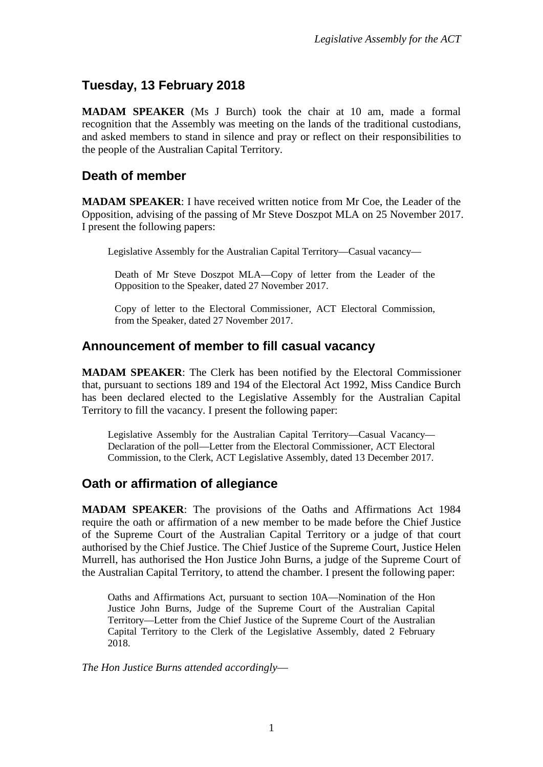## Tuesday, 13 February 2018

**MADAM SPEAKER** (Ms J Burch) took the chair at 10 am, made a formal recognition that the Assembly was meeting on the lands of the traditional custodians, and asked members to stand in silence and pray or reflect on their responsibilities to the people of the Australian Capital Territory.

## Death of member

**MADAM SPEAKER**: I have received written notice from Mr Coe, the Leader of the Opposition, advising of the passing of Mr Steve Doszpot MLA on 25 November 2017. I present the following papers:

> Legislative Assembly for the Australian Capital Territory—Casual vacancy—
>
> Death of Mr Steve Doszpot MLA—Copy of letter from the Leader of the Opposition to the Speaker, dated 27 November 2017.
>
> Copy of letter to the Electoral Commissioner, ACT Electoral Commission, from the Speaker, dated 27 November 2017.

## Announcement of member to fill casual vacancy

**MADAM SPEAKER**: The Clerk has been notified by the Electoral Commissioner that, pursuant to sections 189 and 194 of the Electoral Act 1992, Miss Candice Burch has been declared elected to the Legislative Assembly for the Australian Capital Territory to fill the vacancy. I present the following paper:

> Legislative Assembly for the Australian Capital Territory—Casual Vacancy—Declaration of the poll—Letter from the Electoral Commissioner, ACT Electoral Commission, to the Clerk, ACT Legislative Assembly, dated 13 December 2017.

## Oath or affirmation of allegiance

**MADAM SPEAKER**: The provisions of the Oaths and Affirmations Act 1984 require the oath or affirmation of a new member to be made before the Chief Justice of the Supreme Court of the Australian Capital Territory or a judge of that court authorised by the Chief Justice. The Chief Justice of the Supreme Court, Justice Helen Murrell, has authorised the Hon Justice John Burns, a judge of the Supreme Court of the Australian Capital Territory, to attend the chamber. I present the following paper:

> Oaths and Affirmations Act, pursuant to section 10A—Nomination of the Hon Justice John Burns, Judge of the Supreme Court of the Australian Capital Territory—Letter from the Chief Justice of the Supreme Court of the Australian Capital Territory to the Clerk of the Legislative Assembly, dated 2 February 2018.

*The Hon Justice Burns attended accordingly*—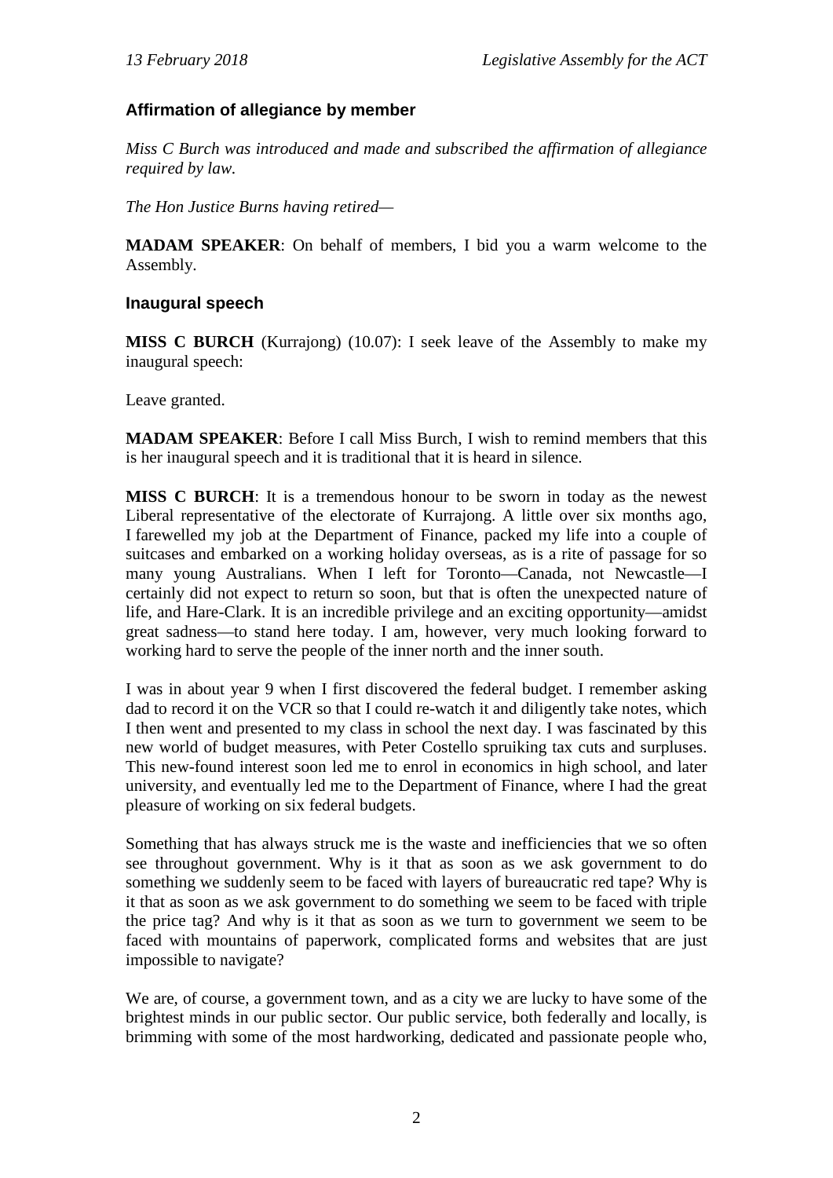### Affirmation of allegiance by member

*Miss C Burch was introduced and made and subscribed the affirmation of allegiance required by law.*

*The Hon Justice Burns having retired—*

**MADAM SPEAKER**: On behalf of members, I bid you a warm welcome to the Assembly.

### Inaugural speech

**MISS C BURCH** (Kurrajong) (10.07): I seek leave of the Assembly to make my inaugural speech:

Leave granted.

**MADAM SPEAKER**: Before I call Miss Burch, I wish to remind members that this is her inaugural speech and it is traditional that it is heard in silence.

**MISS C BURCH**: It is a tremendous honour to be sworn in today as the newest Liberal representative of the electorate of Kurrajong. A little over six months ago, I farewelled my job at the Department of Finance, packed my life into a couple of suitcases and embarked on a working holiday overseas, as is a rite of passage for so many young Australians. When I left for Toronto—Canada, not Newcastle—I certainly did not expect to return so soon, but that is often the unexpected nature of life, and Hare-Clark. It is an incredible privilege and an exciting opportunity—amidst great sadness—to stand here today. I am, however, very much looking forward to working hard to serve the people of the inner north and the inner south.

I was in about year 9 when I first discovered the federal budget. I remember asking dad to record it on the VCR so that I could re-watch it and diligently take notes, which I then went and presented to my class in school the next day. I was fascinated by this new world of budget measures, with Peter Costello spruiking tax cuts and surpluses. This new-found interest soon led me to enrol in economics in high school, and later university, and eventually led me to the Department of Finance, where I had the great pleasure of working on six federal budgets.

Something that has always struck me is the waste and inefficiencies that we so often see throughout government. Why is it that as soon as we ask government to do something we suddenly seem to be faced with layers of bureaucratic red tape? Why is it that as soon as we ask government to do something we seem to be faced with triple the price tag? And why is it that as soon as we turn to government we seem to be faced with mountains of paperwork, complicated forms and websites that are just impossible to navigate?

We are, of course, a government town, and as a city we are lucky to have some of the brightest minds in our public sector. Our public service, both federally and locally, is brimming with some of the most hardworking, dedicated and passionate people who,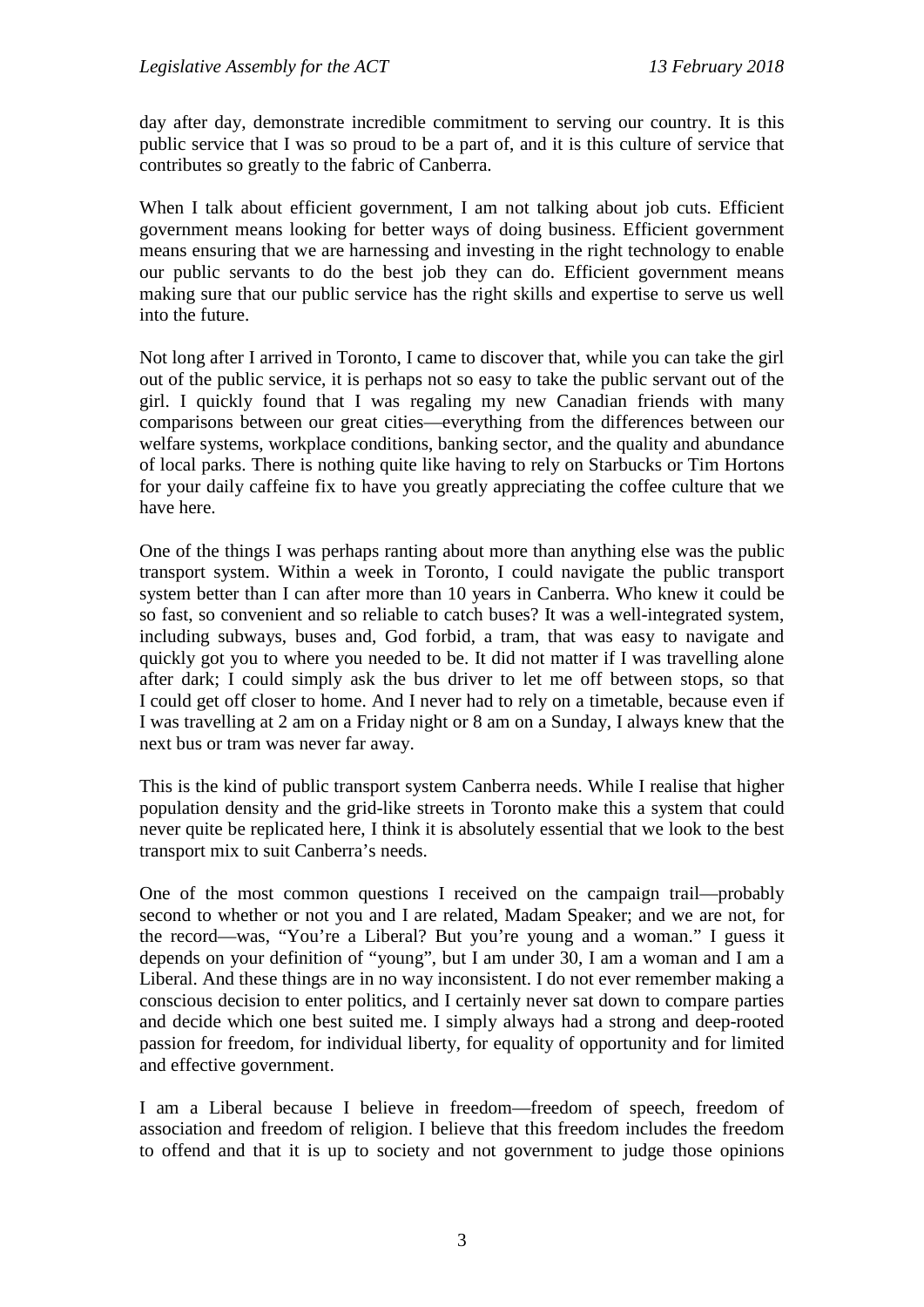day after day, demonstrate incredible commitment to serving our country. It is this public service that I was so proud to be a part of, and it is this culture of service that contributes so greatly to the fabric of Canberra.

When I talk about efficient government, I am not talking about job cuts. Efficient government means looking for better ways of doing business. Efficient government means ensuring that we are harnessing and investing in the right technology to enable our public servants to do the best job they can do. Efficient government means making sure that our public service has the right skills and expertise to serve us well into the future.

Not long after I arrived in Toronto, I came to discover that, while you can take the girl out of the public service, it is perhaps not so easy to take the public servant out of the girl. I quickly found that I was regaling my new Canadian friends with many comparisons between our great cities—everything from the differences between our welfare systems, workplace conditions, banking sector, and the quality and abundance of local parks. There is nothing quite like having to rely on Starbucks or Tim Hortons for your daily caffeine fix to have you greatly appreciating the coffee culture that we have here.

One of the things I was perhaps ranting about more than anything else was the public transport system. Within a week in Toronto, I could navigate the public transport system better than I can after more than 10 years in Canberra. Who knew it could be so fast, so convenient and so reliable to catch buses? It was a well-integrated system, including subways, buses and, God forbid, a tram, that was easy to navigate and quickly got you to where you needed to be. It did not matter if I was travelling alone after dark; I could simply ask the bus driver to let me off between stops, so that I could get off closer to home. And I never had to rely on a timetable, because even if I was travelling at 2 am on a Friday night or 8 am on a Sunday, I always knew that the next bus or tram was never far away.

This is the kind of public transport system Canberra needs. While I realise that higher population density and the grid-like streets in Toronto make this a system that could never quite be replicated here, I think it is absolutely essential that we look to the best transport mix to suit Canberra's needs.

One of the most common questions I received on the campaign trail—probably second to whether or not you and I are related, Madam Speaker; and we are not, for the record—was, "You're a Liberal? But you're young and a woman." I guess it depends on your definition of "young", but I am under 30, I am a woman and I am a Liberal. And these things are in no way inconsistent. I do not ever remember making a conscious decision to enter politics, and I certainly never sat down to compare parties and decide which one best suited me. I simply always had a strong and deep-rooted passion for freedom, for individual liberty, for equality of opportunity and for limited and effective government.

I am a Liberal because I believe in freedom—freedom of speech, freedom of association and freedom of religion. I believe that this freedom includes the freedom to offend and that it is up to society and not government to judge those opinions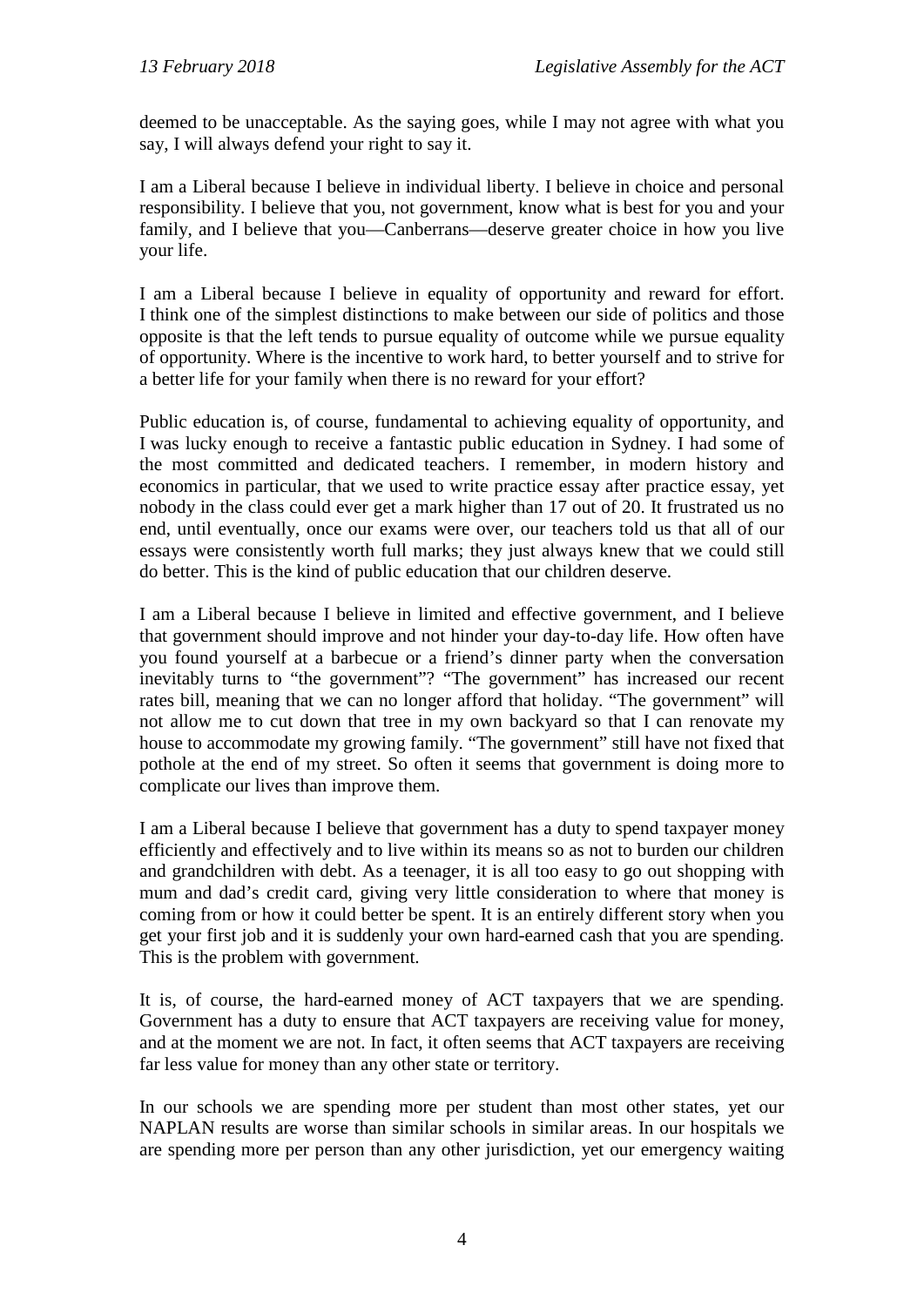deemed to be unacceptable. As the saying goes, while I may not agree with what you say, I will always defend your right to say it.

I am a Liberal because I believe in individual liberty. I believe in choice and personal responsibility. I believe that you, not government, know what is best for you and your family, and I believe that you—Canberrans—deserve greater choice in how you live your life.

I am a Liberal because I believe in equality of opportunity and reward for effort. I think one of the simplest distinctions to make between our side of politics and those opposite is that the left tends to pursue equality of outcome while we pursue equality of opportunity. Where is the incentive to work hard, to better yourself and to strive for a better life for your family when there is no reward for your effort?

Public education is, of course, fundamental to achieving equality of opportunity, and I was lucky enough to receive a fantastic public education in Sydney. I had some of the most committed and dedicated teachers. I remember, in modern history and economics in particular, that we used to write practice essay after practice essay, yet nobody in the class could ever get a mark higher than 17 out of 20. It frustrated us no end, until eventually, once our exams were over, our teachers told us that all of our essays were consistently worth full marks; they just always knew that we could still do better. This is the kind of public education that our children deserve.

I am a Liberal because I believe in limited and effective government, and I believe that government should improve and not hinder your day-to-day life. How often have you found yourself at a barbecue or a friend's dinner party when the conversation inevitably turns to "the government"? "The government" has increased our recent rates bill, meaning that we can no longer afford that holiday. "The government" will not allow me to cut down that tree in my own backyard so that I can renovate my house to accommodate my growing family. "The government" still have not fixed that pothole at the end of my street. So often it seems that government is doing more to complicate our lives than improve them.

I am a Liberal because I believe that government has a duty to spend taxpayer money efficiently and effectively and to live within its means so as not to burden our children and grandchildren with debt. As a teenager, it is all too easy to go out shopping with mum and dad's credit card, giving very little consideration to where that money is coming from or how it could better be spent. It is an entirely different story when you get your first job and it is suddenly your own hard-earned cash that you are spending. This is the problem with government.

It is, of course, the hard-earned money of ACT taxpayers that we are spending. Government has a duty to ensure that ACT taxpayers are receiving value for money, and at the moment we are not. In fact, it often seems that ACT taxpayers are receiving far less value for money than any other state or territory.

In our schools we are spending more per student than most other states, yet our NAPLAN results are worse than similar schools in similar areas. In our hospitals we are spending more per person than any other jurisdiction, yet our emergency waiting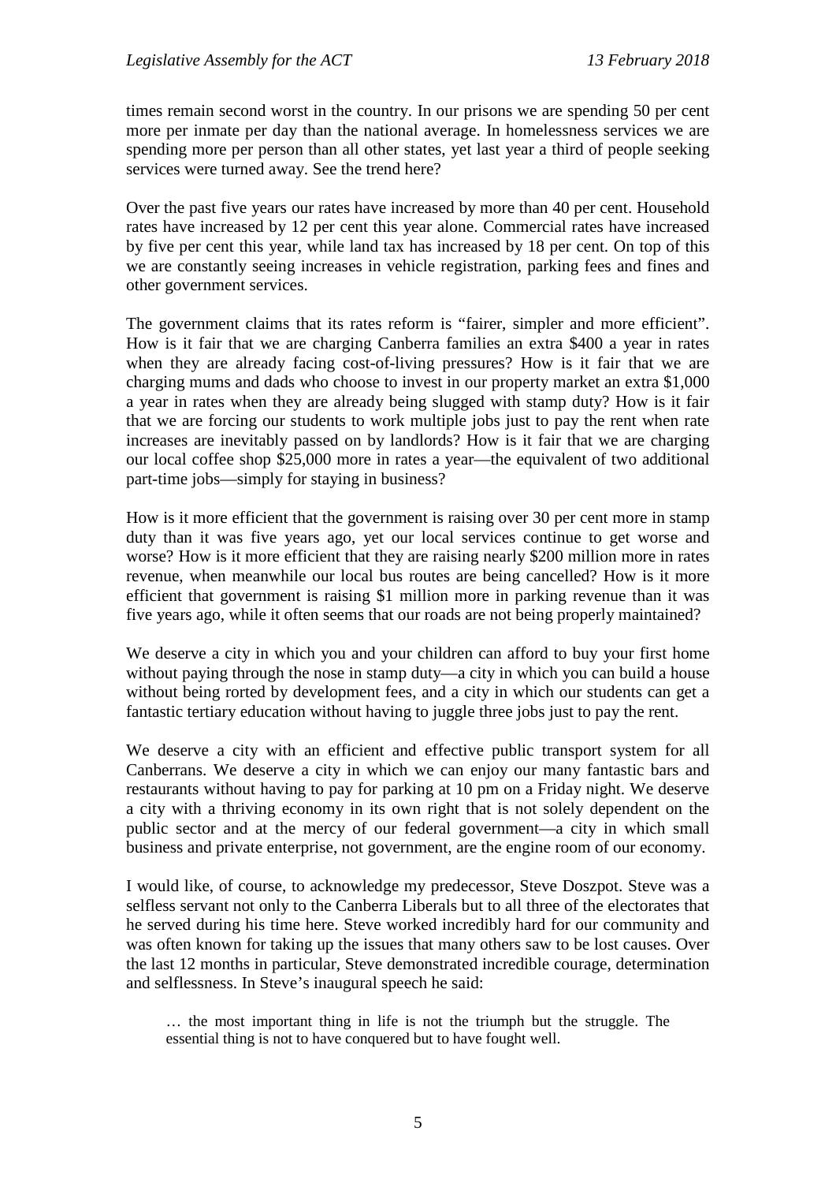times remain second worst in the country. In our prisons we are spending 50 per cent more per inmate per day than the national average. In homelessness services we are spending more per person than all other states, yet last year a third of people seeking services were turned away. See the trend here?

Over the past five years our rates have increased by more than 40 per cent. Household rates have increased by 12 per cent this year alone. Commercial rates have increased by five per cent this year, while land tax has increased by 18 per cent. On top of this we are constantly seeing increases in vehicle registration, parking fees and fines and other government services.

The government claims that its rates reform is "fairer, simpler and more efficient". How is it fair that we are charging Canberra families an extra $400 a year in rates when they are already facing cost-of-living pressures? How is it fair that we are charging mums and dads who choose to invest in our property market an extra $1,000 a year in rates when they are already being slugged with stamp duty? How is it fair that we are forcing our students to work multiple jobs just to pay the rent when rate increases are inevitably passed on by landlords? How is it fair that we are charging our local coffee shop $25,000 more in rates a year—the equivalent of two additional part-time jobs—simply for staying in business?

How is it more efficient that the government is raising over 30 per cent more in stamp duty than it was five years ago, yet our local services continue to get worse and worse? How is it more efficient that they are raising nearly $200 million more in rates revenue, when meanwhile our local bus routes are being cancelled? How is it more efficient that government is raising $1 million more in parking revenue than it was five years ago, while it often seems that our roads are not being properly maintained?

We deserve a city in which you and your children can afford to buy your first home without paying through the nose in stamp duty—a city in which you can build a house without being rorted by development fees, and a city in which our students can get a fantastic tertiary education without having to juggle three jobs just to pay the rent.

We deserve a city with an efficient and effective public transport system for all Canberrans. We deserve a city in which we can enjoy our many fantastic bars and restaurants without having to pay for parking at 10 pm on a Friday night. We deserve a city with a thriving economy in its own right that is not solely dependent on the public sector and at the mercy of our federal government—a city in which small business and private enterprise, not government, are the engine room of our economy.

I would like, of course, to acknowledge my predecessor, Steve Doszpot. Steve was a selfless servant not only to the Canberra Liberals but to all three of the electorates that he served during his time here. Steve worked incredibly hard for our community and was often known for taking up the issues that many others saw to be lost causes. Over the last 12 months in particular, Steve demonstrated incredible courage, determination and selflessness. In Steve's inaugural speech he said:

> … the most important thing in life is not the triumph but the struggle. The essential thing is not to have conquered but to have fought well.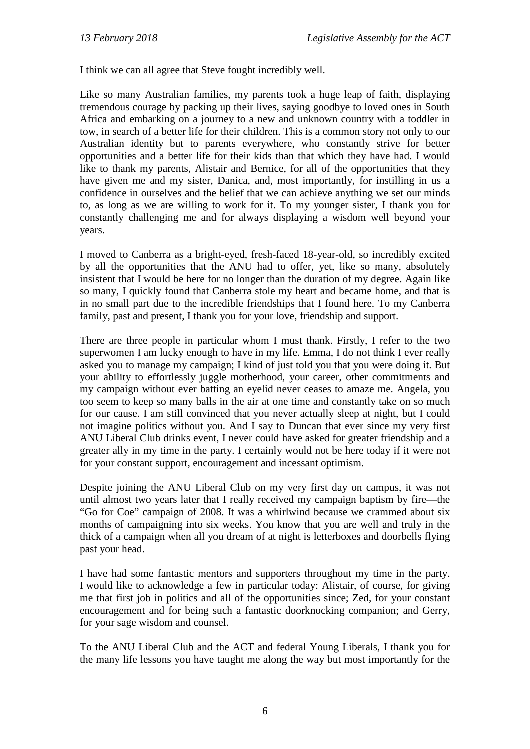I think we can all agree that Steve fought incredibly well.

Like so many Australian families, my parents took a huge leap of faith, displaying tremendous courage by packing up their lives, saying goodbye to loved ones in South Africa and embarking on a journey to a new and unknown country with a toddler in tow, in search of a better life for their children. This is a common story not only to our Australian identity but to parents everywhere, who constantly strive for better opportunities and a better life for their kids than that which they have had. I would like to thank my parents, Alistair and Bernice, for all of the opportunities that they have given me and my sister, Danica, and, most importantly, for instilling in us a confidence in ourselves and the belief that we can achieve anything we set our minds to, as long as we are willing to work for it. To my younger sister, I thank you for constantly challenging me and for always displaying a wisdom well beyond your years.

I moved to Canberra as a bright-eyed, fresh-faced 18-year-old, so incredibly excited by all the opportunities that the ANU had to offer, yet, like so many, absolutely insistent that I would be here for no longer than the duration of my degree. Again like so many, I quickly found that Canberra stole my heart and became home, and that is in no small part due to the incredible friendships that I found here. To my Canberra family, past and present, I thank you for your love, friendship and support.

There are three people in particular whom I must thank. Firstly, I refer to the two superwomen I am lucky enough to have in my life. Emma, I do not think I ever really asked you to manage my campaign; I kind of just told you that you were doing it. But your ability to effortlessly juggle motherhood, your career, other commitments and my campaign without ever batting an eyelid never ceases to amaze me. Angela, you too seem to keep so many balls in the air at one time and constantly take on so much for our cause. I am still convinced that you never actually sleep at night, but I could not imagine politics without you. And I say to Duncan that ever since my very first ANU Liberal Club drinks event, I never could have asked for greater friendship and a greater ally in my time in the party. I certainly would not be here today if it were not for your constant support, encouragement and incessant optimism.

Despite joining the ANU Liberal Club on my very first day on campus, it was not until almost two years later that I really received my campaign baptism by fire—the "Go for Coe" campaign of 2008. It was a whirlwind because we crammed about six months of campaigning into six weeks. You know that you are well and truly in the thick of a campaign when all you dream of at night is letterboxes and doorbells flying past your head.

I have had some fantastic mentors and supporters throughout my time in the party. I would like to acknowledge a few in particular today: Alistair, of course, for giving me that first job in politics and all of the opportunities since; Zed, for your constant encouragement and for being such a fantastic doorknocking companion; and Gerry, for your sage wisdom and counsel.

To the ANU Liberal Club and the ACT and federal Young Liberals, I thank you for the many life lessons you have taught me along the way but most importantly for the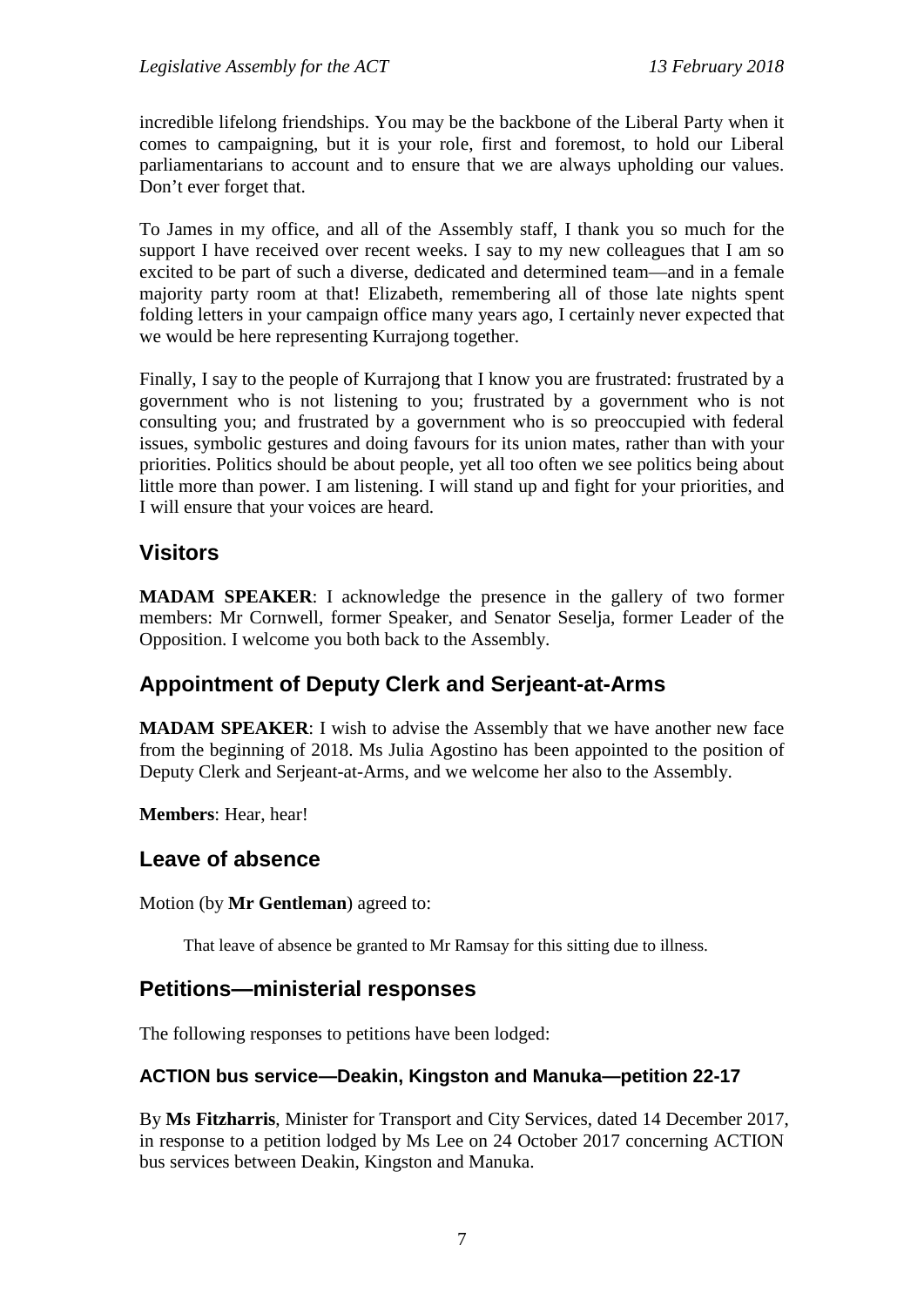incredible lifelong friendships. You may be the backbone of the Liberal Party when it comes to campaigning, but it is your role, first and foremost, to hold our Liberal parliamentarians to account and to ensure that we are always upholding our values. Don’t ever forget that.

To James in my office, and all of the Assembly staff, I thank you so much for the support I have received over recent weeks. I say to my new colleagues that I am so excited to be part of such a diverse, dedicated and determined team—and in a female majority party room at that! Elizabeth, remembering all of those late nights spent folding letters in your campaign office many years ago, I certainly never expected that we would be here representing Kurrajong together.

Finally, I say to the people of Kurrajong that I know you are frustrated: frustrated by a government who is not listening to you; frustrated by a government who is not consulting you; and frustrated by a government who is so preoccupied with federal issues, symbolic gestures and doing favours for its union mates, rather than with your priorities. Politics should be about people, yet all too often we see politics being about little more than power. I am listening. I will stand up and fight for your priorities, and I will ensure that your voices are heard.

## Visitors

**MADAM SPEAKER**: I acknowledge the presence in the gallery of two former members: Mr Cornwell, former Speaker, and Senator Seselja, former Leader of the Opposition. I welcome you both back to the Assembly.

## Appointment of Deputy Clerk and Serjeant-at-Arms

**MADAM SPEAKER**: I wish to advise the Assembly that we have another new face from the beginning of 2018. Ms Julia Agostino has been appointed to the position of Deputy Clerk and Serjeant-at-Arms, and we welcome her also to the Assembly.

**Members**: Hear, hear!

## Leave of absence

Motion (by **Mr Gentleman**) agreed to:

> That leave of absence be granted to Mr Ramsay for this sitting due to illness.

## Petitions—ministerial responses

The following responses to petitions have been lodged:

### ACTION bus service—Deakin, Kingston and Manuka—petition 22-17

By **Ms Fitzharris**, Minister for Transport and City Services, dated 14 December 2017, in response to a petition lodged by Ms Lee on 24 October 2017 concerning ACTION bus services between Deakin, Kingston and Manuka.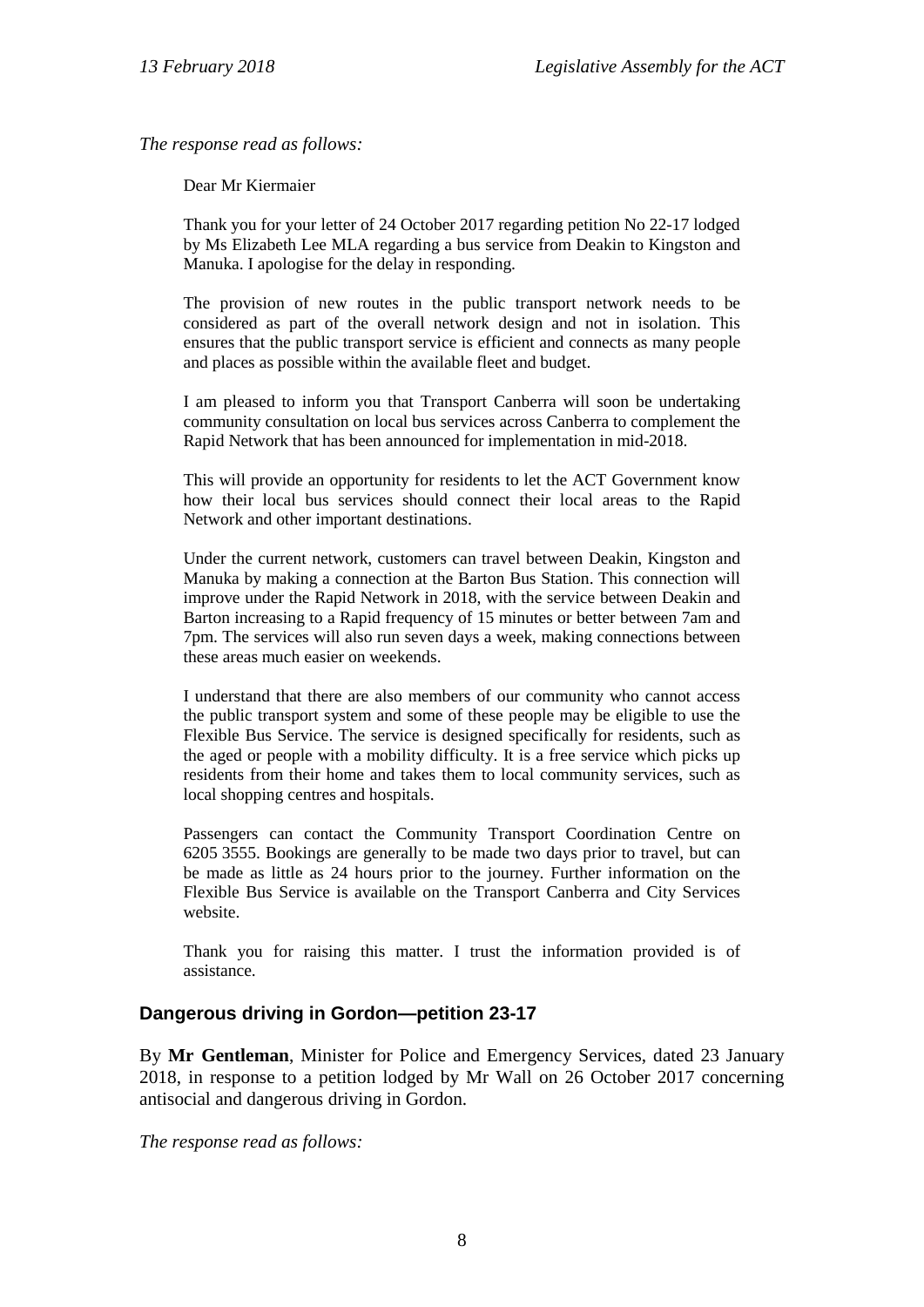*The response read as follows:*

> Dear Mr Kiermaier
>
> Thank you for your letter of 24 October 2017 regarding petition No 22-17 lodged by Ms Elizabeth Lee MLA regarding a bus service from Deakin to Kingston and Manuka. I apologise for the delay in responding.
>
> The provision of new routes in the public transport network needs to be considered as part of the overall network design and not in isolation. This ensures that the public transport service is efficient and connects as many people and places as possible within the available fleet and budget.
>
> I am pleased to inform you that Transport Canberra will soon be undertaking community consultation on local bus services across Canberra to complement the Rapid Network that has been announced for implementation in mid-2018.
>
> This will provide an opportunity for residents to let the ACT Government know how their local bus services should connect their local areas to the Rapid Network and other important destinations.
>
> Under the current network, customers can travel between Deakin, Kingston and Manuka by making a connection at the Barton Bus Station. This connection will improve under the Rapid Network in 2018, with the service between Deakin and Barton increasing to a Rapid frequency of 15 minutes or better between 7am and 7pm. The services will also run seven days a week, making connections between these areas much easier on weekends.
>
> I understand that there are also members of our community who cannot access the public transport system and some of these people may be eligible to use the Flexible Bus Service. The service is designed specifically for residents, such as the aged or people with a mobility difficulty. It is a free service which picks up residents from their home and takes them to local community services, such as local shopping centres and hospitals.
>
> Passengers can contact the Community Transport Coordination Centre on 6205 3555. Bookings are generally to be made two days prior to travel, but can be made as little as 24 hours prior to the journey. Further information on the Flexible Bus Service is available on the Transport Canberra and City Services website.
>
> Thank you for raising this matter. I trust the information provided is of assistance.

### Dangerous driving in Gordon—petition 23-17

By **Mr Gentleman**, Minister for Police and Emergency Services, dated 23 January 2018, in response to a petition lodged by Mr Wall on 26 October 2017 concerning antisocial and dangerous driving in Gordon.

*The response read as follows:*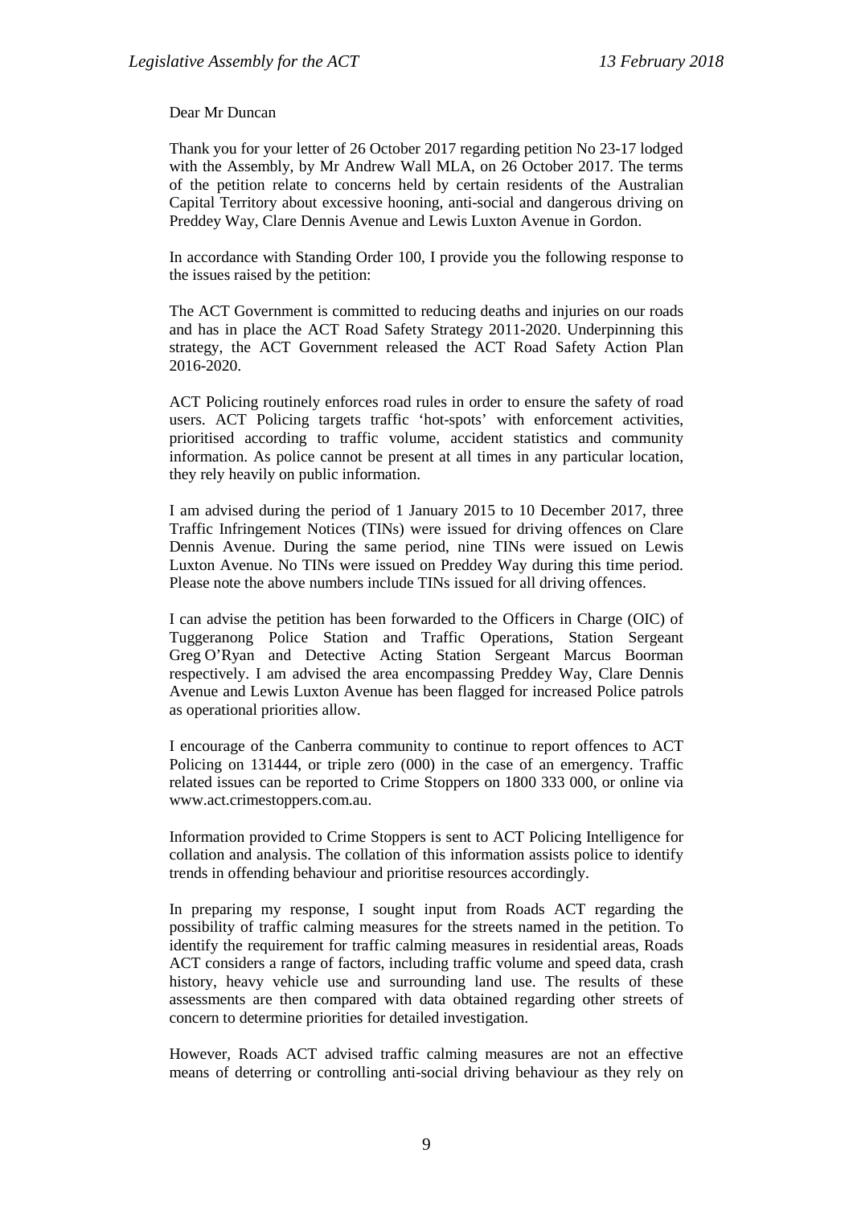Dear Mr Duncan

Thank you for your letter of 26 October 2017 regarding petition No 23-17 lodged with the Assembly, by Mr Andrew Wall MLA, on 26 October 2017. The terms of the petition relate to concerns held by certain residents of the Australian Capital Territory about excessive hooning, anti-social and dangerous driving on Preddey Way, Clare Dennis Avenue and Lewis Luxton Avenue in Gordon.

In accordance with Standing Order 100, I provide you the following response to the issues raised by the petition:

The ACT Government is committed to reducing deaths and injuries on our roads and has in place the ACT Road Safety Strategy 2011-2020. Underpinning this strategy, the ACT Government released the ACT Road Safety Action Plan 2016-2020.

ACT Policing routinely enforces road rules in order to ensure the safety of road users. ACT Policing targets traffic 'hot-spots' with enforcement activities, prioritised according to traffic volume, accident statistics and community information. As police cannot be present at all times in any particular location, they rely heavily on public information.

I am advised during the period of 1 January 2015 to 10 December 2017, three Traffic Infringement Notices (TINs) were issued for driving offences on Clare Dennis Avenue. During the same period, nine TINs were issued on Lewis Luxton Avenue. No TINs were issued on Preddey Way during this time period. Please note the above numbers include TINs issued for all driving offences.

I can advise the petition has been forwarded to the Officers in Charge (OIC) of Tuggeranong Police Station and Traffic Operations, Station Sergeant Greg O'Ryan and Detective Acting Station Sergeant Marcus Boorman respectively. I am advised the area encompassing Preddey Way, Clare Dennis Avenue and Lewis Luxton Avenue has been flagged for increased Police patrols as operational priorities allow.

I encourage of the Canberra community to continue to report offences to ACT Policing on 131444, or triple zero (000) in the case of an emergency. Traffic related issues can be reported to Crime Stoppers on 1800 333 000, or online via www.act.crimestoppers.com.au.

Information provided to Crime Stoppers is sent to ACT Policing Intelligence for collation and analysis. The collation of this information assists police to identify trends in offending behaviour and prioritise resources accordingly.

In preparing my response, I sought input from Roads ACT regarding the possibility of traffic calming measures for the streets named in the petition. To identify the requirement for traffic calming measures in residential areas, Roads ACT considers a range of factors, including traffic volume and speed data, crash history, heavy vehicle use and surrounding land use. The results of these assessments are then compared with data obtained regarding other streets of concern to determine priorities for detailed investigation.

However, Roads ACT advised traffic calming measures are not an effective means of deterring or controlling anti-social driving behaviour as they rely on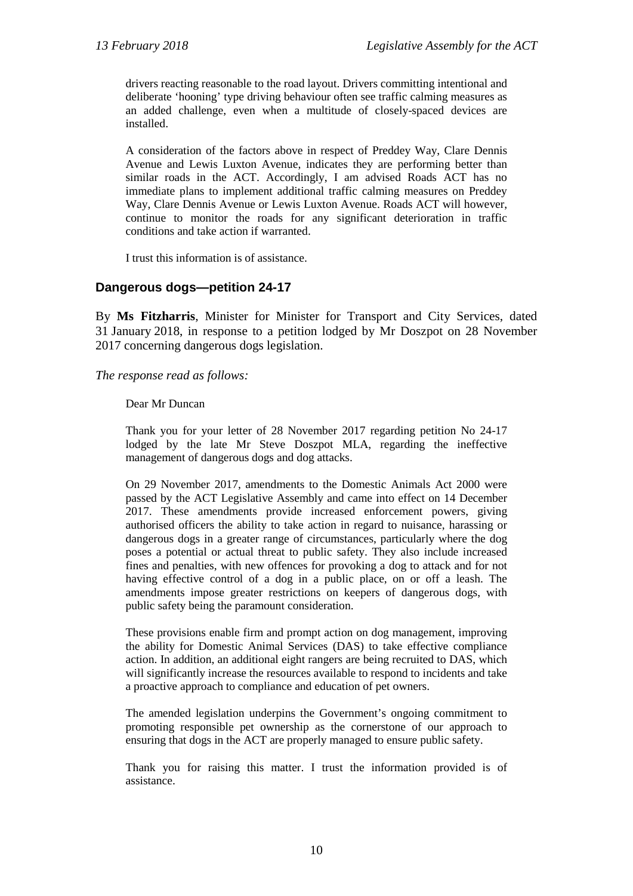drivers reacting reasonable to the road layout. Drivers committing intentional and deliberate 'hooning' type driving behaviour often see traffic calming measures as an added challenge, even when a multitude of closely-spaced devices are installed.

A consideration of the factors above in respect of Preddey Way, Clare Dennis Avenue and Lewis Luxton Avenue, indicates they are performing better than similar roads in the ACT. Accordingly, I am advised Roads ACT has no immediate plans to implement additional traffic calming measures on Preddey Way, Clare Dennis Avenue or Lewis Luxton Avenue. Roads ACT will however, continue to monitor the roads for any significant deterioration in traffic conditions and take action if warranted.

I trust this information is of assistance.

### Dangerous dogs—petition 24-17

By **Ms Fitzharris**, Minister for Minister for Transport and City Services, dated 31 January 2018, in response to a petition lodged by Mr Doszpot on 28 November 2017 concerning dangerous dogs legislation.

*The response read as follows:*

Dear Mr Duncan

Thank you for your letter of 28 November 2017 regarding petition No 24-17 lodged by the late Mr Steve Doszpot MLA, regarding the ineffective management of dangerous dogs and dog attacks.

On 29 November 2017, amendments to the Domestic Animals Act 2000 were passed by the ACT Legislative Assembly and came into effect on 14 December 2017. These amendments provide increased enforcement powers, giving authorised officers the ability to take action in regard to nuisance, harassing or dangerous dogs in a greater range of circumstances, particularly where the dog poses a potential or actual threat to public safety. They also include increased fines and penalties, with new offences for provoking a dog to attack and for not having effective control of a dog in a public place, on or off a leash. The amendments impose greater restrictions on keepers of dangerous dogs, with public safety being the paramount consideration.

These provisions enable firm and prompt action on dog management, improving the ability for Domestic Animal Services (DAS) to take effective compliance action. In addition, an additional eight rangers are being recruited to DAS, which will significantly increase the resources available to respond to incidents and take a proactive approach to compliance and education of pet owners.

The amended legislation underpins the Government's ongoing commitment to promoting responsible pet ownership as the cornerstone of our approach to ensuring that dogs in the ACT are properly managed to ensure public safety.

Thank you for raising this matter. I trust the information provided is of assistance.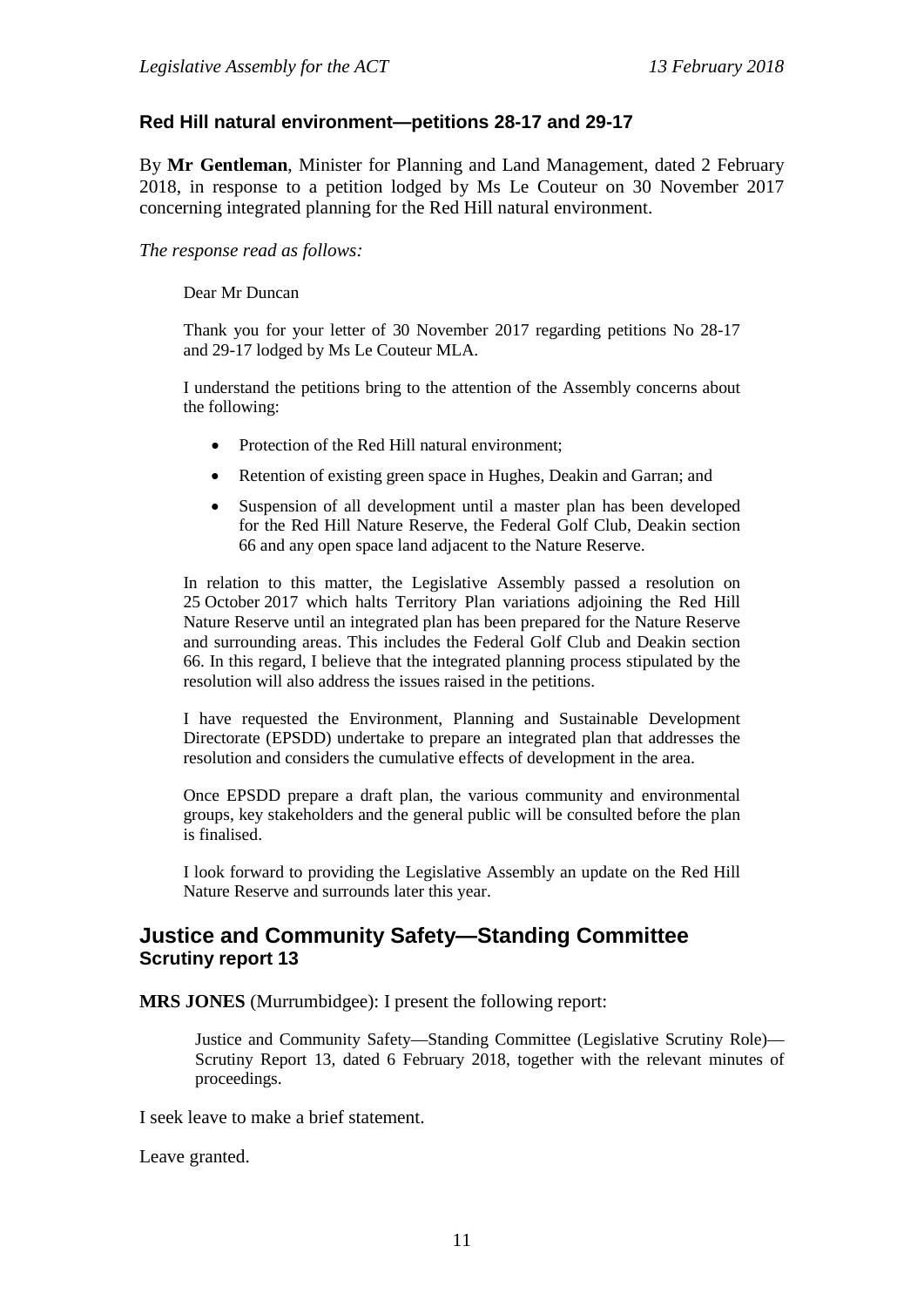### Red Hill natural environment—petitions 28-17 and 29-17

By **Mr Gentleman**, Minister for Planning and Land Management, dated 2 February 2018, in response to a petition lodged by Ms Le Couteur on 30 November 2017 concerning integrated planning for the Red Hill natural environment.

*The response read as follows:*

> Dear Mr Duncan
>
> Thank you for your letter of 30 November 2017 regarding petitions No 28-17 and 29-17 lodged by Ms Le Couteur MLA.
>
> I understand the petitions bring to the attention of the Assembly concerns about the following:
>
> - Protection of the Red Hill natural environment;
> - Retention of existing green space in Hughes, Deakin and Garran; and
> - Suspension of all development until a master plan has been developed for the Red Hill Nature Reserve, the Federal Golf Club, Deakin section 66 and any open space land adjacent to the Nature Reserve.
>
> In relation to this matter, the Legislative Assembly passed a resolution on 25 October 2017 which halts Territory Plan variations adjoining the Red Hill Nature Reserve until an integrated plan has been prepared for the Nature Reserve and surrounding areas. This includes the Federal Golf Club and Deakin section 66. In this regard, I believe that the integrated planning process stipulated by the resolution will also address the issues raised in the petitions.
>
> I have requested the Environment, Planning and Sustainable Development Directorate (EPSDD) undertake to prepare an integrated plan that addresses the resolution and considers the cumulative effects of development in the area.
>
> Once EPSDD prepare a draft plan, the various community and environmental groups, key stakeholders and the general public will be consulted before the plan is finalised.
>
> I look forward to providing the Legislative Assembly an update on the Red Hill Nature Reserve and surrounds later this year.

## Justice and Community Safety—Standing Committee
### Scrutiny report 13

**MRS JONES** (Murrumbidgee): I present the following report:

> Justice and Community Safety—Standing Committee (Legislative Scrutiny Role)—Scrutiny Report 13, dated 6 February 2018, together with the relevant minutes of proceedings.

I seek leave to make a brief statement.

Leave granted.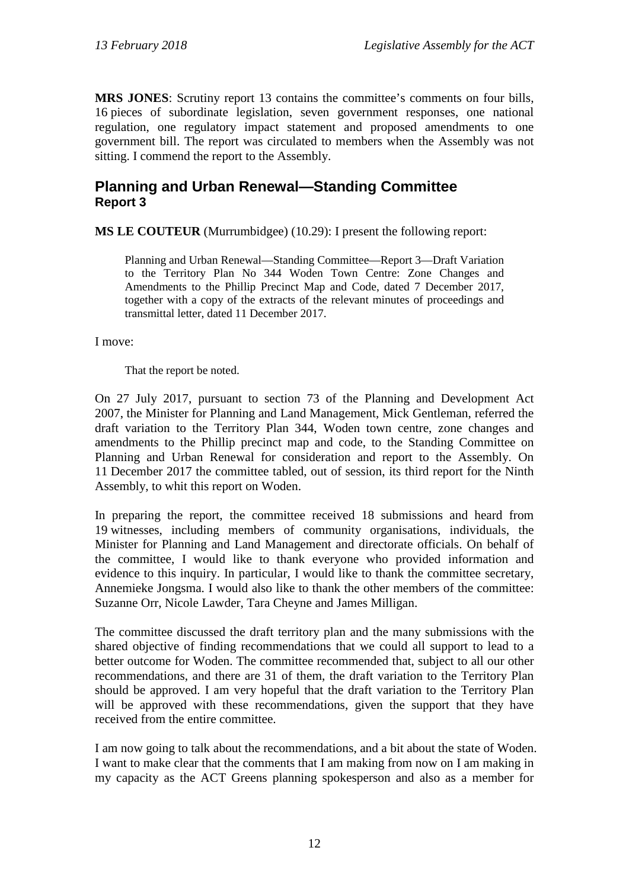**MRS JONES**: Scrutiny report 13 contains the committee's comments on four bills, 16 pieces of subordinate legislation, seven government responses, one national regulation, one regulatory impact statement and proposed amendments to one government bill. The report was circulated to members when the Assembly was not sitting. I commend the report to the Assembly.

## Planning and Urban Renewal—Standing Committee
### Report 3

**MS LE COUTEUR** (Murrumbidgee) (10.29): I present the following report:

> Planning and Urban Renewal—Standing Committee—Report 3—Draft Variation to the Territory Plan No 344 Woden Town Centre: Zone Changes and Amendments to the Phillip Precinct Map and Code, dated 7 December 2017, together with a copy of the extracts of the relevant minutes of proceedings and transmittal letter, dated 11 December 2017.

I move:

> That the report be noted.

On 27 July 2017, pursuant to section 73 of the Planning and Development Act 2007, the Minister for Planning and Land Management, Mick Gentleman, referred the draft variation to the Territory Plan 344, Woden town centre, zone changes and amendments to the Phillip precinct map and code, to the Standing Committee on Planning and Urban Renewal for consideration and report to the Assembly. On 11 December 2017 the committee tabled, out of session, its third report for the Ninth Assembly, to whit this report on Woden.

In preparing the report, the committee received 18 submissions and heard from 19 witnesses, including members of community organisations, individuals, the Minister for Planning and Land Management and directorate officials. On behalf of the committee, I would like to thank everyone who provided information and evidence to this inquiry. In particular, I would like to thank the committee secretary, Annemieke Jongsma. I would also like to thank the other members of the committee: Suzanne Orr, Nicole Lawder, Tara Cheyne and James Milligan.

The committee discussed the draft territory plan and the many submissions with the shared objective of finding recommendations that we could all support to lead to a better outcome for Woden. The committee recommended that, subject to all our other recommendations, and there are 31 of them, the draft variation to the Territory Plan should be approved. I am very hopeful that the draft variation to the Territory Plan will be approved with these recommendations, given the support that they have received from the entire committee.

I am now going to talk about the recommendations, and a bit about the state of Woden. I want to make clear that the comments that I am making from now on I am making in my capacity as the ACT Greens planning spokesperson and also as a member for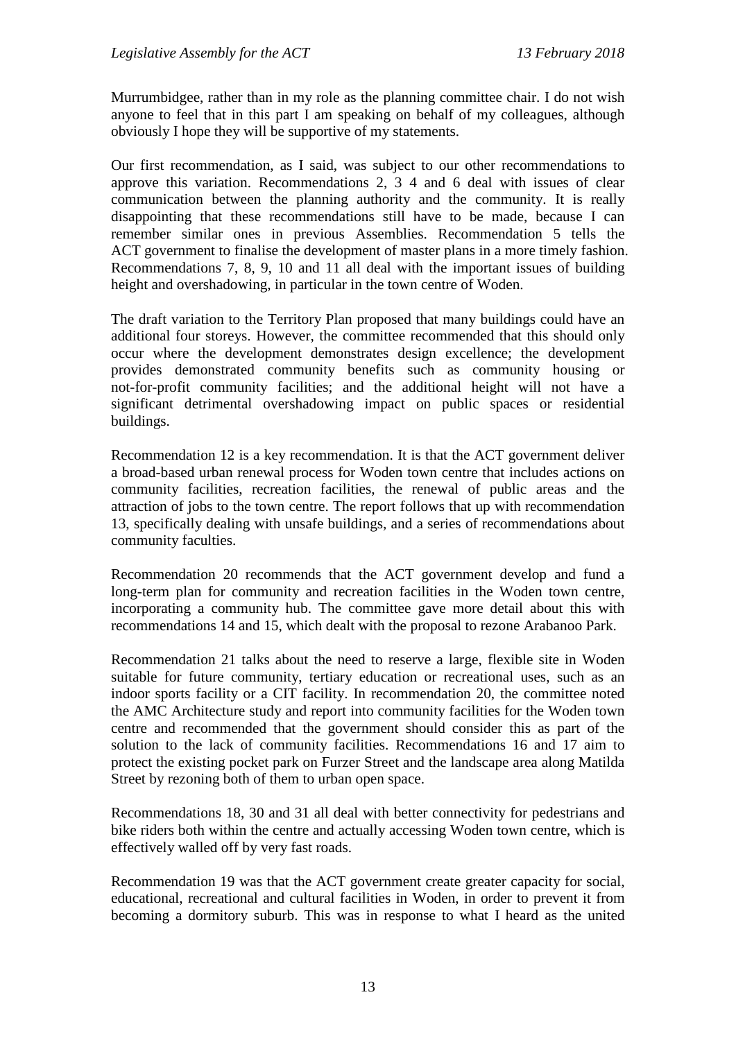Murrumbidgee, rather than in my role as the planning committee chair. I do not wish anyone to feel that in this part I am speaking on behalf of my colleagues, although obviously I hope they will be supportive of my statements.

Our first recommendation, as I said, was subject to our other recommendations to approve this variation. Recommendations 2, 3 4 and 6 deal with issues of clear communication between the planning authority and the community. It is really disappointing that these recommendations still have to be made, because I can remember similar ones in previous Assemblies. Recommendation 5 tells the ACT government to finalise the development of master plans in a more timely fashion. Recommendations 7, 8, 9, 10 and 11 all deal with the important issues of building height and overshadowing, in particular in the town centre of Woden.

The draft variation to the Territory Plan proposed that many buildings could have an additional four storeys. However, the committee recommended that this should only occur where the development demonstrates design excellence; the development provides demonstrated community benefits such as community housing or not-for-profit community facilities; and the additional height will not have a significant detrimental overshadowing impact on public spaces or residential buildings.

Recommendation 12 is a key recommendation. It is that the ACT government deliver a broad-based urban renewal process for Woden town centre that includes actions on community facilities, recreation facilities, the renewal of public areas and the attraction of jobs to the town centre. The report follows that up with recommendation 13, specifically dealing with unsafe buildings, and a series of recommendations about community faculties.

Recommendation 20 recommends that the ACT government develop and fund a long-term plan for community and recreation facilities in the Woden town centre, incorporating a community hub. The committee gave more detail about this with recommendations 14 and 15, which dealt with the proposal to rezone Arabanoo Park.

Recommendation 21 talks about the need to reserve a large, flexible site in Woden suitable for future community, tertiary education or recreational uses, such as an indoor sports facility or a CIT facility. In recommendation 20, the committee noted the AMC Architecture study and report into community facilities for the Woden town centre and recommended that the government should consider this as part of the solution to the lack of community facilities. Recommendations 16 and 17 aim to protect the existing pocket park on Furzer Street and the landscape area along Matilda Street by rezoning both of them to urban open space.

Recommendations 18, 30 and 31 all deal with better connectivity for pedestrians and bike riders both within the centre and actually accessing Woden town centre, which is effectively walled off by very fast roads.

Recommendation 19 was that the ACT government create greater capacity for social, educational, recreational and cultural facilities in Woden, in order to prevent it from becoming a dormitory suburb. This was in response to what I heard as the united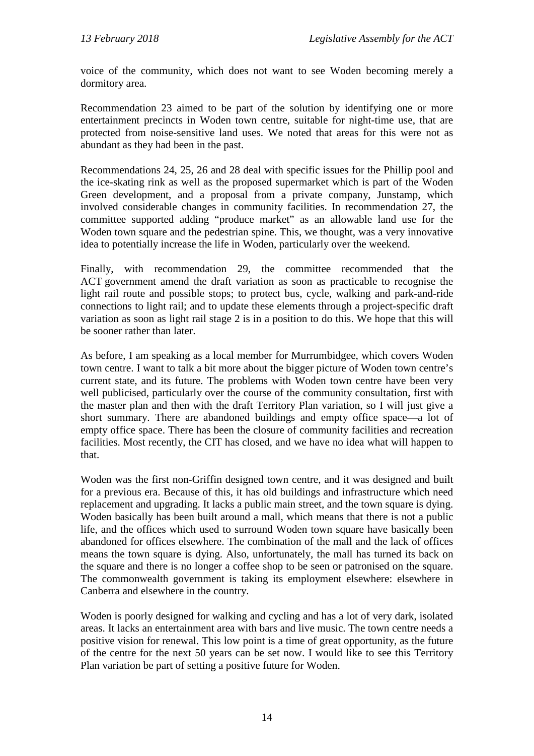voice of the community, which does not want to see Woden becoming merely a dormitory area.

Recommendation 23 aimed to be part of the solution by identifying one or more entertainment precincts in Woden town centre, suitable for night-time use, that are protected from noise-sensitive land uses. We noted that areas for this were not as abundant as they had been in the past.

Recommendations 24, 25, 26 and 28 deal with specific issues for the Phillip pool and the ice-skating rink as well as the proposed supermarket which is part of the Woden Green development, and a proposal from a private company, Junstamp, which involved considerable changes in community facilities. In recommendation 27, the committee supported adding "produce market" as an allowable land use for the Woden town square and the pedestrian spine. This, we thought, was a very innovative idea to potentially increase the life in Woden, particularly over the weekend.

Finally, with recommendation 29, the committee recommended that the ACT government amend the draft variation as soon as practicable to recognise the light rail route and possible stops; to protect bus, cycle, walking and park-and-ride connections to light rail; and to update these elements through a project-specific draft variation as soon as light rail stage 2 is in a position to do this. We hope that this will be sooner rather than later.

As before, I am speaking as a local member for Murrumbidgee, which covers Woden town centre. I want to talk a bit more about the bigger picture of Woden town centre's current state, and its future. The problems with Woden town centre have been very well publicised, particularly over the course of the community consultation, first with the master plan and then with the draft Territory Plan variation, so I will just give a short summary. There are abandoned buildings and empty office space—a lot of empty office space. There has been the closure of community facilities and recreation facilities. Most recently, the CIT has closed, and we have no idea what will happen to that.

Woden was the first non-Griffin designed town centre, and it was designed and built for a previous era. Because of this, it has old buildings and infrastructure which need replacement and upgrading. It lacks a public main street, and the town square is dying. Woden basically has been built around a mall, which means that there is not a public life, and the offices which used to surround Woden town square have basically been abandoned for offices elsewhere. The combination of the mall and the lack of offices means the town square is dying. Also, unfortunately, the mall has turned its back on the square and there is no longer a coffee shop to be seen or patronised on the square. The commonwealth government is taking its employment elsewhere: elsewhere in Canberra and elsewhere in the country.

Woden is poorly designed for walking and cycling and has a lot of very dark, isolated areas. It lacks an entertainment area with bars and live music. The town centre needs a positive vision for renewal. This low point is a time of great opportunity, as the future of the centre for the next 50 years can be set now. I would like to see this Territory Plan variation be part of setting a positive future for Woden.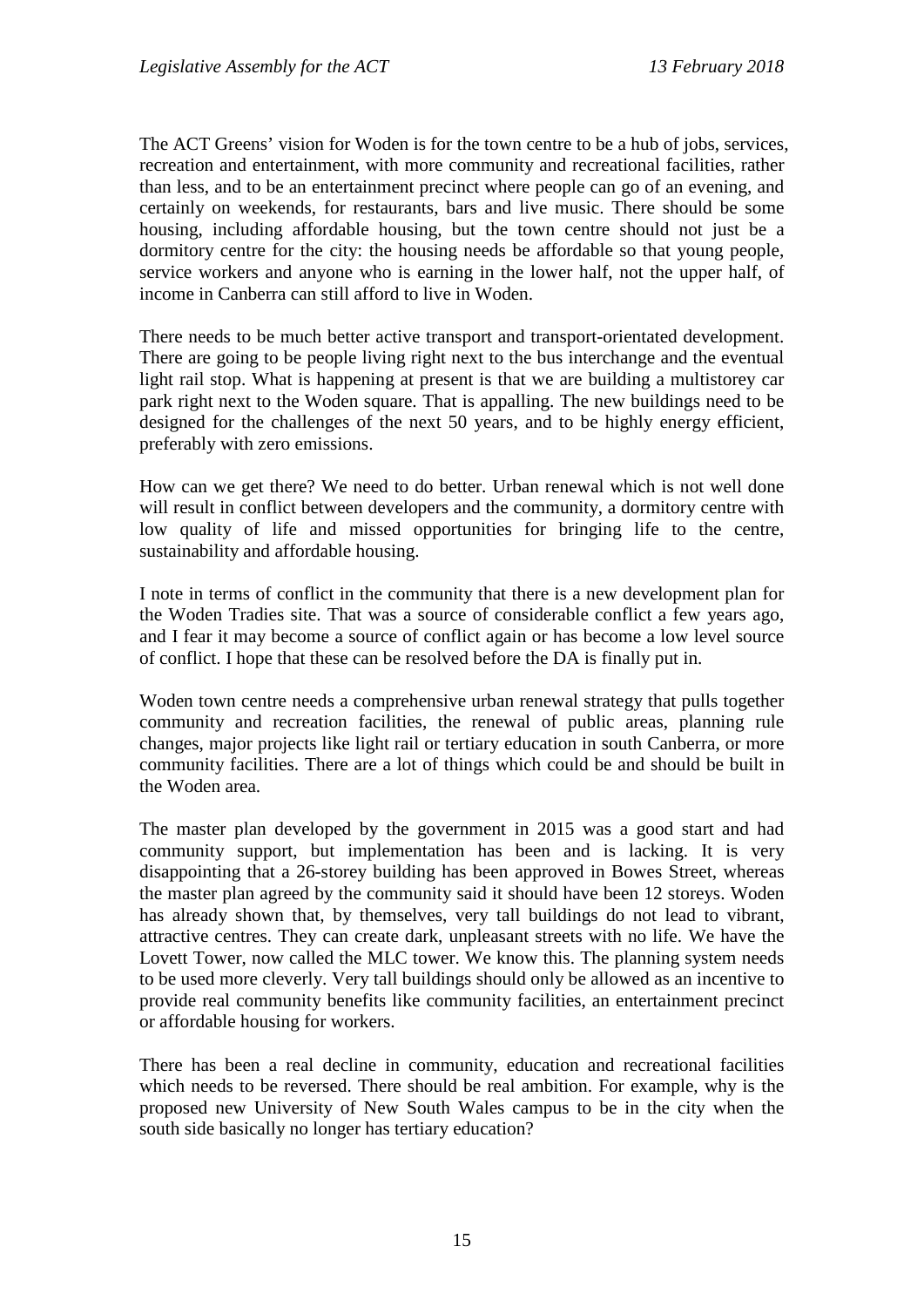The ACT Greens' vision for Woden is for the town centre to be a hub of jobs, services, recreation and entertainment, with more community and recreational facilities, rather than less, and to be an entertainment precinct where people can go of an evening, and certainly on weekends, for restaurants, bars and live music. There should be some housing, including affordable housing, but the town centre should not just be a dormitory centre for the city: the housing needs be affordable so that young people, service workers and anyone who is earning in the lower half, not the upper half, of income in Canberra can still afford to live in Woden.

There needs to be much better active transport and transport-orientated development. There are going to be people living right next to the bus interchange and the eventual light rail stop. What is happening at present is that we are building a multistorey car park right next to the Woden square. That is appalling. The new buildings need to be designed for the challenges of the next 50 years, and to be highly energy efficient, preferably with zero emissions.

How can we get there? We need to do better. Urban renewal which is not well done will result in conflict between developers and the community, a dormitory centre with low quality of life and missed opportunities for bringing life to the centre, sustainability and affordable housing.

I note in terms of conflict in the community that there is a new development plan for the Woden Tradies site. That was a source of considerable conflict a few years ago, and I fear it may become a source of conflict again or has become a low level source of conflict. I hope that these can be resolved before the DA is finally put in.

Woden town centre needs a comprehensive urban renewal strategy that pulls together community and recreation facilities, the renewal of public areas, planning rule changes, major projects like light rail or tertiary education in south Canberra, or more community facilities. There are a lot of things which could be and should be built in the Woden area.

The master plan developed by the government in 2015 was a good start and had community support, but implementation has been and is lacking. It is very disappointing that a 26-storey building has been approved in Bowes Street, whereas the master plan agreed by the community said it should have been 12 storeys. Woden has already shown that, by themselves, very tall buildings do not lead to vibrant, attractive centres. They can create dark, unpleasant streets with no life. We have the Lovett Tower, now called the MLC tower. We know this. The planning system needs to be used more cleverly. Very tall buildings should only be allowed as an incentive to provide real community benefits like community facilities, an entertainment precinct or affordable housing for workers.

There has been a real decline in community, education and recreational facilities which needs to be reversed. There should be real ambition. For example, why is the proposed new University of New South Wales campus to be in the city when the south side basically no longer has tertiary education?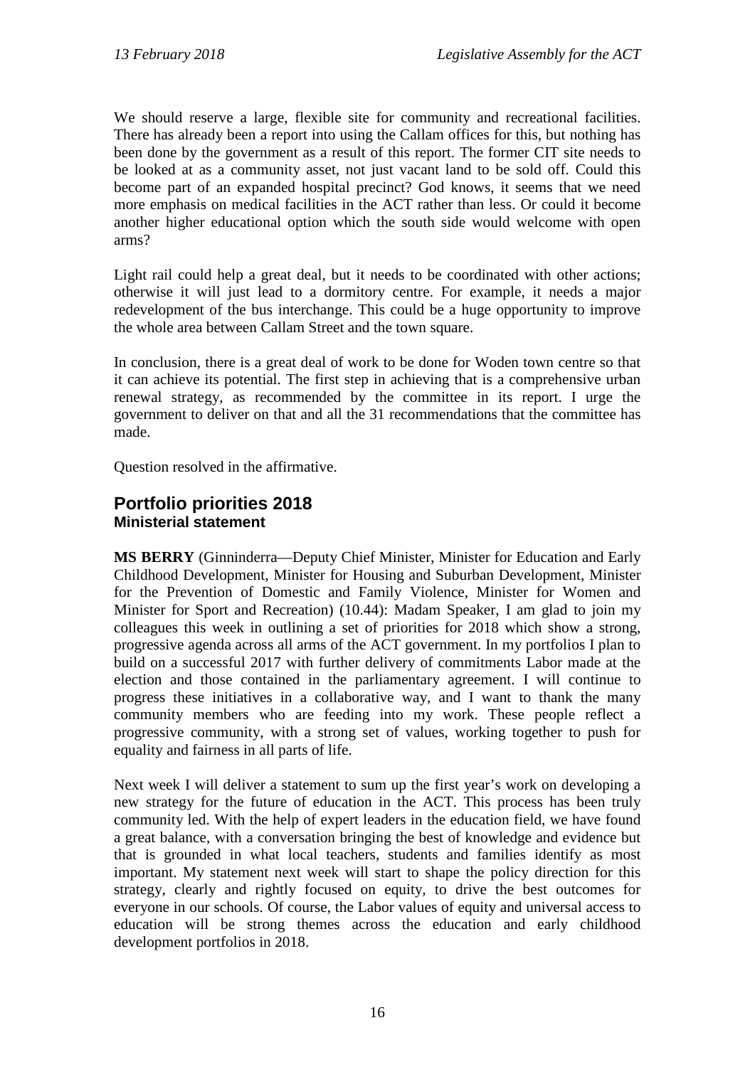We should reserve a large, flexible site for community and recreational facilities. There has already been a report into using the Callam offices for this, but nothing has been done by the government as a result of this report. The former CIT site needs to be looked at as a community asset, not just vacant land to be sold off. Could this become part of an expanded hospital precinct? God knows, it seems that we need more emphasis on medical facilities in the ACT rather than less. Or could it become another higher educational option which the south side would welcome with open arms?

Light rail could help a great deal, but it needs to be coordinated with other actions; otherwise it will just lead to a dormitory centre. For example, it needs a major redevelopment of the bus interchange. This could be a huge opportunity to improve the whole area between Callam Street and the town square.

In conclusion, there is a great deal of work to be done for Woden town centre so that it can achieve its potential. The first step in achieving that is a comprehensive urban renewal strategy, as recommended by the committee in its report. I urge the government to deliver on that and all the 31 recommendations that the committee has made.

Question resolved in the affirmative.

## Portfolio priorities 2018
### Ministerial statement

**MS BERRY** (Ginninderra—Deputy Chief Minister, Minister for Education and Early Childhood Development, Minister for Housing and Suburban Development, Minister for the Prevention of Domestic and Family Violence, Minister for Women and Minister for Sport and Recreation) (10.44): Madam Speaker, I am glad to join my colleagues this week in outlining a set of priorities for 2018 which show a strong, progressive agenda across all arms of the ACT government. In my portfolios I plan to build on a successful 2017 with further delivery of commitments Labor made at the election and those contained in the parliamentary agreement. I will continue to progress these initiatives in a collaborative way, and I want to thank the many community members who are feeding into my work. These people reflect a progressive community, with a strong set of values, working together to push for equality and fairness in all parts of life.

Next week I will deliver a statement to sum up the first year's work on developing a new strategy for the future of education in the ACT. This process has been truly community led. With the help of expert leaders in the education field, we have found a great balance, with a conversation bringing the best of knowledge and evidence but that is grounded in what local teachers, students and families identify as most important. My statement next week will start to shape the policy direction for this strategy, clearly and rightly focused on equity, to drive the best outcomes for everyone in our schools. Of course, the Labor values of equity and universal access to education will be strong themes across the education and early childhood development portfolios in 2018.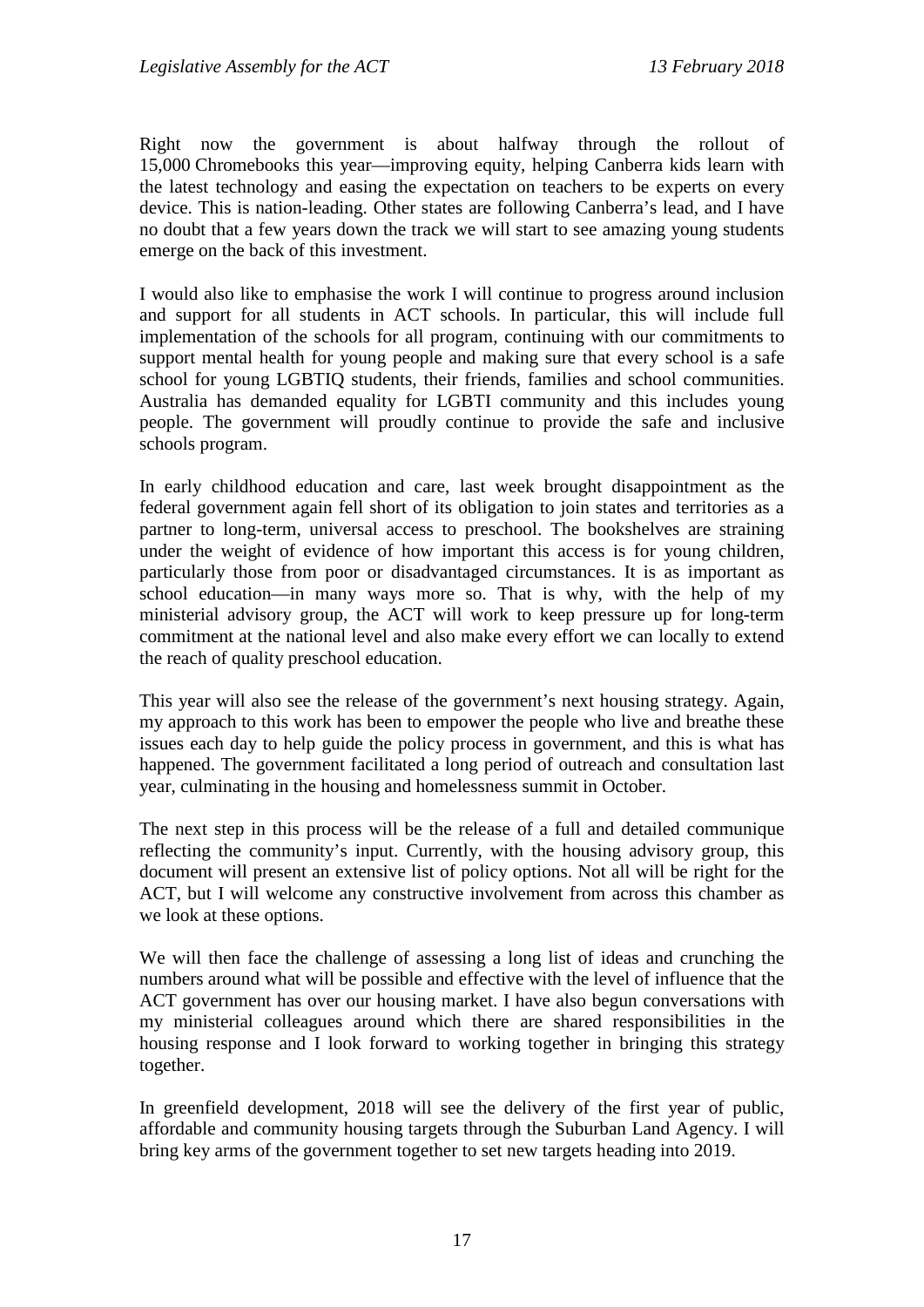Right now the government is about halfway through the rollout of 15,000 Chromebooks this year—improving equity, helping Canberra kids learn with the latest technology and easing the expectation on teachers to be experts on every device. This is nation-leading. Other states are following Canberra's lead, and I have no doubt that a few years down the track we will start to see amazing young students emerge on the back of this investment.

I would also like to emphasise the work I will continue to progress around inclusion and support for all students in ACT schools. In particular, this will include full implementation of the schools for all program, continuing with our commitments to support mental health for young people and making sure that every school is a safe school for young LGBTIQ students, their friends, families and school communities. Australia has demanded equality for LGBTI community and this includes young people. The government will proudly continue to provide the safe and inclusive schools program.

In early childhood education and care, last week brought disappointment as the federal government again fell short of its obligation to join states and territories as a partner to long-term, universal access to preschool. The bookshelves are straining under the weight of evidence of how important this access is for young children, particularly those from poor or disadvantaged circumstances. It is as important as school education—in many ways more so. That is why, with the help of my ministerial advisory group, the ACT will work to keep pressure up for long-term commitment at the national level and also make every effort we can locally to extend the reach of quality preschool education.

This year will also see the release of the government's next housing strategy. Again, my approach to this work has been to empower the people who live and breathe these issues each day to help guide the policy process in government, and this is what has happened. The government facilitated a long period of outreach and consultation last year, culminating in the housing and homelessness summit in October.

The next step in this process will be the release of a full and detailed communique reflecting the community's input. Currently, with the housing advisory group, this document will present an extensive list of policy options. Not all will be right for the ACT, but I will welcome any constructive involvement from across this chamber as we look at these options.

We will then face the challenge of assessing a long list of ideas and crunching the numbers around what will be possible and effective with the level of influence that the ACT government has over our housing market. I have also begun conversations with my ministerial colleagues around which there are shared responsibilities in the housing response and I look forward to working together in bringing this strategy together.

In greenfield development, 2018 will see the delivery of the first year of public, affordable and community housing targets through the Suburban Land Agency. I will bring key arms of the government together to set new targets heading into 2019.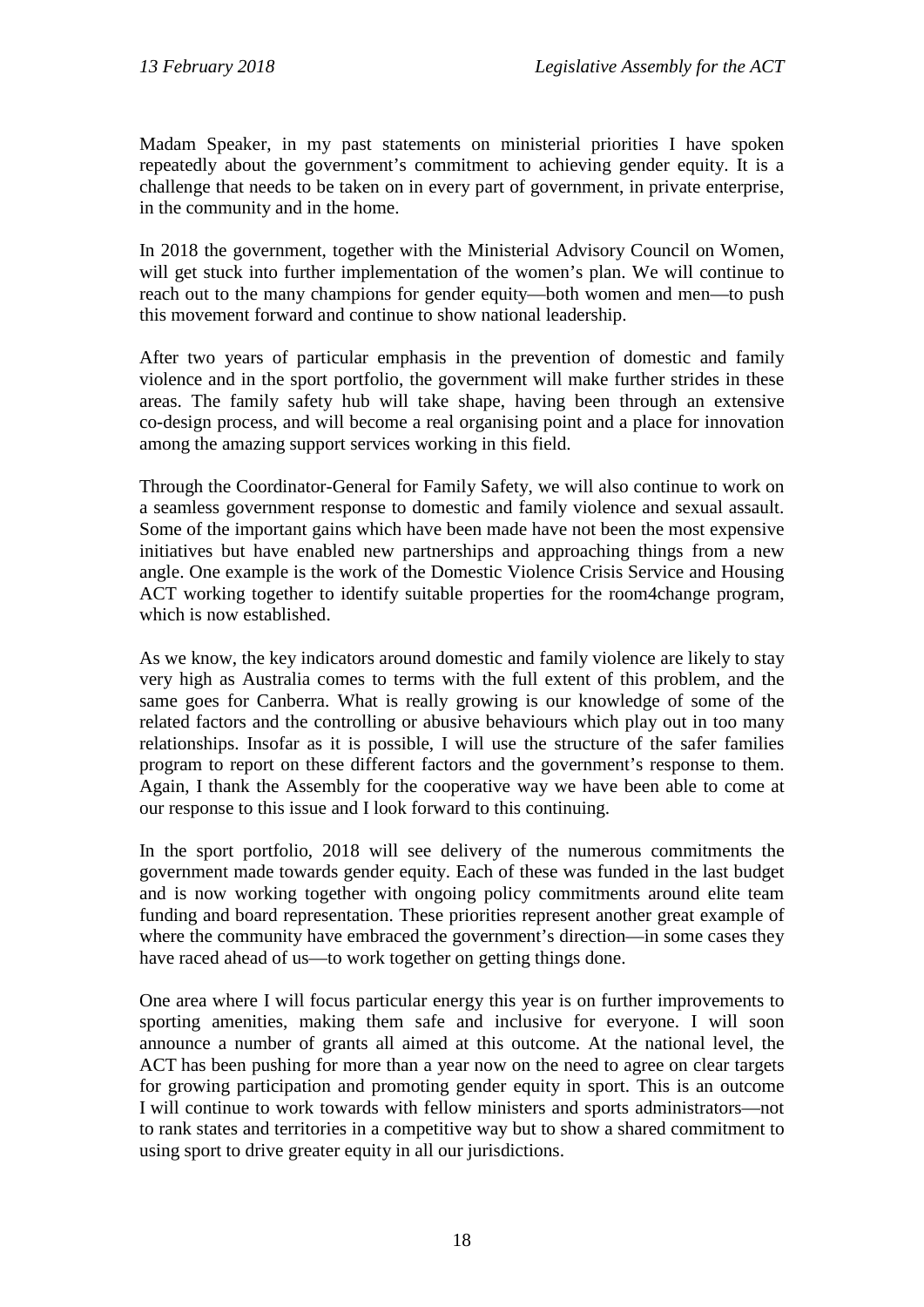Madam Speaker, in my past statements on ministerial priorities I have spoken repeatedly about the government's commitment to achieving gender equity. It is a challenge that needs to be taken on in every part of government, in private enterprise, in the community and in the home.

In 2018 the government, together with the Ministerial Advisory Council on Women, will get stuck into further implementation of the women's plan. We will continue to reach out to the many champions for gender equity—both women and men—to push this movement forward and continue to show national leadership.

After two years of particular emphasis in the prevention of domestic and family violence and in the sport portfolio, the government will make further strides in these areas. The family safety hub will take shape, having been through an extensive co-design process, and will become a real organising point and a place for innovation among the amazing support services working in this field.

Through the Coordinator-General for Family Safety, we will also continue to work on a seamless government response to domestic and family violence and sexual assault. Some of the important gains which have been made have not been the most expensive initiatives but have enabled new partnerships and approaching things from a new angle. One example is the work of the Domestic Violence Crisis Service and Housing ACT working together to identify suitable properties for the room4change program, which is now established.

As we know, the key indicators around domestic and family violence are likely to stay very high as Australia comes to terms with the full extent of this problem, and the same goes for Canberra. What is really growing is our knowledge of some of the related factors and the controlling or abusive behaviours which play out in too many relationships. Insofar as it is possible, I will use the structure of the safer families program to report on these different factors and the government's response to them. Again, I thank the Assembly for the cooperative way we have been able to come at our response to this issue and I look forward to this continuing.

In the sport portfolio, 2018 will see delivery of the numerous commitments the government made towards gender equity. Each of these was funded in the last budget and is now working together with ongoing policy commitments around elite team funding and board representation. These priorities represent another great example of where the community have embraced the government's direction—in some cases they have raced ahead of us—to work together on getting things done.

One area where I will focus particular energy this year is on further improvements to sporting amenities, making them safe and inclusive for everyone. I will soon announce a number of grants all aimed at this outcome. At the national level, the ACT has been pushing for more than a year now on the need to agree on clear targets for growing participation and promoting gender equity in sport. This is an outcome I will continue to work towards with fellow ministers and sports administrators—not to rank states and territories in a competitive way but to show a shared commitment to using sport to drive greater equity in all our jurisdictions.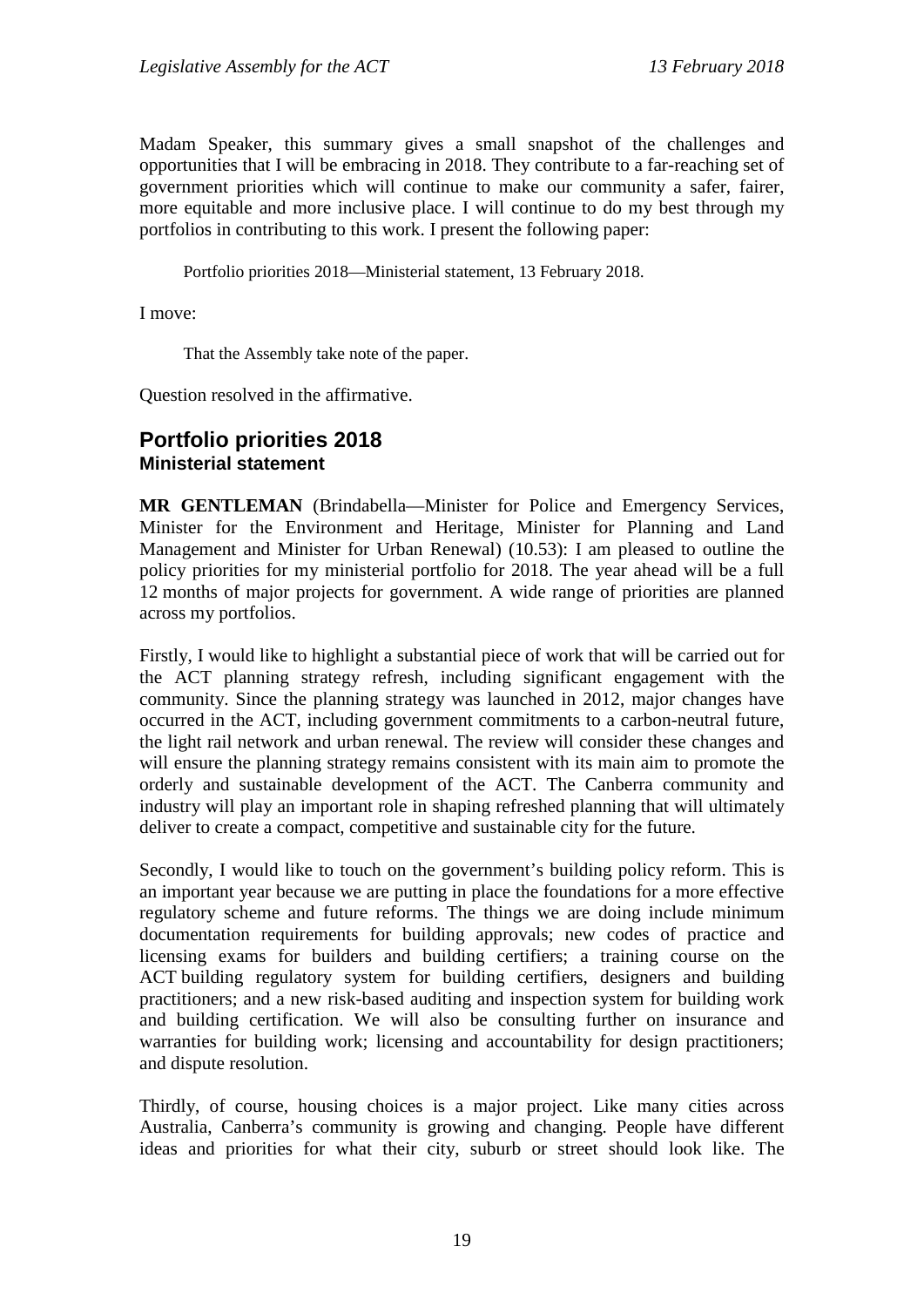Madam Speaker, this summary gives a small snapshot of the challenges and opportunities that I will be embracing in 2018. They contribute to a far-reaching set of government priorities which will continue to make our community a safer, fairer, more equitable and more inclusive place. I will continue to do my best through my portfolios in contributing to this work. I present the following paper:

> Portfolio priorities 2018—Ministerial statement, 13 February 2018.

I move:

> That the Assembly take note of the paper.

Question resolved in the affirmative.

## Portfolio priorities 2018
### Ministerial statement

**MR GENTLEMAN** (Brindabella—Minister for Police and Emergency Services, Minister for the Environment and Heritage, Minister for Planning and Land Management and Minister for Urban Renewal) (10.53): I am pleased to outline the policy priorities for my ministerial portfolio for 2018. The year ahead will be a full 12 months of major projects for government. A wide range of priorities are planned across my portfolios.

Firstly, I would like to highlight a substantial piece of work that will be carried out for the ACT planning strategy refresh, including significant engagement with the community. Since the planning strategy was launched in 2012, major changes have occurred in the ACT, including government commitments to a carbon-neutral future, the light rail network and urban renewal. The review will consider these changes and will ensure the planning strategy remains consistent with its main aim to promote the orderly and sustainable development of the ACT. The Canberra community and industry will play an important role in shaping refreshed planning that will ultimately deliver to create a compact, competitive and sustainable city for the future.

Secondly, I would like to touch on the government's building policy reform. This is an important year because we are putting in place the foundations for a more effective regulatory scheme and future reforms. The things we are doing include minimum documentation requirements for building approvals; new codes of practice and licensing exams for builders and building certifiers; a training course on the ACT building regulatory system for building certifiers, designers and building practitioners; and a new risk-based auditing and inspection system for building work and building certification. We will also be consulting further on insurance and warranties for building work; licensing and accountability for design practitioners; and dispute resolution.

Thirdly, of course, housing choices is a major project. Like many cities across Australia, Canberra's community is growing and changing. People have different ideas and priorities for what their city, suburb or street should look like. The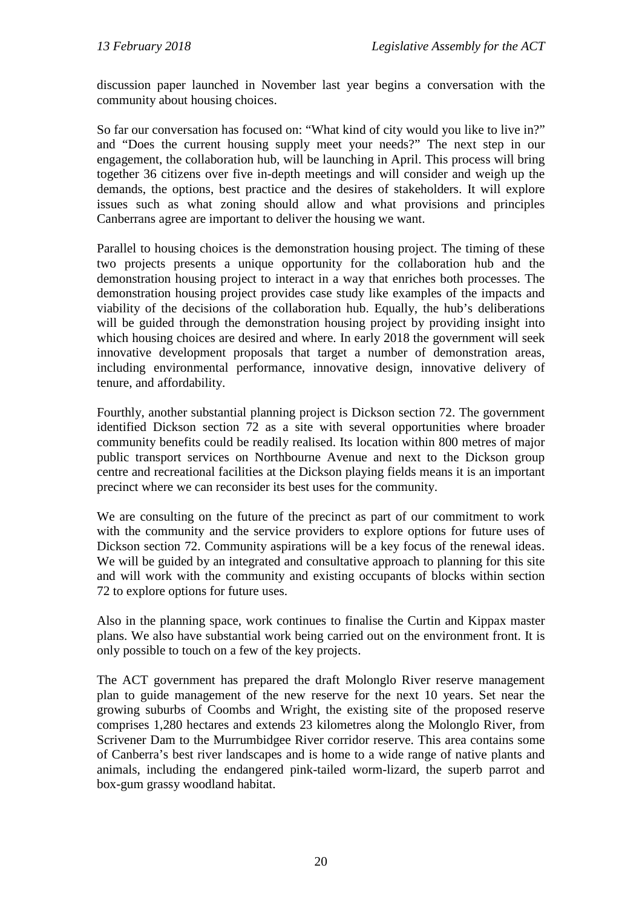discussion paper launched in November last year begins a conversation with the community about housing choices.

So far our conversation has focused on: "What kind of city would you like to live in?" and "Does the current housing supply meet your needs?" The next step in our engagement, the collaboration hub, will be launching in April. This process will bring together 36 citizens over five in-depth meetings and will consider and weigh up the demands, the options, best practice and the desires of stakeholders. It will explore issues such as what zoning should allow and what provisions and principles Canberrans agree are important to deliver the housing we want.

Parallel to housing choices is the demonstration housing project. The timing of these two projects presents a unique opportunity for the collaboration hub and the demonstration housing project to interact in a way that enriches both processes. The demonstration housing project provides case study like examples of the impacts and viability of the decisions of the collaboration hub. Equally, the hub's deliberations will be guided through the demonstration housing project by providing insight into which housing choices are desired and where. In early 2018 the government will seek innovative development proposals that target a number of demonstration areas, including environmental performance, innovative design, innovative delivery of tenure, and affordability.

Fourthly, another substantial planning project is Dickson section 72. The government identified Dickson section 72 as a site with several opportunities where broader community benefits could be readily realised. Its location within 800 metres of major public transport services on Northbourne Avenue and next to the Dickson group centre and recreational facilities at the Dickson playing fields means it is an important precinct where we can reconsider its best uses for the community.

We are consulting on the future of the precinct as part of our commitment to work with the community and the service providers to explore options for future uses of Dickson section 72. Community aspirations will be a key focus of the renewal ideas. We will be guided by an integrated and consultative approach to planning for this site and will work with the community and existing occupants of blocks within section 72 to explore options for future uses.

Also in the planning space, work continues to finalise the Curtin and Kippax master plans. We also have substantial work being carried out on the environment front. It is only possible to touch on a few of the key projects.

The ACT government has prepared the draft Molonglo River reserve management plan to guide management of the new reserve for the next 10 years. Set near the growing suburbs of Coombs and Wright, the existing site of the proposed reserve comprises 1,280 hectares and extends 23 kilometres along the Molonglo River, from Scrivener Dam to the Murrumbidgee River corridor reserve. This area contains some of Canberra's best river landscapes and is home to a wide range of native plants and animals, including the endangered pink-tailed worm-lizard, the superb parrot and box-gum grassy woodland habitat.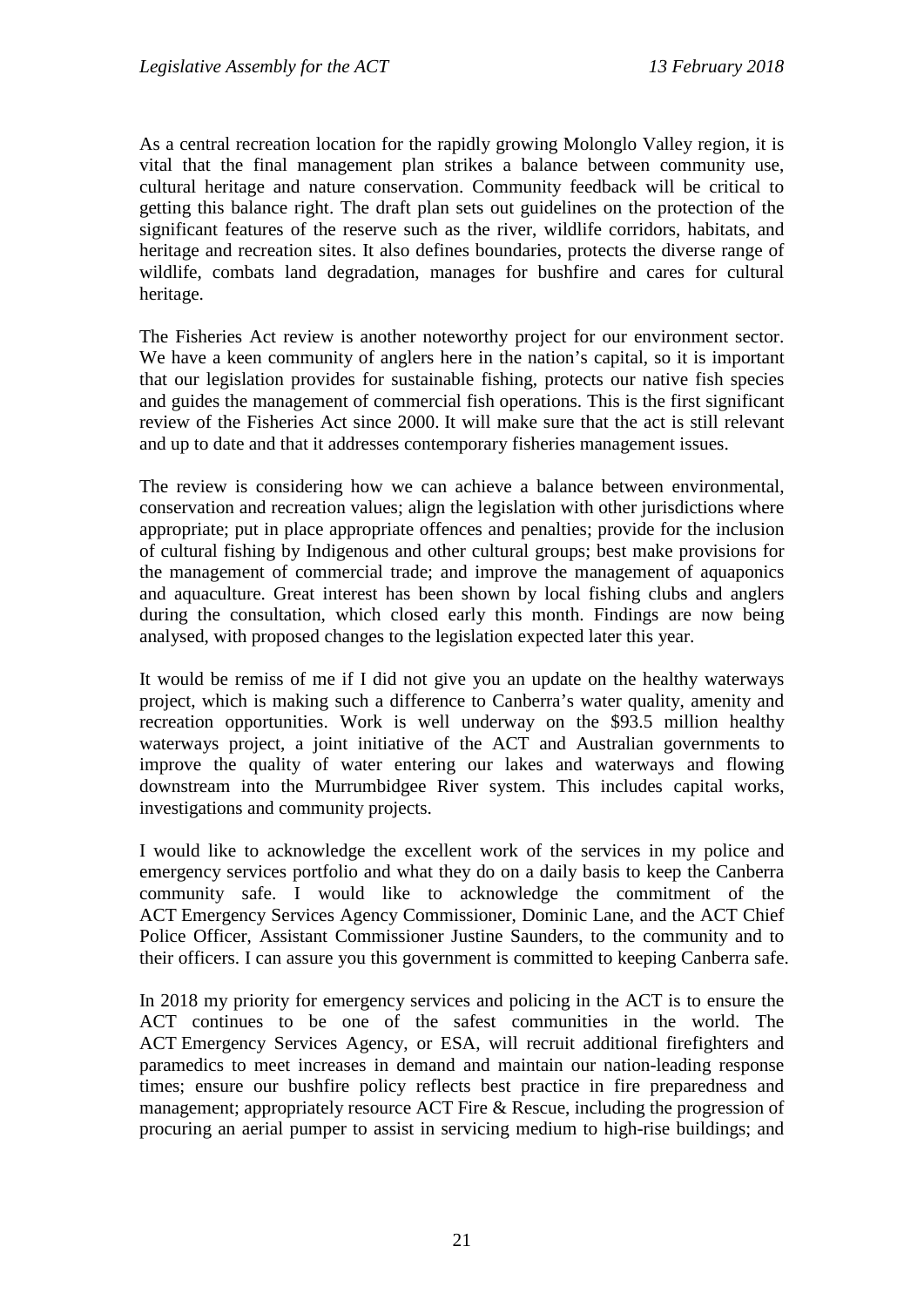As a central recreation location for the rapidly growing Molonglo Valley region, it is vital that the final management plan strikes a balance between community use, cultural heritage and nature conservation. Community feedback will be critical to getting this balance right. The draft plan sets out guidelines on the protection of the significant features of the reserve such as the river, wildlife corridors, habitats, and heritage and recreation sites. It also defines boundaries, protects the diverse range of wildlife, combats land degradation, manages for bushfire and cares for cultural heritage.

The Fisheries Act review is another noteworthy project for our environment sector. We have a keen community of anglers here in the nation's capital, so it is important that our legislation provides for sustainable fishing, protects our native fish species and guides the management of commercial fish operations. This is the first significant review of the Fisheries Act since 2000. It will make sure that the act is still relevant and up to date and that it addresses contemporary fisheries management issues.

The review is considering how we can achieve a balance between environmental, conservation and recreation values; align the legislation with other jurisdictions where appropriate; put in place appropriate offences and penalties; provide for the inclusion of cultural fishing by Indigenous and other cultural groups; best make provisions for the management of commercial trade; and improve the management of aquaponics and aquaculture. Great interest has been shown by local fishing clubs and anglers during the consultation, which closed early this month. Findings are now being analysed, with proposed changes to the legislation expected later this year.

It would be remiss of me if I did not give you an update on the healthy waterways project, which is making such a difference to Canberra's water quality, amenity and recreation opportunities. Work is well underway on the $93.5 million healthy waterways project, a joint initiative of the ACT and Australian governments to improve the quality of water entering our lakes and waterways and flowing downstream into the Murrumbidgee River system. This includes capital works, investigations and community projects.

I would like to acknowledge the excellent work of the services in my police and emergency services portfolio and what they do on a daily basis to keep the Canberra community safe. I would like to acknowledge the commitment of the ACT Emergency Services Agency Commissioner, Dominic Lane, and the ACT Chief Police Officer, Assistant Commissioner Justine Saunders, to the community and to their officers. I can assure you this government is committed to keeping Canberra safe.

In 2018 my priority for emergency services and policing in the ACT is to ensure the ACT continues to be one of the safest communities in the world. The ACT Emergency Services Agency, or ESA, will recruit additional firefighters and paramedics to meet increases in demand and maintain our nation-leading response times; ensure our bushfire policy reflects best practice in fire preparedness and management; appropriately resource ACT Fire & Rescue, including the progression of procuring an aerial pumper to assist in servicing medium to high-rise buildings; and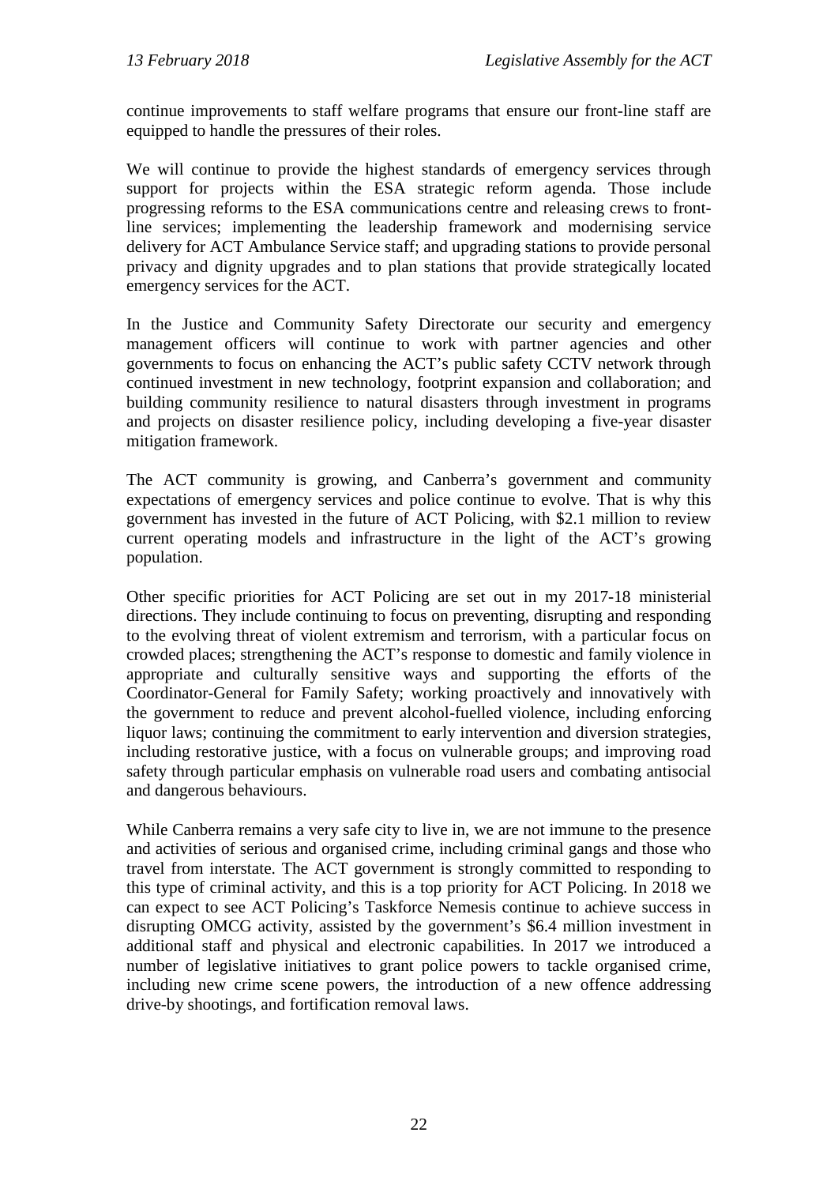continue improvements to staff welfare programs that ensure our front-line staff are equipped to handle the pressures of their roles.

We will continue to provide the highest standards of emergency services through support for projects within the ESA strategic reform agenda. Those include progressing reforms to the ESA communications centre and releasing crews to front-line services; implementing the leadership framework and modernising service delivery for ACT Ambulance Service staff; and upgrading stations to provide personal privacy and dignity upgrades and to plan stations that provide strategically located emergency services for the ACT.

In the Justice and Community Safety Directorate our security and emergency management officers will continue to work with partner agencies and other governments to focus on enhancing the ACT's public safety CCTV network through continued investment in new technology, footprint expansion and collaboration; and building community resilience to natural disasters through investment in programs and projects on disaster resilience policy, including developing a five-year disaster mitigation framework.

The ACT community is growing, and Canberra's government and community expectations of emergency services and police continue to evolve. That is why this government has invested in the future of ACT Policing, with $2.1 million to review current operating models and infrastructure in the light of the ACT's growing population.

Other specific priorities for ACT Policing are set out in my 2017-18 ministerial directions. They include continuing to focus on preventing, disrupting and responding to the evolving threat of violent extremism and terrorism, with a particular focus on crowded places; strengthening the ACT's response to domestic and family violence in appropriate and culturally sensitive ways and supporting the efforts of the Coordinator-General for Family Safety; working proactively and innovatively with the government to reduce and prevent alcohol-fuelled violence, including enforcing liquor laws; continuing the commitment to early intervention and diversion strategies, including restorative justice, with a focus on vulnerable groups; and improving road safety through particular emphasis on vulnerable road users and combating antisocial and dangerous behaviours.

While Canberra remains a very safe city to live in, we are not immune to the presence and activities of serious and organised crime, including criminal gangs and those who travel from interstate. The ACT government is strongly committed to responding to this type of criminal activity, and this is a top priority for ACT Policing. In 2018 we can expect to see ACT Policing's Taskforce Nemesis continue to achieve success in disrupting OMCG activity, assisted by the government's $6.4 million investment in additional staff and physical and electronic capabilities. In 2017 we introduced a number of legislative initiatives to grant police powers to tackle organised crime, including new crime scene powers, the introduction of a new offence addressing drive-by shootings, and fortification removal laws.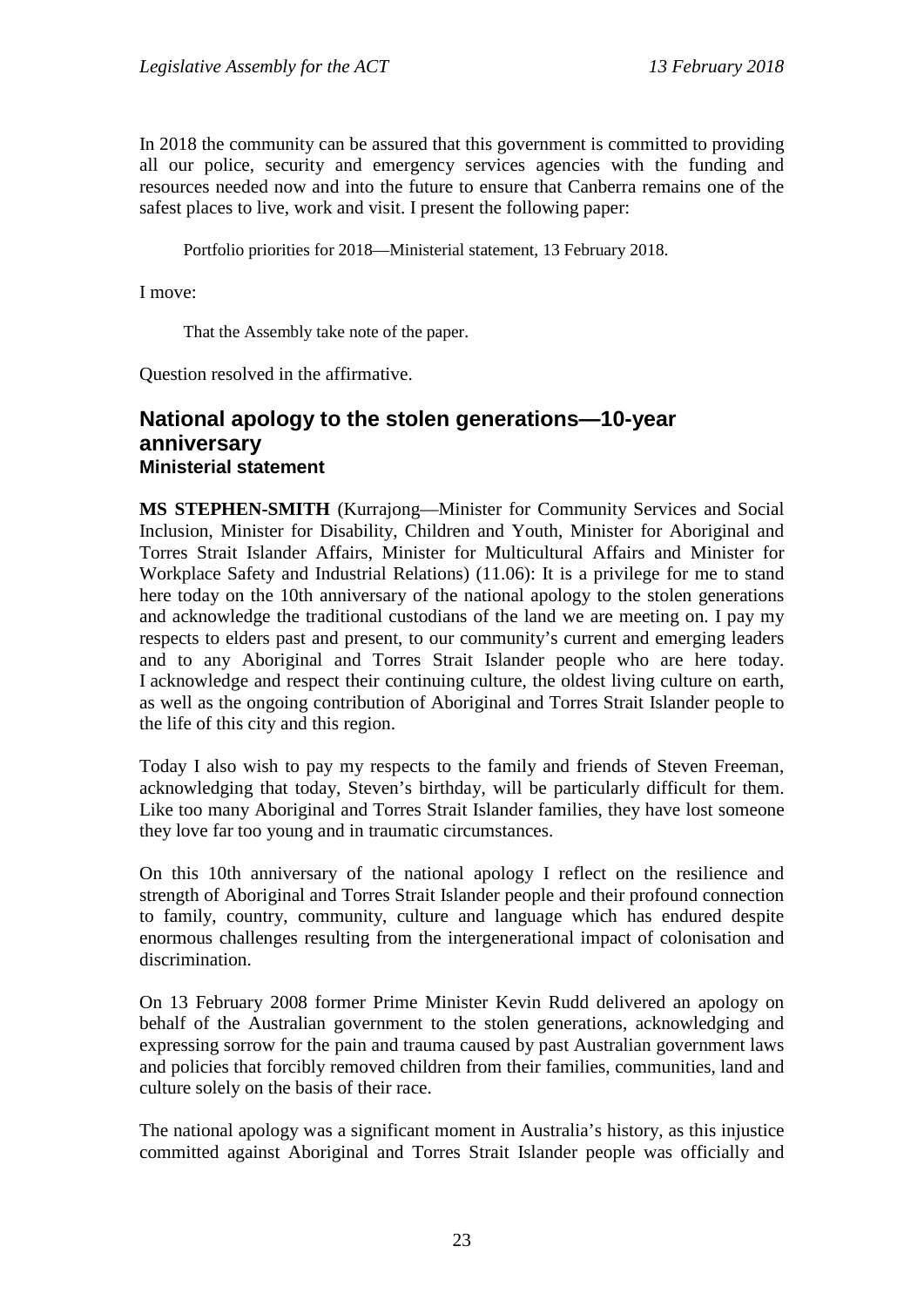In 2018 the community can be assured that this government is committed to providing all our police, security and emergency services agencies with the funding and resources needed now and into the future to ensure that Canberra remains one of the safest places to live, work and visit. I present the following paper:

> Portfolio priorities for 2018—Ministerial statement, 13 February 2018.

I move:

> That the Assembly take note of the paper.

Question resolved in the affirmative.

## National apology to the stolen generations—10-year anniversary
### Ministerial statement

**MS STEPHEN-SMITH** (Kurrajong—Minister for Community Services and Social Inclusion, Minister for Disability, Children and Youth, Minister for Aboriginal and Torres Strait Islander Affairs, Minister for Multicultural Affairs and Minister for Workplace Safety and Industrial Relations) (11.06): It is a privilege for me to stand here today on the 10th anniversary of the national apology to the stolen generations and acknowledge the traditional custodians of the land we are meeting on. I pay my respects to elders past and present, to our community's current and emerging leaders and to any Aboriginal and Torres Strait Islander people who are here today. I acknowledge and respect their continuing culture, the oldest living culture on earth, as well as the ongoing contribution of Aboriginal and Torres Strait Islander people to the life of this city and this region.

Today I also wish to pay my respects to the family and friends of Steven Freeman, acknowledging that today, Steven's birthday, will be particularly difficult for them. Like too many Aboriginal and Torres Strait Islander families, they have lost someone they love far too young and in traumatic circumstances.

On this 10th anniversary of the national apology I reflect on the resilience and strength of Aboriginal and Torres Strait Islander people and their profound connection to family, country, community, culture and language which has endured despite enormous challenges resulting from the intergenerational impact of colonisation and discrimination.

On 13 February 2008 former Prime Minister Kevin Rudd delivered an apology on behalf of the Australian government to the stolen generations, acknowledging and expressing sorrow for the pain and trauma caused by past Australian government laws and policies that forcibly removed children from their families, communities, land and culture solely on the basis of their race.

The national apology was a significant moment in Australia's history, as this injustice committed against Aboriginal and Torres Strait Islander people was officially and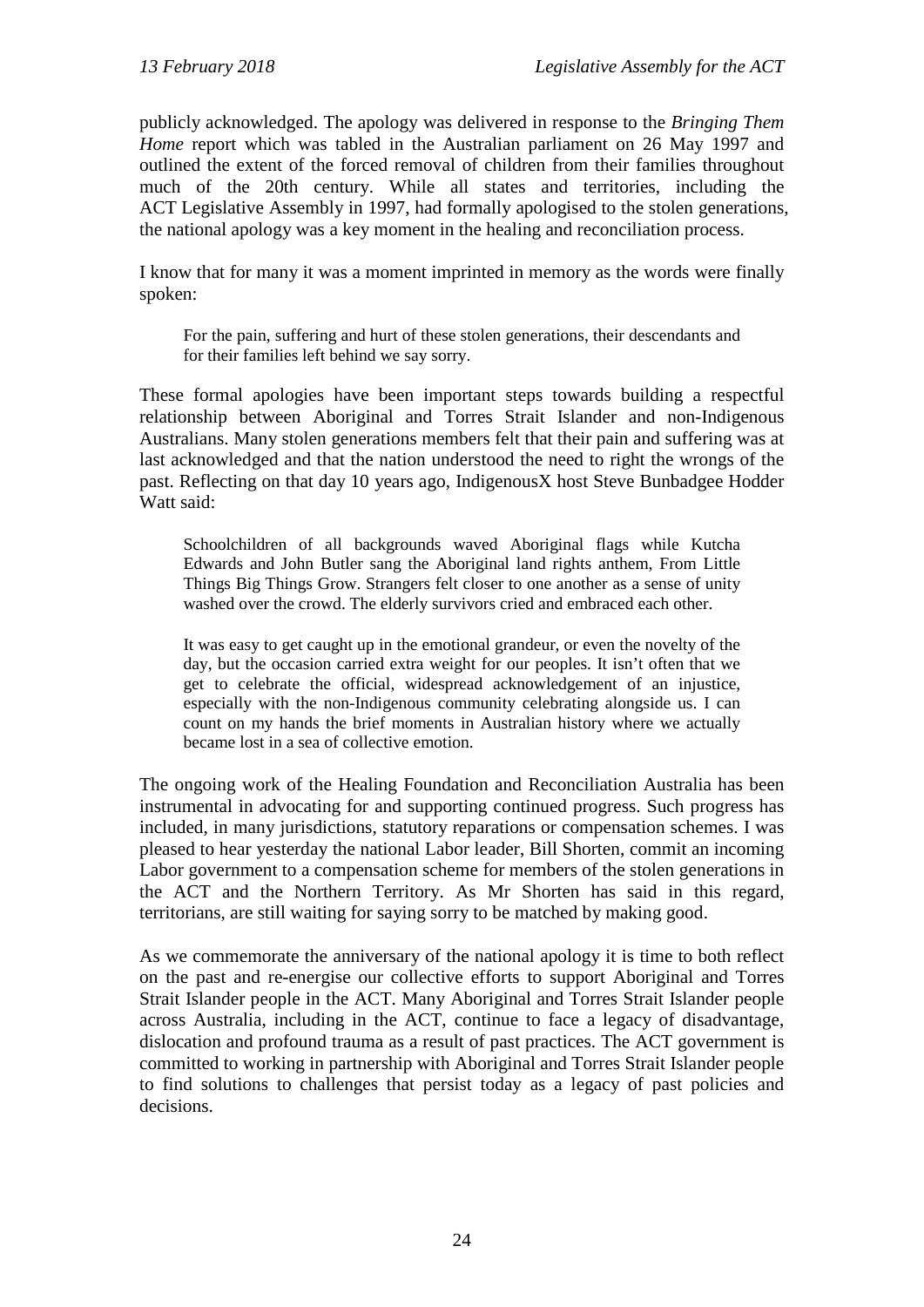publicly acknowledged. The apology was delivered in response to the *Bringing Them Home* report which was tabled in the Australian parliament on 26 May 1997 and outlined the extent of the forced removal of children from their families throughout much of the 20th century. While all states and territories, including the ACT Legislative Assembly in 1997, had formally apologised to the stolen generations, the national apology was a key moment in the healing and reconciliation process.

I know that for many it was a moment imprinted in memory as the words were finally spoken:

> For the pain, suffering and hurt of these stolen generations, their descendants and for their families left behind we say sorry.

These formal apologies have been important steps towards building a respectful relationship between Aboriginal and Torres Strait Islander and non-Indigenous Australians. Many stolen generations members felt that their pain and suffering was at last acknowledged and that the nation understood the need to right the wrongs of the past. Reflecting on that day 10 years ago, IndigenousX host Steve Bunbadgee Hodder Watt said:

> Schoolchildren of all backgrounds waved Aboriginal flags while Kutcha Edwards and John Butler sang the Aboriginal land rights anthem, From Little Things Big Things Grow. Strangers felt closer to one another as a sense of unity washed over the crowd. The elderly survivors cried and embraced each other.
>
> It was easy to get caught up in the emotional grandeur, or even the novelty of the day, but the occasion carried extra weight for our peoples. It isn't often that we get to celebrate the official, widespread acknowledgement of an injustice, especially with the non-Indigenous community celebrating alongside us. I can count on my hands the brief moments in Australian history where we actually became lost in a sea of collective emotion.

The ongoing work of the Healing Foundation and Reconciliation Australia has been instrumental in advocating for and supporting continued progress. Such progress has included, in many jurisdictions, statutory reparations or compensation schemes. I was pleased to hear yesterday the national Labor leader, Bill Shorten, commit an incoming Labor government to a compensation scheme for members of the stolen generations in the ACT and the Northern Territory. As Mr Shorten has said in this regard, territorians, are still waiting for saying sorry to be matched by making good.

As we commemorate the anniversary of the national apology it is time to both reflect on the past and re-energise our collective efforts to support Aboriginal and Torres Strait Islander people in the ACT. Many Aboriginal and Torres Strait Islander people across Australia, including in the ACT, continue to face a legacy of disadvantage, dislocation and profound trauma as a result of past practices. The ACT government is committed to working in partnership with Aboriginal and Torres Strait Islander people to find solutions to challenges that persist today as a legacy of past policies and decisions.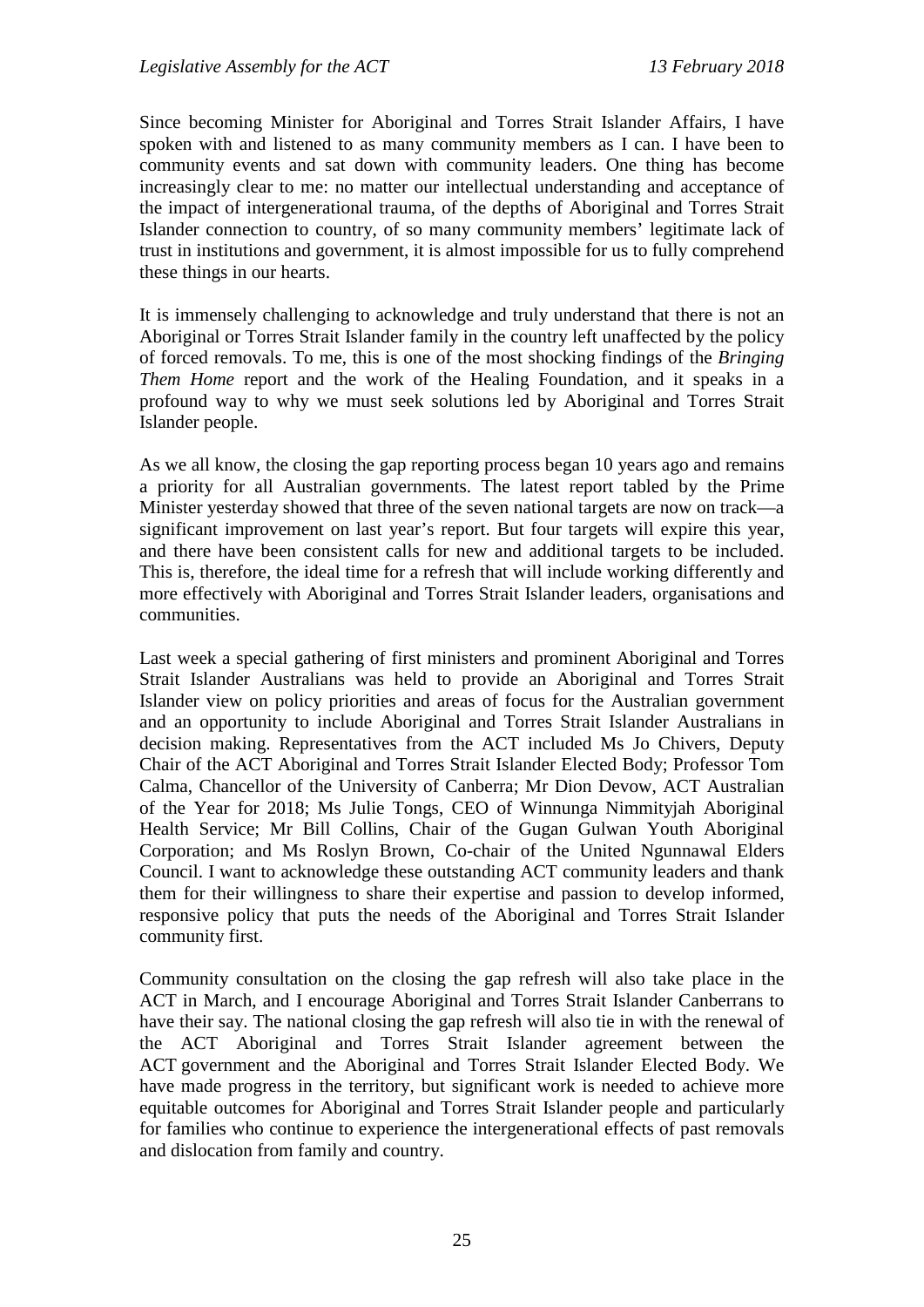Since becoming Minister for Aboriginal and Torres Strait Islander Affairs, I have spoken with and listened to as many community members as I can. I have been to community events and sat down with community leaders. One thing has become increasingly clear to me: no matter our intellectual understanding and acceptance of the impact of intergenerational trauma, of the depths of Aboriginal and Torres Strait Islander connection to country, of so many community members' legitimate lack of trust in institutions and government, it is almost impossible for us to fully comprehend these things in our hearts.

It is immensely challenging to acknowledge and truly understand that there is not an Aboriginal or Torres Strait Islander family in the country left unaffected by the policy of forced removals. To me, this is one of the most shocking findings of the *Bringing Them Home* report and the work of the Healing Foundation, and it speaks in a profound way to why we must seek solutions led by Aboriginal and Torres Strait Islander people.

As we all know, the closing the gap reporting process began 10 years ago and remains a priority for all Australian governments. The latest report tabled by the Prime Minister yesterday showed that three of the seven national targets are now on track—a significant improvement on last year's report. But four targets will expire this year, and there have been consistent calls for new and additional targets to be included. This is, therefore, the ideal time for a refresh that will include working differently and more effectively with Aboriginal and Torres Strait Islander leaders, organisations and communities.

Last week a special gathering of first ministers and prominent Aboriginal and Torres Strait Islander Australians was held to provide an Aboriginal and Torres Strait Islander view on policy priorities and areas of focus for the Australian government and an opportunity to include Aboriginal and Torres Strait Islander Australians in decision making. Representatives from the ACT included Ms Jo Chivers, Deputy Chair of the ACT Aboriginal and Torres Strait Islander Elected Body; Professor Tom Calma, Chancellor of the University of Canberra; Mr Dion Devow, ACT Australian of the Year for 2018; Ms Julie Tongs, CEO of Winnunga Nimmityjah Aboriginal Health Service; Mr Bill Collins, Chair of the Gugan Gulwan Youth Aboriginal Corporation; and Ms Roslyn Brown, Co-chair of the United Ngunnawal Elders Council. I want to acknowledge these outstanding ACT community leaders and thank them for their willingness to share their expertise and passion to develop informed, responsive policy that puts the needs of the Aboriginal and Torres Strait Islander community first.

Community consultation on the closing the gap refresh will also take place in the ACT in March, and I encourage Aboriginal and Torres Strait Islander Canberrans to have their say. The national closing the gap refresh will also tie in with the renewal of the ACT Aboriginal and Torres Strait Islander agreement between the ACT government and the Aboriginal and Torres Strait Islander Elected Body. We have made progress in the territory, but significant work is needed to achieve more equitable outcomes for Aboriginal and Torres Strait Islander people and particularly for families who continue to experience the intergenerational effects of past removals and dislocation from family and country.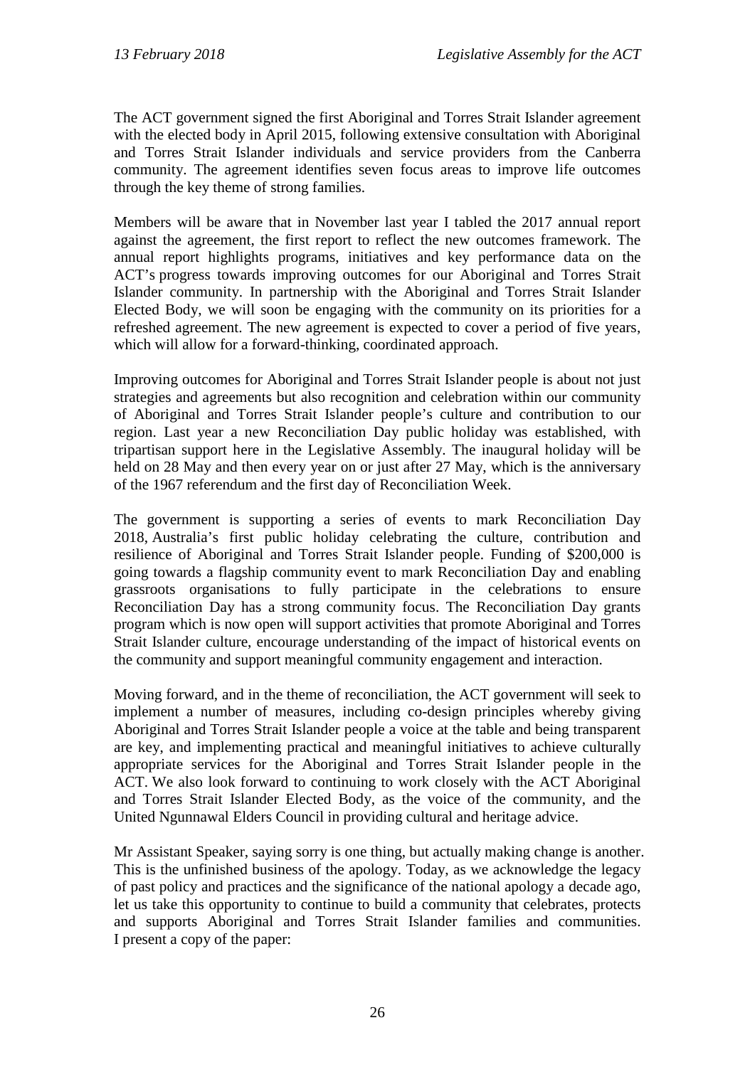The ACT government signed the first Aboriginal and Torres Strait Islander agreement with the elected body in April 2015, following extensive consultation with Aboriginal and Torres Strait Islander individuals and service providers from the Canberra community. The agreement identifies seven focus areas to improve life outcomes through the key theme of strong families.

Members will be aware that in November last year I tabled the 2017 annual report against the agreement, the first report to reflect the new outcomes framework. The annual report highlights programs, initiatives and key performance data on the ACT's progress towards improving outcomes for our Aboriginal and Torres Strait Islander community. In partnership with the Aboriginal and Torres Strait Islander Elected Body, we will soon be engaging with the community on its priorities for a refreshed agreement. The new agreement is expected to cover a period of five years, which will allow for a forward-thinking, coordinated approach.

Improving outcomes for Aboriginal and Torres Strait Islander people is about not just strategies and agreements but also recognition and celebration within our community of Aboriginal and Torres Strait Islander people's culture and contribution to our region. Last year a new Reconciliation Day public holiday was established, with tripartisan support here in the Legislative Assembly. The inaugural holiday will be held on 28 May and then every year on or just after 27 May, which is the anniversary of the 1967 referendum and the first day of Reconciliation Week.

The government is supporting a series of events to mark Reconciliation Day 2018, Australia's first public holiday celebrating the culture, contribution and resilience of Aboriginal and Torres Strait Islander people. Funding of $200,000 is going towards a flagship community event to mark Reconciliation Day and enabling grassroots organisations to fully participate in the celebrations to ensure Reconciliation Day has a strong community focus. The Reconciliation Day grants program which is now open will support activities that promote Aboriginal and Torres Strait Islander culture, encourage understanding of the impact of historical events on the community and support meaningful community engagement and interaction.

Moving forward, and in the theme of reconciliation, the ACT government will seek to implement a number of measures, including co-design principles whereby giving Aboriginal and Torres Strait Islander people a voice at the table and being transparent are key, and implementing practical and meaningful initiatives to achieve culturally appropriate services for the Aboriginal and Torres Strait Islander people in the ACT. We also look forward to continuing to work closely with the ACT Aboriginal and Torres Strait Islander Elected Body, as the voice of the community, and the United Ngunnawal Elders Council in providing cultural and heritage advice.

Mr Assistant Speaker, saying sorry is one thing, but actually making change is another. This is the unfinished business of the apology. Today, as we acknowledge the legacy of past policy and practices and the significance of the national apology a decade ago, let us take this opportunity to continue to build a community that celebrates, protects and supports Aboriginal and Torres Strait Islander families and communities. I present a copy of the paper: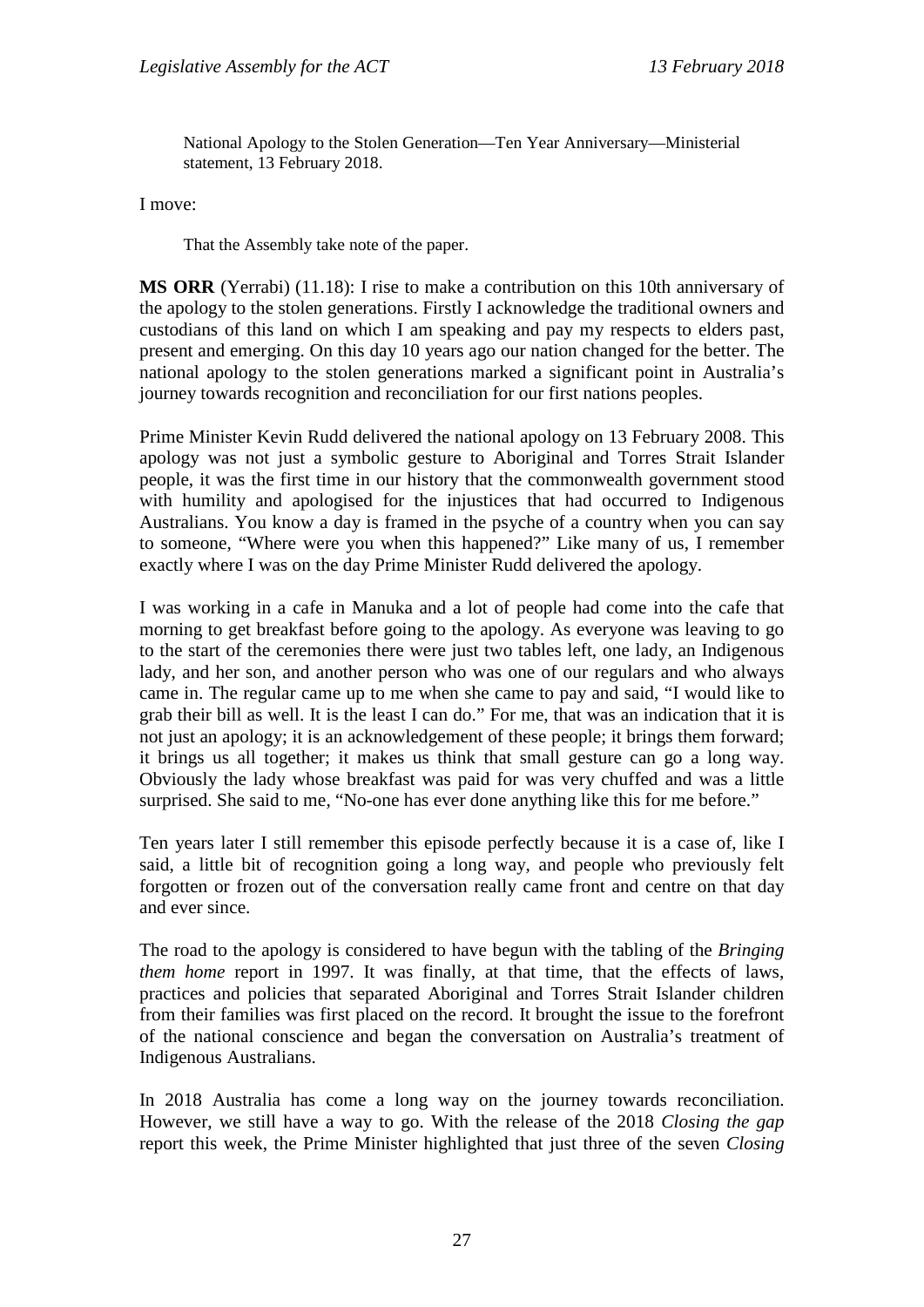National Apology to the Stolen Generation—Ten Year Anniversary—Ministerial statement, 13 February 2018.

I move:

That the Assembly take note of the paper.

**MS ORR** (Yerrabi) (11.18): I rise to make a contribution on this 10th anniversary of the apology to the stolen generations. Firstly I acknowledge the traditional owners and custodians of this land on which I am speaking and pay my respects to elders past, present and emerging. On this day 10 years ago our nation changed for the better. The national apology to the stolen generations marked a significant point in Australia's journey towards recognition and reconciliation for our first nations peoples.

Prime Minister Kevin Rudd delivered the national apology on 13 February 2008. This apology was not just a symbolic gesture to Aboriginal and Torres Strait Islander people, it was the first time in our history that the commonwealth government stood with humility and apologised for the injustices that had occurred to Indigenous Australians. You know a day is framed in the psyche of a country when you can say to someone, "Where were you when this happened?" Like many of us, I remember exactly where I was on the day Prime Minister Rudd delivered the apology.

I was working in a cafe in Manuka and a lot of people had come into the cafe that morning to get breakfast before going to the apology. As everyone was leaving to go to the start of the ceremonies there were just two tables left, one lady, an Indigenous lady, and her son, and another person who was one of our regulars and who always came in. The regular came up to me when she came to pay and said, "I would like to grab their bill as well. It is the least I can do." For me, that was an indication that it is not just an apology; it is an acknowledgement of these people; it brings them forward; it brings us all together; it makes us think that small gesture can go a long way. Obviously the lady whose breakfast was paid for was very chuffed and was a little surprised. She said to me, "No-one has ever done anything like this for me before."

Ten years later I still remember this episode perfectly because it is a case of, like I said, a little bit of recognition going a long way, and people who previously felt forgotten or frozen out of the conversation really came front and centre on that day and ever since.

The road to the apology is considered to have begun with the tabling of the *Bringing them home* report in 1997. It was finally, at that time, that the effects of laws, practices and policies that separated Aboriginal and Torres Strait Islander children from their families was first placed on the record. It brought the issue to the forefront of the national conscience and began the conversation on Australia's treatment of Indigenous Australians.

In 2018 Australia has come a long way on the journey towards reconciliation. However, we still have a way to go. With the release of the 2018 *Closing the gap* report this week, the Prime Minister highlighted that just three of the seven *Closing*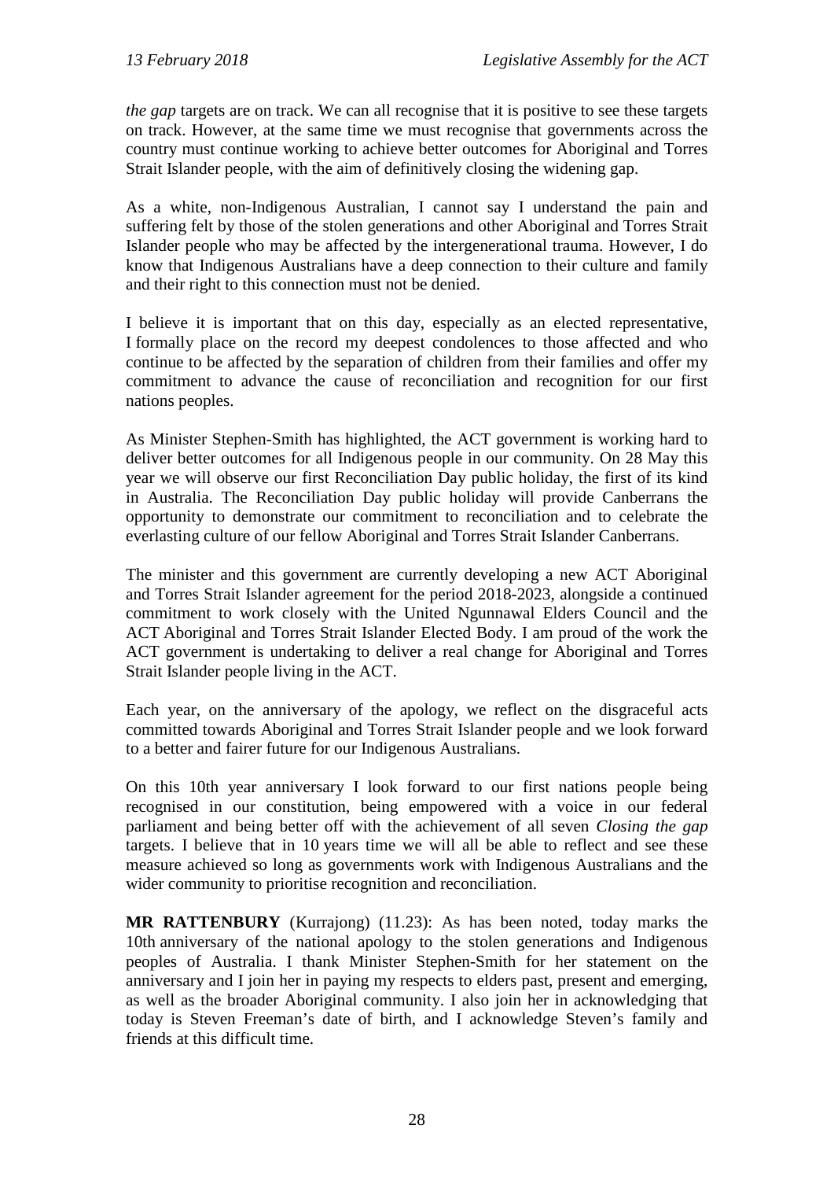*the gap* targets are on track. We can all recognise that it is positive to see these targets on track. However, at the same time we must recognise that governments across the country must continue working to achieve better outcomes for Aboriginal and Torres Strait Islander people, with the aim of definitively closing the widening gap.

As a white, non-Indigenous Australian, I cannot say I understand the pain and suffering felt by those of the stolen generations and other Aboriginal and Torres Strait Islander people who may be affected by the intergenerational trauma. However, I do know that Indigenous Australians have a deep connection to their culture and family and their right to this connection must not be denied.

I believe it is important that on this day, especially as an elected representative, I formally place on the record my deepest condolences to those affected and who continue to be affected by the separation of children from their families and offer my commitment to advance the cause of reconciliation and recognition for our first nations peoples.

As Minister Stephen-Smith has highlighted, the ACT government is working hard to deliver better outcomes for all Indigenous people in our community. On 28 May this year we will observe our first Reconciliation Day public holiday, the first of its kind in Australia. The Reconciliation Day public holiday will provide Canberrans the opportunity to demonstrate our commitment to reconciliation and to celebrate the everlasting culture of our fellow Aboriginal and Torres Strait Islander Canberrans.

The minister and this government are currently developing a new ACT Aboriginal and Torres Strait Islander agreement for the period 2018-2023, alongside a continued commitment to work closely with the United Ngunnawal Elders Council and the ACT Aboriginal and Torres Strait Islander Elected Body. I am proud of the work the ACT government is undertaking to deliver a real change for Aboriginal and Torres Strait Islander people living in the ACT.

Each year, on the anniversary of the apology, we reflect on the disgraceful acts committed towards Aboriginal and Torres Strait Islander people and we look forward to a better and fairer future for our Indigenous Australians.

On this 10th year anniversary I look forward to our first nations people being recognised in our constitution, being empowered with a voice in our federal parliament and being better off with the achievement of all seven *Closing the gap* targets. I believe that in 10 years time we will all be able to reflect and see these measure achieved so long as governments work with Indigenous Australians and the wider community to prioritise recognition and reconciliation.

**MR RATTENBURY** (Kurrajong) (11.23): As has been noted, today marks the 10th anniversary of the national apology to the stolen generations and Indigenous peoples of Australia. I thank Minister Stephen-Smith for her statement on the anniversary and I join her in paying my respects to elders past, present and emerging, as well as the broader Aboriginal community. I also join her in acknowledging that today is Steven Freeman's date of birth, and I acknowledge Steven's family and friends at this difficult time.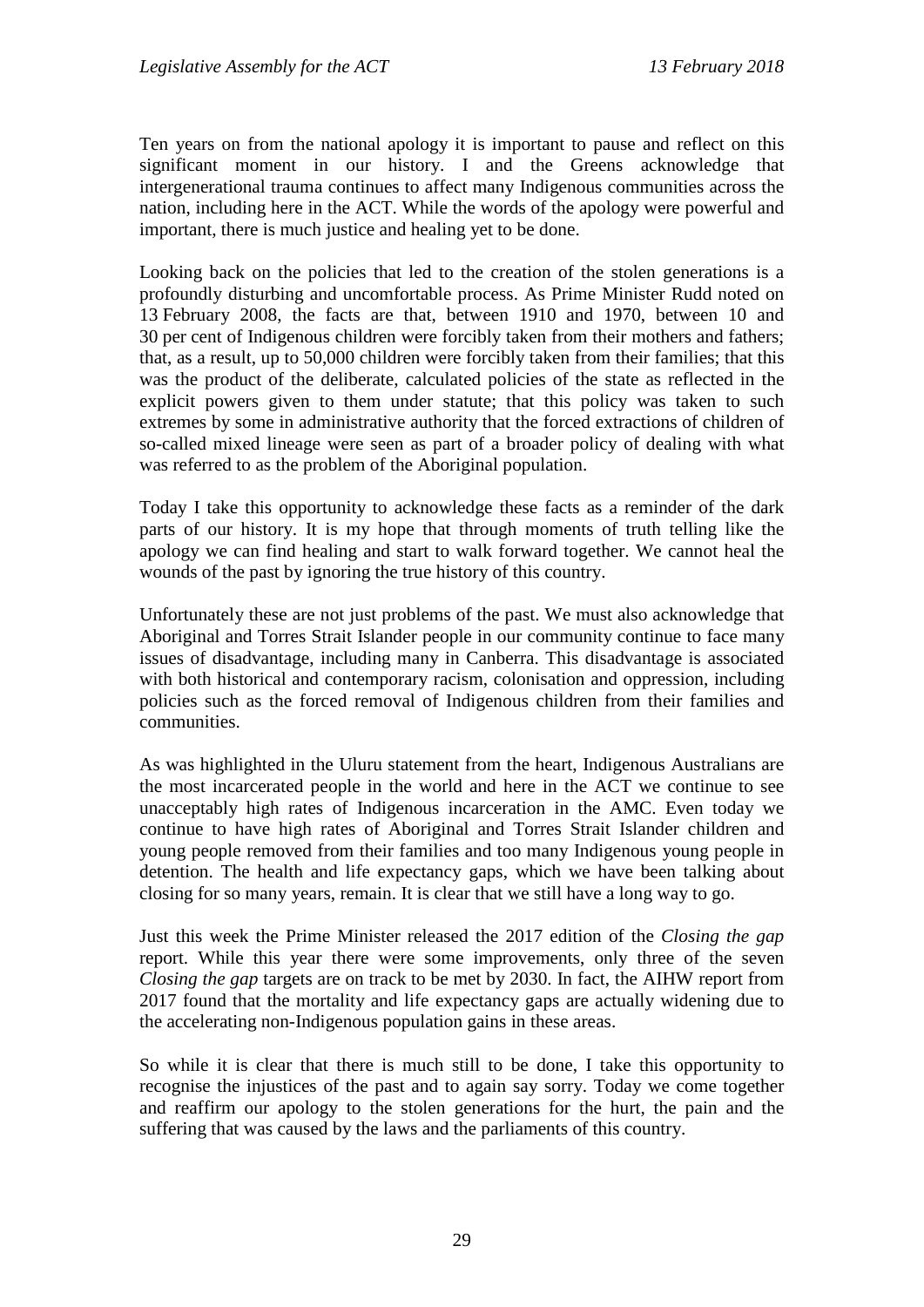Ten years on from the national apology it is important to pause and reflect on this significant moment in our history. I and the Greens acknowledge that intergenerational trauma continues to affect many Indigenous communities across the nation, including here in the ACT. While the words of the apology were powerful and important, there is much justice and healing yet to be done.

Looking back on the policies that led to the creation of the stolen generations is a profoundly disturbing and uncomfortable process. As Prime Minister Rudd noted on 13 February 2008, the facts are that, between 1910 and 1970, between 10 and 30 per cent of Indigenous children were forcibly taken from their mothers and fathers; that, as a result, up to 50,000 children were forcibly taken from their families; that this was the product of the deliberate, calculated policies of the state as reflected in the explicit powers given to them under statute; that this policy was taken to such extremes by some in administrative authority that the forced extractions of children of so-called mixed lineage were seen as part of a broader policy of dealing with what was referred to as the problem of the Aboriginal population.

Today I take this opportunity to acknowledge these facts as a reminder of the dark parts of our history. It is my hope that through moments of truth telling like the apology we can find healing and start to walk forward together. We cannot heal the wounds of the past by ignoring the true history of this country.

Unfortunately these are not just problems of the past. We must also acknowledge that Aboriginal and Torres Strait Islander people in our community continue to face many issues of disadvantage, including many in Canberra. This disadvantage is associated with both historical and contemporary racism, colonisation and oppression, including policies such as the forced removal of Indigenous children from their families and communities.

As was highlighted in the Uluru statement from the heart, Indigenous Australians are the most incarcerated people in the world and here in the ACT we continue to see unacceptably high rates of Indigenous incarceration in the AMC. Even today we continue to have high rates of Aboriginal and Torres Strait Islander children and young people removed from their families and too many Indigenous young people in detention. The health and life expectancy gaps, which we have been talking about closing for so many years, remain. It is clear that we still have a long way to go.

Just this week the Prime Minister released the 2017 edition of the *Closing the gap* report. While this year there were some improvements, only three of the seven *Closing the gap* targets are on track to be met by 2030. In fact, the AIHW report from 2017 found that the mortality and life expectancy gaps are actually widening due to the accelerating non-Indigenous population gains in these areas.

So while it is clear that there is much still to be done, I take this opportunity to recognise the injustices of the past and to again say sorry. Today we come together and reaffirm our apology to the stolen generations for the hurt, the pain and the suffering that was caused by the laws and the parliaments of this country.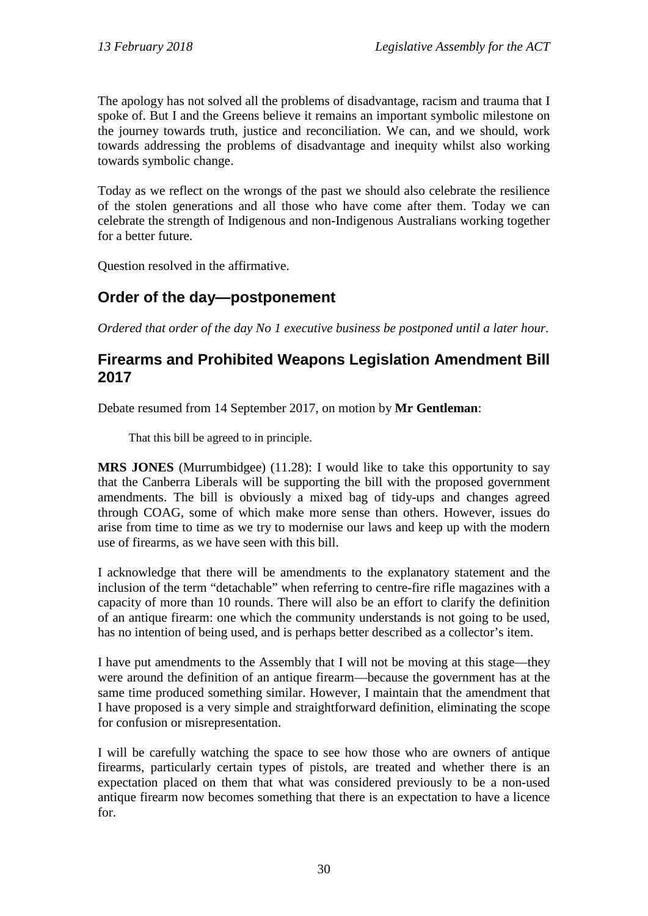The apology has not solved all the problems of disadvantage, racism and trauma that I spoke of. But I and the Greens believe it remains an important symbolic milestone on the journey towards truth, justice and reconciliation. We can, and we should, work towards addressing the problems of disadvantage and inequity whilst also working towards symbolic change.

Today as we reflect on the wrongs of the past we should also celebrate the resilience of the stolen generations and all those who have come after them. Today we can celebrate the strength of Indigenous and non-Indigenous Australians working together for a better future.

Question resolved in the affirmative.

## Order of the day—postponement

*Ordered that order of the day No 1 executive business be postponed until a later hour.*

## Firearms and Prohibited Weapons Legislation Amendment Bill 2017

Debate resumed from 14 September 2017, on motion by **Mr Gentleman**:

> That this bill be agreed to in principle.

**MRS JONES** (Murrumbidgee) (11.28): I would like to take this opportunity to say that the Canberra Liberals will be supporting the bill with the proposed government amendments. The bill is obviously a mixed bag of tidy-ups and changes agreed through COAG, some of which make more sense than others. However, issues do arise from time to time as we try to modernise our laws and keep up with the modern use of firearms, as we have seen with this bill.

I acknowledge that there will be amendments to the explanatory statement and the inclusion of the term "detachable" when referring to centre-fire rifle magazines with a capacity of more than 10 rounds. There will also be an effort to clarify the definition of an antique firearm: one which the community understands is not going to be used, has no intention of being used, and is perhaps better described as a collector's item.

I have put amendments to the Assembly that I will not be moving at this stage—they were around the definition of an antique firearm—because the government has at the same time produced something similar. However, I maintain that the amendment that I have proposed is a very simple and straightforward definition, eliminating the scope for confusion or misrepresentation.

I will be carefully watching the space to see how those who are owners of antique firearms, particularly certain types of pistols, are treated and whether there is an expectation placed on them that what was considered previously to be a non-used antique firearm now becomes something that there is an expectation to have a licence for.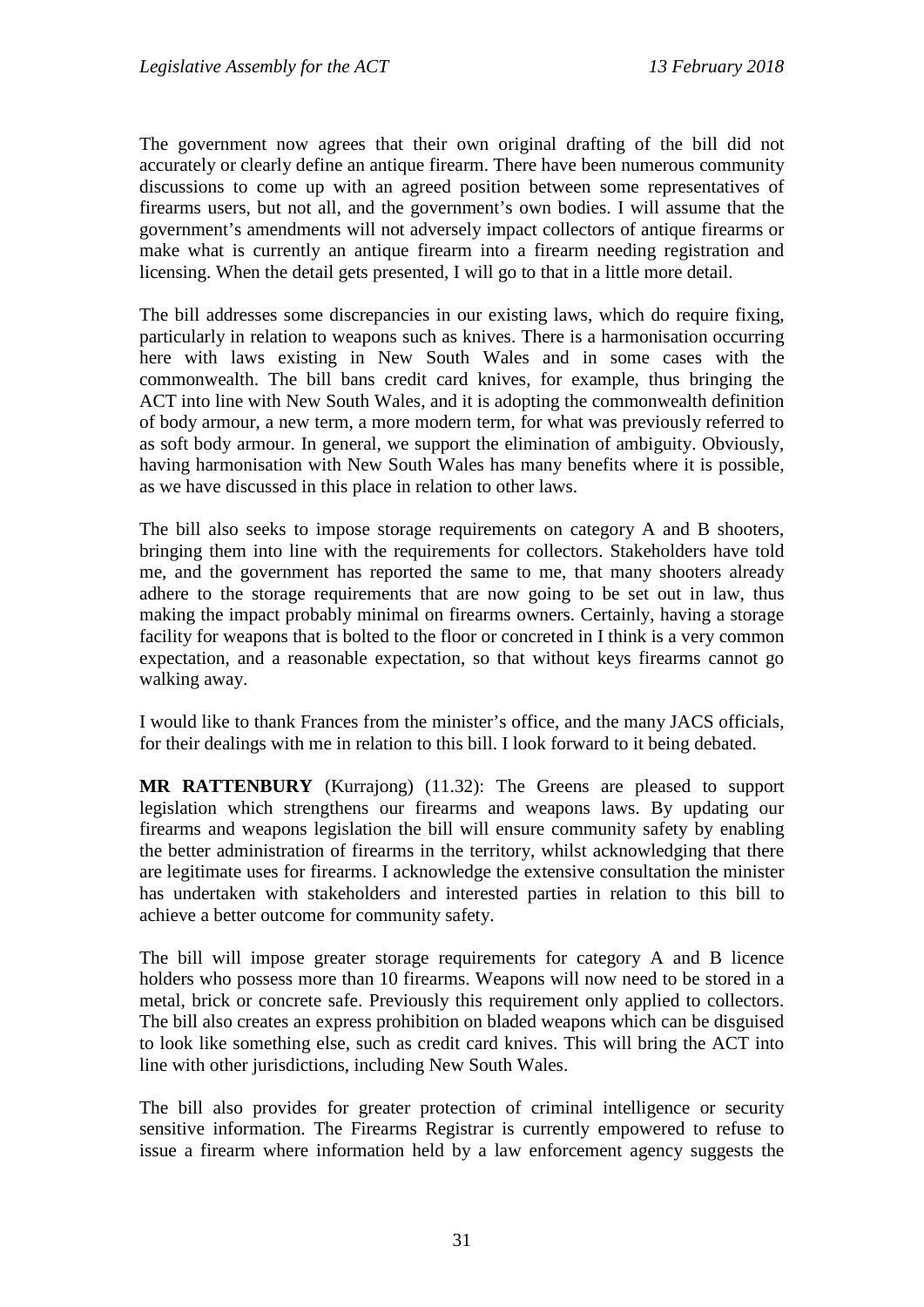The government now agrees that their own original drafting of the bill did not accurately or clearly define an antique firearm. There have been numerous community discussions to come up with an agreed position between some representatives of firearms users, but not all, and the government's own bodies. I will assume that the government's amendments will not adversely impact collectors of antique firearms or make what is currently an antique firearm into a firearm needing registration and licensing. When the detail gets presented, I will go to that in a little more detail.

The bill addresses some discrepancies in our existing laws, which do require fixing, particularly in relation to weapons such as knives. There is a harmonisation occurring here with laws existing in New South Wales and in some cases with the commonwealth. The bill bans credit card knives, for example, thus bringing the ACT into line with New South Wales, and it is adopting the commonwealth definition of body armour, a new term, a more modern term, for what was previously referred to as soft body armour. In general, we support the elimination of ambiguity. Obviously, having harmonisation with New South Wales has many benefits where it is possible, as we have discussed in this place in relation to other laws.

The bill also seeks to impose storage requirements on category A and B shooters, bringing them into line with the requirements for collectors. Stakeholders have told me, and the government has reported the same to me, that many shooters already adhere to the storage requirements that are now going to be set out in law, thus making the impact probably minimal on firearms owners. Certainly, having a storage facility for weapons that is bolted to the floor or concreted in I think is a very common expectation, and a reasonable expectation, so that without keys firearms cannot go walking away.

I would like to thank Frances from the minister's office, and the many JACS officials, for their dealings with me in relation to this bill. I look forward to it being debated.

**MR RATTENBURY** (Kurrajong) (11.32): The Greens are pleased to support legislation which strengthens our firearms and weapons laws. By updating our firearms and weapons legislation the bill will ensure community safety by enabling the better administration of firearms in the territory, whilst acknowledging that there are legitimate uses for firearms. I acknowledge the extensive consultation the minister has undertaken with stakeholders and interested parties in relation to this bill to achieve a better outcome for community safety.

The bill will impose greater storage requirements for category A and B licence holders who possess more than 10 firearms. Weapons will now need to be stored in a metal, brick or concrete safe. Previously this requirement only applied to collectors. The bill also creates an express prohibition on bladed weapons which can be disguised to look like something else, such as credit card knives. This will bring the ACT into line with other jurisdictions, including New South Wales.

The bill also provides for greater protection of criminal intelligence or security sensitive information. The Firearms Registrar is currently empowered to refuse to issue a firearm where information held by a law enforcement agency suggests the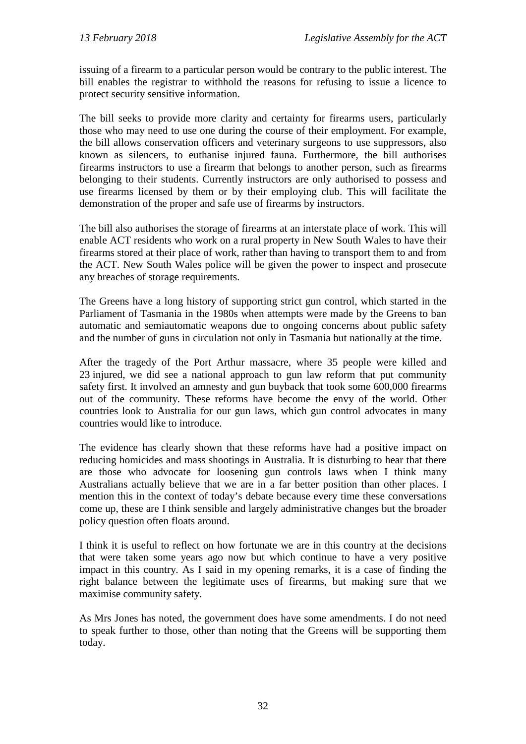issuing of a firearm to a particular person would be contrary to the public interest. The bill enables the registrar to withhold the reasons for refusing to issue a licence to protect security sensitive information.

The bill seeks to provide more clarity and certainty for firearms users, particularly those who may need to use one during the course of their employment. For example, the bill allows conservation officers and veterinary surgeons to use suppressors, also known as silencers, to euthanise injured fauna. Furthermore, the bill authorises firearms instructors to use a firearm that belongs to another person, such as firearms belonging to their students. Currently instructors are only authorised to possess and use firearms licensed by them or by their employing club. This will facilitate the demonstration of the proper and safe use of firearms by instructors.

The bill also authorises the storage of firearms at an interstate place of work. This will enable ACT residents who work on a rural property in New South Wales to have their firearms stored at their place of work, rather than having to transport them to and from the ACT. New South Wales police will be given the power to inspect and prosecute any breaches of storage requirements.

The Greens have a long history of supporting strict gun control, which started in the Parliament of Tasmania in the 1980s when attempts were made by the Greens to ban automatic and semiautomatic weapons due to ongoing concerns about public safety and the number of guns in circulation not only in Tasmania but nationally at the time.

After the tragedy of the Port Arthur massacre, where 35 people were killed and 23 injured, we did see a national approach to gun law reform that put community safety first. It involved an amnesty and gun buyback that took some 600,000 firearms out of the community. These reforms have become the envy of the world. Other countries look to Australia for our gun laws, which gun control advocates in many countries would like to introduce.

The evidence has clearly shown that these reforms have had a positive impact on reducing homicides and mass shootings in Australia. It is disturbing to hear that there are those who advocate for loosening gun controls laws when I think many Australians actually believe that we are in a far better position than other places. I mention this in the context of today's debate because every time these conversations come up, these are I think sensible and largely administrative changes but the broader policy question often floats around.

I think it is useful to reflect on how fortunate we are in this country at the decisions that were taken some years ago now but which continue to have a very positive impact in this country. As I said in my opening remarks, it is a case of finding the right balance between the legitimate uses of firearms, but making sure that we maximise community safety.

As Mrs Jones has noted, the government does have some amendments. I do not need to speak further to those, other than noting that the Greens will be supporting them today.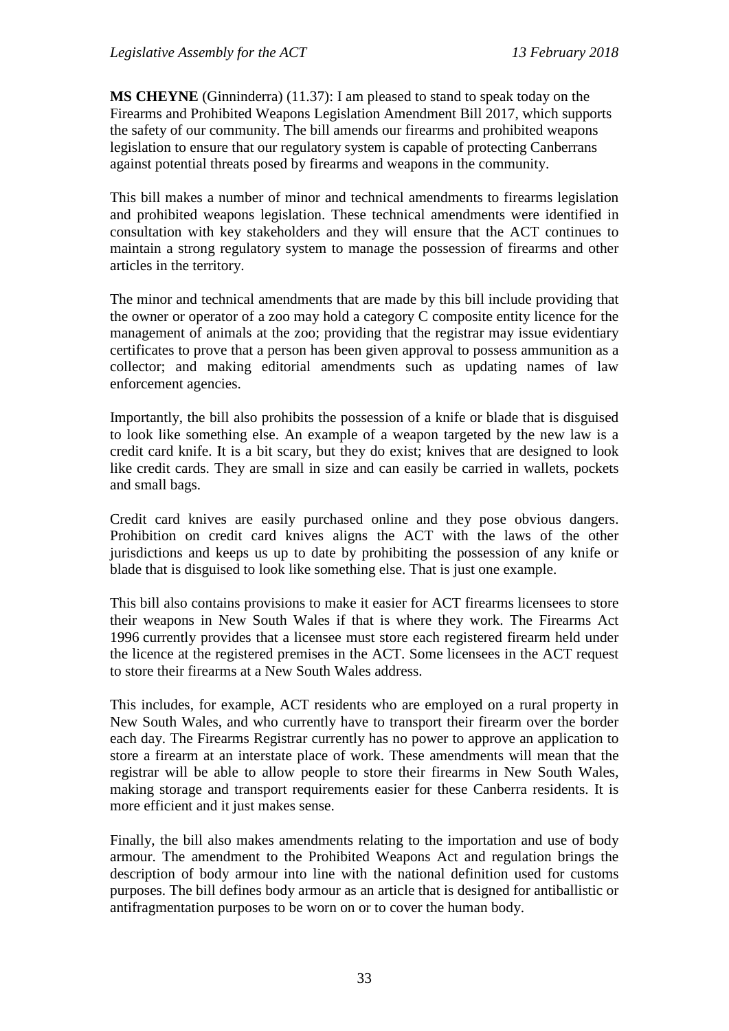**MS CHEYNE** (Ginninderra) (11.37): I am pleased to stand to speak today on the Firearms and Prohibited Weapons Legislation Amendment Bill 2017, which supports the safety of our community. The bill amends our firearms and prohibited weapons legislation to ensure that our regulatory system is capable of protecting Canberrans against potential threats posed by firearms and weapons in the community.

This bill makes a number of minor and technical amendments to firearms legislation and prohibited weapons legislation. These technical amendments were identified in consultation with key stakeholders and they will ensure that the ACT continues to maintain a strong regulatory system to manage the possession of firearms and other articles in the territory.

The minor and technical amendments that are made by this bill include providing that the owner or operator of a zoo may hold a category C composite entity licence for the management of animals at the zoo; providing that the registrar may issue evidentiary certificates to prove that a person has been given approval to possess ammunition as a collector; and making editorial amendments such as updating names of law enforcement agencies.

Importantly, the bill also prohibits the possession of a knife or blade that is disguised to look like something else. An example of a weapon targeted by the new law is a credit card knife. It is a bit scary, but they do exist; knives that are designed to look like credit cards. They are small in size and can easily be carried in wallets, pockets and small bags.

Credit card knives are easily purchased online and they pose obvious dangers. Prohibition on credit card knives aligns the ACT with the laws of the other jurisdictions and keeps us up to date by prohibiting the possession of any knife or blade that is disguised to look like something else. That is just one example.

This bill also contains provisions to make it easier for ACT firearms licensees to store their weapons in New South Wales if that is where they work. The Firearms Act 1996 currently provides that a licensee must store each registered firearm held under the licence at the registered premises in the ACT. Some licensees in the ACT request to store their firearms at a New South Wales address.

This includes, for example, ACT residents who are employed on a rural property in New South Wales, and who currently have to transport their firearm over the border each day. The Firearms Registrar currently has no power to approve an application to store a firearm at an interstate place of work. These amendments will mean that the registrar will be able to allow people to store their firearms in New South Wales, making storage and transport requirements easier for these Canberra residents. It is more efficient and it just makes sense.

Finally, the bill also makes amendments relating to the importation and use of body armour. The amendment to the Prohibited Weapons Act and regulation brings the description of body armour into line with the national definition used for customs purposes. The bill defines body armour as an article that is designed for antiballistic or antifragmentation purposes to be worn on or to cover the human body.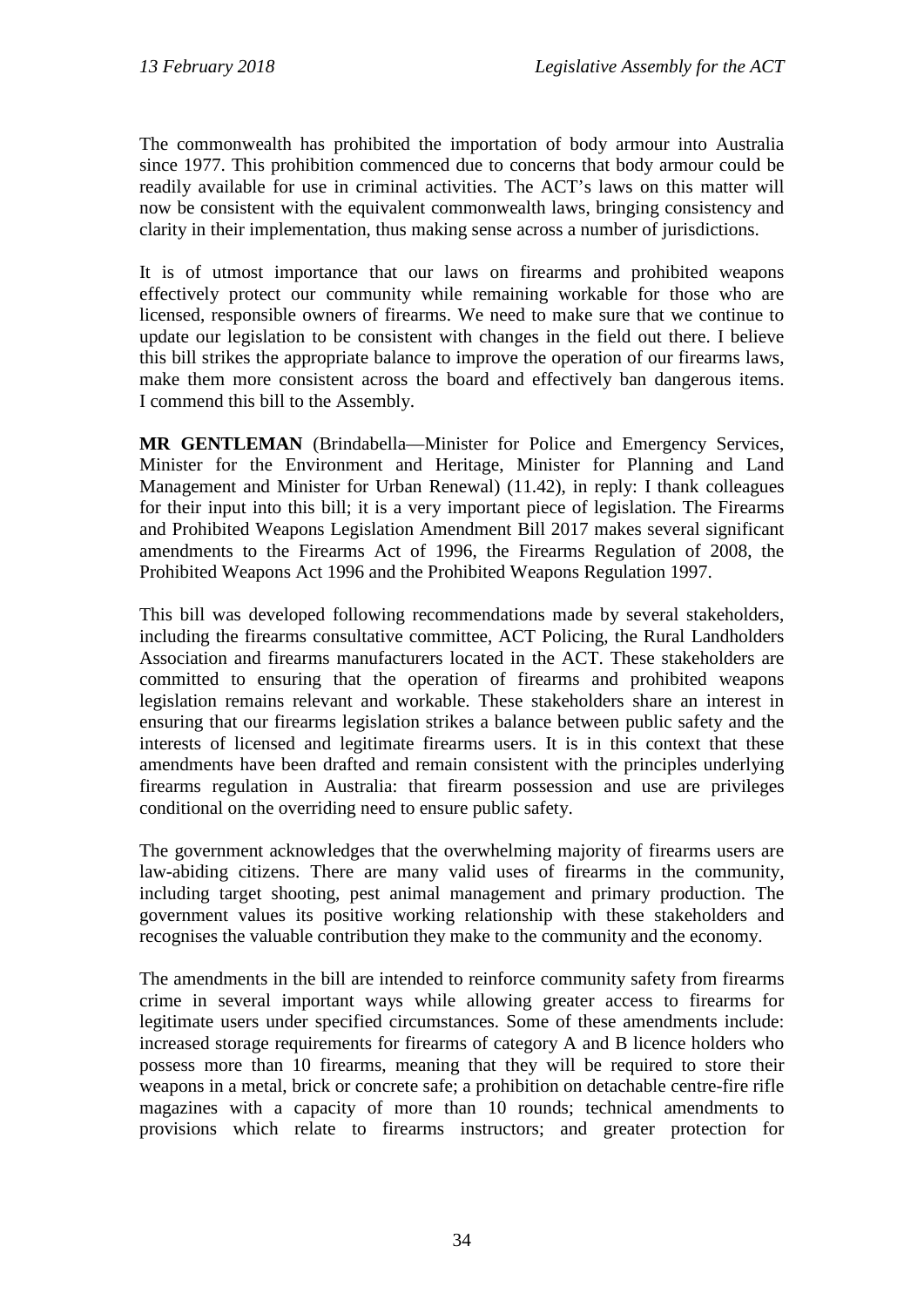The commonwealth has prohibited the importation of body armour into Australia since 1977. This prohibition commenced due to concerns that body armour could be readily available for use in criminal activities. The ACT's laws on this matter will now be consistent with the equivalent commonwealth laws, bringing consistency and clarity in their implementation, thus making sense across a number of jurisdictions.

It is of utmost importance that our laws on firearms and prohibited weapons effectively protect our community while remaining workable for those who are licensed, responsible owners of firearms. We need to make sure that we continue to update our legislation to be consistent with changes in the field out there. I believe this bill strikes the appropriate balance to improve the operation of our firearms laws, make them more consistent across the board and effectively ban dangerous items. I commend this bill to the Assembly.

**MR GENTLEMAN** (Brindabella—Minister for Police and Emergency Services, Minister for the Environment and Heritage, Minister for Planning and Land Management and Minister for Urban Renewal) (11.42), in reply: I thank colleagues for their input into this bill; it is a very important piece of legislation. The Firearms and Prohibited Weapons Legislation Amendment Bill 2017 makes several significant amendments to the Firearms Act of 1996, the Firearms Regulation of 2008, the Prohibited Weapons Act 1996 and the Prohibited Weapons Regulation 1997.

This bill was developed following recommendations made by several stakeholders, including the firearms consultative committee, ACT Policing, the Rural Landholders Association and firearms manufacturers located in the ACT. These stakeholders are committed to ensuring that the operation of firearms and prohibited weapons legislation remains relevant and workable. These stakeholders share an interest in ensuring that our firearms legislation strikes a balance between public safety and the interests of licensed and legitimate firearms users. It is in this context that these amendments have been drafted and remain consistent with the principles underlying firearms regulation in Australia: that firearm possession and use are privileges conditional on the overriding need to ensure public safety.

The government acknowledges that the overwhelming majority of firearms users are law-abiding citizens. There are many valid uses of firearms in the community, including target shooting, pest animal management and primary production. The government values its positive working relationship with these stakeholders and recognises the valuable contribution they make to the community and the economy.

The amendments in the bill are intended to reinforce community safety from firearms crime in several important ways while allowing greater access to firearms for legitimate users under specified circumstances. Some of these amendments include: increased storage requirements for firearms of category A and B licence holders who possess more than 10 firearms, meaning that they will be required to store their weapons in a metal, brick or concrete safe; a prohibition on detachable centre-fire rifle magazines with a capacity of more than 10 rounds; technical amendments to provisions which relate to firearms instructors; and greater protection for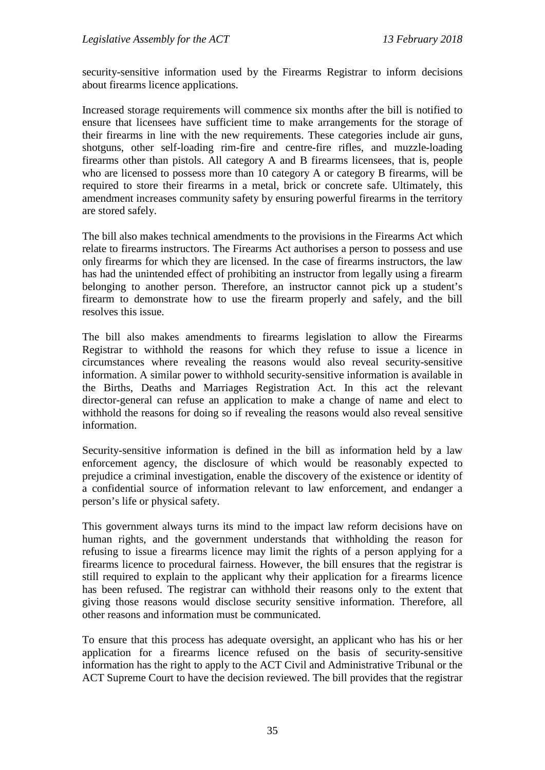security-sensitive information used by the Firearms Registrar to inform decisions about firearms licence applications.

Increased storage requirements will commence six months after the bill is notified to ensure that licensees have sufficient time to make arrangements for the storage of their firearms in line with the new requirements. These categories include air guns, shotguns, other self-loading rim-fire and centre-fire rifles, and muzzle-loading firearms other than pistols. All category A and B firearms licensees, that is, people who are licensed to possess more than 10 category A or category B firearms, will be required to store their firearms in a metal, brick or concrete safe. Ultimately, this amendment increases community safety by ensuring powerful firearms in the territory are stored safely.

The bill also makes technical amendments to the provisions in the Firearms Act which relate to firearms instructors. The Firearms Act authorises a person to possess and use only firearms for which they are licensed. In the case of firearms instructors, the law has had the unintended effect of prohibiting an instructor from legally using a firearm belonging to another person. Therefore, an instructor cannot pick up a student's firearm to demonstrate how to use the firearm properly and safely, and the bill resolves this issue.

The bill also makes amendments to firearms legislation to allow the Firearms Registrar to withhold the reasons for which they refuse to issue a licence in circumstances where revealing the reasons would also reveal security-sensitive information. A similar power to withhold security-sensitive information is available in the Births, Deaths and Marriages Registration Act. In this act the relevant director-general can refuse an application to make a change of name and elect to withhold the reasons for doing so if revealing the reasons would also reveal sensitive information.

Security-sensitive information is defined in the bill as information held by a law enforcement agency, the disclosure of which would be reasonably expected to prejudice a criminal investigation, enable the discovery of the existence or identity of a confidential source of information relevant to law enforcement, and endanger a person's life or physical safety.

This government always turns its mind to the impact law reform decisions have on human rights, and the government understands that withholding the reason for refusing to issue a firearms licence may limit the rights of a person applying for a firearms licence to procedural fairness. However, the bill ensures that the registrar is still required to explain to the applicant why their application for a firearms licence has been refused. The registrar can withhold their reasons only to the extent that giving those reasons would disclose security sensitive information. Therefore, all other reasons and information must be communicated.

To ensure that this process has adequate oversight, an applicant who has his or her application for a firearms licence refused on the basis of security-sensitive information has the right to apply to the ACT Civil and Administrative Tribunal or the ACT Supreme Court to have the decision reviewed. The bill provides that the registrar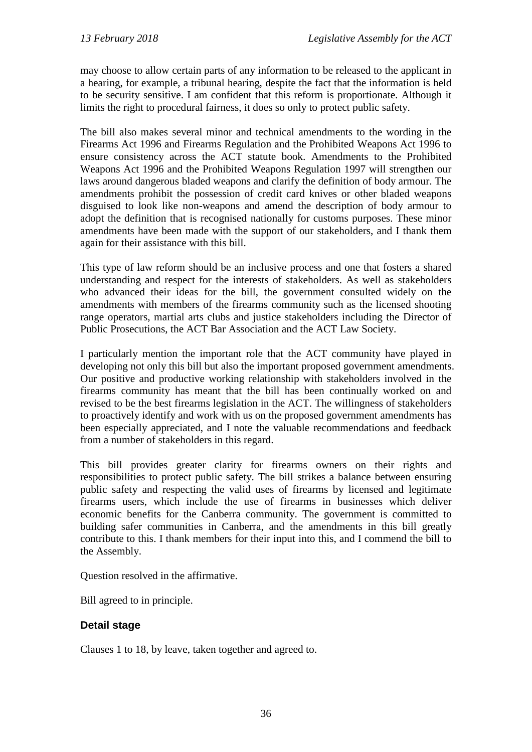may choose to allow certain parts of any information to be released to the applicant in a hearing, for example, a tribunal hearing, despite the fact that the information is held to be security sensitive. I am confident that this reform is proportionate. Although it limits the right to procedural fairness, it does so only to protect public safety.

The bill also makes several minor and technical amendments to the wording in the Firearms Act 1996 and Firearms Regulation and the Prohibited Weapons Act 1996 to ensure consistency across the ACT statute book. Amendments to the Prohibited Weapons Act 1996 and the Prohibited Weapons Regulation 1997 will strengthen our laws around dangerous bladed weapons and clarify the definition of body armour. The amendments prohibit the possession of credit card knives or other bladed weapons disguised to look like non-weapons and amend the description of body armour to adopt the definition that is recognised nationally for customs purposes. These minor amendments have been made with the support of our stakeholders, and I thank them again for their assistance with this bill.

This type of law reform should be an inclusive process and one that fosters a shared understanding and respect for the interests of stakeholders. As well as stakeholders who advanced their ideas for the bill, the government consulted widely on the amendments with members of the firearms community such as the licensed shooting range operators, martial arts clubs and justice stakeholders including the Director of Public Prosecutions, the ACT Bar Association and the ACT Law Society.

I particularly mention the important role that the ACT community have played in developing not only this bill but also the important proposed government amendments. Our positive and productive working relationship with stakeholders involved in the firearms community has meant that the bill has been continually worked on and revised to be the best firearms legislation in the ACT. The willingness of stakeholders to proactively identify and work with us on the proposed government amendments has been especially appreciated, and I note the valuable recommendations and feedback from a number of stakeholders in this regard.

This bill provides greater clarity for firearms owners on their rights and responsibilities to protect public safety. The bill strikes a balance between ensuring public safety and respecting the valid uses of firearms by licensed and legitimate firearms users, which include the use of firearms in businesses which deliver economic benefits for the Canberra community. The government is committed to building safer communities in Canberra, and the amendments in this bill greatly contribute to this. I thank members for their input into this, and I commend the bill to the Assembly.

Question resolved in the affirmative.

Bill agreed to in principle.

### Detail stage

Clauses 1 to 18, by leave, taken together and agreed to.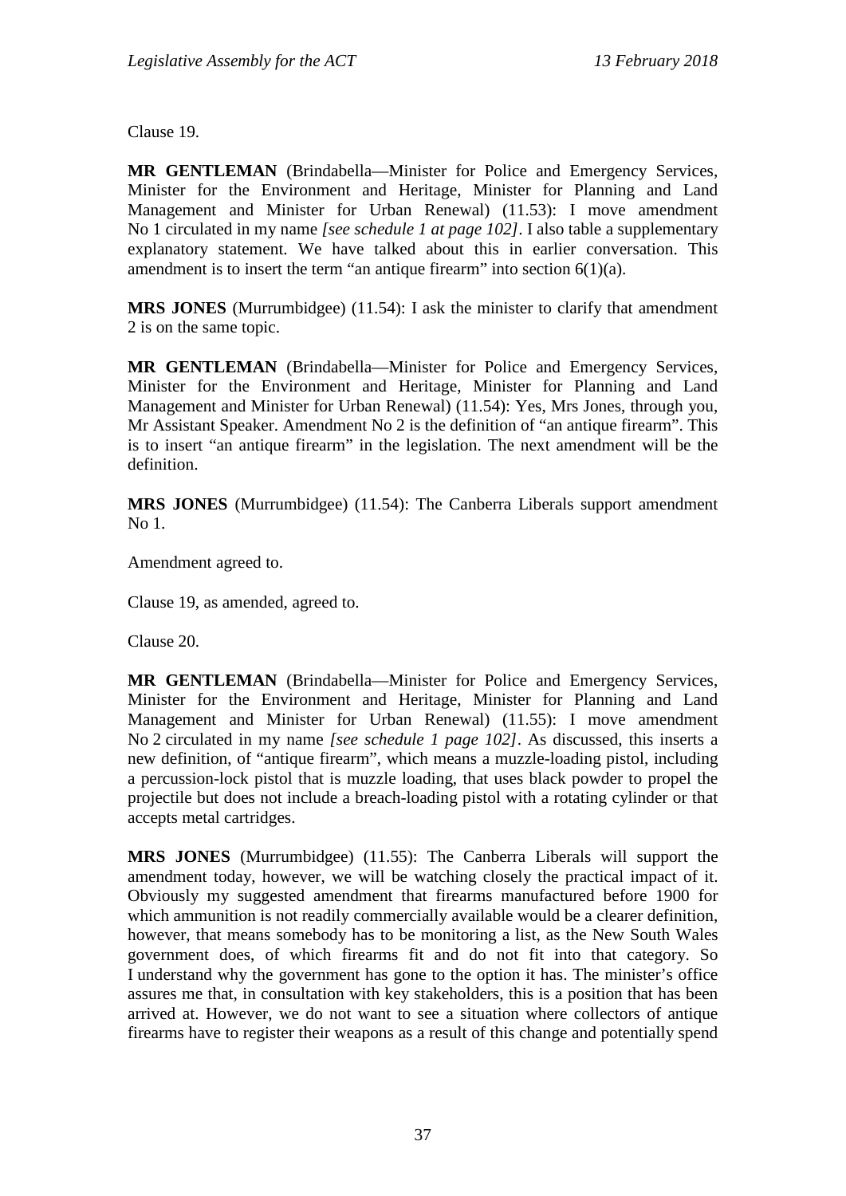Clause 19.

**MR GENTLEMAN** (Brindabella—Minister for Police and Emergency Services, Minister for the Environment and Heritage, Minister for Planning and Land Management and Minister for Urban Renewal) (11.53): I move amendment No 1 circulated in my name *[see schedule 1 at page 102]*. I also table a supplementary explanatory statement. We have talked about this in earlier conversation. This amendment is to insert the term "an antique firearm" into section 6(1)(a).

**MRS JONES** (Murrumbidgee) (11.54): I ask the minister to clarify that amendment 2 is on the same topic.

**MR GENTLEMAN** (Brindabella—Minister for Police and Emergency Services, Minister for the Environment and Heritage, Minister for Planning and Land Management and Minister for Urban Renewal) (11.54): Yes, Mrs Jones, through you, Mr Assistant Speaker. Amendment No 2 is the definition of "an antique firearm". This is to insert "an antique firearm" in the legislation. The next amendment will be the definition.

**MRS JONES** (Murrumbidgee) (11.54): The Canberra Liberals support amendment No 1.

Amendment agreed to.

Clause 19, as amended, agreed to.

Clause 20.

**MR GENTLEMAN** (Brindabella—Minister for Police and Emergency Services, Minister for the Environment and Heritage, Minister for Planning and Land Management and Minister for Urban Renewal) (11.55): I move amendment No 2 circulated in my name *[see schedule 1 page 102]*. As discussed, this inserts a new definition, of "antique firearm", which means a muzzle-loading pistol, including a percussion-lock pistol that is muzzle loading, that uses black powder to propel the projectile but does not include a breach-loading pistol with a rotating cylinder or that accepts metal cartridges.

**MRS JONES** (Murrumbidgee) (11.55): The Canberra Liberals will support the amendment today, however, we will be watching closely the practical impact of it. Obviously my suggested amendment that firearms manufactured before 1900 for which ammunition is not readily commercially available would be a clearer definition, however, that means somebody has to be monitoring a list, as the New South Wales government does, of which firearms fit and do not fit into that category. So I understand why the government has gone to the option it has. The minister's office assures me that, in consultation with key stakeholders, this is a position that has been arrived at. However, we do not want to see a situation where collectors of antique firearms have to register their weapons as a result of this change and potentially spend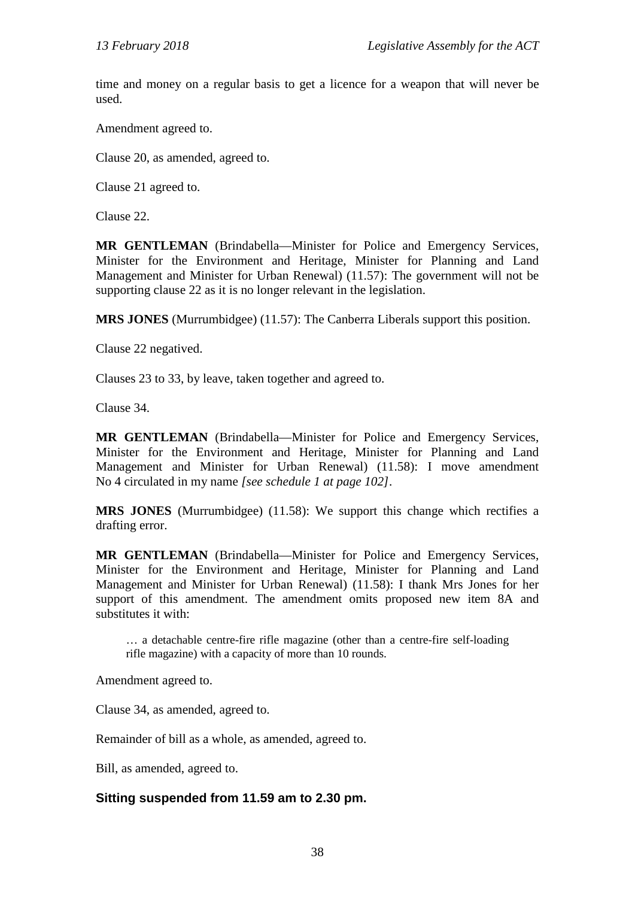time and money on a regular basis to get a licence for a weapon that will never be used.

Amendment agreed to.

Clause 20, as amended, agreed to.

Clause 21 agreed to.

Clause 22.

**MR GENTLEMAN** (Brindabella—Minister for Police and Emergency Services, Minister for the Environment and Heritage, Minister for Planning and Land Management and Minister for Urban Renewal) (11.57): The government will not be supporting clause 22 as it is no longer relevant in the legislation.

**MRS JONES** (Murrumbidgee) (11.57): The Canberra Liberals support this position.

Clause 22 negatived.

Clauses 23 to 33, by leave, taken together and agreed to.

Clause 34.

**MR GENTLEMAN** (Brindabella—Minister for Police and Emergency Services, Minister for the Environment and Heritage, Minister for Planning and Land Management and Minister for Urban Renewal) (11.58): I move amendment No 4 circulated in my name *[see schedule 1 at page 102]*.

**MRS JONES** (Murrumbidgee) (11.58): We support this change which rectifies a drafting error.

**MR GENTLEMAN** (Brindabella—Minister for Police and Emergency Services, Minister for the Environment and Heritage, Minister for Planning and Land Management and Minister for Urban Renewal) (11.58): I thank Mrs Jones for her support of this amendment. The amendment omits proposed new item 8A and substitutes it with:

> … a detachable centre-fire rifle magazine (other than a centre-fire self-loading rifle magazine) with a capacity of more than 10 rounds.

Amendment agreed to.

Clause 34, as amended, agreed to.

Remainder of bill as a whole, as amended, agreed to.

Bill, as amended, agreed to.

## Sitting suspended from 11.59 am to 2.30 pm.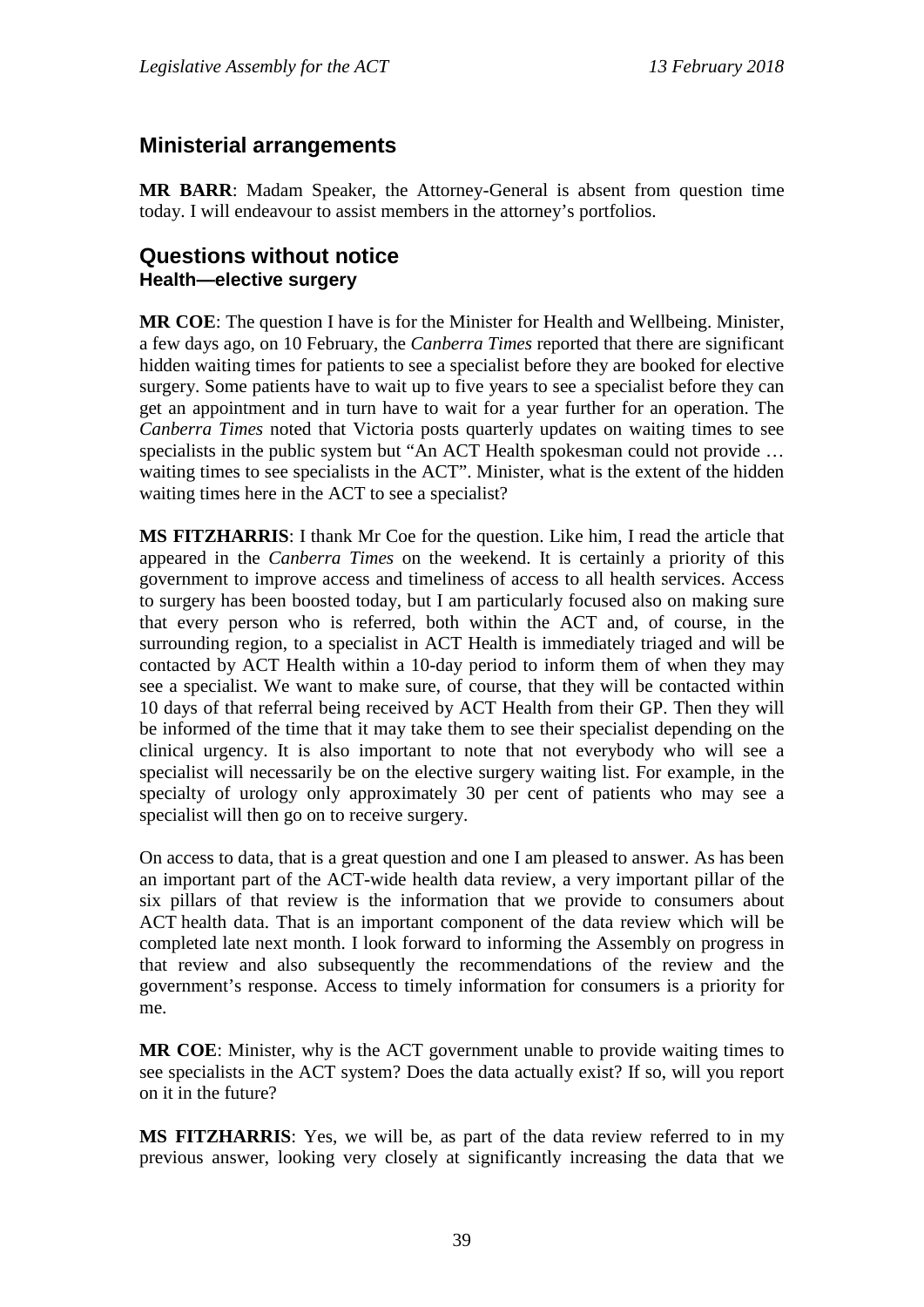## Ministerial arrangements

**MR BARR**: Madam Speaker, the Attorney-General is absent from question time today. I will endeavour to assist members in the attorney's portfolios.

## Questions without notice

### Health—elective surgery

**MR COE**: The question I have is for the Minister for Health and Wellbeing. Minister, a few days ago, on 10 February, the *Canberra Times* reported that there are significant hidden waiting times for patients to see a specialist before they are booked for elective surgery. Some patients have to wait up to five years to see a specialist before they can get an appointment and in turn have to wait for a year further for an operation. The *Canberra Times* noted that Victoria posts quarterly updates on waiting times to see specialists in the public system but "An ACT Health spokesman could not provide … waiting times to see specialists in the ACT". Minister, what is the extent of the hidden waiting times here in the ACT to see a specialist?

**MS FITZHARRIS**: I thank Mr Coe for the question. Like him, I read the article that appeared in the *Canberra Times* on the weekend. It is certainly a priority of this government to improve access and timeliness of access to all health services. Access to surgery has been boosted today, but I am particularly focused also on making sure that every person who is referred, both within the ACT and, of course, in the surrounding region, to a specialist in ACT Health is immediately triaged and will be contacted by ACT Health within a 10-day period to inform them of when they may see a specialist. We want to make sure, of course, that they will be contacted within 10 days of that referral being received by ACT Health from their GP. Then they will be informed of the time that it may take them to see their specialist depending on the clinical urgency. It is also important to note that not everybody who will see a specialist will necessarily be on the elective surgery waiting list. For example, in the specialty of urology only approximately 30 per cent of patients who may see a specialist will then go on to receive surgery.

On access to data, that is a great question and one I am pleased to answer. As has been an important part of the ACT-wide health data review, a very important pillar of the six pillars of that review is the information that we provide to consumers about ACT health data. That is an important component of the data review which will be completed late next month. I look forward to informing the Assembly on progress in that review and also subsequently the recommendations of the review and the government's response. Access to timely information for consumers is a priority for me.

**MR COE**: Minister, why is the ACT government unable to provide waiting times to see specialists in the ACT system? Does the data actually exist? If so, will you report on it in the future?

**MS FITZHARRIS**: Yes, we will be, as part of the data review referred to in my previous answer, looking very closely at significantly increasing the data that we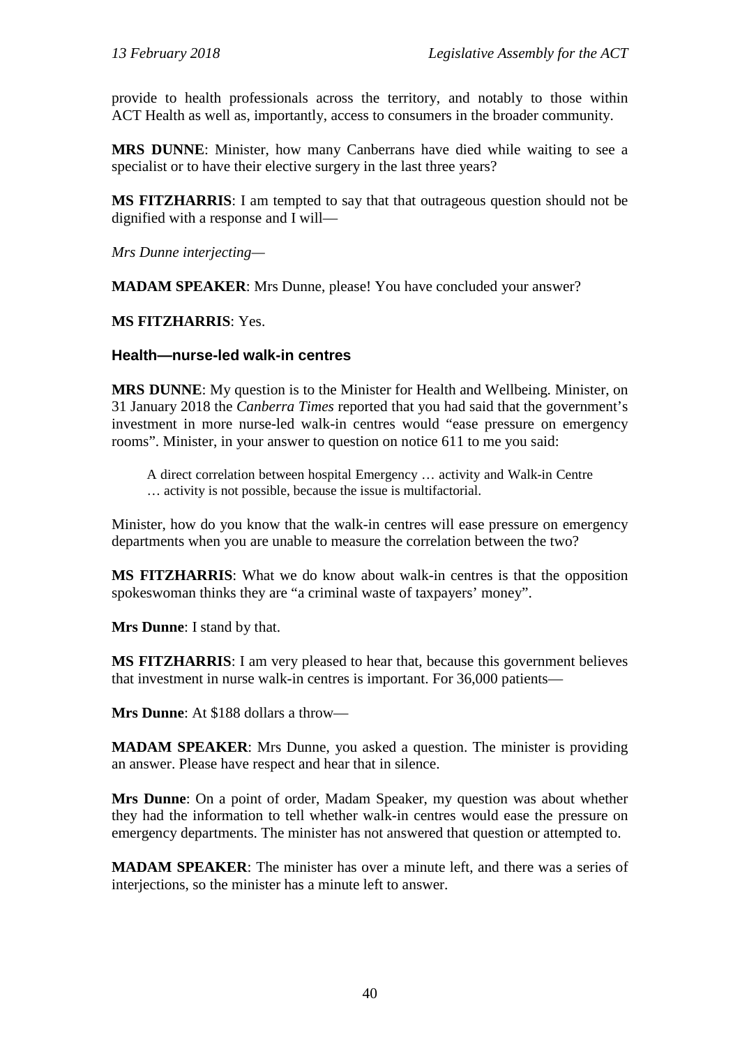provide to health professionals across the territory, and notably to those within ACT Health as well as, importantly, access to consumers in the broader community.

**MRS DUNNE**: Minister, how many Canberrans have died while waiting to see a specialist or to have their elective surgery in the last three years?

**MS FITZHARRIS**: I am tempted to say that that outrageous question should not be dignified with a response and I will—

*Mrs Dunne interjecting—*

**MADAM SPEAKER**: Mrs Dunne, please! You have concluded your answer?

**MS FITZHARRIS**: Yes.

### Health—nurse-led walk-in centres

**MRS DUNNE**: My question is to the Minister for Health and Wellbeing. Minister, on 31 January 2018 the *Canberra Times* reported that you had said that the government's investment in more nurse-led walk-in centres would "ease pressure on emergency rooms". Minister, in your answer to question on notice 611 to me you said:

> A direct correlation between hospital Emergency … activity and Walk-in Centre … activity is not possible, because the issue is multifactorial.

Minister, how do you know that the walk-in centres will ease pressure on emergency departments when you are unable to measure the correlation between the two?

**MS FITZHARRIS**: What we do know about walk-in centres is that the opposition spokeswoman thinks they are "a criminal waste of taxpayers' money".

**Mrs Dunne**: I stand by that.

**MS FITZHARRIS**: I am very pleased to hear that, because this government believes that investment in nurse walk-in centres is important. For 36,000 patients—

**Mrs Dunne**: At $188 dollars a throw—

**MADAM SPEAKER**: Mrs Dunne, you asked a question. The minister is providing an answer. Please have respect and hear that in silence.

**Mrs Dunne**: On a point of order, Madam Speaker, my question was about whether they had the information to tell whether walk-in centres would ease the pressure on emergency departments. The minister has not answered that question or attempted to.

**MADAM SPEAKER**: The minister has over a minute left, and there was a series of interjections, so the minister has a minute left to answer.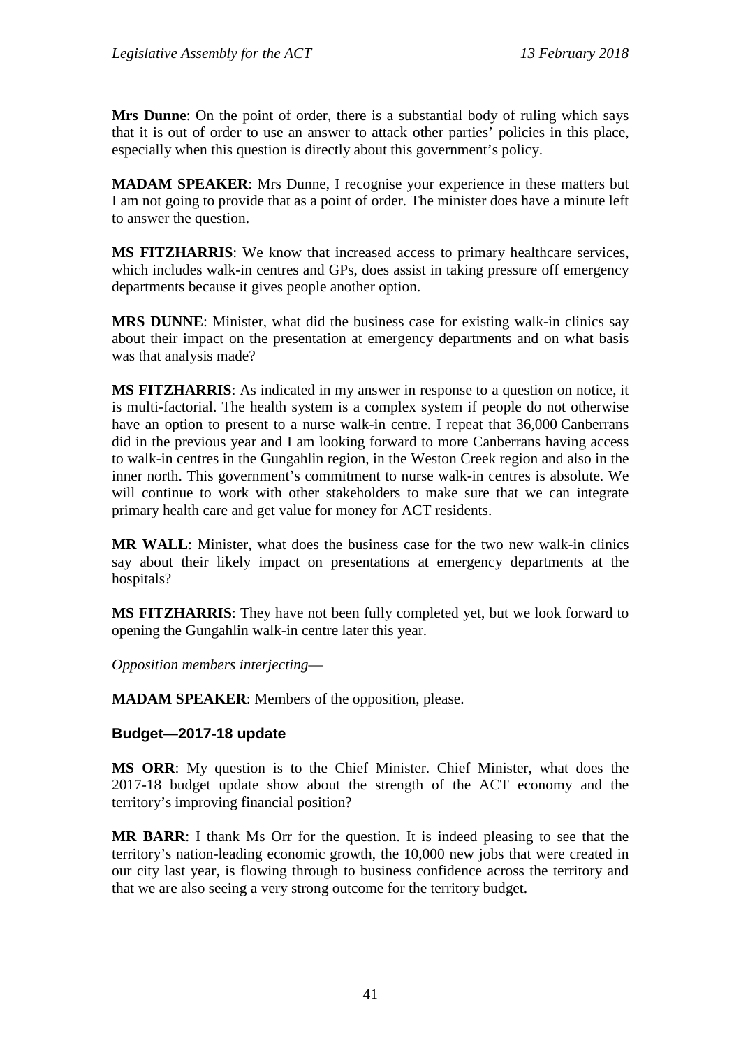**Mrs Dunne**: On the point of order, there is a substantial body of ruling which says that it is out of order to use an answer to attack other parties' policies in this place, especially when this question is directly about this government's policy.

**MADAM SPEAKER**: Mrs Dunne, I recognise your experience in these matters but I am not going to provide that as a point of order. The minister does have a minute left to answer the question.

**MS FITZHARRIS**: We know that increased access to primary healthcare services, which includes walk-in centres and GPs, does assist in taking pressure off emergency departments because it gives people another option.

**MRS DUNNE**: Minister, what did the business case for existing walk-in clinics say about their impact on the presentation at emergency departments and on what basis was that analysis made?

**MS FITZHARRIS**: As indicated in my answer in response to a question on notice, it is multi-factorial. The health system is a complex system if people do not otherwise have an option to present to a nurse walk-in centre. I repeat that 36,000 Canberrans did in the previous year and I am looking forward to more Canberrans having access to walk-in centres in the Gungahlin region, in the Weston Creek region and also in the inner north. This government's commitment to nurse walk-in centres is absolute. We will continue to work with other stakeholders to make sure that we can integrate primary health care and get value for money for ACT residents.

**MR WALL**: Minister, what does the business case for the two new walk-in clinics say about their likely impact on presentations at emergency departments at the hospitals?

**MS FITZHARRIS**: They have not been fully completed yet, but we look forward to opening the Gungahlin walk-in centre later this year.

*Opposition members interjecting*—

**MADAM SPEAKER**: Members of the opposition, please.

## Budget—2017-18 update

**MS ORR**: My question is to the Chief Minister. Chief Minister, what does the 2017-18 budget update show about the strength of the ACT economy and the territory's improving financial position?

**MR BARR**: I thank Ms Orr for the question. It is indeed pleasing to see that the territory's nation-leading economic growth, the 10,000 new jobs that were created in our city last year, is flowing through to business confidence across the territory and that we are also seeing a very strong outcome for the territory budget.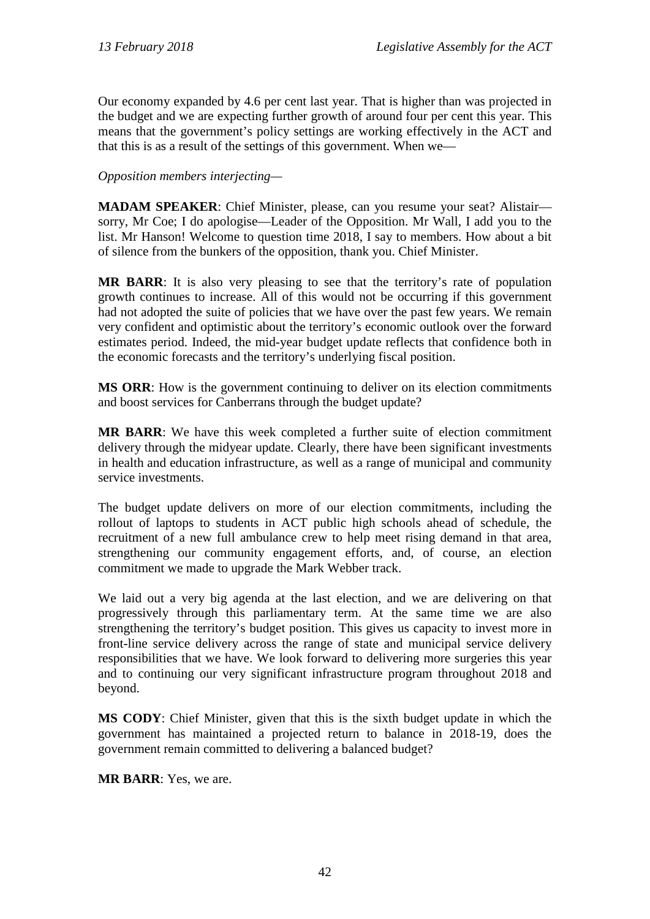Our economy expanded by 4.6 per cent last year. That is higher than was projected in the budget and we are expecting further growth of around four per cent this year. This means that the government's policy settings are working effectively in the ACT and that this is as a result of the settings of this government. When we—

*Opposition members interjecting*—

**MADAM SPEAKER**: Chief Minister, please, can you resume your seat? Alistair—sorry, Mr Coe; I do apologise—Leader of the Opposition. Mr Wall, I add you to the list. Mr Hanson! Welcome to question time 2018, I say to members. How about a bit of silence from the bunkers of the opposition, thank you. Chief Minister.

**MR BARR**: It is also very pleasing to see that the territory's rate of population growth continues to increase. All of this would not be occurring if this government had not adopted the suite of policies that we have over the past few years. We remain very confident and optimistic about the territory's economic outlook over the forward estimates period. Indeed, the mid-year budget update reflects that confidence both in the economic forecasts and the territory's underlying fiscal position.

**MS ORR**: How is the government continuing to deliver on its election commitments and boost services for Canberrans through the budget update?

**MR BARR**: We have this week completed a further suite of election commitment delivery through the midyear update. Clearly, there have been significant investments in health and education infrastructure, as well as a range of municipal and community service investments.

The budget update delivers on more of our election commitments, including the rollout of laptops to students in ACT public high schools ahead of schedule, the recruitment of a new full ambulance crew to help meet rising demand in that area, strengthening our community engagement efforts, and, of course, an election commitment we made to upgrade the Mark Webber track.

We laid out a very big agenda at the last election, and we are delivering on that progressively through this parliamentary term. At the same time we are also strengthening the territory's budget position. This gives us capacity to invest more in front-line service delivery across the range of state and municipal service delivery responsibilities that we have. We look forward to delivering more surgeries this year and to continuing our very significant infrastructure program throughout 2018 and beyond.

**MS CODY**: Chief Minister, given that this is the sixth budget update in which the government has maintained a projected return to balance in 2018-19, does the government remain committed to delivering a balanced budget?

**MR BARR**: Yes, we are.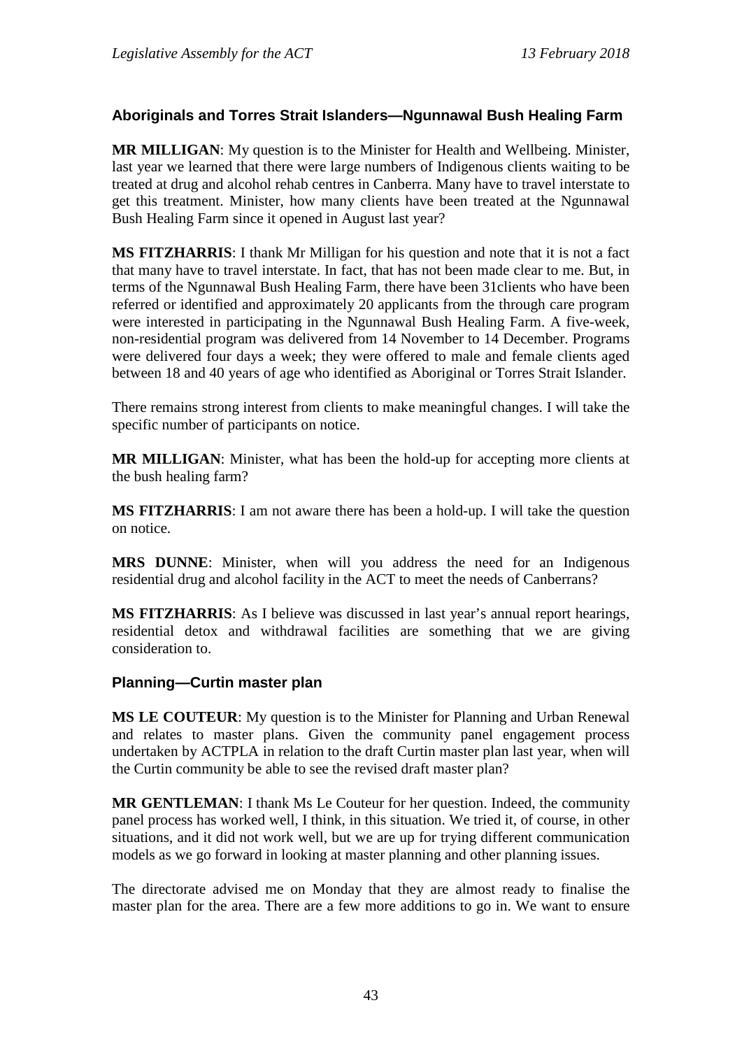### Aboriginals and Torres Strait Islanders—Ngunnawal Bush Healing Farm

**MR MILLIGAN**: My question is to the Minister for Health and Wellbeing. Minister, last year we learned that there were large numbers of Indigenous clients waiting to be treated at drug and alcohol rehab centres in Canberra. Many have to travel interstate to get this treatment. Minister, how many clients have been treated at the Ngunnawal Bush Healing Farm since it opened in August last year?

**MS FITZHARRIS**: I thank Mr Milligan for his question and note that it is not a fact that many have to travel interstate. In fact, that has not been made clear to me. But, in terms of the Ngunnawal Bush Healing Farm, there have been 31clients who have been referred or identified and approximately 20 applicants from the through care program were interested in participating in the Ngunnawal Bush Healing Farm. A five-week, non-residential program was delivered from 14 November to 14 December. Programs were delivered four days a week; they were offered to male and female clients aged between 18 and 40 years of age who identified as Aboriginal or Torres Strait Islander.

There remains strong interest from clients to make meaningful changes. I will take the specific number of participants on notice.

**MR MILLIGAN**: Minister, what has been the hold-up for accepting more clients at the bush healing farm?

**MS FITZHARRIS**: I am not aware there has been a hold-up. I will take the question on notice.

**MRS DUNNE**: Minister, when will you address the need for an Indigenous residential drug and alcohol facility in the ACT to meet the needs of Canberrans?

**MS FITZHARRIS**: As I believe was discussed in last year's annual report hearings, residential detox and withdrawal facilities are something that we are giving consideration to.

### Planning—Curtin master plan

**MS LE COUTEUR**: My question is to the Minister for Planning and Urban Renewal and relates to master plans. Given the community panel engagement process undertaken by ACTPLA in relation to the draft Curtin master plan last year, when will the Curtin community be able to see the revised draft master plan?

**MR GENTLEMAN**: I thank Ms Le Couteur for her question. Indeed, the community panel process has worked well, I think, in this situation. We tried it, of course, in other situations, and it did not work well, but we are up for trying different communication models as we go forward in looking at master planning and other planning issues.

The directorate advised me on Monday that they are almost ready to finalise the master plan for the area. There are a few more additions to go in. We want to ensure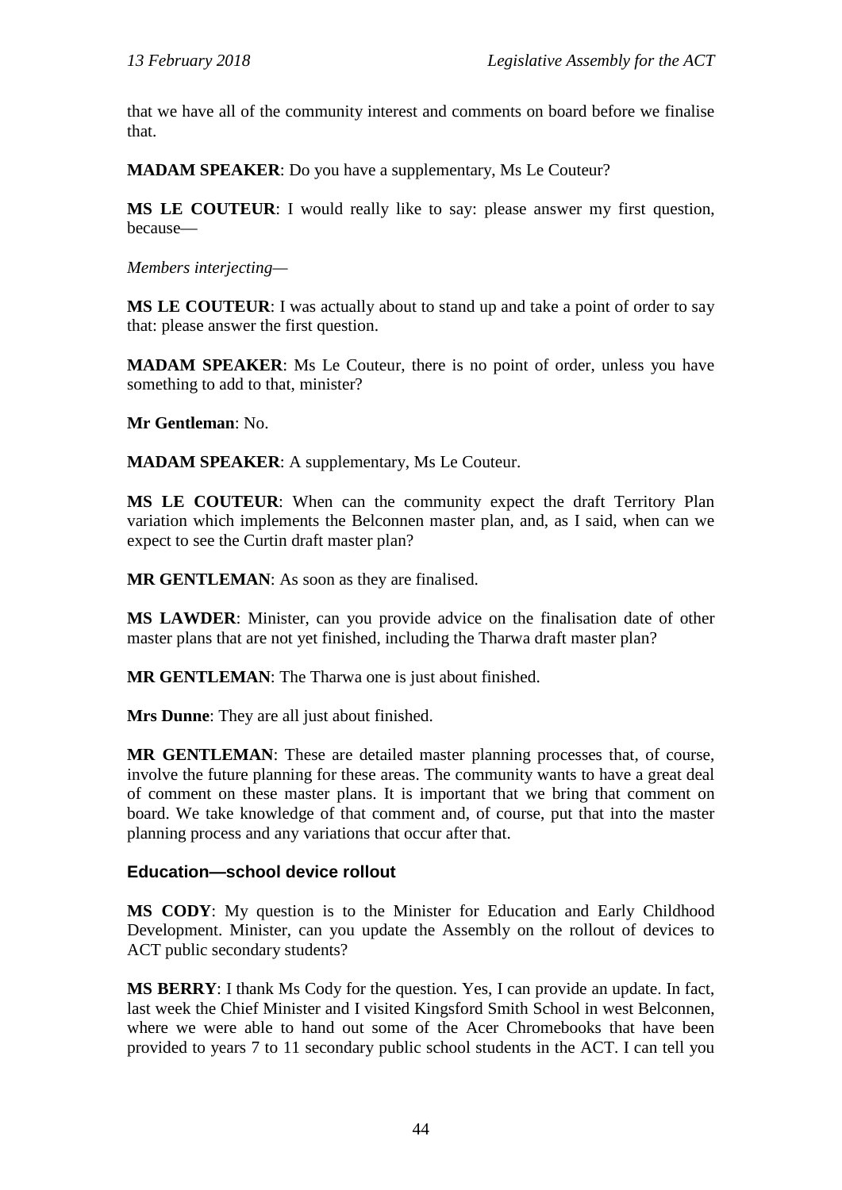that we have all of the community interest and comments on board before we finalise that.

**MADAM SPEAKER**: Do you have a supplementary, Ms Le Couteur?

**MS LE COUTEUR**: I would really like to say: please answer my first question, because—

*Members interjecting—*

**MS LE COUTEUR**: I was actually about to stand up and take a point of order to say that: please answer the first question.

**MADAM SPEAKER**: Ms Le Couteur, there is no point of order, unless you have something to add to that, minister?

**Mr Gentleman**: No.

**MADAM SPEAKER**: A supplementary, Ms Le Couteur.

**MS LE COUTEUR**: When can the community expect the draft Territory Plan variation which implements the Belconnen master plan, and, as I said, when can we expect to see the Curtin draft master plan?

**MR GENTLEMAN**: As soon as they are finalised.

**MS LAWDER**: Minister, can you provide advice on the finalisation date of other master plans that are not yet finished, including the Tharwa draft master plan?

**MR GENTLEMAN**: The Tharwa one is just about finished.

**Mrs Dunne**: They are all just about finished.

**MR GENTLEMAN**: These are detailed master planning processes that, of course, involve the future planning for these areas. The community wants to have a great deal of comment on these master plans. It is important that we bring that comment on board. We take knowledge of that comment and, of course, put that into the master planning process and any variations that occur after that.

## Education—school device rollout

**MS CODY**: My question is to the Minister for Education and Early Childhood Development. Minister, can you update the Assembly on the rollout of devices to ACT public secondary students?

**MS BERRY**: I thank Ms Cody for the question. Yes, I can provide an update. In fact, last week the Chief Minister and I visited Kingsford Smith School in west Belconnen, where we were able to hand out some of the Acer Chromebooks that have been provided to years 7 to 11 secondary public school students in the ACT. I can tell you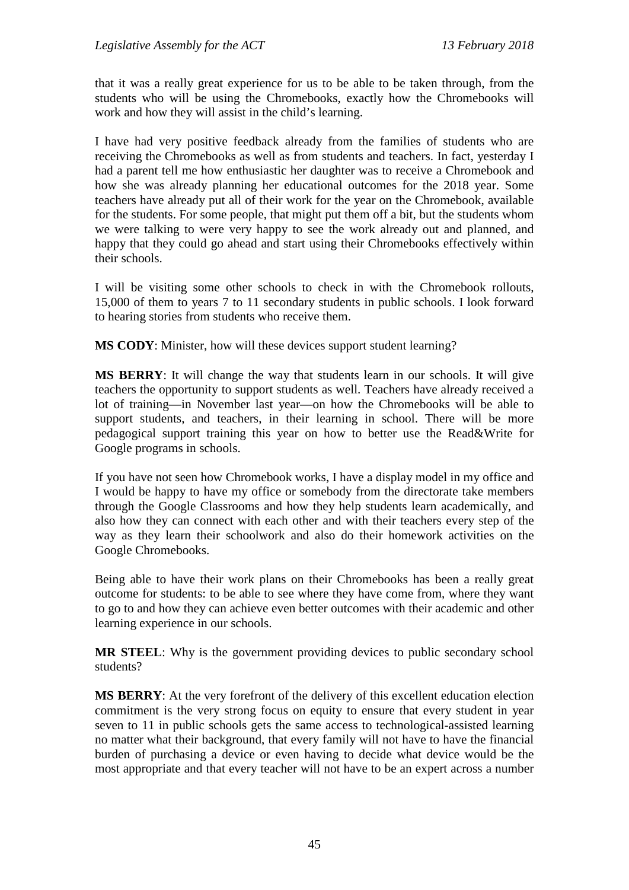that it was a really great experience for us to be able to be taken through, from the students who will be using the Chromebooks, exactly how the Chromebooks will work and how they will assist in the child's learning.

I have had very positive feedback already from the families of students who are receiving the Chromebooks as well as from students and teachers. In fact, yesterday I had a parent tell me how enthusiastic her daughter was to receive a Chromebook and how she was already planning her educational outcomes for the 2018 year. Some teachers have already put all of their work for the year on the Chromebook, available for the students. For some people, that might put them off a bit, but the students whom we were talking to were very happy to see the work already out and planned, and happy that they could go ahead and start using their Chromebooks effectively within their schools.

I will be visiting some other schools to check in with the Chromebook rollouts, 15,000 of them to years 7 to 11 secondary students in public schools. I look forward to hearing stories from students who receive them.

**MS CODY**: Minister, how will these devices support student learning?

**MS BERRY**: It will change the way that students learn in our schools. It will give teachers the opportunity to support students as well. Teachers have already received a lot of training—in November last year—on how the Chromebooks will be able to support students, and teachers, in their learning in school. There will be more pedagogical support training this year on how to better use the Read&Write for Google programs in schools.

If you have not seen how Chromebook works, I have a display model in my office and I would be happy to have my office or somebody from the directorate take members through the Google Classrooms and how they help students learn academically, and also how they can connect with each other and with their teachers every step of the way as they learn their schoolwork and also do their homework activities on the Google Chromebooks.

Being able to have their work plans on their Chromebooks has been a really great outcome for students: to be able to see where they have come from, where they want to go to and how they can achieve even better outcomes with their academic and other learning experience in our schools.

**MR STEEL**: Why is the government providing devices to public secondary school students?

**MS BERRY**: At the very forefront of the delivery of this excellent education election commitment is the very strong focus on equity to ensure that every student in year seven to 11 in public schools gets the same access to technological-assisted learning no matter what their background, that every family will not have to have the financial burden of purchasing a device or even having to decide what device would be the most appropriate and that every teacher will not have to be an expert across a number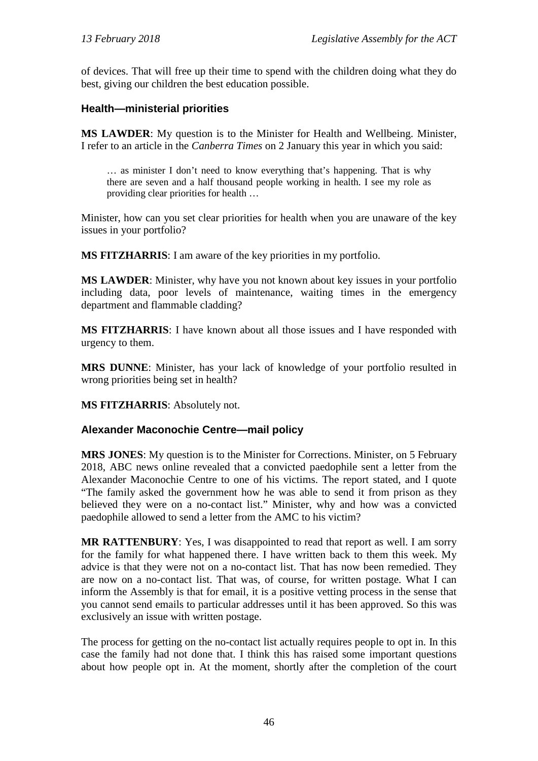of devices. That will free up their time to spend with the children doing what they do best, giving our children the best education possible.

### Health—ministerial priorities

**MS LAWDER**: My question is to the Minister for Health and Wellbeing. Minister, I refer to an article in the *Canberra Times* on 2 January this year in which you said:

> … as minister I don't need to know everything that's happening. That is why there are seven and a half thousand people working in health. I see my role as providing clear priorities for health …

Minister, how can you set clear priorities for health when you are unaware of the key issues in your portfolio?

**MS FITZHARRIS**: I am aware of the key priorities in my portfolio.

**MS LAWDER**: Minister, why have you not known about key issues in your portfolio including data, poor levels of maintenance, waiting times in the emergency department and flammable cladding?

**MS FITZHARRIS**: I have known about all those issues and I have responded with urgency to them.

**MRS DUNNE**: Minister, has your lack of knowledge of your portfolio resulted in wrong priorities being set in health?

**MS FITZHARRIS**: Absolutely not.

### Alexander Maconochie Centre—mail policy

**MRS JONES**: My question is to the Minister for Corrections. Minister, on 5 February 2018, ABC news online revealed that a convicted paedophile sent a letter from the Alexander Maconochie Centre to one of his victims. The report stated, and I quote "The family asked the government how he was able to send it from prison as they believed they were on a no-contact list." Minister, why and how was a convicted paedophile allowed to send a letter from the AMC to his victim?

**MR RATTENBURY**: Yes, I was disappointed to read that report as well. I am sorry for the family for what happened there. I have written back to them this week. My advice is that they were not on a no-contact list. That has now been remedied. They are now on a no-contact list. That was, of course, for written postage. What I can inform the Assembly is that for email, it is a positive vetting process in the sense that you cannot send emails to particular addresses until it has been approved. So this was exclusively an issue with written postage.

The process for getting on the no-contact list actually requires people to opt in. In this case the family had not done that. I think this has raised some important questions about how people opt in. At the moment, shortly after the completion of the court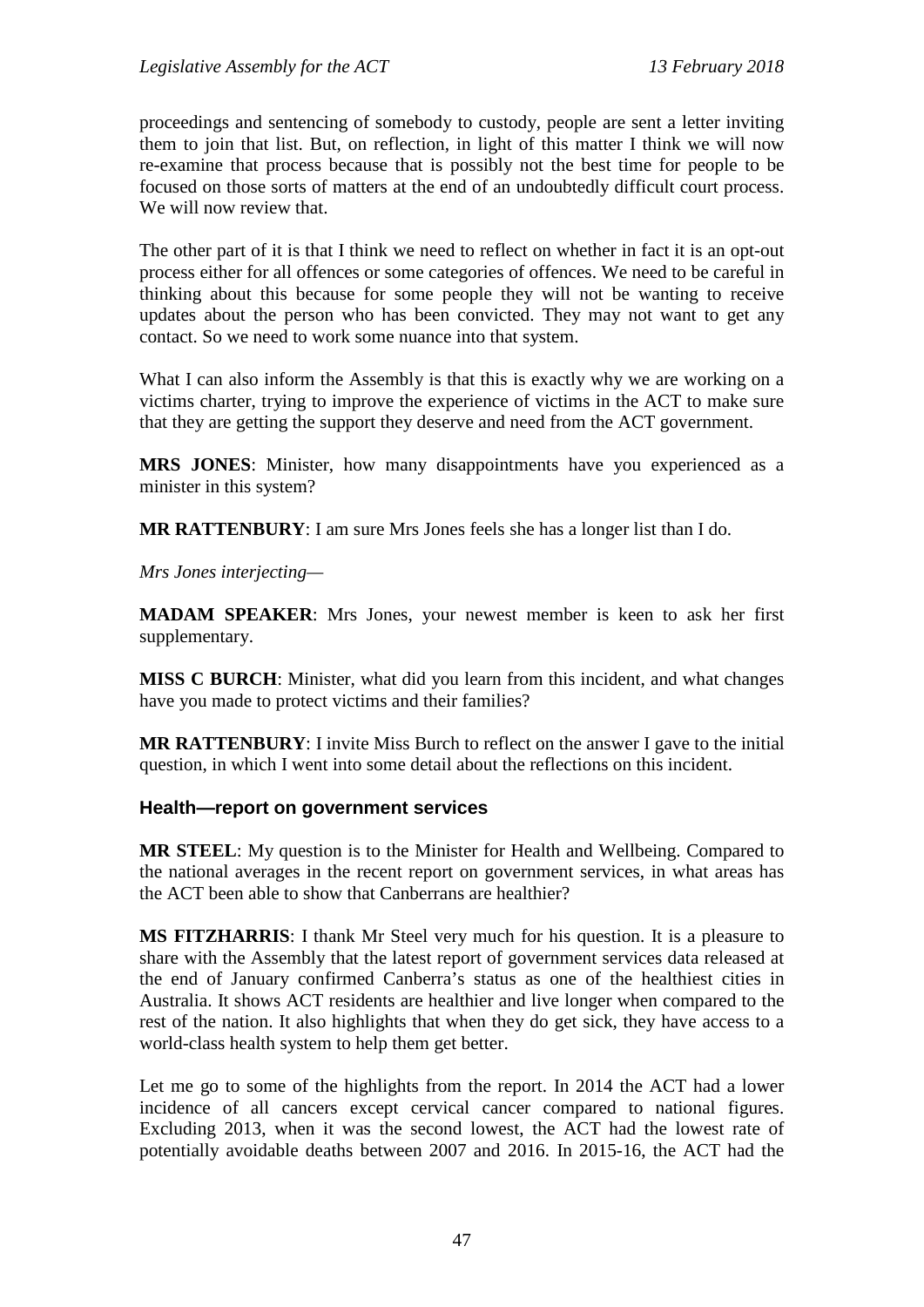proceedings and sentencing of somebody to custody, people are sent a letter inviting them to join that list. But, on reflection, in light of this matter I think we will now re-examine that process because that is possibly not the best time for people to be focused on those sorts of matters at the end of an undoubtedly difficult court process. We will now review that.

The other part of it is that I think we need to reflect on whether in fact it is an opt-out process either for all offences or some categories of offences. We need to be careful in thinking about this because for some people they will not be wanting to receive updates about the person who has been convicted. They may not want to get any contact. So we need to work some nuance into that system.

What I can also inform the Assembly is that this is exactly why we are working on a victims charter, trying to improve the experience of victims in the ACT to make sure that they are getting the support they deserve and need from the ACT government.

**MRS JONES**: Minister, how many disappointments have you experienced as a minister in this system?

**MR RATTENBURY**: I am sure Mrs Jones feels she has a longer list than I do.

*Mrs Jones interjecting—*

**MADAM SPEAKER**: Mrs Jones, your newest member is keen to ask her first supplementary.

**MISS C BURCH**: Minister, what did you learn from this incident, and what changes have you made to protect victims and their families?

**MR RATTENBURY**: I invite Miss Burch to reflect on the answer I gave to the initial question, in which I went into some detail about the reflections on this incident.

### Health—report on government services

**MR STEEL**: My question is to the Minister for Health and Wellbeing. Compared to the national averages in the recent report on government services, in what areas has the ACT been able to show that Canberrans are healthier?

**MS FITZHARRIS**: I thank Mr Steel very much for his question. It is a pleasure to share with the Assembly that the latest report of government services data released at the end of January confirmed Canberra's status as one of the healthiest cities in Australia. It shows ACT residents are healthier and live longer when compared to the rest of the nation. It also highlights that when they do get sick, they have access to a world-class health system to help them get better.

Let me go to some of the highlights from the report. In 2014 the ACT had a lower incidence of all cancers except cervical cancer compared to national figures. Excluding 2013, when it was the second lowest, the ACT had the lowest rate of potentially avoidable deaths between 2007 and 2016. In 2015-16, the ACT had the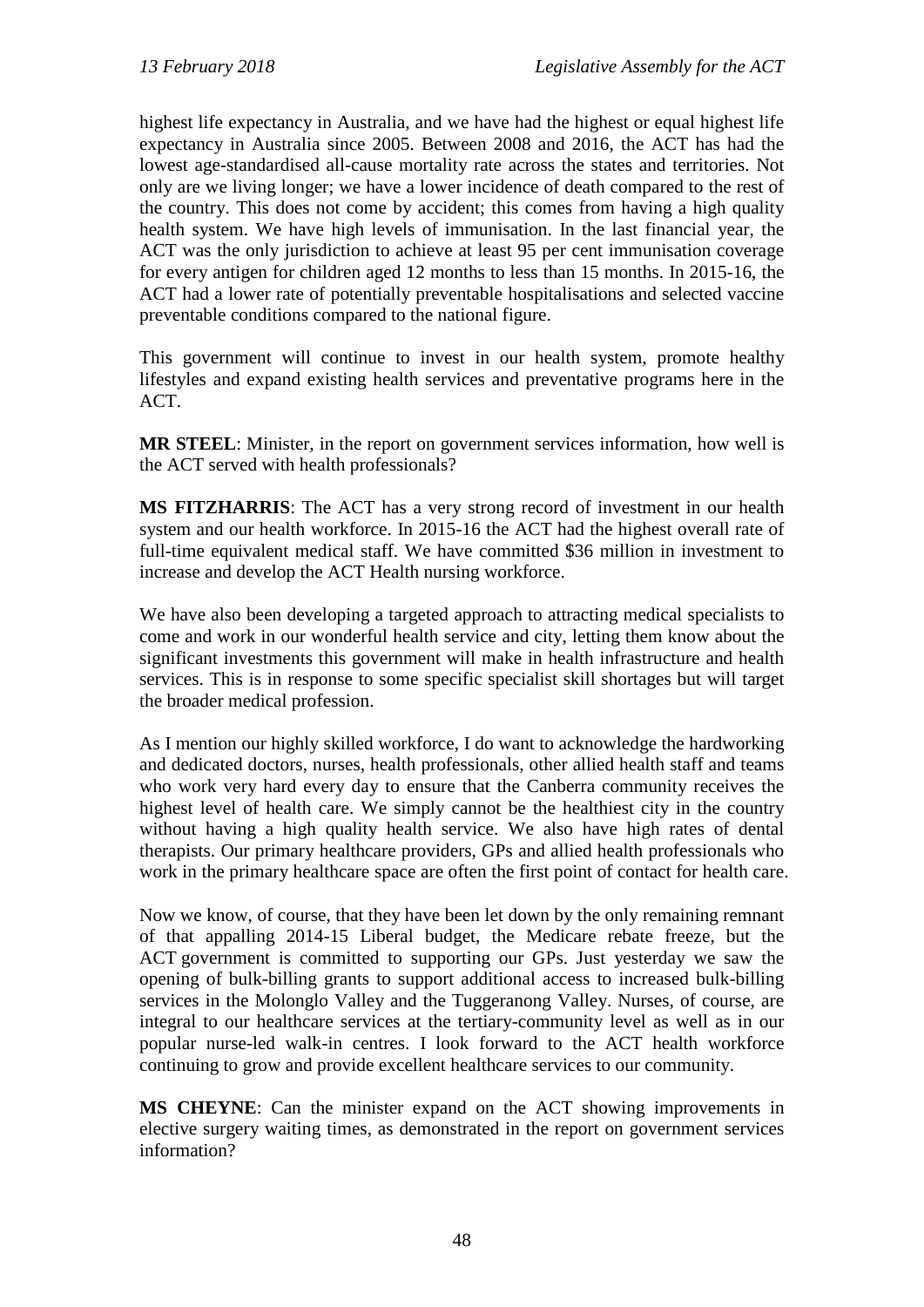highest life expectancy in Australia, and we have had the highest or equal highest life expectancy in Australia since 2005. Between 2008 and 2016, the ACT has had the lowest age-standardised all-cause mortality rate across the states and territories. Not only are we living longer; we have a lower incidence of death compared to the rest of the country. This does not come by accident; this comes from having a high quality health system. We have high levels of immunisation. In the last financial year, the ACT was the only jurisdiction to achieve at least 95 per cent immunisation coverage for every antigen for children aged 12 months to less than 15 months. In 2015-16, the ACT had a lower rate of potentially preventable hospitalisations and selected vaccine preventable conditions compared to the national figure.

This government will continue to invest in our health system, promote healthy lifestyles and expand existing health services and preventative programs here in the ACT.

**MR STEEL**: Minister, in the report on government services information, how well is the ACT served with health professionals?

**MS FITZHARRIS**: The ACT has a very strong record of investment in our health system and our health workforce. In 2015-16 the ACT had the highest overall rate of full-time equivalent medical staff. We have committed $36 million in investment to increase and develop the ACT Health nursing workforce.

We have also been developing a targeted approach to attracting medical specialists to come and work in our wonderful health service and city, letting them know about the significant investments this government will make in health infrastructure and health services. This is in response to some specific specialist skill shortages but will target the broader medical profession.

As I mention our highly skilled workforce, I do want to acknowledge the hardworking and dedicated doctors, nurses, health professionals, other allied health staff and teams who work very hard every day to ensure that the Canberra community receives the highest level of health care. We simply cannot be the healthiest city in the country without having a high quality health service. We also have high rates of dental therapists. Our primary healthcare providers, GPs and allied health professionals who work in the primary healthcare space are often the first point of contact for health care.

Now we know, of course, that they have been let down by the only remaining remnant of that appalling 2014-15 Liberal budget, the Medicare rebate freeze, but the ACT government is committed to supporting our GPs. Just yesterday we saw the opening of bulk-billing grants to support additional access to increased bulk-billing services in the Molonglo Valley and the Tuggeranong Valley. Nurses, of course, are integral to our healthcare services at the tertiary-community level as well as in our popular nurse-led walk-in centres. I look forward to the ACT health workforce continuing to grow and provide excellent healthcare services to our community.

**MS CHEYNE**: Can the minister expand on the ACT showing improvements in elective surgery waiting times, as demonstrated in the report on government services information?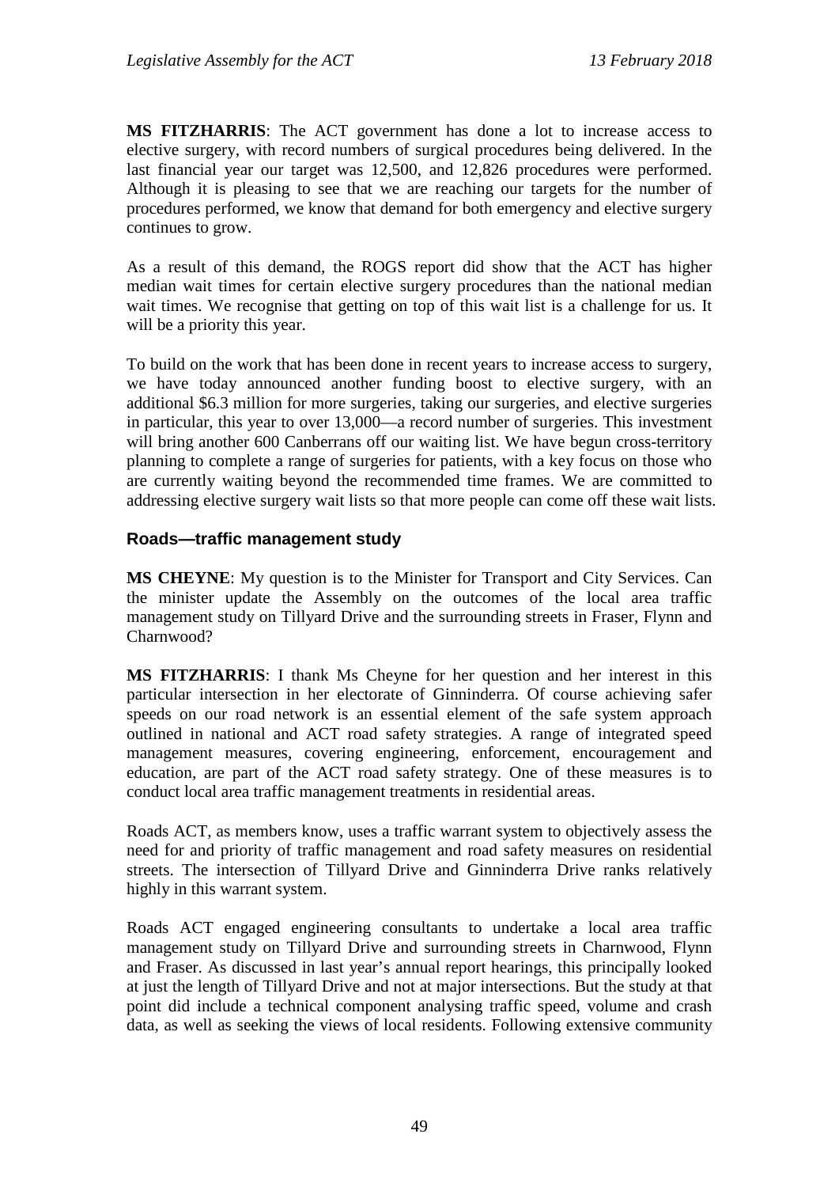**MS FITZHARRIS**: The ACT government has done a lot to increase access to elective surgery, with record numbers of surgical procedures being delivered. In the last financial year our target was 12,500, and 12,826 procedures were performed. Although it is pleasing to see that we are reaching our targets for the number of procedures performed, we know that demand for both emergency and elective surgery continues to grow.

As a result of this demand, the ROGS report did show that the ACT has higher median wait times for certain elective surgery procedures than the national median wait times. We recognise that getting on top of this wait list is a challenge for us. It will be a priority this year.

To build on the work that has been done in recent years to increase access to surgery, we have today announced another funding boost to elective surgery, with an additional $6.3 million for more surgeries, taking our surgeries, and elective surgeries in particular, this year to over 13,000—a record number of surgeries. This investment will bring another 600 Canberrans off our waiting list. We have begun cross-territory planning to complete a range of surgeries for patients, with a key focus on those who are currently waiting beyond the recommended time frames. We are committed to addressing elective surgery wait lists so that more people can come off these wait lists.

### Roads—traffic management study

**MS CHEYNE**: My question is to the Minister for Transport and City Services. Can the minister update the Assembly on the outcomes of the local area traffic management study on Tillyard Drive and the surrounding streets in Fraser, Flynn and Charnwood?

**MS FITZHARRIS**: I thank Ms Cheyne for her question and her interest in this particular intersection in her electorate of Ginninderra. Of course achieving safer speeds on our road network is an essential element of the safe system approach outlined in national and ACT road safety strategies. A range of integrated speed management measures, covering engineering, enforcement, encouragement and education, are part of the ACT road safety strategy. One of these measures is to conduct local area traffic management treatments in residential areas.

Roads ACT, as members know, uses a traffic warrant system to objectively assess the need for and priority of traffic management and road safety measures on residential streets. The intersection of Tillyard Drive and Ginninderra Drive ranks relatively highly in this warrant system.

Roads ACT engaged engineering consultants to undertake a local area traffic management study on Tillyard Drive and surrounding streets in Charnwood, Flynn and Fraser. As discussed in last year's annual report hearings, this principally looked at just the length of Tillyard Drive and not at major intersections. But the study at that point did include a technical component analysing traffic speed, volume and crash data, as well as seeking the views of local residents. Following extensive community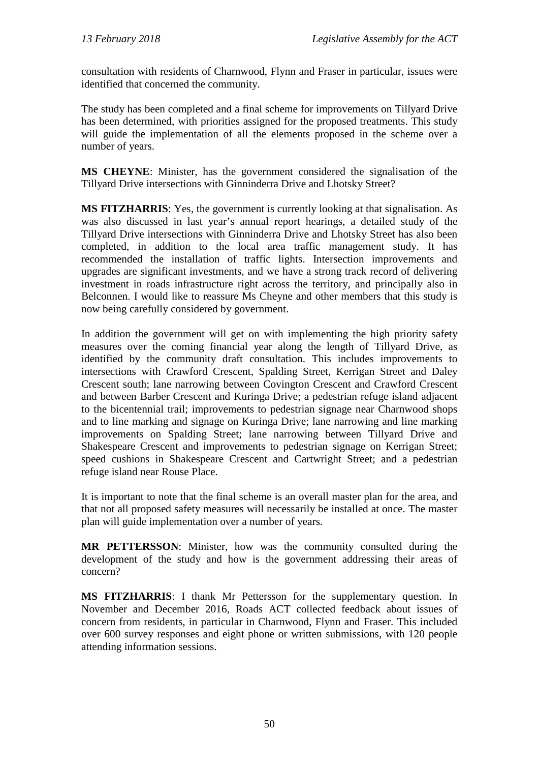consultation with residents of Charnwood, Flynn and Fraser in particular, issues were identified that concerned the community.

The study has been completed and a final scheme for improvements on Tillyard Drive has been determined, with priorities assigned for the proposed treatments. This study will guide the implementation of all the elements proposed in the scheme over a number of years.

**MS CHEYNE**: Minister, has the government considered the signalisation of the Tillyard Drive intersections with Ginninderra Drive and Lhotsky Street?

**MS FITZHARRIS**: Yes, the government is currently looking at that signalisation. As was also discussed in last year's annual report hearings, a detailed study of the Tillyard Drive intersections with Ginninderra Drive and Lhotsky Street has also been completed, in addition to the local area traffic management study. It has recommended the installation of traffic lights. Intersection improvements and upgrades are significant investments, and we have a strong track record of delivering investment in roads infrastructure right across the territory, and principally also in Belconnen. I would like to reassure Ms Cheyne and other members that this study is now being carefully considered by government.

In addition the government will get on with implementing the high priority safety measures over the coming financial year along the length of Tillyard Drive, as identified by the community draft consultation. This includes improvements to intersections with Crawford Crescent, Spalding Street, Kerrigan Street and Daley Crescent south; lane narrowing between Covington Crescent and Crawford Crescent and between Barber Crescent and Kuringa Drive; a pedestrian refuge island adjacent to the bicentennial trail; improvements to pedestrian signage near Charnwood shops and to line marking and signage on Kuringa Drive; lane narrowing and line marking improvements on Spalding Street; lane narrowing between Tillyard Drive and Shakespeare Crescent and improvements to pedestrian signage on Kerrigan Street; speed cushions in Shakespeare Crescent and Cartwright Street; and a pedestrian refuge island near Rouse Place.

It is important to note that the final scheme is an overall master plan for the area, and that not all proposed safety measures will necessarily be installed at once. The master plan will guide implementation over a number of years.

**MR PETTERSSON**: Minister, how was the community consulted during the development of the study and how is the government addressing their areas of concern?

**MS FITZHARRIS**: I thank Mr Pettersson for the supplementary question. In November and December 2016, Roads ACT collected feedback about issues of concern from residents, in particular in Charnwood, Flynn and Fraser. This included over 600 survey responses and eight phone or written submissions, with 120 people attending information sessions.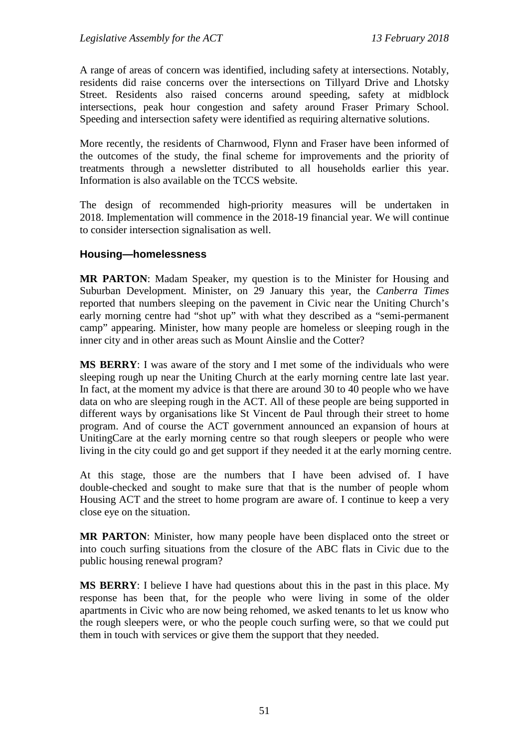A range of areas of concern was identified, including safety at intersections. Notably, residents did raise concerns over the intersections on Tillyard Drive and Lhotsky Street. Residents also raised concerns around speeding, safety at midblock intersections, peak hour congestion and safety around Fraser Primary School. Speeding and intersection safety were identified as requiring alternative solutions.

More recently, the residents of Charnwood, Flynn and Fraser have been informed of the outcomes of the study, the final scheme for improvements and the priority of treatments through a newsletter distributed to all households earlier this year. Information is also available on the TCCS website.

The design of recommended high-priority measures will be undertaken in 2018. Implementation will commence in the 2018-19 financial year. We will continue to consider intersection signalisation as well.

### Housing—homelessness

**MR PARTON**: Madam Speaker, my question is to the Minister for Housing and Suburban Development. Minister, on 29 January this year, the *Canberra Times* reported that numbers sleeping on the pavement in Civic near the Uniting Church's early morning centre had "shot up" with what they described as a "semi-permanent camp" appearing. Minister, how many people are homeless or sleeping rough in the inner city and in other areas such as Mount Ainslie and the Cotter?

**MS BERRY**: I was aware of the story and I met some of the individuals who were sleeping rough up near the Uniting Church at the early morning centre late last year. In fact, at the moment my advice is that there are around 30 to 40 people who we have data on who are sleeping rough in the ACT. All of these people are being supported in different ways by organisations like St Vincent de Paul through their street to home program. And of course the ACT government announced an expansion of hours at UnitingCare at the early morning centre so that rough sleepers or people who were living in the city could go and get support if they needed it at the early morning centre.

At this stage, those are the numbers that I have been advised of. I have double-checked and sought to make sure that that is the number of people whom Housing ACT and the street to home program are aware of. I continue to keep a very close eye on the situation.

**MR PARTON**: Minister, how many people have been displaced onto the street or into couch surfing situations from the closure of the ABC flats in Civic due to the public housing renewal program?

**MS BERRY**: I believe I have had questions about this in the past in this place. My response has been that, for the people who were living in some of the older apartments in Civic who are now being rehomed, we asked tenants to let us know who the rough sleepers were, or who the people couch surfing were, so that we could put them in touch with services or give them the support that they needed.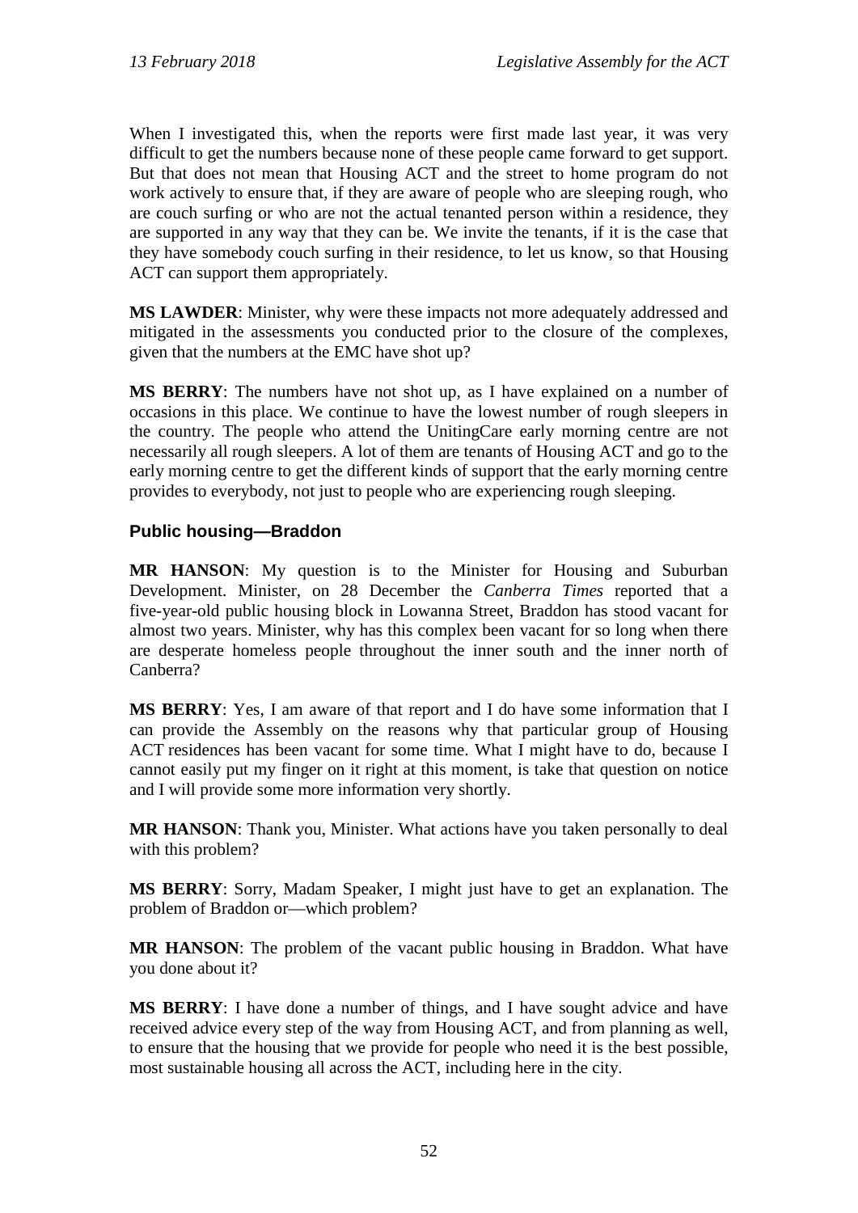When I investigated this, when the reports were first made last year, it was very difficult to get the numbers because none of these people came forward to get support. But that does not mean that Housing ACT and the street to home program do not work actively to ensure that, if they are aware of people who are sleeping rough, who are couch surfing or who are not the actual tenanted person within a residence, they are supported in any way that they can be. We invite the tenants, if it is the case that they have somebody couch surfing in their residence, to let us know, so that Housing ACT can support them appropriately.

**MS LAWDER**: Minister, why were these impacts not more adequately addressed and mitigated in the assessments you conducted prior to the closure of the complexes, given that the numbers at the EMC have shot up?

**MS BERRY**: The numbers have not shot up, as I have explained on a number of occasions in this place. We continue to have the lowest number of rough sleepers in the country. The people who attend the UnitingCare early morning centre are not necessarily all rough sleepers. A lot of them are tenants of Housing ACT and go to the early morning centre to get the different kinds of support that the early morning centre provides to everybody, not just to people who are experiencing rough sleeping.

### Public housing—Braddon

**MR HANSON**: My question is to the Minister for Housing and Suburban Development. Minister, on 28 December the *Canberra Times* reported that a five-year-old public housing block in Lowanna Street, Braddon has stood vacant for almost two years. Minister, why has this complex been vacant for so long when there are desperate homeless people throughout the inner south and the inner north of Canberra?

**MS BERRY**: Yes, I am aware of that report and I do have some information that I can provide the Assembly on the reasons why that particular group of Housing ACT residences has been vacant for some time. What I might have to do, because I cannot easily put my finger on it right at this moment, is take that question on notice and I will provide some more information very shortly.

**MR HANSON**: Thank you, Minister. What actions have you taken personally to deal with this problem?

**MS BERRY**: Sorry, Madam Speaker, I might just have to get an explanation. The problem of Braddon or—which problem?

**MR HANSON**: The problem of the vacant public housing in Braddon. What have you done about it?

**MS BERRY**: I have done a number of things, and I have sought advice and have received advice every step of the way from Housing ACT, and from planning as well, to ensure that the housing that we provide for people who need it is the best possible, most sustainable housing all across the ACT, including here in the city.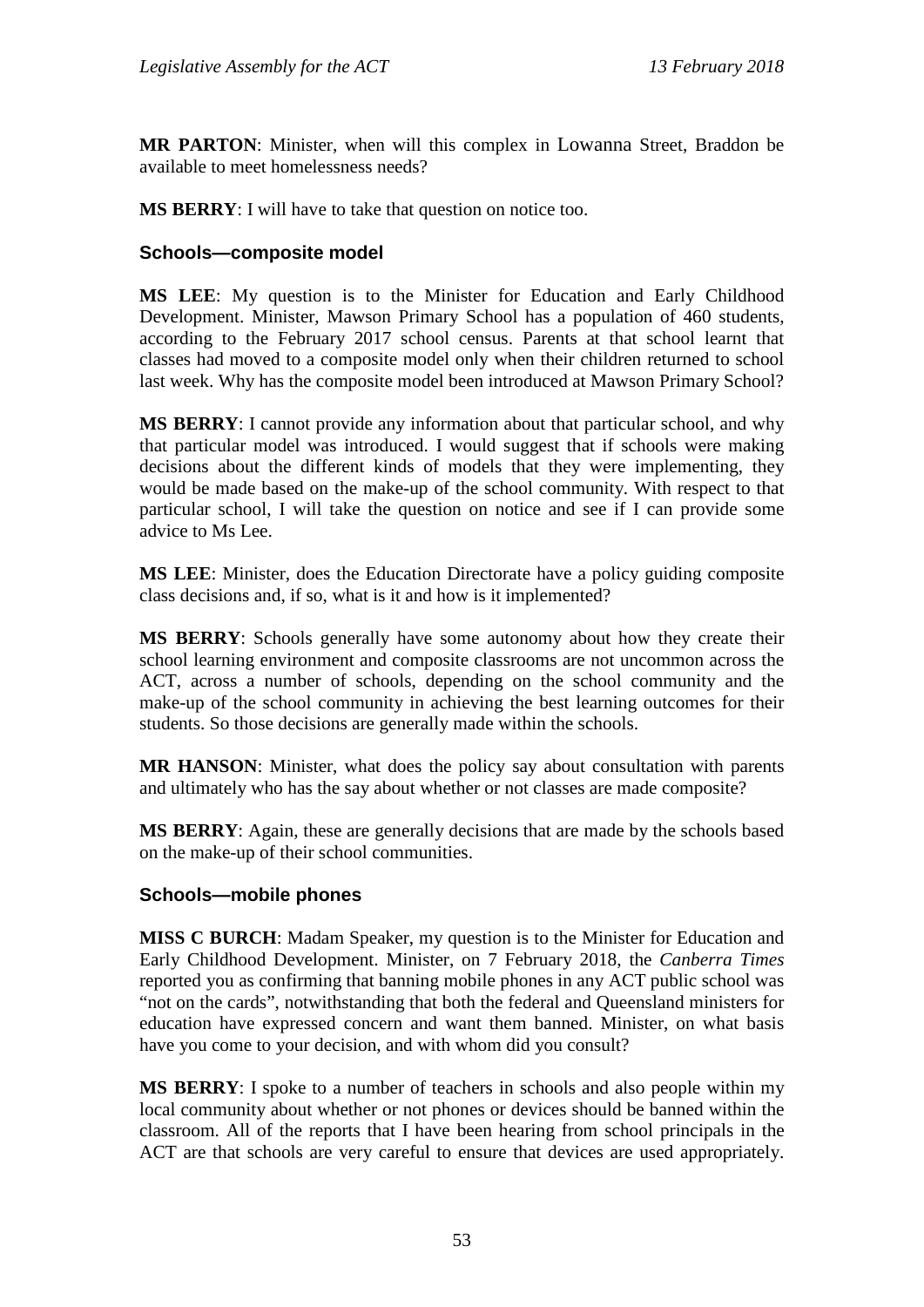**MR PARTON**: Minister, when will this complex in Lowanna Street, Braddon be available to meet homelessness needs?

**MS BERRY**: I will have to take that question on notice too.

### Schools—composite model

**MS LEE**: My question is to the Minister for Education and Early Childhood Development. Minister, Mawson Primary School has a population of 460 students, according to the February 2017 school census. Parents at that school learnt that classes had moved to a composite model only when their children returned to school last week. Why has the composite model been introduced at Mawson Primary School?

**MS BERRY**: I cannot provide any information about that particular school, and why that particular model was introduced. I would suggest that if schools were making decisions about the different kinds of models that they were implementing, they would be made based on the make-up of the school community. With respect to that particular school, I will take the question on notice and see if I can provide some advice to Ms Lee.

**MS LEE**: Minister, does the Education Directorate have a policy guiding composite class decisions and, if so, what is it and how is it implemented?

**MS BERRY**: Schools generally have some autonomy about how they create their school learning environment and composite classrooms are not uncommon across the ACT, across a number of schools, depending on the school community and the make-up of the school community in achieving the best learning outcomes for their students. So those decisions are generally made within the schools.

**MR HANSON**: Minister, what does the policy say about consultation with parents and ultimately who has the say about whether or not classes are made composite?

**MS BERRY**: Again, these are generally decisions that are made by the schools based on the make-up of their school communities.

### Schools—mobile phones

**MISS C BURCH**: Madam Speaker, my question is to the Minister for Education and Early Childhood Development. Minister, on 7 February 2018, the *Canberra Times* reported you as confirming that banning mobile phones in any ACT public school was "not on the cards", notwithstanding that both the federal and Queensland ministers for education have expressed concern and want them banned. Minister, on what basis have you come to your decision, and with whom did you consult?

**MS BERRY**: I spoke to a number of teachers in schools and also people within my local community about whether or not phones or devices should be banned within the classroom. All of the reports that I have been hearing from school principals in the ACT are that schools are very careful to ensure that devices are used appropriately.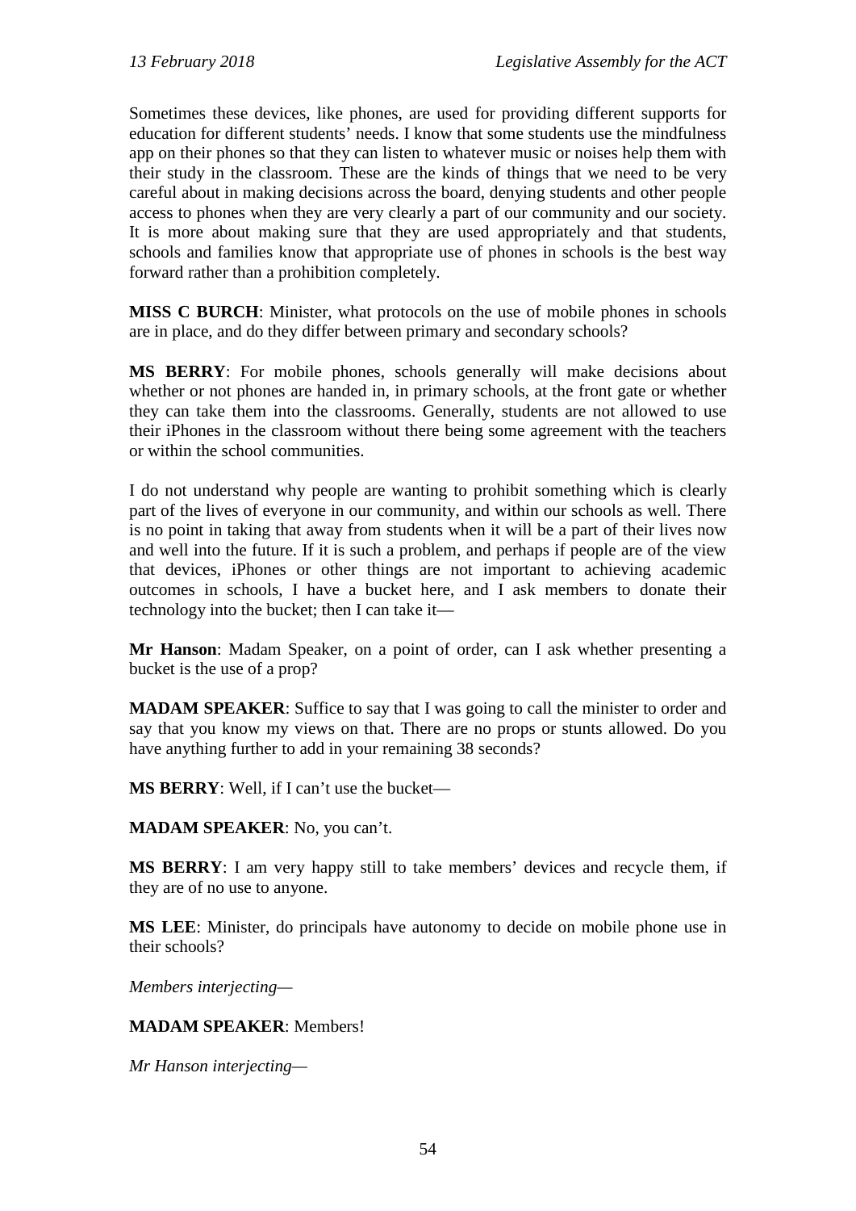Sometimes these devices, like phones, are used for providing different supports for education for different students' needs. I know that some students use the mindfulness app on their phones so that they can listen to whatever music or noises help them with their study in the classroom. These are the kinds of things that we need to be very careful about in making decisions across the board, denying students and other people access to phones when they are very clearly a part of our community and our society. It is more about making sure that they are used appropriately and that students, schools and families know that appropriate use of phones in schools is the best way forward rather than a prohibition completely.

**MISS C BURCH**: Minister, what protocols on the use of mobile phones in schools are in place, and do they differ between primary and secondary schools?

**MS BERRY**: For mobile phones, schools generally will make decisions about whether or not phones are handed in, in primary schools, at the front gate or whether they can take them into the classrooms. Generally, students are not allowed to use their iPhones in the classroom without there being some agreement with the teachers or within the school communities.

I do not understand why people are wanting to prohibit something which is clearly part of the lives of everyone in our community, and within our schools as well. There is no point in taking that away from students when it will be a part of their lives now and well into the future. If it is such a problem, and perhaps if people are of the view that devices, iPhones or other things are not important to achieving academic outcomes in schools, I have a bucket here, and I ask members to donate their technology into the bucket; then I can take it—

**Mr Hanson**: Madam Speaker, on a point of order, can I ask whether presenting a bucket is the use of a prop?

**MADAM SPEAKER**: Suffice to say that I was going to call the minister to order and say that you know my views on that. There are no props or stunts allowed. Do you have anything further to add in your remaining 38 seconds?

**MS BERRY**: Well, if I can't use the bucket—

**MADAM SPEAKER**: No, you can't.

**MS BERRY**: I am very happy still to take members' devices and recycle them, if they are of no use to anyone.

**MS LEE**: Minister, do principals have autonomy to decide on mobile phone use in their schools?

*Members interjecting—*

**MADAM SPEAKER**: Members!

*Mr Hanson interjecting—*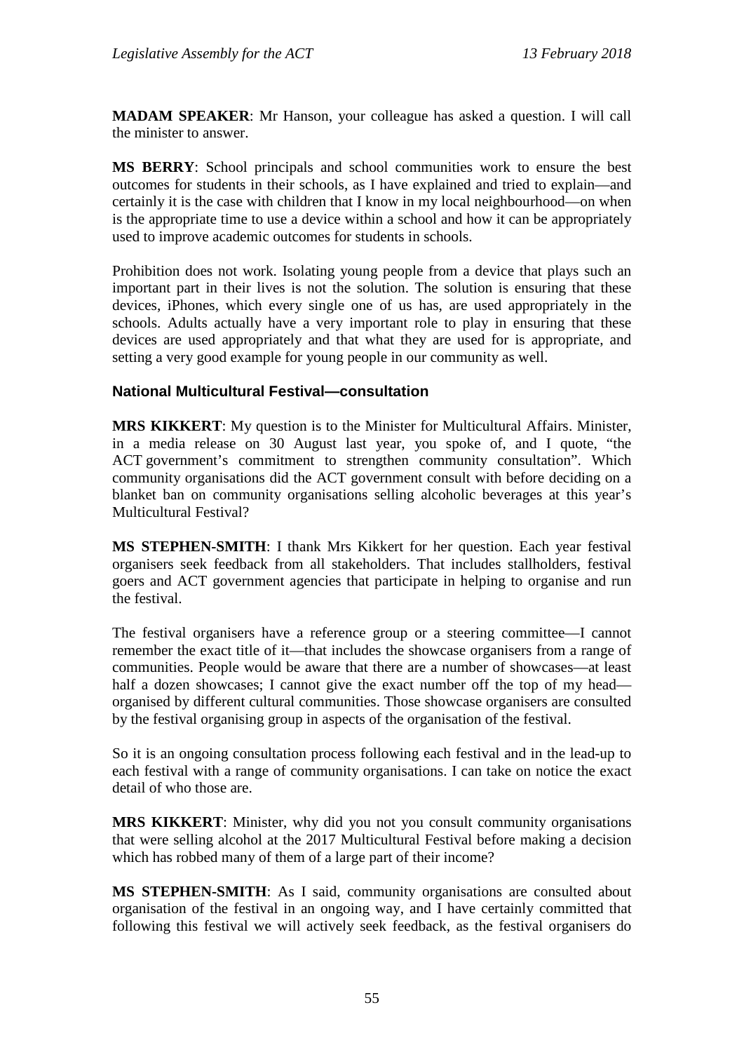**MADAM SPEAKER**: Mr Hanson, your colleague has asked a question. I will call the minister to answer.

**MS BERRY**: School principals and school communities work to ensure the best outcomes for students in their schools, as I have explained and tried to explain—and certainly it is the case with children that I know in my local neighbourhood—on when is the appropriate time to use a device within a school and how it can be appropriately used to improve academic outcomes for students in schools.

Prohibition does not work. Isolating young people from a device that plays such an important part in their lives is not the solution. The solution is ensuring that these devices, iPhones, which every single one of us has, are used appropriately in the schools. Adults actually have a very important role to play in ensuring that these devices are used appropriately and that what they are used for is appropriate, and setting a very good example for young people in our community as well.

### National Multicultural Festival—consultation

**MRS KIKKERT**: My question is to the Minister for Multicultural Affairs. Minister, in a media release on 30 August last year, you spoke of, and I quote, "the ACT government's commitment to strengthen community consultation". Which community organisations did the ACT government consult with before deciding on a blanket ban on community organisations selling alcoholic beverages at this year's Multicultural Festival?

**MS STEPHEN-SMITH**: I thank Mrs Kikkert for her question. Each year festival organisers seek feedback from all stakeholders. That includes stallholders, festival goers and ACT government agencies that participate in helping to organise and run the festival.

The festival organisers have a reference group or a steering committee—I cannot remember the exact title of it—that includes the showcase organisers from a range of communities. People would be aware that there are a number of showcases—at least half a dozen showcases; I cannot give the exact number off the top of my head—organised by different cultural communities. Those showcase organisers are consulted by the festival organising group in aspects of the organisation of the festival.

So it is an ongoing consultation process following each festival and in the lead-up to each festival with a range of community organisations. I can take on notice the exact detail of who those are.

**MRS KIKKERT**: Minister, why did you not you consult community organisations that were selling alcohol at the 2017 Multicultural Festival before making a decision which has robbed many of them of a large part of their income?

**MS STEPHEN-SMITH**: As I said, community organisations are consulted about organisation of the festival in an ongoing way, and I have certainly committed that following this festival we will actively seek feedback, as the festival organisers do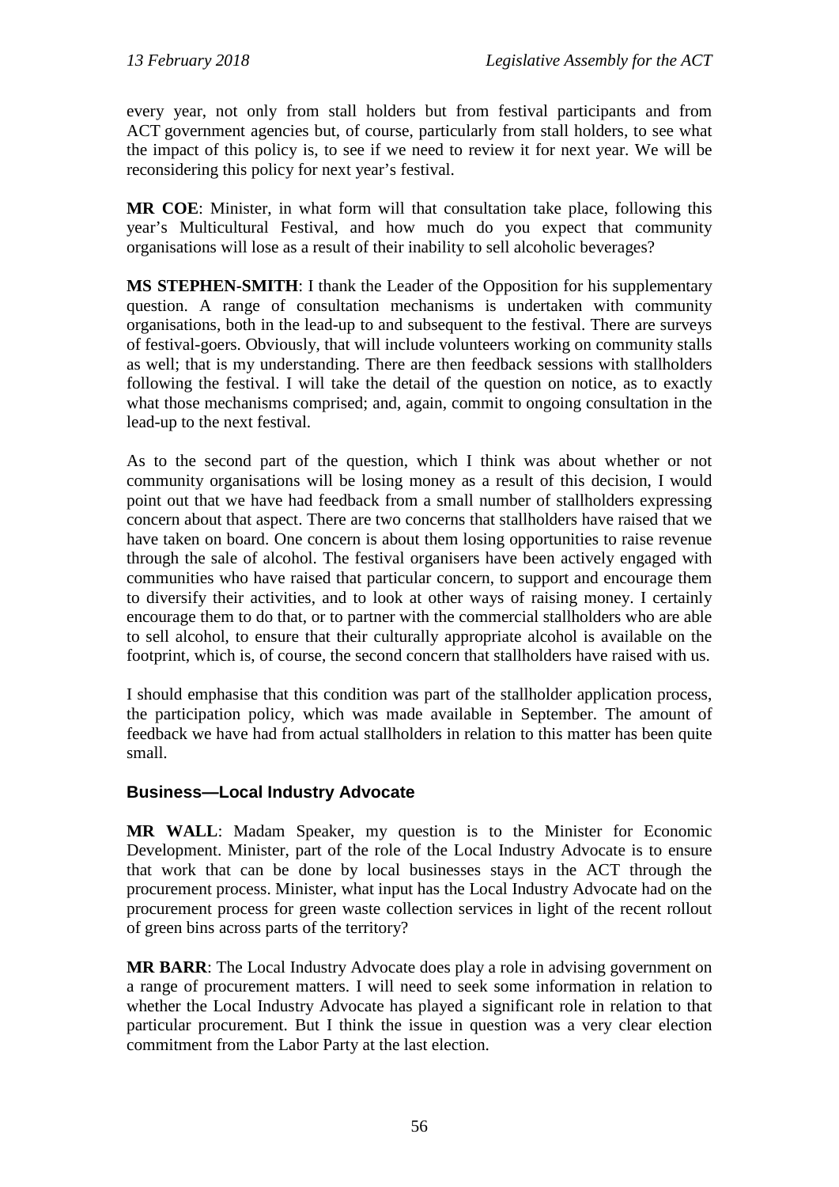every year, not only from stall holders but from festival participants and from ACT government agencies but, of course, particularly from stall holders, to see what the impact of this policy is, to see if we need to review it for next year. We will be reconsidering this policy for next year's festival.

**MR COE**: Minister, in what form will that consultation take place, following this year's Multicultural Festival, and how much do you expect that community organisations will lose as a result of their inability to sell alcoholic beverages?

**MS STEPHEN-SMITH**: I thank the Leader of the Opposition for his supplementary question. A range of consultation mechanisms is undertaken with community organisations, both in the lead-up to and subsequent to the festival. There are surveys of festival-goers. Obviously, that will include volunteers working on community stalls as well; that is my understanding. There are then feedback sessions with stallholders following the festival. I will take the detail of the question on notice, as to exactly what those mechanisms comprised; and, again, commit to ongoing consultation in the lead-up to the next festival.

As to the second part of the question, which I think was about whether or not community organisations will be losing money as a result of this decision, I would point out that we have had feedback from a small number of stallholders expressing concern about that aspect. There are two concerns that stallholders have raised that we have taken on board. One concern is about them losing opportunities to raise revenue through the sale of alcohol. The festival organisers have been actively engaged with communities who have raised that particular concern, to support and encourage them to diversify their activities, and to look at other ways of raising money. I certainly encourage them to do that, or to partner with the commercial stallholders who are able to sell alcohol, to ensure that their culturally appropriate alcohol is available on the footprint, which is, of course, the second concern that stallholders have raised with us.

I should emphasise that this condition was part of the stallholder application process, the participation policy, which was made available in September. The amount of feedback we have had from actual stallholders in relation to this matter has been quite small.

### Business—Local Industry Advocate

**MR WALL**: Madam Speaker, my question is to the Minister for Economic Development. Minister, part of the role of the Local Industry Advocate is to ensure that work that can be done by local businesses stays in the ACT through the procurement process. Minister, what input has the Local Industry Advocate had on the procurement process for green waste collection services in light of the recent rollout of green bins across parts of the territory?

**MR BARR**: The Local Industry Advocate does play a role in advising government on a range of procurement matters. I will need to seek some information in relation to whether the Local Industry Advocate has played a significant role in relation to that particular procurement. But I think the issue in question was a very clear election commitment from the Labor Party at the last election.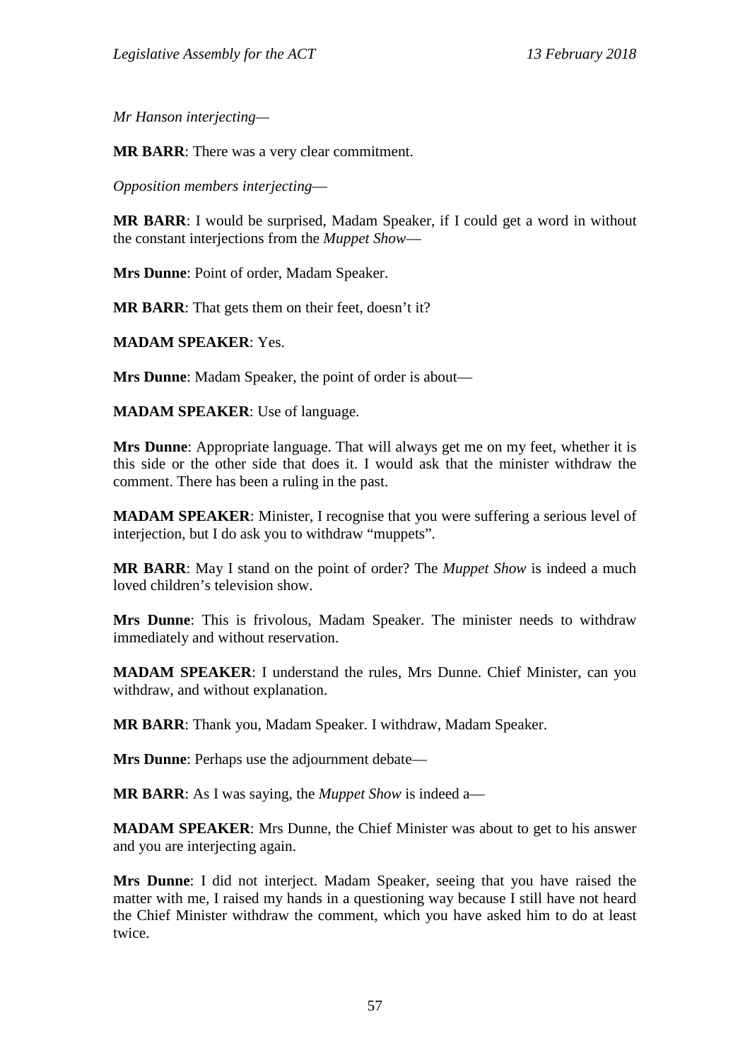*Mr Hanson interjecting—*

**MR BARR**: There was a very clear commitment.

*Opposition members interjecting*—

**MR BARR**: I would be surprised, Madam Speaker, if I could get a word in without the constant interjections from the *Muppet Show*—

**Mrs Dunne**: Point of order, Madam Speaker.

**MR BARR**: That gets them on their feet, doesn't it?

**MADAM SPEAKER**: Yes.

**Mrs Dunne**: Madam Speaker, the point of order is about—

**MADAM SPEAKER**: Use of language.

**Mrs Dunne**: Appropriate language. That will always get me on my feet, whether it is this side or the other side that does it. I would ask that the minister withdraw the comment. There has been a ruling in the past.

**MADAM SPEAKER**: Minister, I recognise that you were suffering a serious level of interjection, but I do ask you to withdraw "muppets".

**MR BARR**: May I stand on the point of order? The *Muppet Show* is indeed a much loved children's television show.

**Mrs Dunne**: This is frivolous, Madam Speaker. The minister needs to withdraw immediately and without reservation.

**MADAM SPEAKER**: I understand the rules, Mrs Dunne. Chief Minister, can you withdraw, and without explanation.

**MR BARR**: Thank you, Madam Speaker. I withdraw, Madam Speaker.

**Mrs Dunne**: Perhaps use the adjournment debate—

**MR BARR**: As I was saying, the *Muppet Show* is indeed a—

**MADAM SPEAKER**: Mrs Dunne, the Chief Minister was about to get to his answer and you are interjecting again.

**Mrs Dunne**: I did not interject. Madam Speaker, seeing that you have raised the matter with me, I raised my hands in a questioning way because I still have not heard the Chief Minister withdraw the comment, which you have asked him to do at least twice.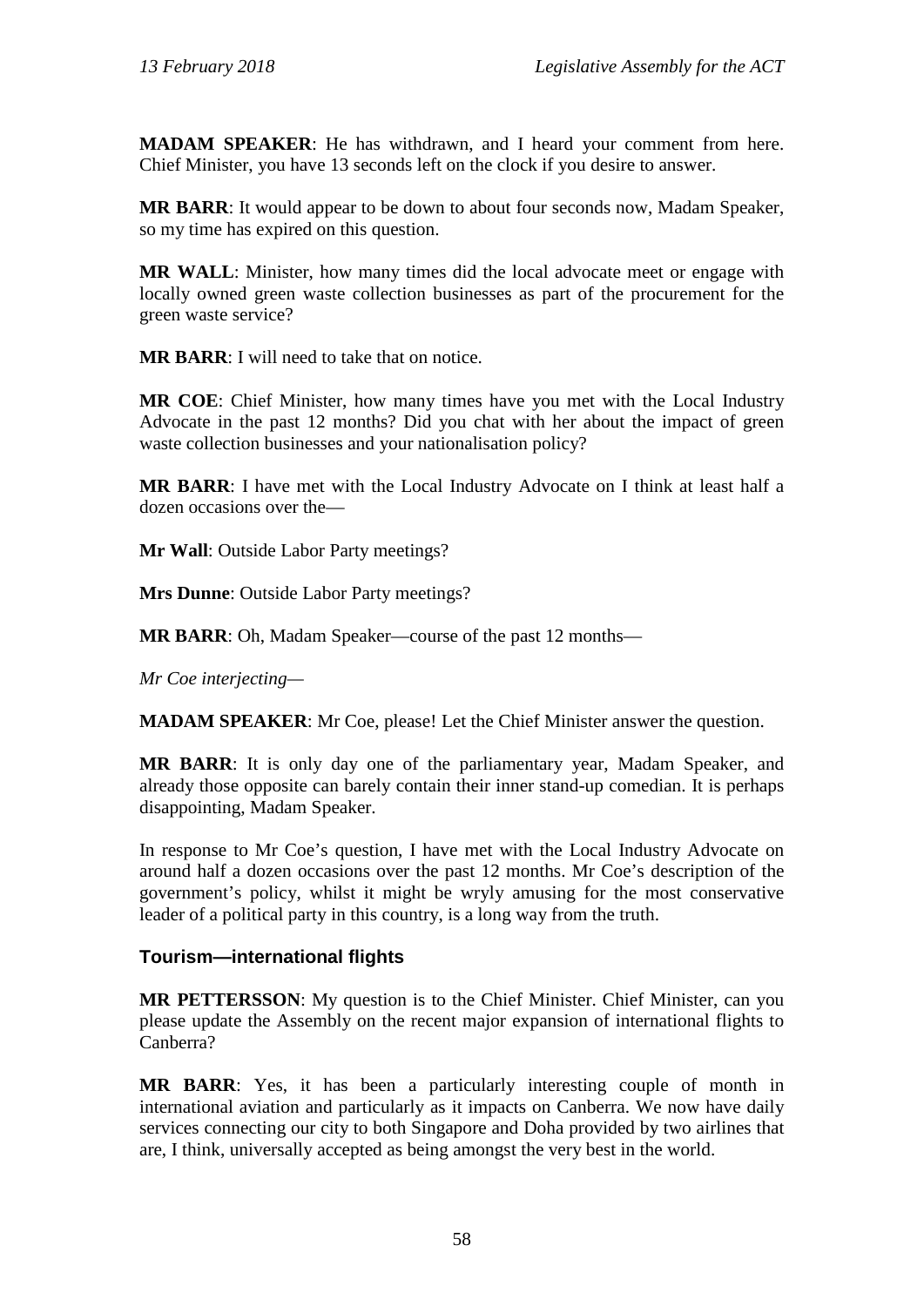**MADAM SPEAKER**: He has withdrawn, and I heard your comment from here. Chief Minister, you have 13 seconds left on the clock if you desire to answer.

**MR BARR**: It would appear to be down to about four seconds now, Madam Speaker, so my time has expired on this question.

**MR WALL**: Minister, how many times did the local advocate meet or engage with locally owned green waste collection businesses as part of the procurement for the green waste service?

**MR BARR**: I will need to take that on notice.

**MR COE**: Chief Minister, how many times have you met with the Local Industry Advocate in the past 12 months? Did you chat with her about the impact of green waste collection businesses and your nationalisation policy?

**MR BARR**: I have met with the Local Industry Advocate on I think at least half a dozen occasions over the—

**Mr Wall**: Outside Labor Party meetings?

**Mrs Dunne**: Outside Labor Party meetings?

**MR BARR**: Oh, Madam Speaker—course of the past 12 months—

*Mr Coe interjecting—*

**MADAM SPEAKER**: Mr Coe, please! Let the Chief Minister answer the question.

**MR BARR**: It is only day one of the parliamentary year, Madam Speaker, and already those opposite can barely contain their inner stand-up comedian. It is perhaps disappointing, Madam Speaker.

In response to Mr Coe's question, I have met with the Local Industry Advocate on around half a dozen occasions over the past 12 months. Mr Coe's description of the government's policy, whilst it might be wryly amusing for the most conservative leader of a political party in this country, is a long way from the truth.

### Tourism—international flights

**MR PETTERSSON**: My question is to the Chief Minister. Chief Minister, can you please update the Assembly on the recent major expansion of international flights to Canberra?

**MR BARR**: Yes, it has been a particularly interesting couple of month in international aviation and particularly as it impacts on Canberra. We now have daily services connecting our city to both Singapore and Doha provided by two airlines that are, I think, universally accepted as being amongst the very best in the world.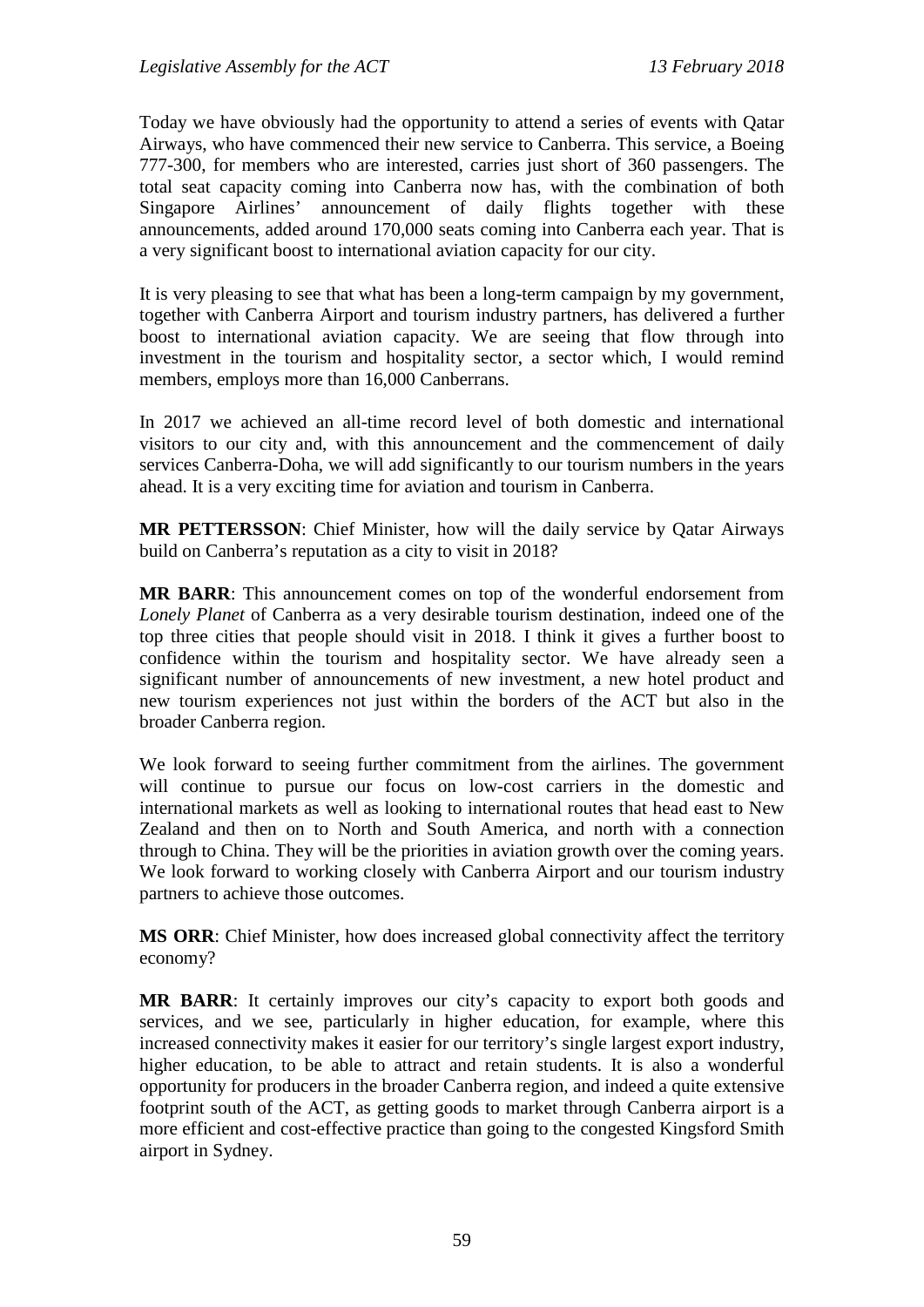Today we have obviously had the opportunity to attend a series of events with Qatar Airways, who have commenced their new service to Canberra. This service, a Boeing 777-300, for members who are interested, carries just short of 360 passengers. The total seat capacity coming into Canberra now has, with the combination of both Singapore Airlines' announcement of daily flights together with these announcements, added around 170,000 seats coming into Canberra each year. That is a very significant boost to international aviation capacity for our city.

It is very pleasing to see that what has been a long-term campaign by my government, together with Canberra Airport and tourism industry partners, has delivered a further boost to international aviation capacity. We are seeing that flow through into investment in the tourism and hospitality sector, a sector which, I would remind members, employs more than 16,000 Canberrans.

In 2017 we achieved an all-time record level of both domestic and international visitors to our city and, with this announcement and the commencement of daily services Canberra-Doha, we will add significantly to our tourism numbers in the years ahead. It is a very exciting time for aviation and tourism in Canberra.

**MR PETTERSSON**: Chief Minister, how will the daily service by Qatar Airways build on Canberra's reputation as a city to visit in 2018?

**MR BARR**: This announcement comes on top of the wonderful endorsement from *Lonely Planet* of Canberra as a very desirable tourism destination, indeed one of the top three cities that people should visit in 2018. I think it gives a further boost to confidence within the tourism and hospitality sector. We have already seen a significant number of announcements of new investment, a new hotel product and new tourism experiences not just within the borders of the ACT but also in the broader Canberra region.

We look forward to seeing further commitment from the airlines. The government will continue to pursue our focus on low-cost carriers in the domestic and international markets as well as looking to international routes that head east to New Zealand and then on to North and South America, and north with a connection through to China. They will be the priorities in aviation growth over the coming years. We look forward to working closely with Canberra Airport and our tourism industry partners to achieve those outcomes.

**MS ORR**: Chief Minister, how does increased global connectivity affect the territory economy?

**MR BARR**: It certainly improves our city's capacity to export both goods and services, and we see, particularly in higher education, for example, where this increased connectivity makes it easier for our territory's single largest export industry, higher education, to be able to attract and retain students. It is also a wonderful opportunity for producers in the broader Canberra region, and indeed a quite extensive footprint south of the ACT, as getting goods to market through Canberra airport is a more efficient and cost-effective practice than going to the congested Kingsford Smith airport in Sydney.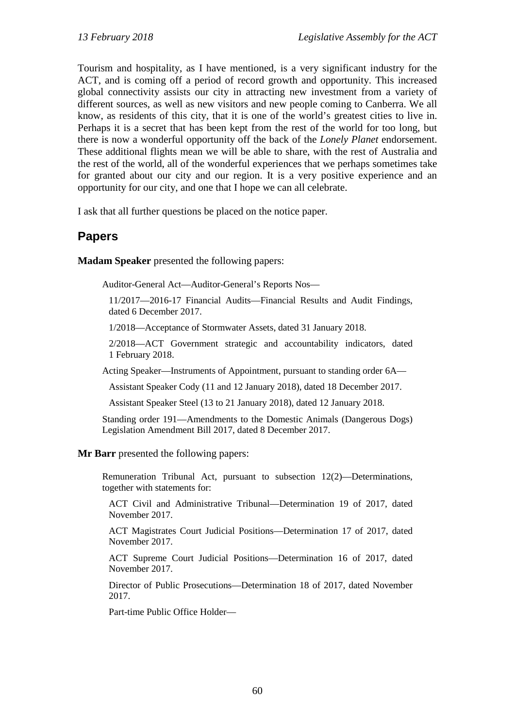Tourism and hospitality, as I have mentioned, is a very significant industry for the ACT, and is coming off a period of record growth and opportunity. This increased global connectivity assists our city in attracting new investment from a variety of different sources, as well as new visitors and new people coming to Canberra. We all know, as residents of this city, that it is one of the world's greatest cities to live in. Perhaps it is a secret that has been kept from the rest of the world for too long, but there is now a wonderful opportunity off the back of the *Lonely Planet* endorsement. These additional flights mean we will be able to share, with the rest of Australia and the rest of the world, all of the wonderful experiences that we perhaps sometimes take for granted about our city and our region. It is a very positive experience and an opportunity for our city, and one that I hope we can all celebrate.

I ask that all further questions be placed on the notice paper.

## Papers

**Madam Speaker** presented the following papers:

Auditor-General Act—Auditor-General's Reports Nos—

11/2017—2016-17 Financial Audits—Financial Results and Audit Findings, dated 6 December 2017.

1/2018—Acceptance of Stormwater Assets, dated 31 January 2018.

2/2018—ACT Government strategic and accountability indicators, dated 1 February 2018.

Acting Speaker—Instruments of Appointment, pursuant to standing order 6A—

Assistant Speaker Cody (11 and 12 January 2018), dated 18 December 2017.

Assistant Speaker Steel (13 to 21 January 2018), dated 12 January 2018.

Standing order 191—Amendments to the Domestic Animals (Dangerous Dogs) Legislation Amendment Bill 2017, dated 8 December 2017.

**Mr Barr** presented the following papers:

Remuneration Tribunal Act, pursuant to subsection 12(2)—Determinations, together with statements for:

ACT Civil and Administrative Tribunal—Determination 19 of 2017, dated November 2017.

ACT Magistrates Court Judicial Positions—Determination 17 of 2017, dated November 2017.

ACT Supreme Court Judicial Positions—Determination 16 of 2017, dated November 2017.

Director of Public Prosecutions—Determination 18 of 2017, dated November 2017.

Part-time Public Office Holder—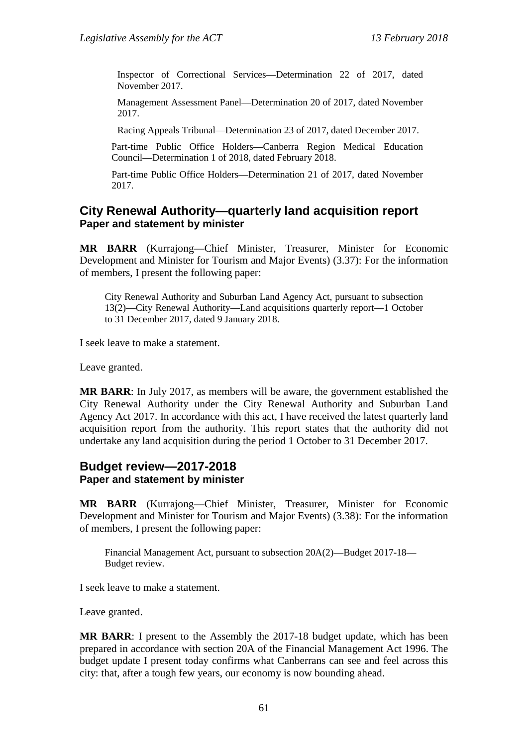Inspector of Correctional Services—Determination 22 of 2017, dated November 2017.

Management Assessment Panel—Determination 20 of 2017, dated November 2017.

Racing Appeals Tribunal—Determination 23 of 2017, dated December 2017.

Part-time Public Office Holders—Canberra Region Medical Education Council—Determination 1 of 2018, dated February 2018.

Part-time Public Office Holders—Determination 21 of 2017, dated November 2017.

## City Renewal Authority—quarterly land acquisition report
### Paper and statement by minister

**MR BARR** (Kurrajong—Chief Minister, Treasurer, Minister for Economic Development and Minister for Tourism and Major Events) (3.37): For the information of members, I present the following paper:

> City Renewal Authority and Suburban Land Agency Act, pursuant to subsection 13(2)—City Renewal Authority—Land acquisitions quarterly report—1 October to 31 December 2017, dated 9 January 2018.

I seek leave to make a statement.

Leave granted.

**MR BARR**: In July 2017, as members will be aware, the government established the City Renewal Authority under the City Renewal Authority and Suburban Land Agency Act 2017. In accordance with this act, I have received the latest quarterly land acquisition report from the authority. This report states that the authority did not undertake any land acquisition during the period 1 October to 31 December 2017.

## Budget review—2017-2018
### Paper and statement by minister

**MR BARR** (Kurrajong—Chief Minister, Treasurer, Minister for Economic Development and Minister for Tourism and Major Events) (3.38): For the information of members, I present the following paper:

> Financial Management Act, pursuant to subsection 20A(2)—Budget 2017-18—Budget review.

I seek leave to make a statement.

Leave granted.

**MR BARR**: I present to the Assembly the 2017-18 budget update, which has been prepared in accordance with section 20A of the Financial Management Act 1996. The budget update I present today confirms what Canberrans can see and feel across this city: that, after a tough few years, our economy is now bounding ahead.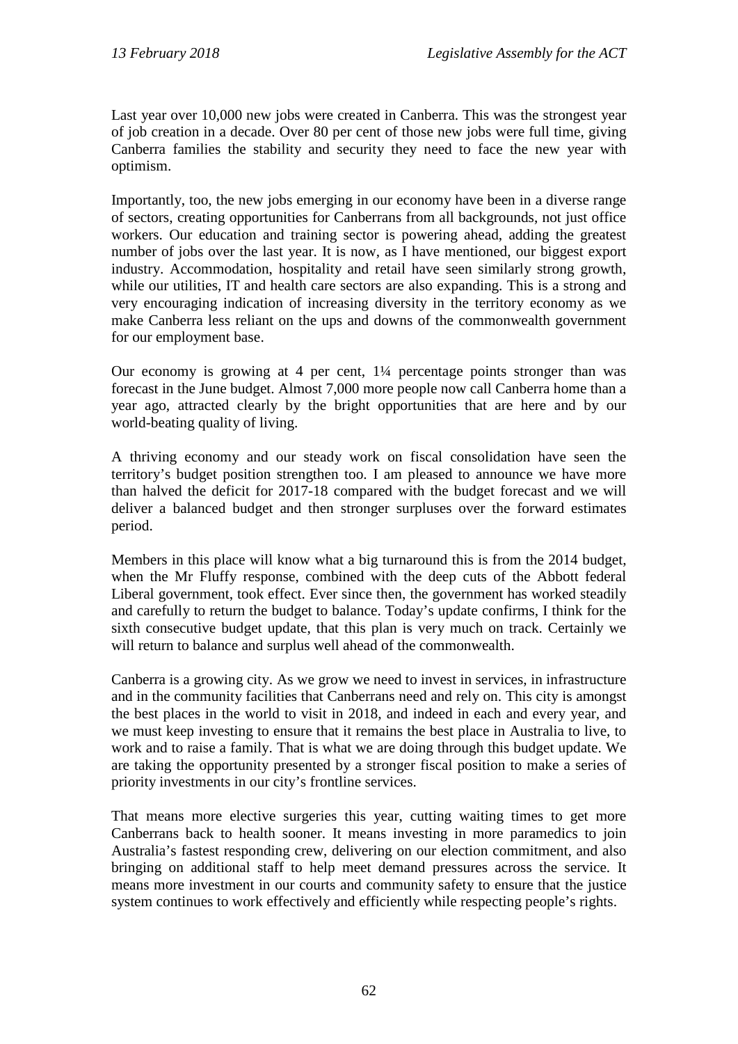Last year over 10,000 new jobs were created in Canberra. This was the strongest year of job creation in a decade. Over 80 per cent of those new jobs were full time, giving Canberra families the stability and security they need to face the new year with optimism.

Importantly, too, the new jobs emerging in our economy have been in a diverse range of sectors, creating opportunities for Canberrans from all backgrounds, not just office workers. Our education and training sector is powering ahead, adding the greatest number of jobs over the last year. It is now, as I have mentioned, our biggest export industry. Accommodation, hospitality and retail have seen similarly strong growth, while our utilities, IT and health care sectors are also expanding. This is a strong and very encouraging indication of increasing diversity in the territory economy as we make Canberra less reliant on the ups and downs of the commonwealth government for our employment base.

Our economy is growing at 4 per cent, 1¼ percentage points stronger than was forecast in the June budget. Almost 7,000 more people now call Canberra home than a year ago, attracted clearly by the bright opportunities that are here and by our world-beating quality of living.

A thriving economy and our steady work on fiscal consolidation have seen the territory's budget position strengthen too. I am pleased to announce we have more than halved the deficit for 2017-18 compared with the budget forecast and we will deliver a balanced budget and then stronger surpluses over the forward estimates period.

Members in this place will know what a big turnaround this is from the 2014 budget, when the Mr Fluffy response, combined with the deep cuts of the Abbott federal Liberal government, took effect. Ever since then, the government has worked steadily and carefully to return the budget to balance. Today's update confirms, I think for the sixth consecutive budget update, that this plan is very much on track. Certainly we will return to balance and surplus well ahead of the commonwealth.

Canberra is a growing city. As we grow we need to invest in services, in infrastructure and in the community facilities that Canberrans need and rely on. This city is amongst the best places in the world to visit in 2018, and indeed in each and every year, and we must keep investing to ensure that it remains the best place in Australia to live, to work and to raise a family. That is what we are doing through this budget update. We are taking the opportunity presented by a stronger fiscal position to make a series of priority investments in our city's frontline services.

That means more elective surgeries this year, cutting waiting times to get more Canberrans back to health sooner. It means investing in more paramedics to join Australia's fastest responding crew, delivering on our election commitment, and also bringing on additional staff to help meet demand pressures across the service. It means more investment in our courts and community safety to ensure that the justice system continues to work effectively and efficiently while respecting people's rights.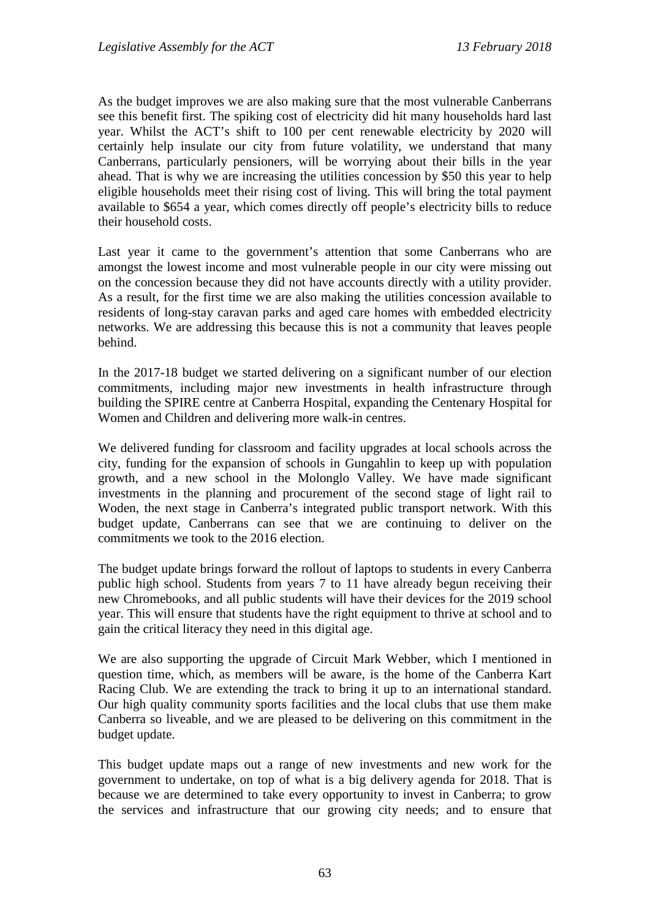As the budget improves we are also making sure that the most vulnerable Canberrans see this benefit first. The spiking cost of electricity did hit many households hard last year. Whilst the ACT's shift to 100 per cent renewable electricity by 2020 will certainly help insulate our city from future volatility, we understand that many Canberrans, particularly pensioners, will be worrying about their bills in the year ahead. That is why we are increasing the utilities concession by $50 this year to help eligible households meet their rising cost of living. This will bring the total payment available to $654 a year, which comes directly off people's electricity bills to reduce their household costs.

Last year it came to the government's attention that some Canberrans who are amongst the lowest income and most vulnerable people in our city were missing out on the concession because they did not have accounts directly with a utility provider. As a result, for the first time we are also making the utilities concession available to residents of long-stay caravan parks and aged care homes with embedded electricity networks. We are addressing this because this is not a community that leaves people behind.

In the 2017-18 budget we started delivering on a significant number of our election commitments, including major new investments in health infrastructure through building the SPIRE centre at Canberra Hospital, expanding the Centenary Hospital for Women and Children and delivering more walk-in centres.

We delivered funding for classroom and facility upgrades at local schools across the city, funding for the expansion of schools in Gungahlin to keep up with population growth, and a new school in the Molonglo Valley. We have made significant investments in the planning and procurement of the second stage of light rail to Woden, the next stage in Canberra's integrated public transport network. With this budget update, Canberrans can see that we are continuing to deliver on the commitments we took to the 2016 election.

The budget update brings forward the rollout of laptops to students in every Canberra public high school. Students from years 7 to 11 have already begun receiving their new Chromebooks, and all public students will have their devices for the 2019 school year. This will ensure that students have the right equipment to thrive at school and to gain the critical literacy they need in this digital age.

We are also supporting the upgrade of Circuit Mark Webber, which I mentioned in question time, which, as members will be aware, is the home of the Canberra Kart Racing Club. We are extending the track to bring it up to an international standard. Our high quality community sports facilities and the local clubs that use them make Canberra so liveable, and we are pleased to be delivering on this commitment in the budget update.

This budget update maps out a range of new investments and new work for the government to undertake, on top of what is a big delivery agenda for 2018. That is because we are determined to take every opportunity to invest in Canberra; to grow the services and infrastructure that our growing city needs; and to ensure that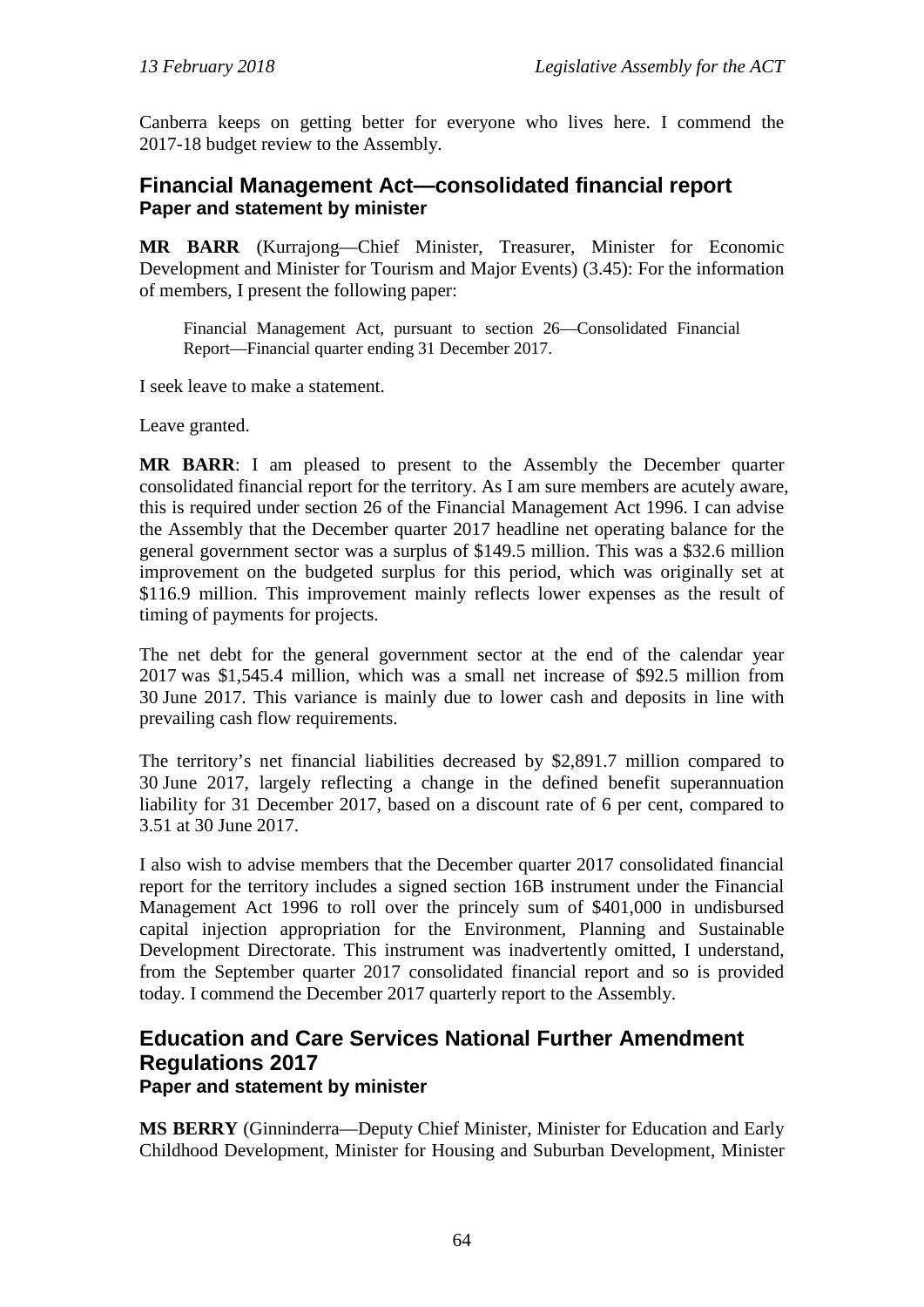Canberra keeps on getting better for everyone who lives here. I commend the 2017-18 budget review to the Assembly.

## Financial Management Act—consolidated financial report
### Paper and statement by minister

**MR BARR** (Kurrajong—Chief Minister, Treasurer, Minister for Economic Development and Minister for Tourism and Major Events) (3.45): For the information of members, I present the following paper:

> Financial Management Act, pursuant to section 26—Consolidated Financial Report—Financial quarter ending 31 December 2017.

I seek leave to make a statement.

Leave granted.

**MR BARR**: I am pleased to present to the Assembly the December quarter consolidated financial report for the territory. As I am sure members are acutely aware, this is required under section 26 of the Financial Management Act 1996. I can advise the Assembly that the December quarter 2017 headline net operating balance for the general government sector was a surplus of $149.5 million. This was a $32.6 million improvement on the budgeted surplus for this period, which was originally set at $116.9 million. This improvement mainly reflects lower expenses as the result of timing of payments for projects.

The net debt for the general government sector at the end of the calendar year 2017 was $1,545.4 million, which was a small net increase of $92.5 million from 30 June 2017. This variance is mainly due to lower cash and deposits in line with prevailing cash flow requirements.

The territory's net financial liabilities decreased by $2,891.7 million compared to 30 June 2017, largely reflecting a change in the defined benefit superannuation liability for 31 December 2017, based on a discount rate of 6 per cent, compared to 3.51 at 30 June 2017.

I also wish to advise members that the December quarter 2017 consolidated financial report for the territory includes a signed section 16B instrument under the Financial Management Act 1996 to roll over the princely sum of $401,000 in undisbursed capital injection appropriation for the Environment, Planning and Sustainable Development Directorate. This instrument was inadvertently omitted, I understand, from the September quarter 2017 consolidated financial report and so is provided today. I commend the December 2017 quarterly report to the Assembly.

## Education and Care Services National Further Amendment Regulations 2017
### Paper and statement by minister

**MS BERRY** (Ginninderra—Deputy Chief Minister, Minister for Education and Early Childhood Development, Minister for Housing and Suburban Development, Minister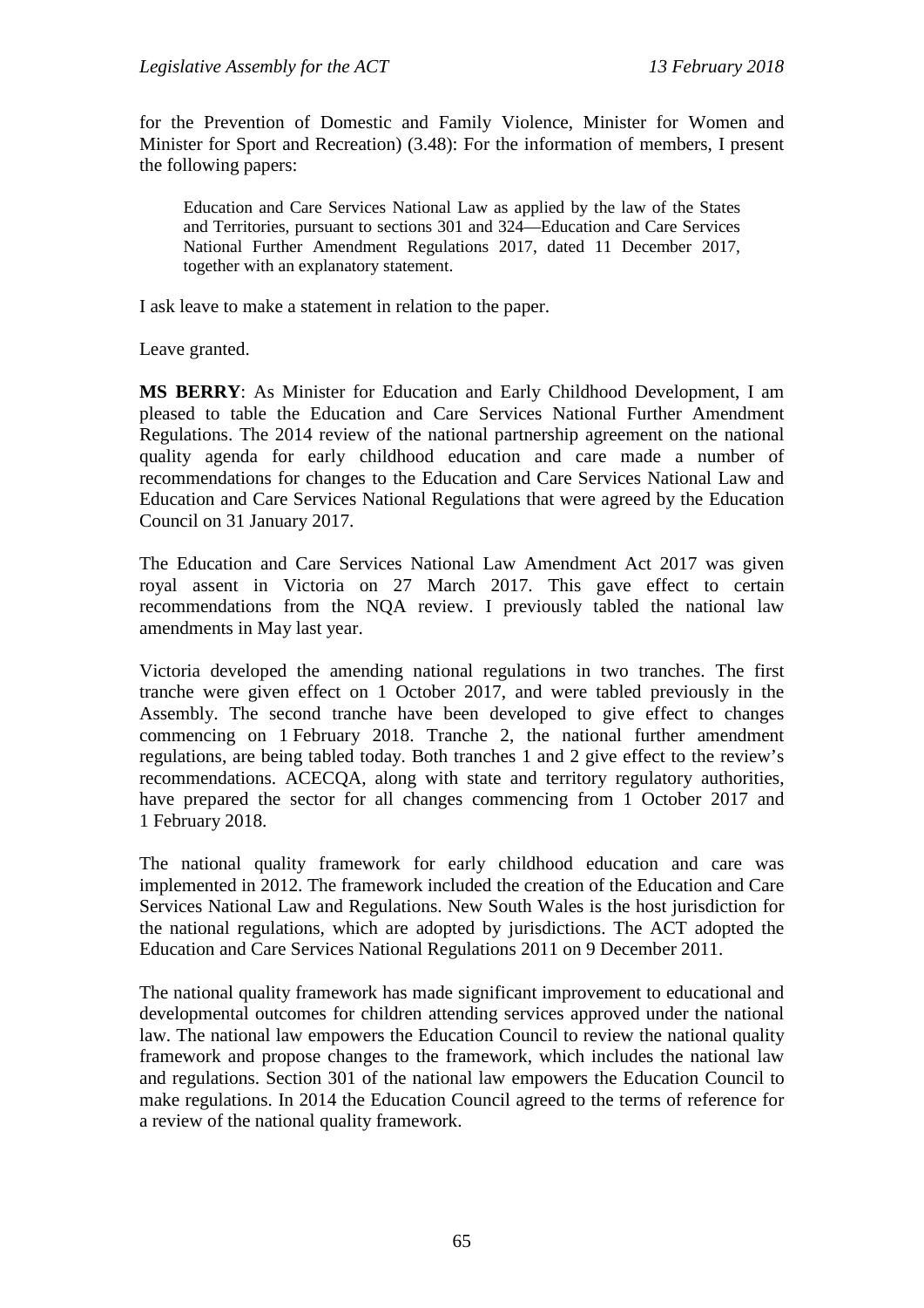for the Prevention of Domestic and Family Violence, Minister for Women and Minister for Sport and Recreation) (3.48): For the information of members, I present the following papers:

> Education and Care Services National Law as applied by the law of the States and Territories, pursuant to sections 301 and 324—Education and Care Services National Further Amendment Regulations 2017, dated 11 December 2017, together with an explanatory statement.

I ask leave to make a statement in relation to the paper.

Leave granted.

**MS BERRY**: As Minister for Education and Early Childhood Development, I am pleased to table the Education and Care Services National Further Amendment Regulations. The 2014 review of the national partnership agreement on the national quality agenda for early childhood education and care made a number of recommendations for changes to the Education and Care Services National Law and Education and Care Services National Regulations that were agreed by the Education Council on 31 January 2017.

The Education and Care Services National Law Amendment Act 2017 was given royal assent in Victoria on 27 March 2017. This gave effect to certain recommendations from the NQA review. I previously tabled the national law amendments in May last year.

Victoria developed the amending national regulations in two tranches. The first tranche were given effect on 1 October 2017, and were tabled previously in the Assembly. The second tranche have been developed to give effect to changes commencing on 1 February 2018. Tranche 2, the national further amendment regulations, are being tabled today. Both tranches 1 and 2 give effect to the review's recommendations. ACECQA, along with state and territory regulatory authorities, have prepared the sector for all changes commencing from 1 October 2017 and 1 February 2018.

The national quality framework for early childhood education and care was implemented in 2012. The framework included the creation of the Education and Care Services National Law and Regulations. New South Wales is the host jurisdiction for the national regulations, which are adopted by jurisdictions. The ACT adopted the Education and Care Services National Regulations 2011 on 9 December 2011.

The national quality framework has made significant improvement to educational and developmental outcomes for children attending services approved under the national law. The national law empowers the Education Council to review the national quality framework and propose changes to the framework, which includes the national law and regulations. Section 301 of the national law empowers the Education Council to make regulations. In 2014 the Education Council agreed to the terms of reference for a review of the national quality framework.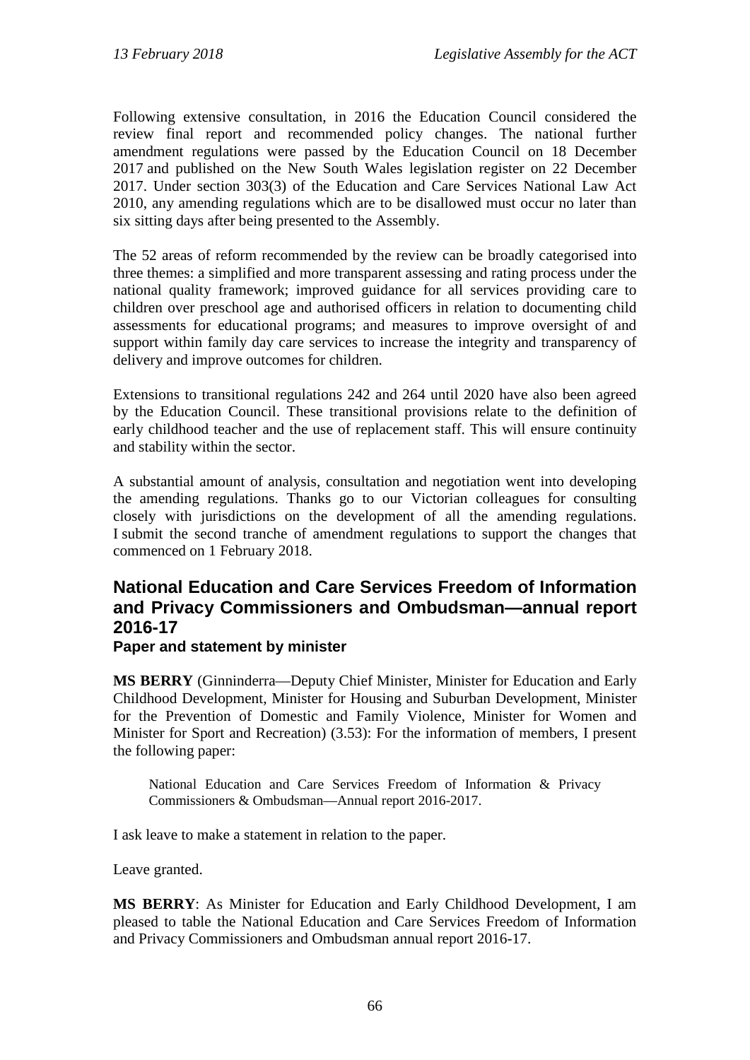Following extensive consultation, in 2016 the Education Council considered the review final report and recommended policy changes. The national further amendment regulations were passed by the Education Council on 18 December 2017 and published on the New South Wales legislation register on 22 December 2017. Under section 303(3) of the Education and Care Services National Law Act 2010, any amending regulations which are to be disallowed must occur no later than six sitting days after being presented to the Assembly.

The 52 areas of reform recommended by the review can be broadly categorised into three themes: a simplified and more transparent assessing and rating process under the national quality framework; improved guidance for all services providing care to children over preschool age and authorised officers in relation to documenting child assessments for educational programs; and measures to improve oversight of and support within family day care services to increase the integrity and transparency of delivery and improve outcomes for children.

Extensions to transitional regulations 242 and 264 until 2020 have also been agreed by the Education Council. These transitional provisions relate to the definition of early childhood teacher and the use of replacement staff. This will ensure continuity and stability within the sector.

A substantial amount of analysis, consultation and negotiation went into developing the amending regulations. Thanks go to our Victorian colleagues for consulting closely with jurisdictions on the development of all the amending regulations. I submit the second tranche of amendment regulations to support the changes that commenced on 1 February 2018.

## National Education and Care Services Freedom of Information and Privacy Commissioners and Ombudsman—annual report 2016-17

### Paper and statement by minister

**MS BERRY** (Ginninderra—Deputy Chief Minister, Minister for Education and Early Childhood Development, Minister for Housing and Suburban Development, Minister for the Prevention of Domestic and Family Violence, Minister for Women and Minister for Sport and Recreation) (3.53): For the information of members, I present the following paper:

> National Education and Care Services Freedom of Information & Privacy Commissioners & Ombudsman—Annual report 2016-2017.

I ask leave to make a statement in relation to the paper.

Leave granted.

**MS BERRY**: As Minister for Education and Early Childhood Development, I am pleased to table the National Education and Care Services Freedom of Information and Privacy Commissioners and Ombudsman annual report 2016-17.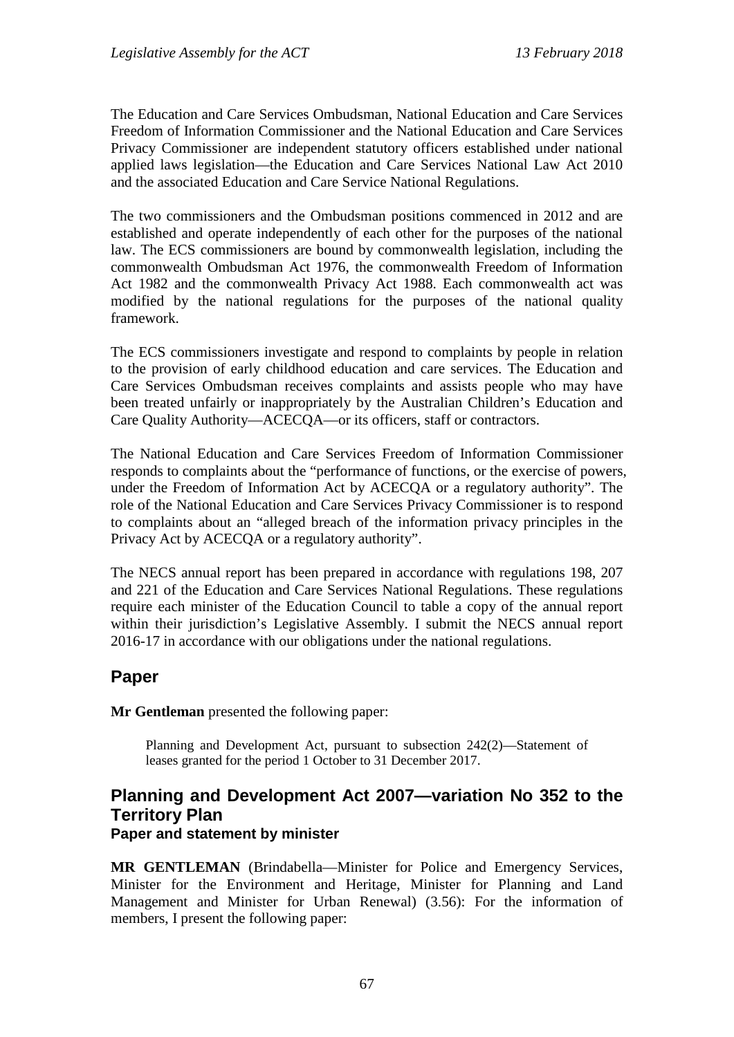The Education and Care Services Ombudsman, National Education and Care Services Freedom of Information Commissioner and the National Education and Care Services Privacy Commissioner are independent statutory officers established under national applied laws legislation—the Education and Care Services National Law Act 2010 and the associated Education and Care Service National Regulations.

The two commissioners and the Ombudsman positions commenced in 2012 and are established and operate independently of each other for the purposes of the national law. The ECS commissioners are bound by commonwealth legislation, including the commonwealth Ombudsman Act 1976, the commonwealth Freedom of Information Act 1982 and the commonwealth Privacy Act 1988. Each commonwealth act was modified by the national regulations for the purposes of the national quality framework.

The ECS commissioners investigate and respond to complaints by people in relation to the provision of early childhood education and care services. The Education and Care Services Ombudsman receives complaints and assists people who may have been treated unfairly or inappropriately by the Australian Children's Education and Care Quality Authority—ACECQA—or its officers, staff or contractors.

The National Education and Care Services Freedom of Information Commissioner responds to complaints about the "performance of functions, or the exercise of powers, under the Freedom of Information Act by ACECQA or a regulatory authority". The role of the National Education and Care Services Privacy Commissioner is to respond to complaints about an "alleged breach of the information privacy principles in the Privacy Act by ACECQA or a regulatory authority".

The NECS annual report has been prepared in accordance with regulations 198, 207 and 221 of the Education and Care Services National Regulations. These regulations require each minister of the Education Council to table a copy of the annual report within their jurisdiction's Legislative Assembly. I submit the NECS annual report 2016-17 in accordance with our obligations under the national regulations.

## Paper

**Mr Gentleman** presented the following paper:

> Planning and Development Act, pursuant to subsection 242(2)—Statement of leases granted for the period 1 October to 31 December 2017.

## Planning and Development Act 2007—variation No 352 to the Territory Plan

### Paper and statement by minister

**MR GENTLEMAN** (Brindabella—Minister for Police and Emergency Services, Minister for the Environment and Heritage, Minister for Planning and Land Management and Minister for Urban Renewal) (3.56): For the information of members, I present the following paper: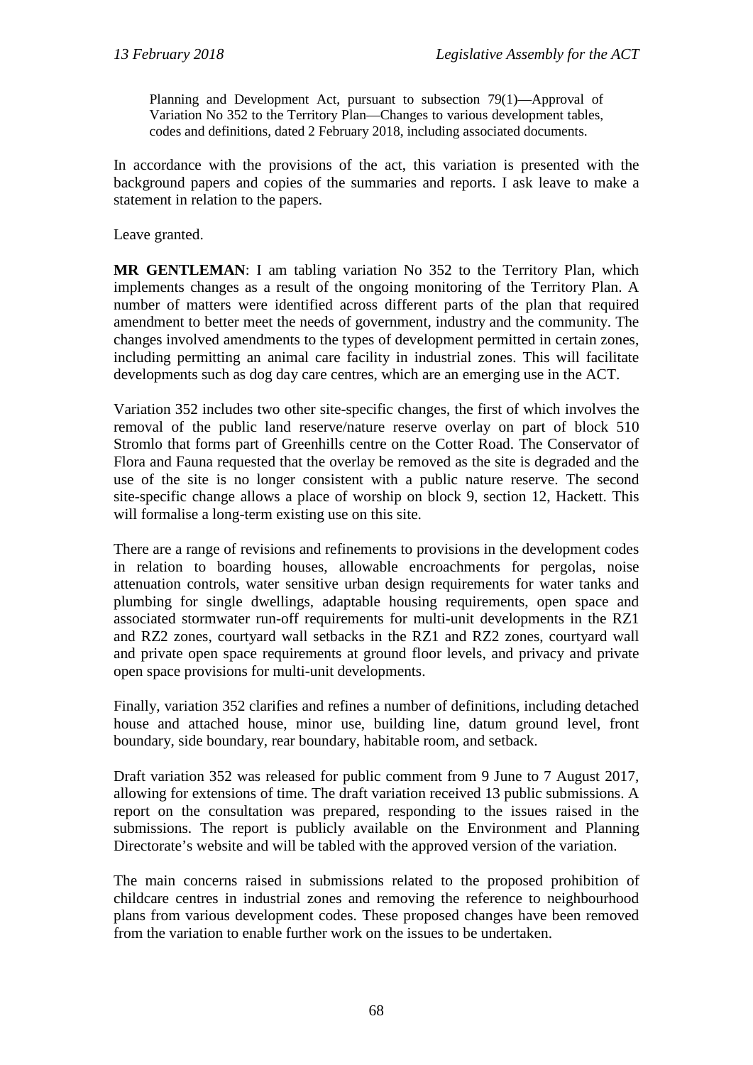> Planning and Development Act, pursuant to subsection 79(1)—Approval of Variation No 352 to the Territory Plan—Changes to various development tables, codes and definitions, dated 2 February 2018, including associated documents.

In accordance with the provisions of the act, this variation is presented with the background papers and copies of the summaries and reports. I ask leave to make a statement in relation to the papers.

Leave granted.

**MR GENTLEMAN**: I am tabling variation No 352 to the Territory Plan, which implements changes as a result of the ongoing monitoring of the Territory Plan. A number of matters were identified across different parts of the plan that required amendment to better meet the needs of government, industry and the community. The changes involved amendments to the types of development permitted in certain zones, including permitting an animal care facility in industrial zones. This will facilitate developments such as dog day care centres, which are an emerging use in the ACT.

Variation 352 includes two other site-specific changes, the first of which involves the removal of the public land reserve/nature reserve overlay on part of block 510 Stromlo that forms part of Greenhills centre on the Cotter Road. The Conservator of Flora and Fauna requested that the overlay be removed as the site is degraded and the use of the site is no longer consistent with a public nature reserve. The second site-specific change allows a place of worship on block 9, section 12, Hackett. This will formalise a long-term existing use on this site.

There are a range of revisions and refinements to provisions in the development codes in relation to boarding houses, allowable encroachments for pergolas, noise attenuation controls, water sensitive urban design requirements for water tanks and plumbing for single dwellings, adaptable housing requirements, open space and associated stormwater run-off requirements for multi-unit developments in the RZ1 and RZ2 zones, courtyard wall setbacks in the RZ1 and RZ2 zones, courtyard wall and private open space requirements at ground floor levels, and privacy and private open space provisions for multi-unit developments.

Finally, variation 352 clarifies and refines a number of definitions, including detached house and attached house, minor use, building line, datum ground level, front boundary, side boundary, rear boundary, habitable room, and setback.

Draft variation 352 was released for public comment from 9 June to 7 August 2017, allowing for extensions of time. The draft variation received 13 public submissions. A report on the consultation was prepared, responding to the issues raised in the submissions. The report is publicly available on the Environment and Planning Directorate's website and will be tabled with the approved version of the variation.

The main concerns raised in submissions related to the proposed prohibition of childcare centres in industrial zones and removing the reference to neighbourhood plans from various development codes. These proposed changes have been removed from the variation to enable further work on the issues to be undertaken.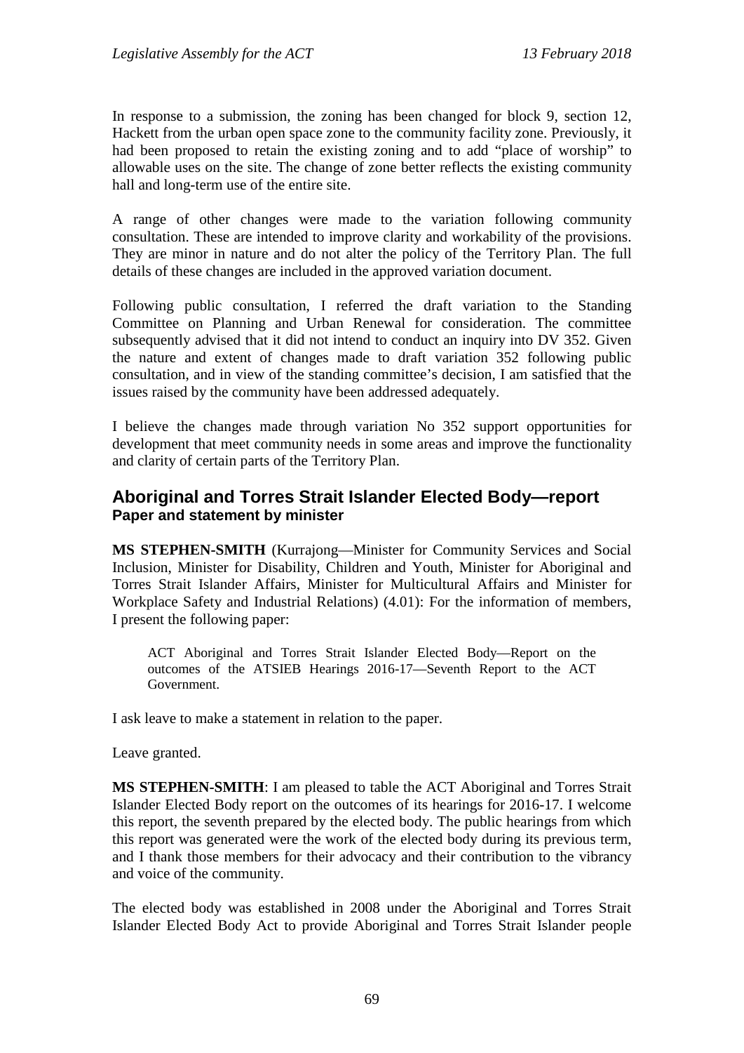In response to a submission, the zoning has been changed for block 9, section 12, Hackett from the urban open space zone to the community facility zone. Previously, it had been proposed to retain the existing zoning and to add "place of worship" to allowable uses on the site. The change of zone better reflects the existing community hall and long-term use of the entire site.

A range of other changes were made to the variation following community consultation. These are intended to improve clarity and workability of the provisions. They are minor in nature and do not alter the policy of the Territory Plan. The full details of these changes are included in the approved variation document.

Following public consultation, I referred the draft variation to the Standing Committee on Planning and Urban Renewal for consideration. The committee subsequently advised that it did not intend to conduct an inquiry into DV 352. Given the nature and extent of changes made to draft variation 352 following public consultation, and in view of the standing committee's decision, I am satisfied that the issues raised by the community have been addressed adequately.

I believe the changes made through variation No 352 support opportunities for development that meet community needs in some areas and improve the functionality and clarity of certain parts of the Territory Plan.

## Aboriginal and Torres Strait Islander Elected Body—report

### Paper and statement by minister

**MS STEPHEN-SMITH** (Kurrajong—Minister for Community Services and Social Inclusion, Minister for Disability, Children and Youth, Minister for Aboriginal and Torres Strait Islander Affairs, Minister for Multicultural Affairs and Minister for Workplace Safety and Industrial Relations) (4.01): For the information of members, I present the following paper:

> ACT Aboriginal and Torres Strait Islander Elected Body—Report on the outcomes of the ATSIEB Hearings 2016-17—Seventh Report to the ACT Government.

I ask leave to make a statement in relation to the paper.

Leave granted.

**MS STEPHEN-SMITH**: I am pleased to table the ACT Aboriginal and Torres Strait Islander Elected Body report on the outcomes of its hearings for 2016-17. I welcome this report, the seventh prepared by the elected body. The public hearings from which this report was generated were the work of the elected body during its previous term, and I thank those members for their advocacy and their contribution to the vibrancy and voice of the community.

The elected body was established in 2008 under the Aboriginal and Torres Strait Islander Elected Body Act to provide Aboriginal and Torres Strait Islander people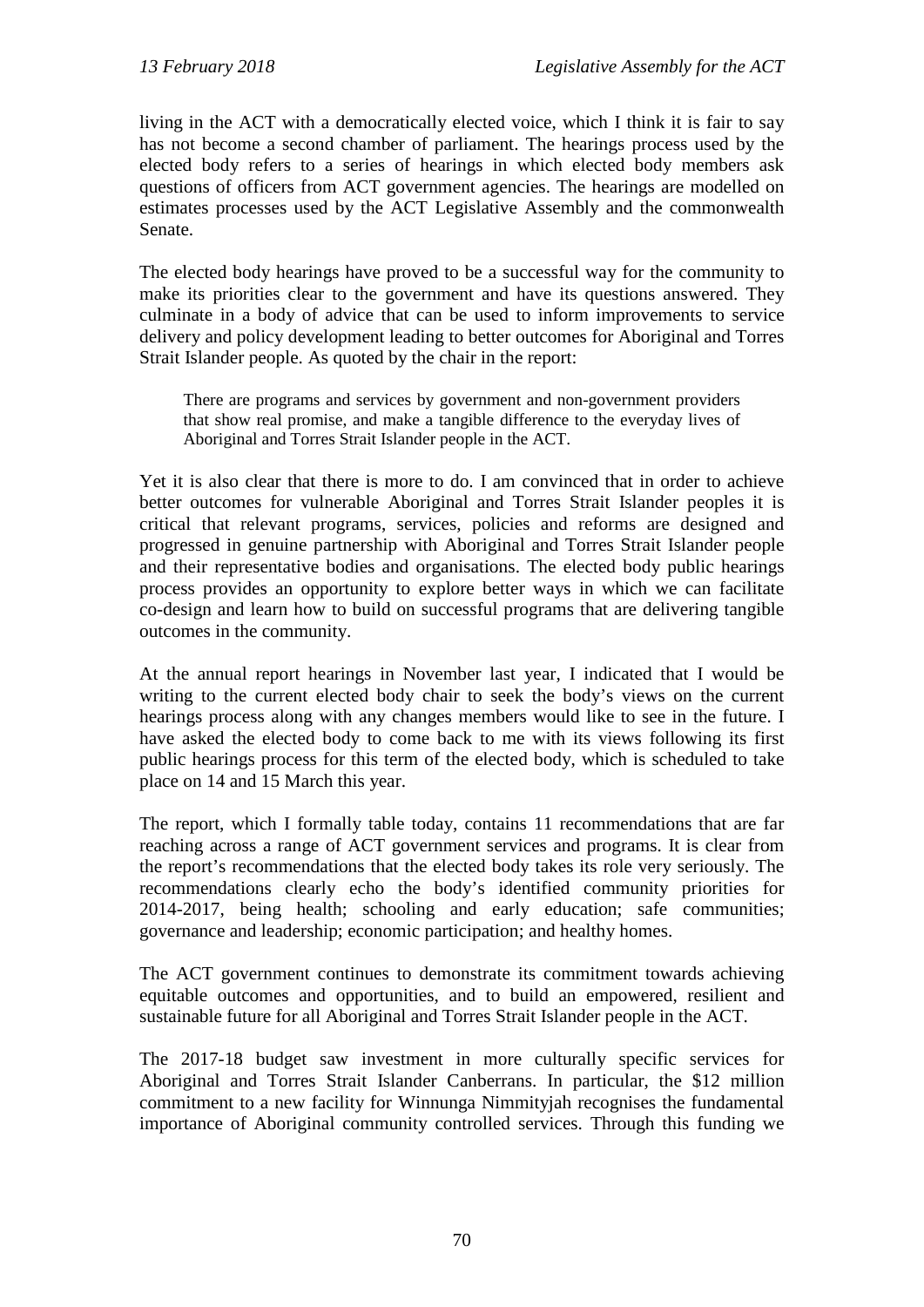living in the ACT with a democratically elected voice, which I think it is fair to say has not become a second chamber of parliament. The hearings process used by the elected body refers to a series of hearings in which elected body members ask questions of officers from ACT government agencies. The hearings are modelled on estimates processes used by the ACT Legislative Assembly and the commonwealth Senate.

The elected body hearings have proved to be a successful way for the community to make its priorities clear to the government and have its questions answered. They culminate in a body of advice that can be used to inform improvements to service delivery and policy development leading to better outcomes for Aboriginal and Torres Strait Islander people. As quoted by the chair in the report:

> There are programs and services by government and non-government providers that show real promise, and make a tangible difference to the everyday lives of Aboriginal and Torres Strait Islander people in the ACT.

Yet it is also clear that there is more to do. I am convinced that in order to achieve better outcomes for vulnerable Aboriginal and Torres Strait Islander peoples it is critical that relevant programs, services, policies and reforms are designed and progressed in genuine partnership with Aboriginal and Torres Strait Islander people and their representative bodies and organisations. The elected body public hearings process provides an opportunity to explore better ways in which we can facilitate co-design and learn how to build on successful programs that are delivering tangible outcomes in the community.

At the annual report hearings in November last year, I indicated that I would be writing to the current elected body chair to seek the body's views on the current hearings process along with any changes members would like to see in the future. I have asked the elected body to come back to me with its views following its first public hearings process for this term of the elected body, which is scheduled to take place on 14 and 15 March this year.

The report, which I formally table today, contains 11 recommendations that are far reaching across a range of ACT government services and programs. It is clear from the report's recommendations that the elected body takes its role very seriously. The recommendations clearly echo the body's identified community priorities for 2014-2017, being health; schooling and early education; safe communities; governance and leadership; economic participation; and healthy homes.

The ACT government continues to demonstrate its commitment towards achieving equitable outcomes and opportunities, and to build an empowered, resilient and sustainable future for all Aboriginal and Torres Strait Islander people in the ACT.

The 2017-18 budget saw investment in more culturally specific services for Aboriginal and Torres Strait Islander Canberrans. In particular, the $12 million commitment to a new facility for Winnunga Nimmityjah recognises the fundamental importance of Aboriginal community controlled services. Through this funding we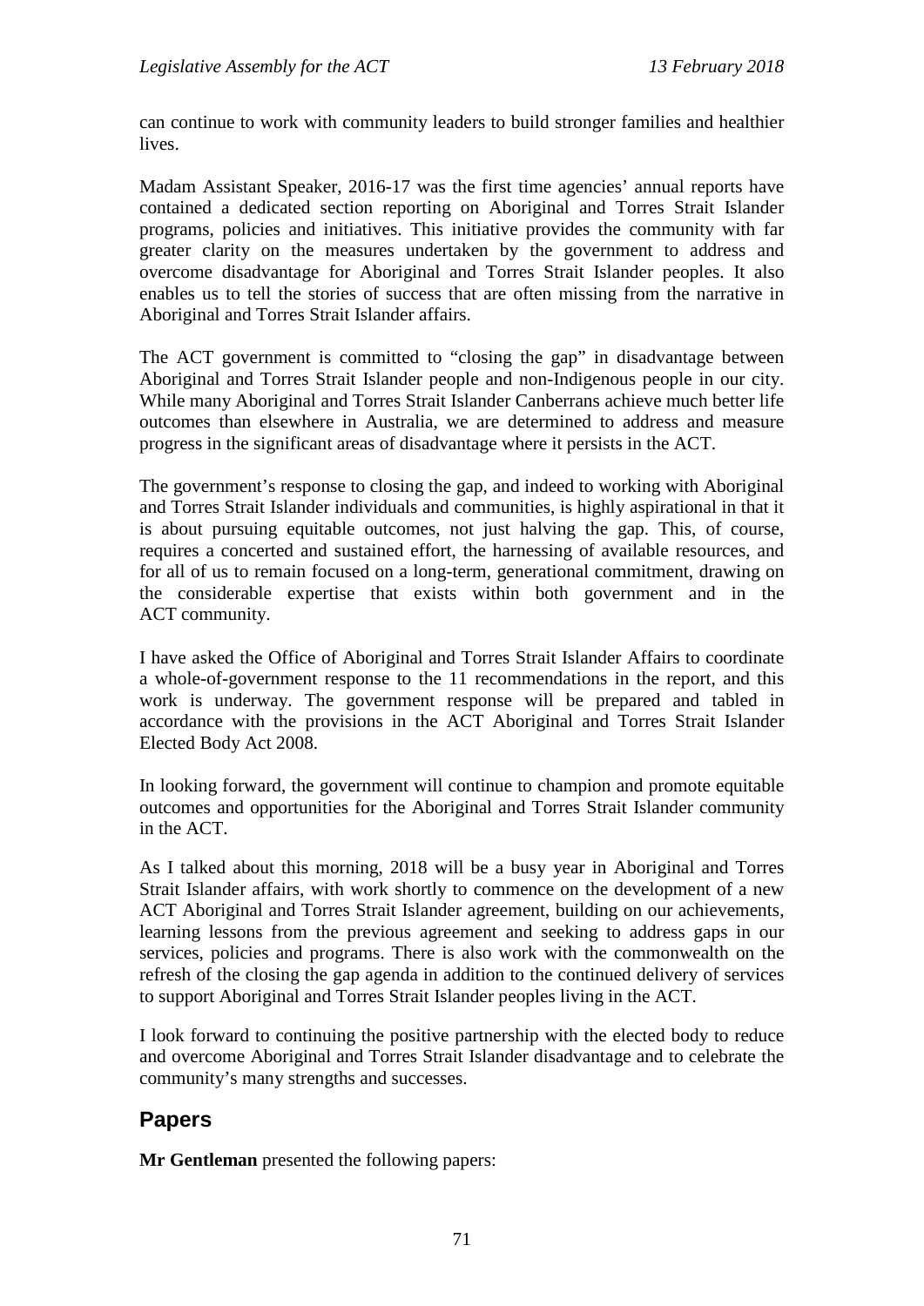can continue to work with community leaders to build stronger families and healthier lives.

Madam Assistant Speaker, 2016-17 was the first time agencies' annual reports have contained a dedicated section reporting on Aboriginal and Torres Strait Islander programs, policies and initiatives. This initiative provides the community with far greater clarity on the measures undertaken by the government to address and overcome disadvantage for Aboriginal and Torres Strait Islander peoples. It also enables us to tell the stories of success that are often missing from the narrative in Aboriginal and Torres Strait Islander affairs.

The ACT government is committed to "closing the gap" in disadvantage between Aboriginal and Torres Strait Islander people and non-Indigenous people in our city. While many Aboriginal and Torres Strait Islander Canberrans achieve much better life outcomes than elsewhere in Australia, we are determined to address and measure progress in the significant areas of disadvantage where it persists in the ACT.

The government's response to closing the gap, and indeed to working with Aboriginal and Torres Strait Islander individuals and communities, is highly aspirational in that it is about pursuing equitable outcomes, not just halving the gap. This, of course, requires a concerted and sustained effort, the harnessing of available resources, and for all of us to remain focused on a long-term, generational commitment, drawing on the considerable expertise that exists within both government and in the ACT community.

I have asked the Office of Aboriginal and Torres Strait Islander Affairs to coordinate a whole-of-government response to the 11 recommendations in the report, and this work is underway. The government response will be prepared and tabled in accordance with the provisions in the ACT Aboriginal and Torres Strait Islander Elected Body Act 2008.

In looking forward, the government will continue to champion and promote equitable outcomes and opportunities for the Aboriginal and Torres Strait Islander community in the ACT.

As I talked about this morning, 2018 will be a busy year in Aboriginal and Torres Strait Islander affairs, with work shortly to commence on the development of a new ACT Aboriginal and Torres Strait Islander agreement, building on our achievements, learning lessons from the previous agreement and seeking to address gaps in our services, policies and programs. There is also work with the commonwealth on the refresh of the closing the gap agenda in addition to the continued delivery of services to support Aboriginal and Torres Strait Islander peoples living in the ACT.

I look forward to continuing the positive partnership with the elected body to reduce and overcome Aboriginal and Torres Strait Islander disadvantage and to celebrate the community's many strengths and successes.

## Papers

**Mr Gentleman** presented the following papers: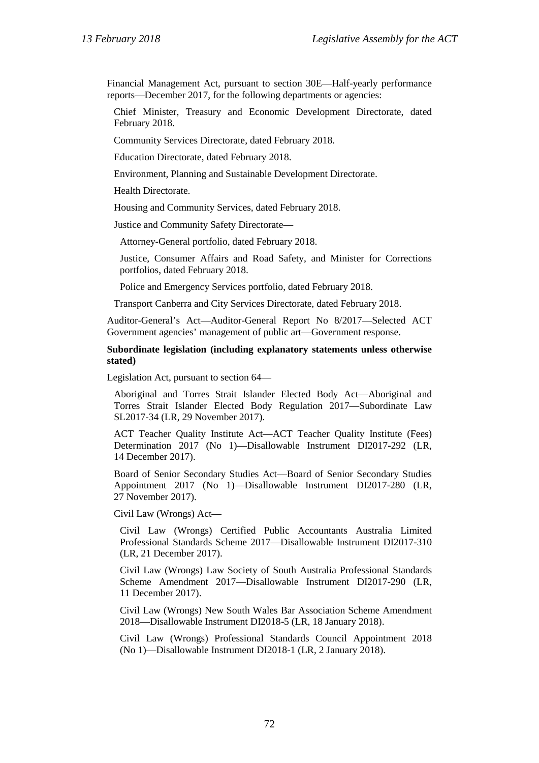Financial Management Act, pursuant to section 30E—Half-yearly performance reports—December 2017, for the following departments or agencies:

Chief Minister, Treasury and Economic Development Directorate, dated February 2018.

Community Services Directorate, dated February 2018.

Education Directorate, dated February 2018.

Environment, Planning and Sustainable Development Directorate.

Health Directorate.

Housing and Community Services, dated February 2018.

Justice and Community Safety Directorate—

Attorney-General portfolio, dated February 2018.

Justice, Consumer Affairs and Road Safety, and Minister for Corrections portfolios, dated February 2018.

Police and Emergency Services portfolio, dated February 2018.

Transport Canberra and City Services Directorate, dated February 2018.

Auditor-General's Act—Auditor-General Report No 8/2017—Selected ACT Government agencies' management of public art—Government response.

**Subordinate legislation (including explanatory statements unless otherwise stated)**

Legislation Act, pursuant to section 64—

Aboriginal and Torres Strait Islander Elected Body Act—Aboriginal and Torres Strait Islander Elected Body Regulation 2017—Subordinate Law SL2017-34 (LR, 29 November 2017).

ACT Teacher Quality Institute Act—ACT Teacher Quality Institute (Fees) Determination 2017 (No 1)—Disallowable Instrument DI2017-292 (LR, 14 December 2017).

Board of Senior Secondary Studies Act—Board of Senior Secondary Studies Appointment 2017 (No 1)—Disallowable Instrument DI2017-280 (LR, 27 November 2017).

Civil Law (Wrongs) Act—

Civil Law (Wrongs) Certified Public Accountants Australia Limited Professional Standards Scheme 2017—Disallowable Instrument DI2017-310 (LR, 21 December 2017).

Civil Law (Wrongs) Law Society of South Australia Professional Standards Scheme Amendment 2017—Disallowable Instrument DI2017-290 (LR, 11 December 2017).

Civil Law (Wrongs) New South Wales Bar Association Scheme Amendment 2018—Disallowable Instrument DI2018-5 (LR, 18 January 2018).

Civil Law (Wrongs) Professional Standards Council Appointment 2018 (No 1)—Disallowable Instrument DI2018-1 (LR, 2 January 2018).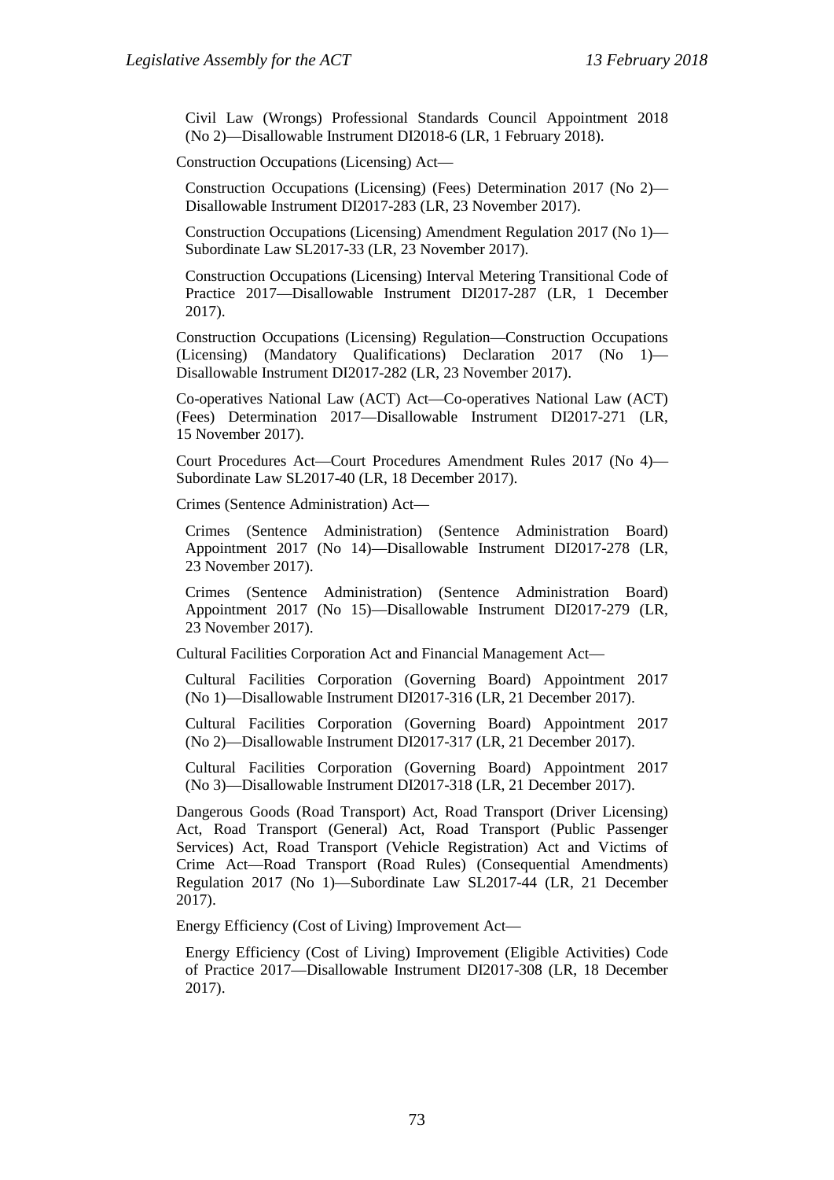Civil Law (Wrongs) Professional Standards Council Appointment 2018 (No 2)—Disallowable Instrument DI2018-6 (LR, 1 February 2018).

Construction Occupations (Licensing) Act—

Construction Occupations (Licensing) (Fees) Determination 2017 (No 2)—Disallowable Instrument DI2017-283 (LR, 23 November 2017).

Construction Occupations (Licensing) Amendment Regulation 2017 (No 1)—Subordinate Law SL2017-33 (LR, 23 November 2017).

Construction Occupations (Licensing) Interval Metering Transitional Code of Practice 2017—Disallowable Instrument DI2017-287 (LR, 1 December 2017).

Construction Occupations (Licensing) Regulation—Construction Occupations (Licensing) (Mandatory Qualifications) Declaration 2017 (No 1)—Disallowable Instrument DI2017-282 (LR, 23 November 2017).

Co-operatives National Law (ACT) Act—Co-operatives National Law (ACT) (Fees) Determination 2017—Disallowable Instrument DI2017-271 (LR, 15 November 2017).

Court Procedures Act—Court Procedures Amendment Rules 2017 (No 4)—Subordinate Law SL2017-40 (LR, 18 December 2017).

Crimes (Sentence Administration) Act—

Crimes (Sentence Administration) (Sentence Administration Board) Appointment 2017 (No 14)—Disallowable Instrument DI2017-278 (LR, 23 November 2017).

Crimes (Sentence Administration) (Sentence Administration Board) Appointment 2017 (No 15)—Disallowable Instrument DI2017-279 (LR, 23 November 2017).

Cultural Facilities Corporation Act and Financial Management Act—

Cultural Facilities Corporation (Governing Board) Appointment 2017 (No 1)—Disallowable Instrument DI2017-316 (LR, 21 December 2017).

Cultural Facilities Corporation (Governing Board) Appointment 2017 (No 2)—Disallowable Instrument DI2017-317 (LR, 21 December 2017).

Cultural Facilities Corporation (Governing Board) Appointment 2017 (No 3)—Disallowable Instrument DI2017-318 (LR, 21 December 2017).

Dangerous Goods (Road Transport) Act, Road Transport (Driver Licensing) Act, Road Transport (General) Act, Road Transport (Public Passenger Services) Act, Road Transport (Vehicle Registration) Act and Victims of Crime Act—Road Transport (Road Rules) (Consequential Amendments) Regulation 2017 (No 1)—Subordinate Law SL2017-44 (LR, 21 December 2017).

Energy Efficiency (Cost of Living) Improvement Act—

Energy Efficiency (Cost of Living) Improvement (Eligible Activities) Code of Practice 2017—Disallowable Instrument DI2017-308 (LR, 18 December 2017).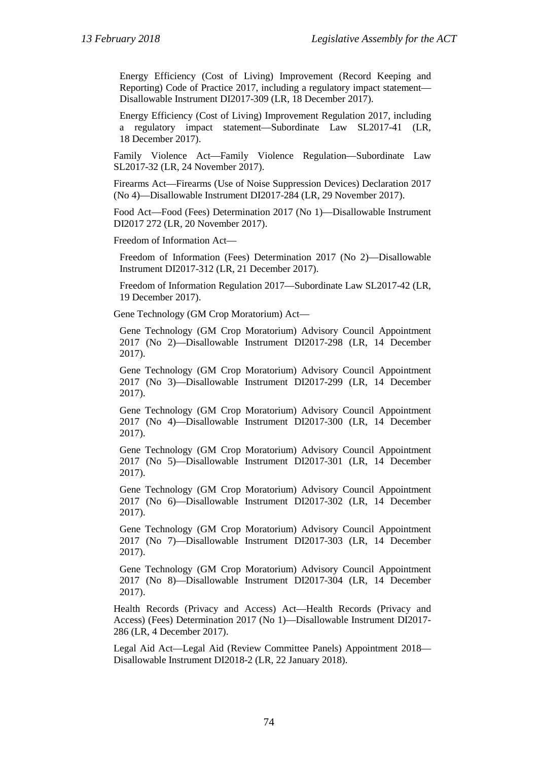Energy Efficiency (Cost of Living) Improvement (Record Keeping and Reporting) Code of Practice 2017, including a regulatory impact statement—Disallowable Instrument DI2017-309 (LR, 18 December 2017).

Energy Efficiency (Cost of Living) Improvement Regulation 2017, including a regulatory impact statement—Subordinate Law SL2017-41 (LR, 18 December 2017).

Family Violence Act—Family Violence Regulation—Subordinate Law SL2017-32 (LR, 24 November 2017).

Firearms Act—Firearms (Use of Noise Suppression Devices) Declaration 2017 (No 4)—Disallowable Instrument DI2017-284 (LR, 29 November 2017).

Food Act—Food (Fees) Determination 2017 (No 1)—Disallowable Instrument DI2017 272 (LR, 20 November 2017).

Freedom of Information Act—

Freedom of Information (Fees) Determination 2017 (No 2)—Disallowable Instrument DI2017-312 (LR, 21 December 2017).

Freedom of Information Regulation 2017—Subordinate Law SL2017-42 (LR, 19 December 2017).

Gene Technology (GM Crop Moratorium) Act—

Gene Technology (GM Crop Moratorium) Advisory Council Appointment 2017 (No 2)—Disallowable Instrument DI2017-298 (LR, 14 December 2017).

Gene Technology (GM Crop Moratorium) Advisory Council Appointment 2017 (No 3)—Disallowable Instrument DI2017-299 (LR, 14 December 2017).

Gene Technology (GM Crop Moratorium) Advisory Council Appointment 2017 (No 4)—Disallowable Instrument DI2017-300 (LR, 14 December 2017).

Gene Technology (GM Crop Moratorium) Advisory Council Appointment 2017 (No 5)—Disallowable Instrument DI2017-301 (LR, 14 December 2017).

Gene Technology (GM Crop Moratorium) Advisory Council Appointment 2017 (No 6)—Disallowable Instrument DI2017-302 (LR, 14 December 2017).

Gene Technology (GM Crop Moratorium) Advisory Council Appointment 2017 (No 7)—Disallowable Instrument DI2017-303 (LR, 14 December 2017).

Gene Technology (GM Crop Moratorium) Advisory Council Appointment 2017 (No 8)—Disallowable Instrument DI2017-304 (LR, 14 December 2017).

Health Records (Privacy and Access) Act—Health Records (Privacy and Access) (Fees) Determination 2017 (No 1)—Disallowable Instrument DI2017-286 (LR, 4 December 2017).

Legal Aid Act—Legal Aid (Review Committee Panels) Appointment 2018—Disallowable Instrument DI2018-2 (LR, 22 January 2018).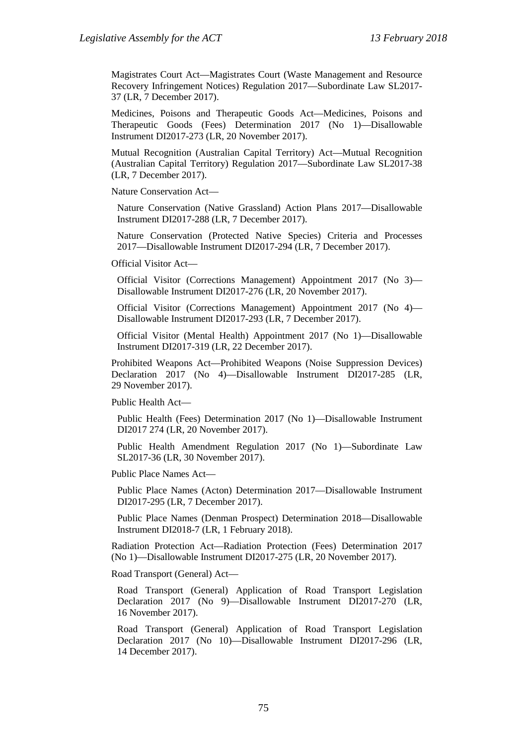Magistrates Court Act—Magistrates Court (Waste Management and Resource Recovery Infringement Notices) Regulation 2017—Subordinate Law SL2017-37 (LR, 7 December 2017).

Medicines, Poisons and Therapeutic Goods Act—Medicines, Poisons and Therapeutic Goods (Fees) Determination 2017 (No 1)—Disallowable Instrument DI2017-273 (LR, 20 November 2017).

Mutual Recognition (Australian Capital Territory) Act—Mutual Recognition (Australian Capital Territory) Regulation 2017—Subordinate Law SL2017-38 (LR, 7 December 2017).

Nature Conservation Act—

Nature Conservation (Native Grassland) Action Plans 2017—Disallowable Instrument DI2017-288 (LR, 7 December 2017).

Nature Conservation (Protected Native Species) Criteria and Processes 2017—Disallowable Instrument DI2017-294 (LR, 7 December 2017).

Official Visitor Act—

Official Visitor (Corrections Management) Appointment 2017 (No 3)—Disallowable Instrument DI2017-276 (LR, 20 November 2017).

Official Visitor (Corrections Management) Appointment 2017 (No 4)—Disallowable Instrument DI2017-293 (LR, 7 December 2017).

Official Visitor (Mental Health) Appointment 2017 (No 1)—Disallowable Instrument DI2017-319 (LR, 22 December 2017).

Prohibited Weapons Act—Prohibited Weapons (Noise Suppression Devices) Declaration 2017 (No 4)—Disallowable Instrument DI2017-285 (LR, 29 November 2017).

Public Health Act—

Public Health (Fees) Determination 2017 (No 1)—Disallowable Instrument DI2017 274 (LR, 20 November 2017).

Public Health Amendment Regulation 2017 (No 1)—Subordinate Law SL2017-36 (LR, 30 November 2017).

Public Place Names Act—

Public Place Names (Acton) Determination 2017—Disallowable Instrument DI2017-295 (LR, 7 December 2017).

Public Place Names (Denman Prospect) Determination 2018—Disallowable Instrument DI2018-7 (LR, 1 February 2018).

Radiation Protection Act—Radiation Protection (Fees) Determination 2017 (No 1)—Disallowable Instrument DI2017-275 (LR, 20 November 2017).

Road Transport (General) Act—

Road Transport (General) Application of Road Transport Legislation Declaration 2017 (No 9)—Disallowable Instrument DI2017-270 (LR, 16 November 2017).

Road Transport (General) Application of Road Transport Legislation Declaration 2017 (No 10)—Disallowable Instrument DI2017-296 (LR, 14 December 2017).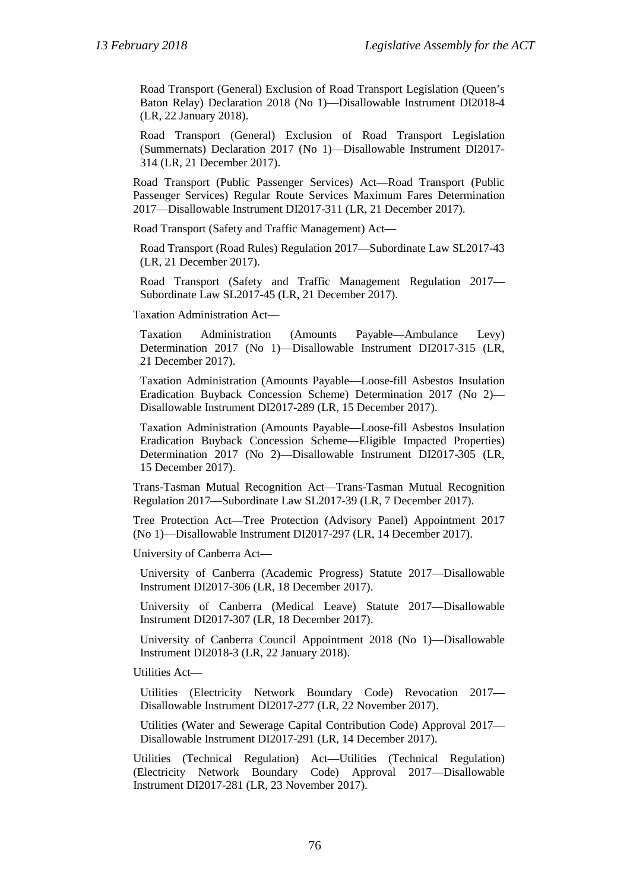Road Transport (General) Exclusion of Road Transport Legislation (Queen's Baton Relay) Declaration 2018 (No 1)—Disallowable Instrument DI2018-4 (LR, 22 January 2018).

Road Transport (General) Exclusion of Road Transport Legislation (Summernats) Declaration 2017 (No 1)—Disallowable Instrument DI2017-314 (LR, 21 December 2017).

Road Transport (Public Passenger Services) Act—Road Transport (Public Passenger Services) Regular Route Services Maximum Fares Determination 2017—Disallowable Instrument DI2017-311 (LR, 21 December 2017).

Road Transport (Safety and Traffic Management) Act—

Road Transport (Road Rules) Regulation 2017—Subordinate Law SL2017-43 (LR, 21 December 2017).

Road Transport (Safety and Traffic Management Regulation 2017—Subordinate Law SL2017-45 (LR, 21 December 2017).

Taxation Administration Act—

Taxation Administration (Amounts Payable—Ambulance Levy) Determination 2017 (No 1)—Disallowable Instrument DI2017-315 (LR, 21 December 2017).

Taxation Administration (Amounts Payable—Loose-fill Asbestos Insulation Eradication Buyback Concession Scheme) Determination 2017 (No 2)—Disallowable Instrument DI2017-289 (LR, 15 December 2017).

Taxation Administration (Amounts Payable—Loose-fill Asbestos Insulation Eradication Buyback Concession Scheme—Eligible Impacted Properties) Determination 2017 (No 2)—Disallowable Instrument DI2017-305 (LR, 15 December 2017).

Trans-Tasman Mutual Recognition Act—Trans-Tasman Mutual Recognition Regulation 2017—Subordinate Law SL2017-39 (LR, 7 December 2017).

Tree Protection Act—Tree Protection (Advisory Panel) Appointment 2017 (No 1)—Disallowable Instrument DI2017-297 (LR, 14 December 2017).

University of Canberra Act—

University of Canberra (Academic Progress) Statute 2017—Disallowable Instrument DI2017-306 (LR, 18 December 2017).

University of Canberra (Medical Leave) Statute 2017—Disallowable Instrument DI2017-307 (LR, 18 December 2017).

University of Canberra Council Appointment 2018 (No 1)—Disallowable Instrument DI2018-3 (LR, 22 January 2018).

Utilities Act—

Utilities (Electricity Network Boundary Code) Revocation 2017—Disallowable Instrument DI2017-277 (LR, 22 November 2017).

Utilities (Water and Sewerage Capital Contribution Code) Approval 2017—Disallowable Instrument DI2017-291 (LR, 14 December 2017).

Utilities (Technical Regulation) Act—Utilities (Technical Regulation) (Electricity Network Boundary Code) Approval 2017—Disallowable Instrument DI2017-281 (LR, 23 November 2017).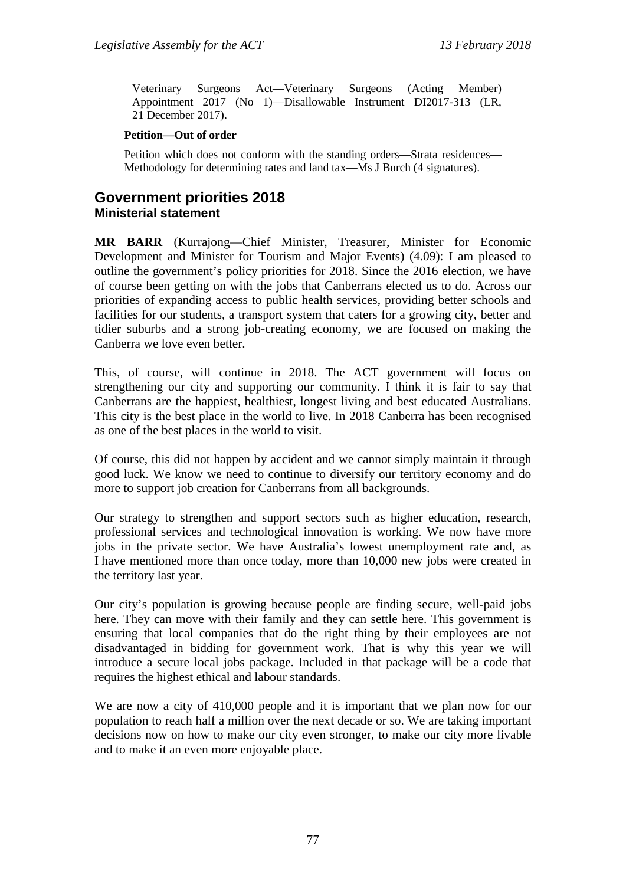Veterinary Surgeons Act—Veterinary Surgeons (Acting Member) Appointment 2017 (No 1)—Disallowable Instrument DI2017-313 (LR, 21 December 2017).

**Petition—Out of order**

Petition which does not conform with the standing orders—Strata residences—Methodology for determining rates and land tax—Ms J Burch (4 signatures).

## Government priorities 2018

### Ministerial statement

**MR BARR** (Kurrajong—Chief Minister, Treasurer, Minister for Economic Development and Minister for Tourism and Major Events) (4.09): I am pleased to outline the government's policy priorities for 2018. Since the 2016 election, we have of course been getting on with the jobs that Canberrans elected us to do. Across our priorities of expanding access to public health services, providing better schools and facilities for our students, a transport system that caters for a growing city, better and tidier suburbs and a strong job-creating economy, we are focused on making the Canberra we love even better.

This, of course, will continue in 2018. The ACT government will focus on strengthening our city and supporting our community. I think it is fair to say that Canberrans are the happiest, healthiest, longest living and best educated Australians. This city is the best place in the world to live. In 2018 Canberra has been recognised as one of the best places in the world to visit.

Of course, this did not happen by accident and we cannot simply maintain it through good luck. We know we need to continue to diversify our territory economy and do more to support job creation for Canberrans from all backgrounds.

Our strategy to strengthen and support sectors such as higher education, research, professional services and technological innovation is working. We now have more jobs in the private sector. We have Australia's lowest unemployment rate and, as I have mentioned more than once today, more than 10,000 new jobs were created in the territory last year.

Our city's population is growing because people are finding secure, well-paid jobs here. They can move with their family and they can settle here. This government is ensuring that local companies that do the right thing by their employees are not disadvantaged in bidding for government work. That is why this year we will introduce a secure local jobs package. Included in that package will be a code that requires the highest ethical and labour standards.

We are now a city of 410,000 people and it is important that we plan now for our population to reach half a million over the next decade or so. We are taking important decisions now on how to make our city even stronger, to make our city more livable and to make it an even more enjoyable place.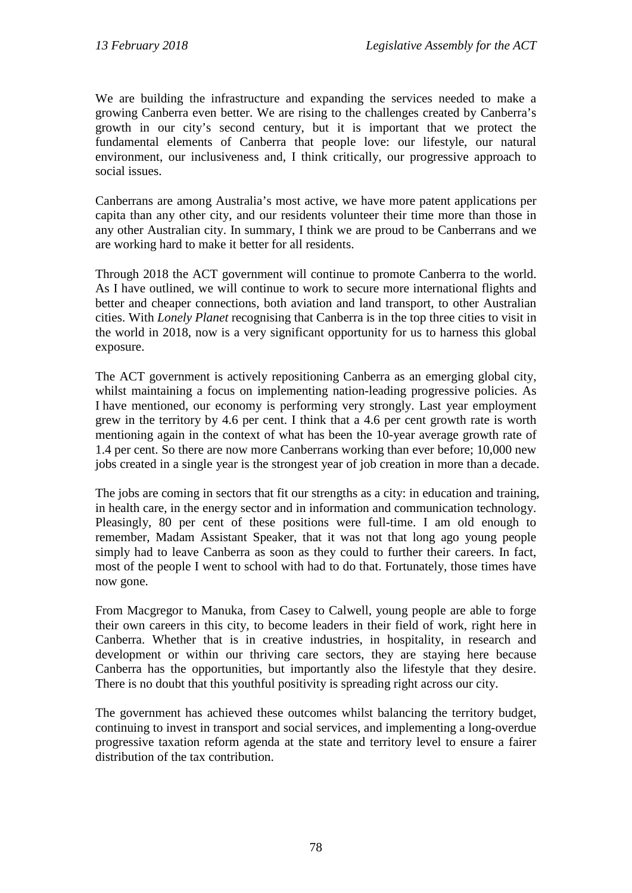We are building the infrastructure and expanding the services needed to make a growing Canberra even better. We are rising to the challenges created by Canberra's growth in our city's second century, but it is important that we protect the fundamental elements of Canberra that people love: our lifestyle, our natural environment, our inclusiveness and, I think critically, our progressive approach to social issues.

Canberrans are among Australia's most active, we have more patent applications per capita than any other city, and our residents volunteer their time more than those in any other Australian city. In summary, I think we are proud to be Canberrans and we are working hard to make it better for all residents.

Through 2018 the ACT government will continue to promote Canberra to the world. As I have outlined, we will continue to work to secure more international flights and better and cheaper connections, both aviation and land transport, to other Australian cities. With *Lonely Planet* recognising that Canberra is in the top three cities to visit in the world in 2018, now is a very significant opportunity for us to harness this global exposure.

The ACT government is actively repositioning Canberra as an emerging global city, whilst maintaining a focus on implementing nation-leading progressive policies. As I have mentioned, our economy is performing very strongly. Last year employment grew in the territory by 4.6 per cent. I think that a 4.6 per cent growth rate is worth mentioning again in the context of what has been the 10-year average growth rate of 1.4 per cent. So there are now more Canberrans working than ever before; 10,000 new jobs created in a single year is the strongest year of job creation in more than a decade.

The jobs are coming in sectors that fit our strengths as a city: in education and training, in health care, in the energy sector and in information and communication technology. Pleasingly, 80 per cent of these positions were full-time. I am old enough to remember, Madam Assistant Speaker, that it was not that long ago young people simply had to leave Canberra as soon as they could to further their careers. In fact, most of the people I went to school with had to do that. Fortunately, those times have now gone.

From Macgregor to Manuka, from Casey to Calwell, young people are able to forge their own careers in this city, to become leaders in their field of work, right here in Canberra. Whether that is in creative industries, in hospitality, in research and development or within our thriving care sectors, they are staying here because Canberra has the opportunities, but importantly also the lifestyle that they desire. There is no doubt that this youthful positivity is spreading right across our city.

The government has achieved these outcomes whilst balancing the territory budget, continuing to invest in transport and social services, and implementing a long-overdue progressive taxation reform agenda at the state and territory level to ensure a fairer distribution of the tax contribution.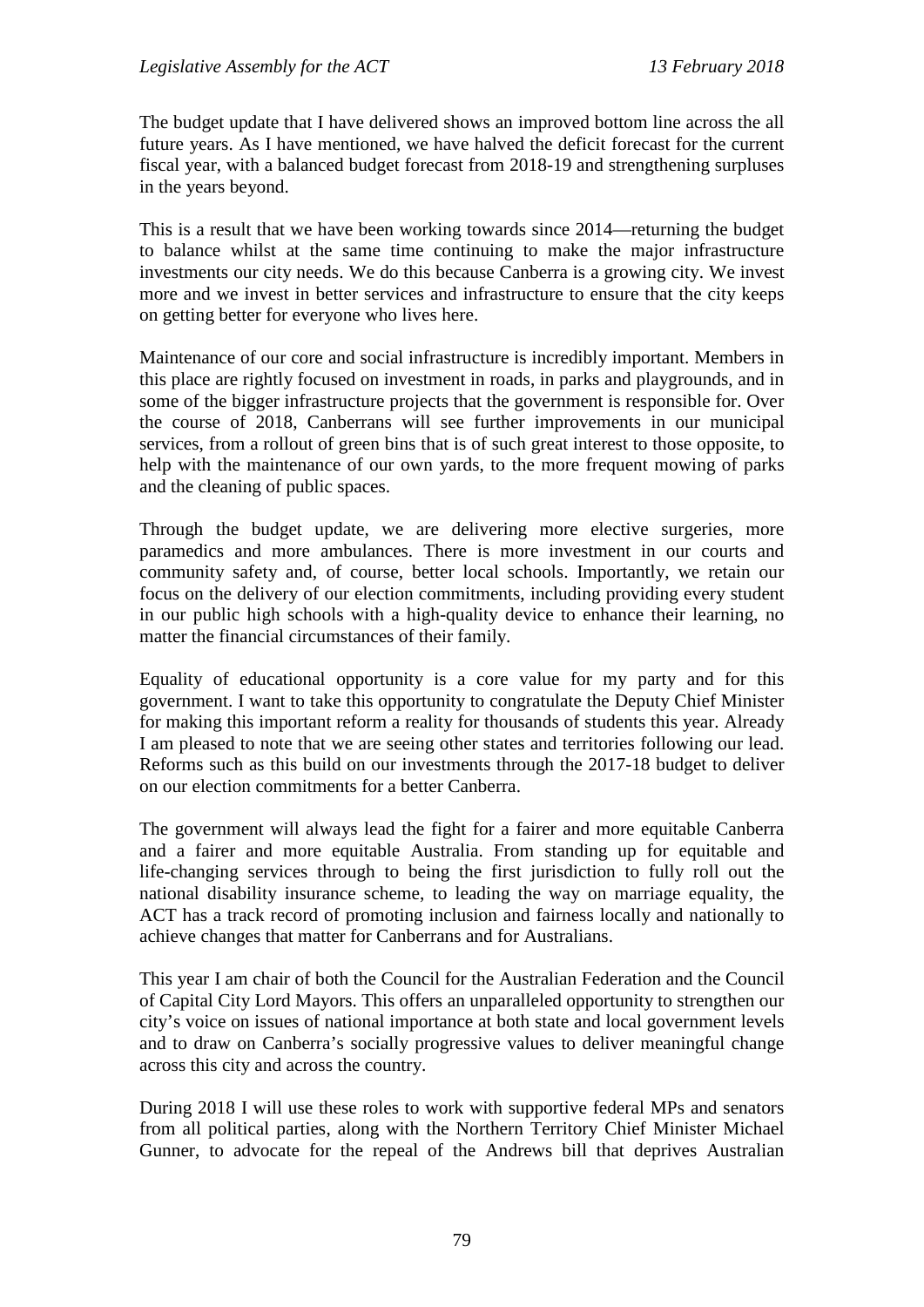The budget update that I have delivered shows an improved bottom line across the all future years. As I have mentioned, we have halved the deficit forecast for the current fiscal year, with a balanced budget forecast from 2018-19 and strengthening surpluses in the years beyond.

This is a result that we have been working towards since 2014—returning the budget to balance whilst at the same time continuing to make the major infrastructure investments our city needs. We do this because Canberra is a growing city. We invest more and we invest in better services and infrastructure to ensure that the city keeps on getting better for everyone who lives here.

Maintenance of our core and social infrastructure is incredibly important. Members in this place are rightly focused on investment in roads, in parks and playgrounds, and in some of the bigger infrastructure projects that the government is responsible for. Over the course of 2018, Canberrans will see further improvements in our municipal services, from a rollout of green bins that is of such great interest to those opposite, to help with the maintenance of our own yards, to the more frequent mowing of parks and the cleaning of public spaces.

Through the budget update, we are delivering more elective surgeries, more paramedics and more ambulances. There is more investment in our courts and community safety and, of course, better local schools. Importantly, we retain our focus on the delivery of our election commitments, including providing every student in our public high schools with a high-quality device to enhance their learning, no matter the financial circumstances of their family.

Equality of educational opportunity is a core value for my party and for this government. I want to take this opportunity to congratulate the Deputy Chief Minister for making this important reform a reality for thousands of students this year. Already I am pleased to note that we are seeing other states and territories following our lead. Reforms such as this build on our investments through the 2017-18 budget to deliver on our election commitments for a better Canberra.

The government will always lead the fight for a fairer and more equitable Canberra and a fairer and more equitable Australia. From standing up for equitable and life-changing services through to being the first jurisdiction to fully roll out the national disability insurance scheme, to leading the way on marriage equality, the ACT has a track record of promoting inclusion and fairness locally and nationally to achieve changes that matter for Canberrans and for Australians.

This year I am chair of both the Council for the Australian Federation and the Council of Capital City Lord Mayors. This offers an unparalleled opportunity to strengthen our city's voice on issues of national importance at both state and local government levels and to draw on Canberra's socially progressive values to deliver meaningful change across this city and across the country.

During 2018 I will use these roles to work with supportive federal MPs and senators from all political parties, along with the Northern Territory Chief Minister Michael Gunner, to advocate for the repeal of the Andrews bill that deprives Australian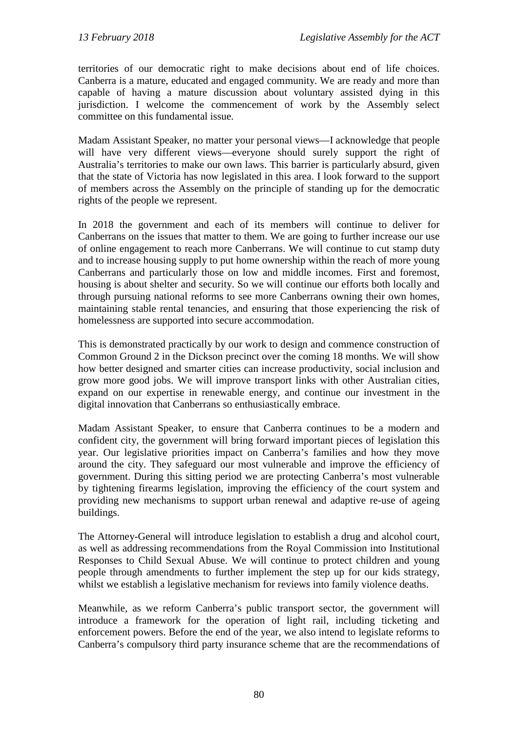territories of our democratic right to make decisions about end of life choices. Canberra is a mature, educated and engaged community. We are ready and more than capable of having a mature discussion about voluntary assisted dying in this jurisdiction. I welcome the commencement of work by the Assembly select committee on this fundamental issue.

Madam Assistant Speaker, no matter your personal views—I acknowledge that people will have very different views—everyone should surely support the right of Australia's territories to make our own laws. This barrier is particularly absurd, given that the state of Victoria has now legislated in this area. I look forward to the support of members across the Assembly on the principle of standing up for the democratic rights of the people we represent.

In 2018 the government and each of its members will continue to deliver for Canberrans on the issues that matter to them. We are going to further increase our use of online engagement to reach more Canberrans. We will continue to cut stamp duty and to increase housing supply to put home ownership within the reach of more young Canberrans and particularly those on low and middle incomes. First and foremost, housing is about shelter and security. So we will continue our efforts both locally and through pursuing national reforms to see more Canberrans owning their own homes, maintaining stable rental tenancies, and ensuring that those experiencing the risk of homelessness are supported into secure accommodation.

This is demonstrated practically by our work to design and commence construction of Common Ground 2 in the Dickson precinct over the coming 18 months. We will show how better designed and smarter cities can increase productivity, social inclusion and grow more good jobs. We will improve transport links with other Australian cities, expand on our expertise in renewable energy, and continue our investment in the digital innovation that Canberrans so enthusiastically embrace.

Madam Assistant Speaker, to ensure that Canberra continues to be a modern and confident city, the government will bring forward important pieces of legislation this year. Our legislative priorities impact on Canberra's families and how they move around the city. They safeguard our most vulnerable and improve the efficiency of government. During this sitting period we are protecting Canberra's most vulnerable by tightening firearms legislation, improving the efficiency of the court system and providing new mechanisms to support urban renewal and adaptive re-use of ageing buildings.

The Attorney-General will introduce legislation to establish a drug and alcohol court, as well as addressing recommendations from the Royal Commission into Institutional Responses to Child Sexual Abuse. We will continue to protect children and young people through amendments to further implement the step up for our kids strategy, whilst we establish a legislative mechanism for reviews into family violence deaths.

Meanwhile, as we reform Canberra's public transport sector, the government will introduce a framework for the operation of light rail, including ticketing and enforcement powers. Before the end of the year, we also intend to legislate reforms to Canberra's compulsory third party insurance scheme that are the recommendations of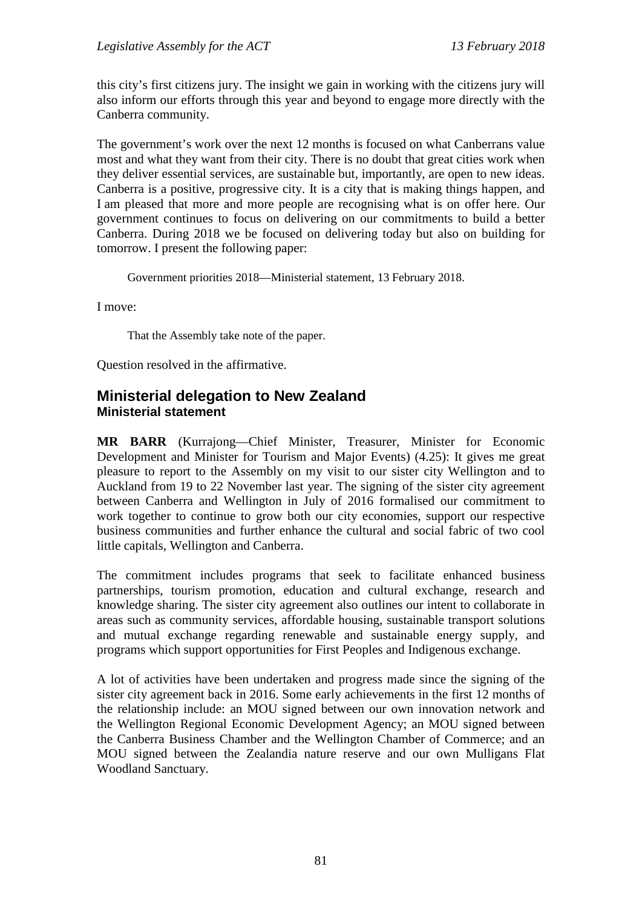this city's first citizens jury. The insight we gain in working with the citizens jury will also inform our efforts through this year and beyond to engage more directly with the Canberra community.

The government's work over the next 12 months is focused on what Canberrans value most and what they want from their city. There is no doubt that great cities work when they deliver essential services, are sustainable but, importantly, are open to new ideas. Canberra is a positive, progressive city. It is a city that is making things happen, and I am pleased that more and more people are recognising what is on offer here. Our government continues to focus on delivering on our commitments to build a better Canberra. During 2018 we be focused on delivering today but also on building for tomorrow. I present the following paper:

> Government priorities 2018—Ministerial statement, 13 February 2018.

I move:

> That the Assembly take note of the paper.

Question resolved in the affirmative.

## Ministerial delegation to New Zealand
### Ministerial statement

**MR BARR** (Kurrajong—Chief Minister, Treasurer, Minister for Economic Development and Minister for Tourism and Major Events) (4.25): It gives me great pleasure to report to the Assembly on my visit to our sister city Wellington and to Auckland from 19 to 22 November last year. The signing of the sister city agreement between Canberra and Wellington in July of 2016 formalised our commitment to work together to continue to grow both our city economies, support our respective business communities and further enhance the cultural and social fabric of two cool little capitals, Wellington and Canberra.

The commitment includes programs that seek to facilitate enhanced business partnerships, tourism promotion, education and cultural exchange, research and knowledge sharing. The sister city agreement also outlines our intent to collaborate in areas such as community services, affordable housing, sustainable transport solutions and mutual exchange regarding renewable and sustainable energy supply, and programs which support opportunities for First Peoples and Indigenous exchange.

A lot of activities have been undertaken and progress made since the signing of the sister city agreement back in 2016. Some early achievements in the first 12 months of the relationship include: an MOU signed between our own innovation network and the Wellington Regional Economic Development Agency; an MOU signed between the Canberra Business Chamber and the Wellington Chamber of Commerce; and an MOU signed between the Zealandia nature reserve and our own Mulligans Flat Woodland Sanctuary.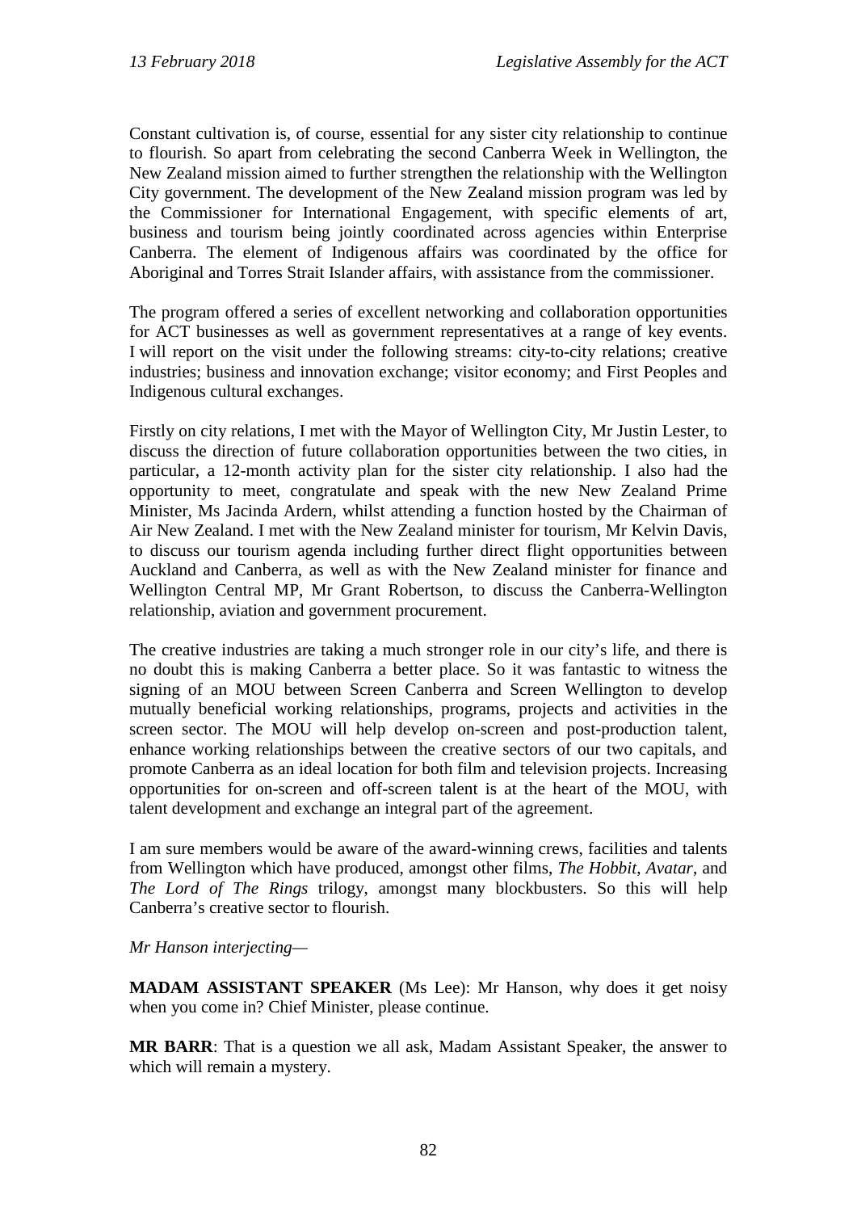Constant cultivation is, of course, essential for any sister city relationship to continue to flourish. So apart from celebrating the second Canberra Week in Wellington, the New Zealand mission aimed to further strengthen the relationship with the Wellington City government. The development of the New Zealand mission program was led by the Commissioner for International Engagement, with specific elements of art, business and tourism being jointly coordinated across agencies within Enterprise Canberra. The element of Indigenous affairs was coordinated by the office for Aboriginal and Torres Strait Islander affairs, with assistance from the commissioner.

The program offered a series of excellent networking and collaboration opportunities for ACT businesses as well as government representatives at a range of key events. I will report on the visit under the following streams: city-to-city relations; creative industries; business and innovation exchange; visitor economy; and First Peoples and Indigenous cultural exchanges.

Firstly on city relations, I met with the Mayor of Wellington City, Mr Justin Lester, to discuss the direction of future collaboration opportunities between the two cities, in particular, a 12-month activity plan for the sister city relationship. I also had the opportunity to meet, congratulate and speak with the new New Zealand Prime Minister, Ms Jacinda Ardern, whilst attending a function hosted by the Chairman of Air New Zealand. I met with the New Zealand minister for tourism, Mr Kelvin Davis, to discuss our tourism agenda including further direct flight opportunities between Auckland and Canberra, as well as with the New Zealand minister for finance and Wellington Central MP, Mr Grant Robertson, to discuss the Canberra-Wellington relationship, aviation and government procurement.

The creative industries are taking a much stronger role in our city's life, and there is no doubt this is making Canberra a better place. So it was fantastic to witness the signing of an MOU between Screen Canberra and Screen Wellington to develop mutually beneficial working relationships, programs, projects and activities in the screen sector. The MOU will help develop on-screen and post-production talent, enhance working relationships between the creative sectors of our two capitals, and promote Canberra as an ideal location for both film and television projects. Increasing opportunities for on-screen and off-screen talent is at the heart of the MOU, with talent development and exchange an integral part of the agreement.

I am sure members would be aware of the award-winning crews, facilities and talents from Wellington which have produced, amongst other films, *The Hobbit*, *Avatar*, and *The Lord of The Rings* trilogy, amongst many blockbusters. So this will help Canberra's creative sector to flourish.

*Mr Hanson interjecting—*

**MADAM ASSISTANT SPEAKER** (Ms Lee): Mr Hanson, why does it get noisy when you come in? Chief Minister, please continue.

**MR BARR**: That is a question we all ask, Madam Assistant Speaker, the answer to which will remain a mystery.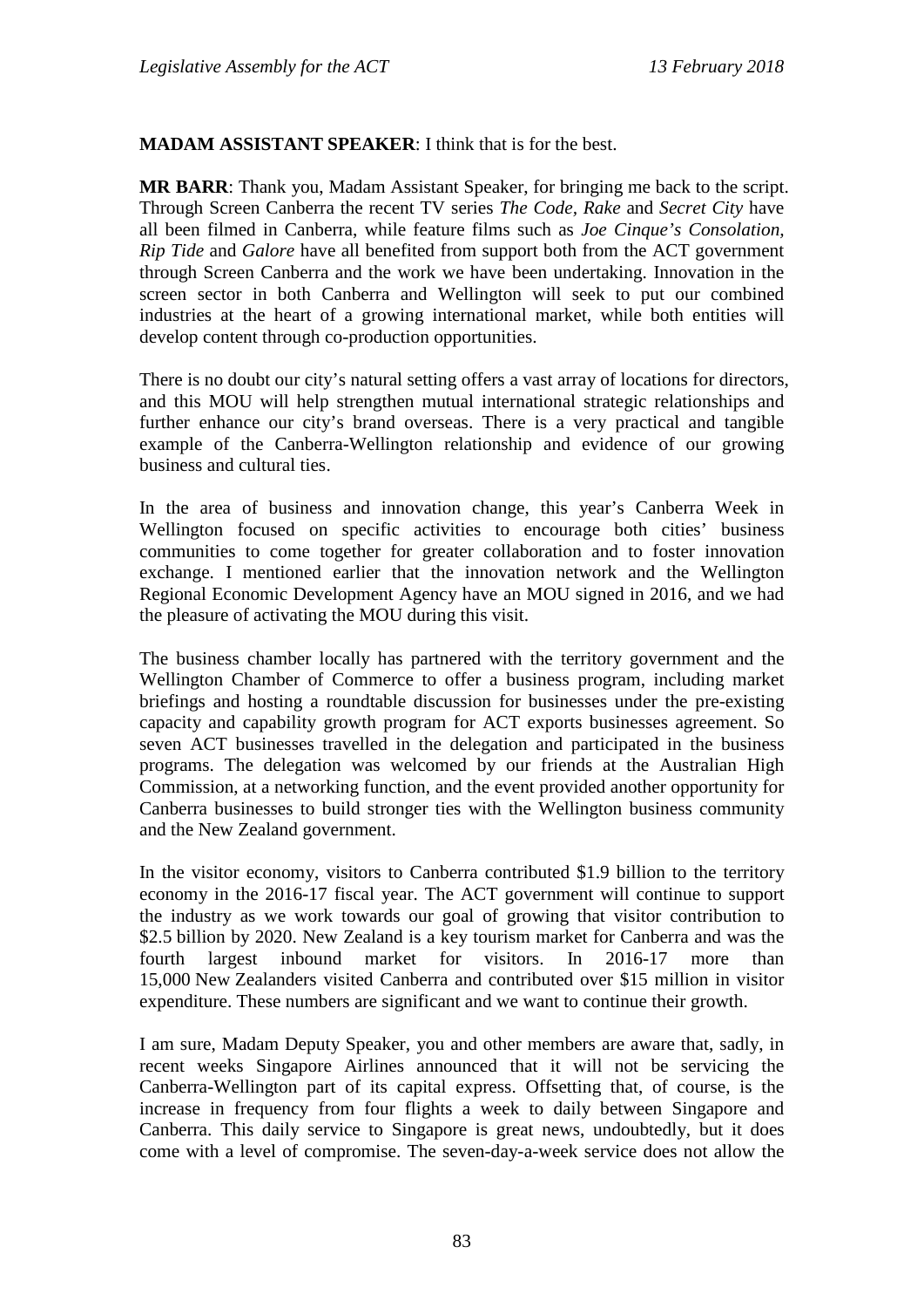**MADAM ASSISTANT SPEAKER**: I think that is for the best.

**MR BARR**: Thank you, Madam Assistant Speaker, for bringing me back to the script. Through Screen Canberra the recent TV series *The Code*, *Rake* and *Secret City* have all been filmed in Canberra, while feature films such as *Joe Cinque's Consolation*, *Rip Tide* and *Galore* have all benefited from support both from the ACT government through Screen Canberra and the work we have been undertaking. Innovation in the screen sector in both Canberra and Wellington will seek to put our combined industries at the heart of a growing international market, while both entities will develop content through co-production opportunities.

There is no doubt our city's natural setting offers a vast array of locations for directors, and this MOU will help strengthen mutual international strategic relationships and further enhance our city's brand overseas. There is a very practical and tangible example of the Canberra-Wellington relationship and evidence of our growing business and cultural ties.

In the area of business and innovation change, this year's Canberra Week in Wellington focused on specific activities to encourage both cities' business communities to come together for greater collaboration and to foster innovation exchange. I mentioned earlier that the innovation network and the Wellington Regional Economic Development Agency have an MOU signed in 2016, and we had the pleasure of activating the MOU during this visit.

The business chamber locally has partnered with the territory government and the Wellington Chamber of Commerce to offer a business program, including market briefings and hosting a roundtable discussion for businesses under the pre-existing capacity and capability growth program for ACT exports businesses agreement. So seven ACT businesses travelled in the delegation and participated in the business programs. The delegation was welcomed by our friends at the Australian High Commission, at a networking function, and the event provided another opportunity for Canberra businesses to build stronger ties with the Wellington business community and the New Zealand government.

In the visitor economy, visitors to Canberra contributed $1.9 billion to the territory economy in the 2016-17 fiscal year. The ACT government will continue to support the industry as we work towards our goal of growing that visitor contribution to $2.5 billion by 2020. New Zealand is a key tourism market for Canberra and was the fourth largest inbound market for visitors. In 2016-17 more than 15,000 New Zealanders visited Canberra and contributed over $15 million in visitor expenditure. These numbers are significant and we want to continue their growth.

I am sure, Madam Deputy Speaker, you and other members are aware that, sadly, in recent weeks Singapore Airlines announced that it will not be servicing the Canberra-Wellington part of its capital express. Offsetting that, of course, is the increase in frequency from four flights a week to daily between Singapore and Canberra. This daily service to Singapore is great news, undoubtedly, but it does come with a level of compromise. The seven-day-a-week service does not allow the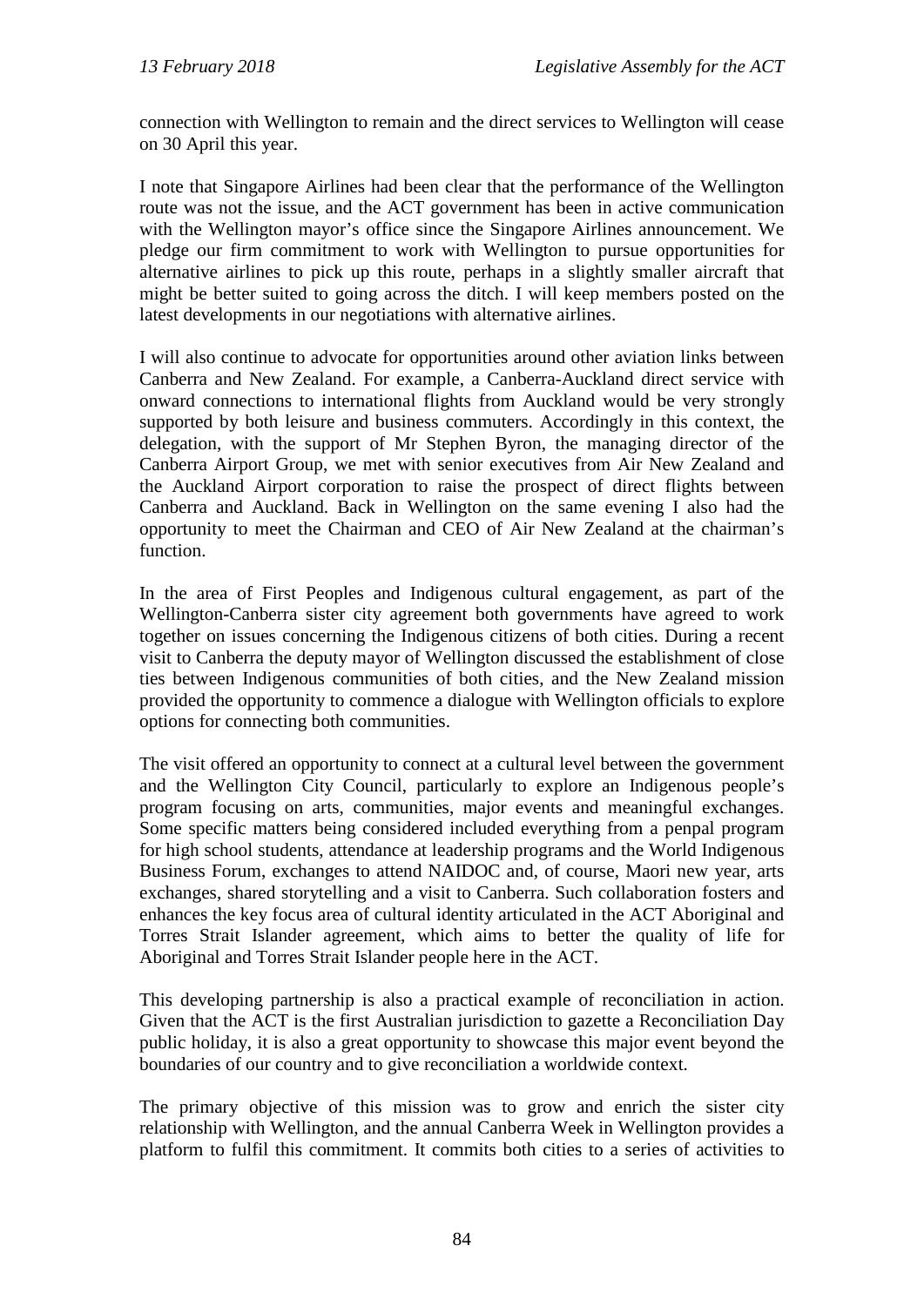connection with Wellington to remain and the direct services to Wellington will cease on 30 April this year.

I note that Singapore Airlines had been clear that the performance of the Wellington route was not the issue, and the ACT government has been in active communication with the Wellington mayor's office since the Singapore Airlines announcement. We pledge our firm commitment to work with Wellington to pursue opportunities for alternative airlines to pick up this route, perhaps in a slightly smaller aircraft that might be better suited to going across the ditch. I will keep members posted on the latest developments in our negotiations with alternative airlines.

I will also continue to advocate for opportunities around other aviation links between Canberra and New Zealand. For example, a Canberra-Auckland direct service with onward connections to international flights from Auckland would be very strongly supported by both leisure and business commuters. Accordingly in this context, the delegation, with the support of Mr Stephen Byron, the managing director of the Canberra Airport Group, we met with senior executives from Air New Zealand and the Auckland Airport corporation to raise the prospect of direct flights between Canberra and Auckland. Back in Wellington on the same evening I also had the opportunity to meet the Chairman and CEO of Air New Zealand at the chairman's function.

In the area of First Peoples and Indigenous cultural engagement, as part of the Wellington-Canberra sister city agreement both governments have agreed to work together on issues concerning the Indigenous citizens of both cities. During a recent visit to Canberra the deputy mayor of Wellington discussed the establishment of close ties between Indigenous communities of both cities, and the New Zealand mission provided the opportunity to commence a dialogue with Wellington officials to explore options for connecting both communities.

The visit offered an opportunity to connect at a cultural level between the government and the Wellington City Council, particularly to explore an Indigenous people's program focusing on arts, communities, major events and meaningful exchanges. Some specific matters being considered included everything from a penpal program for high school students, attendance at leadership programs and the World Indigenous Business Forum, exchanges to attend NAIDOC and, of course, Maori new year, arts exchanges, shared storytelling and a visit to Canberra. Such collaboration fosters and enhances the key focus area of cultural identity articulated in the ACT Aboriginal and Torres Strait Islander agreement, which aims to better the quality of life for Aboriginal and Torres Strait Islander people here in the ACT.

This developing partnership is also a practical example of reconciliation in action. Given that the ACT is the first Australian jurisdiction to gazette a Reconciliation Day public holiday, it is also a great opportunity to showcase this major event beyond the boundaries of our country and to give reconciliation a worldwide context.

The primary objective of this mission was to grow and enrich the sister city relationship with Wellington, and the annual Canberra Week in Wellington provides a platform to fulfil this commitment. It commits both cities to a series of activities to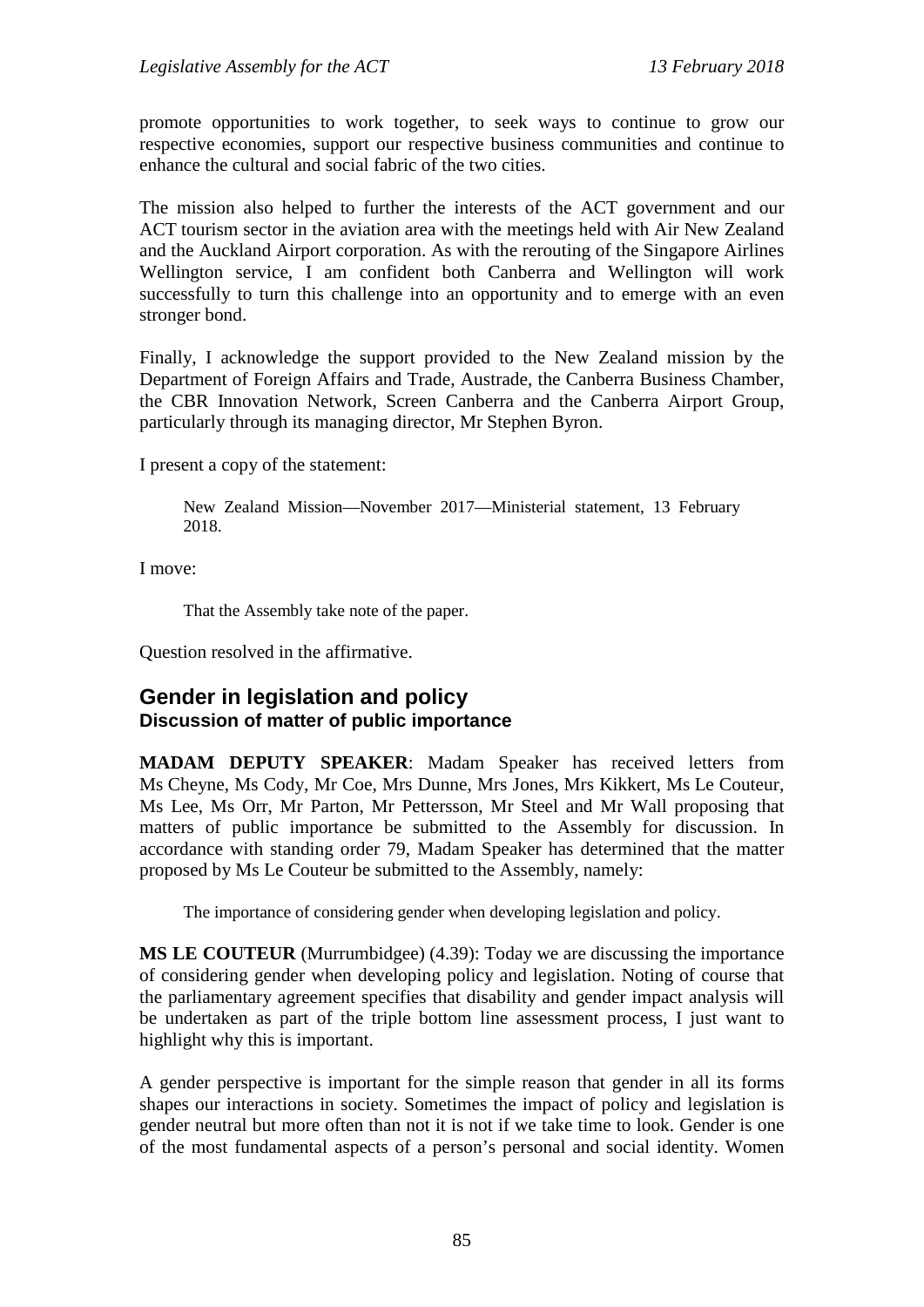promote opportunities to work together, to seek ways to continue to grow our respective economies, support our respective business communities and continue to enhance the cultural and social fabric of the two cities.

The mission also helped to further the interests of the ACT government and our ACT tourism sector in the aviation area with the meetings held with Air New Zealand and the Auckland Airport corporation. As with the rerouting of the Singapore Airlines Wellington service, I am confident both Canberra and Wellington will work successfully to turn this challenge into an opportunity and to emerge with an even stronger bond.

Finally, I acknowledge the support provided to the New Zealand mission by the Department of Foreign Affairs and Trade, Austrade, the Canberra Business Chamber, the CBR Innovation Network, Screen Canberra and the Canberra Airport Group, particularly through its managing director, Mr Stephen Byron.

I present a copy of the statement:

> New Zealand Mission—November 2017—Ministerial statement, 13 February 2018.

I move:

> That the Assembly take note of the paper.

Question resolved in the affirmative.

## Gender in legislation and policy
### Discussion of matter of public importance

**MADAM DEPUTY SPEAKER**: Madam Speaker has received letters from Ms Cheyne, Ms Cody, Mr Coe, Mrs Dunne, Mrs Jones, Mrs Kikkert, Ms Le Couteur, Ms Lee, Ms Orr, Mr Parton, Mr Pettersson, Mr Steel and Mr Wall proposing that matters of public importance be submitted to the Assembly for discussion. In accordance with standing order 79, Madam Speaker has determined that the matter proposed by Ms Le Couteur be submitted to the Assembly, namely:

> The importance of considering gender when developing legislation and policy.

**MS LE COUTEUR** (Murrumbidgee) (4.39): Today we are discussing the importance of considering gender when developing policy and legislation. Noting of course that the parliamentary agreement specifies that disability and gender impact analysis will be undertaken as part of the triple bottom line assessment process, I just want to highlight why this is important.

A gender perspective is important for the simple reason that gender in all its forms shapes our interactions in society. Sometimes the impact of policy and legislation is gender neutral but more often than not it is not if we take time to look. Gender is one of the most fundamental aspects of a person's personal and social identity. Women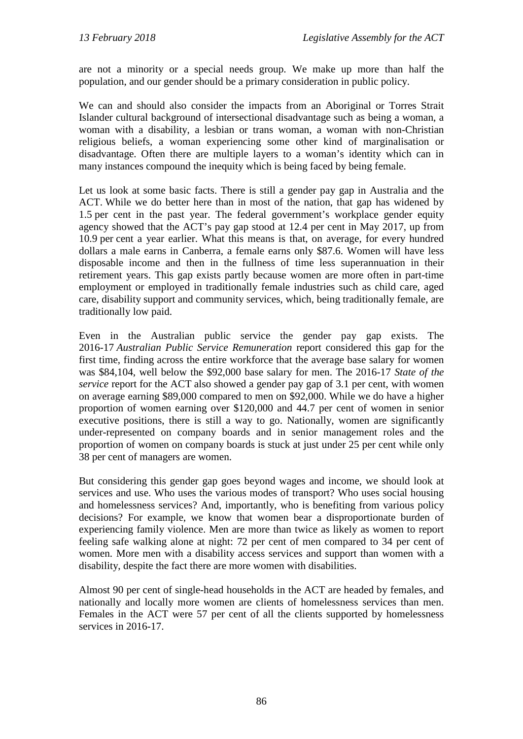are not a minority or a special needs group. We make up more than half the population, and our gender should be a primary consideration in public policy.

We can and should also consider the impacts from an Aboriginal or Torres Strait Islander cultural background of intersectional disadvantage such as being a woman, a woman with a disability, a lesbian or trans woman, a woman with non-Christian religious beliefs, a woman experiencing some other kind of marginalisation or disadvantage. Often there are multiple layers to a woman's identity which can in many instances compound the inequity which is being faced by being female.

Let us look at some basic facts. There is still a gender pay gap in Australia and the ACT. While we do better here than in most of the nation, that gap has widened by 1.5 per cent in the past year. The federal government's workplace gender equity agency showed that the ACT's pay gap stood at 12.4 per cent in May 2017, up from 10.9 per cent a year earlier. What this means is that, on average, for every hundred dollars a male earns in Canberra, a female earns only $87.6. Women will have less disposable income and then in the fullness of time less superannuation in their retirement years. This gap exists partly because women are more often in part-time employment or employed in traditionally female industries such as child care, aged care, disability support and community services, which, being traditionally female, are traditionally low paid.

Even in the Australian public service the gender pay gap exists. The 2016-17 *Australian Public Service Remuneration* report considered this gap for the first time, finding across the entire workforce that the average base salary for women was $84,104, well below the $92,000 base salary for men. The 2016-17 *State of the service* report for the ACT also showed a gender pay gap of 3.1 per cent, with women on average earning $89,000 compared to men on $92,000. While we do have a higher proportion of women earning over $120,000 and 44.7 per cent of women in senior executive positions, there is still a way to go. Nationally, women are significantly under-represented on company boards and in senior management roles and the proportion of women on company boards is stuck at just under 25 per cent while only 38 per cent of managers are women.

But considering this gender gap goes beyond wages and income, we should look at services and use. Who uses the various modes of transport? Who uses social housing and homelessness services? And, importantly, who is benefiting from various policy decisions? For example, we know that women bear a disproportionate burden of experiencing family violence. Men are more than twice as likely as women to report feeling safe walking alone at night: 72 per cent of men compared to 34 per cent of women. More men with a disability access services and support than women with a disability, despite the fact there are more women with disabilities.

Almost 90 per cent of single-head households in the ACT are headed by females, and nationally and locally more women are clients of homelessness services than men. Females in the ACT were 57 per cent of all the clients supported by homelessness services in 2016-17.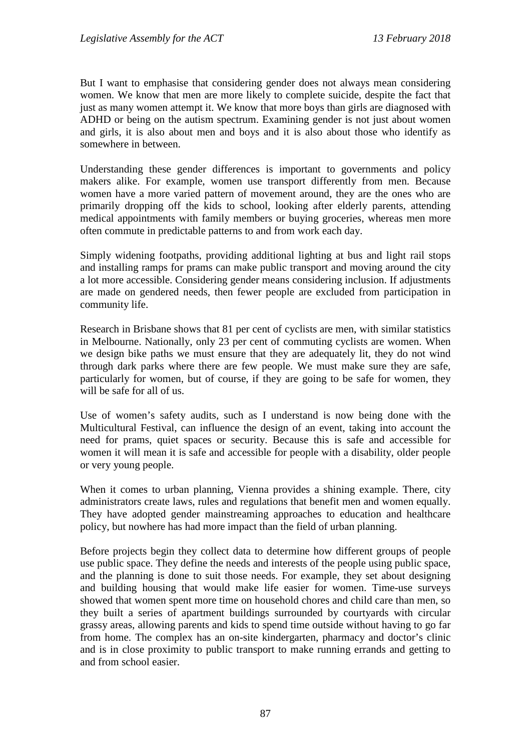But I want to emphasise that considering gender does not always mean considering women. We know that men are more likely to complete suicide, despite the fact that just as many women attempt it. We know that more boys than girls are diagnosed with ADHD or being on the autism spectrum. Examining gender is not just about women and girls, it is also about men and boys and it is also about those who identify as somewhere in between.

Understanding these gender differences is important to governments and policy makers alike. For example, women use transport differently from men. Because women have a more varied pattern of movement around, they are the ones who are primarily dropping off the kids to school, looking after elderly parents, attending medical appointments with family members or buying groceries, whereas men more often commute in predictable patterns to and from work each day.

Simply widening footpaths, providing additional lighting at bus and light rail stops and installing ramps for prams can make public transport and moving around the city a lot more accessible. Considering gender means considering inclusion. If adjustments are made on gendered needs, then fewer people are excluded from participation in community life.

Research in Brisbane shows that 81 per cent of cyclists are men, with similar statistics in Melbourne. Nationally, only 23 per cent of commuting cyclists are women. When we design bike paths we must ensure that they are adequately lit, they do not wind through dark parks where there are few people. We must make sure they are safe, particularly for women, but of course, if they are going to be safe for women, they will be safe for all of us.

Use of women's safety audits, such as I understand is now being done with the Multicultural Festival, can influence the design of an event, taking into account the need for prams, quiet spaces or security. Because this is safe and accessible for women it will mean it is safe and accessible for people with a disability, older people or very young people.

When it comes to urban planning, Vienna provides a shining example. There, city administrators create laws, rules and regulations that benefit men and women equally. They have adopted gender mainstreaming approaches to education and healthcare policy, but nowhere has had more impact than the field of urban planning.

Before projects begin they collect data to determine how different groups of people use public space. They define the needs and interests of the people using public space, and the planning is done to suit those needs. For example, they set about designing and building housing that would make life easier for women. Time-use surveys showed that women spent more time on household chores and child care than men, so they built a series of apartment buildings surrounded by courtyards with circular grassy areas, allowing parents and kids to spend time outside without having to go far from home. The complex has an on-site kindergarten, pharmacy and doctor's clinic and is in close proximity to public transport to make running errands and getting to and from school easier.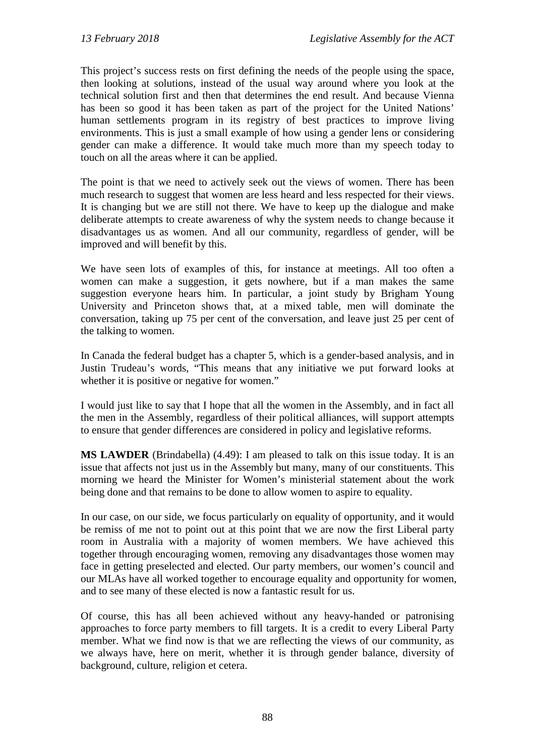This project's success rests on first defining the needs of the people using the space, then looking at solutions, instead of the usual way around where you look at the technical solution first and then that determines the end result. And because Vienna has been so good it has been taken as part of the project for the United Nations' human settlements program in its registry of best practices to improve living environments. This is just a small example of how using a gender lens or considering gender can make a difference. It would take much more than my speech today to touch on all the areas where it can be applied.

The point is that we need to actively seek out the views of women. There has been much research to suggest that women are less heard and less respected for their views. It is changing but we are still not there. We have to keep up the dialogue and make deliberate attempts to create awareness of why the system needs to change because it disadvantages us as women. And all our community, regardless of gender, will be improved and will benefit by this.

We have seen lots of examples of this, for instance at meetings. All too often a women can make a suggestion, it gets nowhere, but if a man makes the same suggestion everyone hears him. In particular, a joint study by Brigham Young University and Princeton shows that, at a mixed table, men will dominate the conversation, taking up 75 per cent of the conversation, and leave just 25 per cent of the talking to women.

In Canada the federal budget has a chapter 5, which is a gender-based analysis, and in Justin Trudeau's words, "This means that any initiative we put forward looks at whether it is positive or negative for women."

I would just like to say that I hope that all the women in the Assembly, and in fact all the men in the Assembly, regardless of their political alliances, will support attempts to ensure that gender differences are considered in policy and legislative reforms.

**MS LAWDER** (Brindabella) (4.49): I am pleased to talk on this issue today. It is an issue that affects not just us in the Assembly but many, many of our constituents. This morning we heard the Minister for Women's ministerial statement about the work being done and that remains to be done to allow women to aspire to equality.

In our case, on our side, we focus particularly on equality of opportunity, and it would be remiss of me not to point out at this point that we are now the first Liberal party room in Australia with a majority of women members. We have achieved this together through encouraging women, removing any disadvantages those women may face in getting preselected and elected. Our party members, our women's council and our MLAs have all worked together to encourage equality and opportunity for women, and to see many of these elected is now a fantastic result for us.

Of course, this has all been achieved without any heavy-handed or patronising approaches to force party members to fill targets. It is a credit to every Liberal Party member. What we find now is that we are reflecting the views of our community, as we always have, here on merit, whether it is through gender balance, diversity of background, culture, religion et cetera.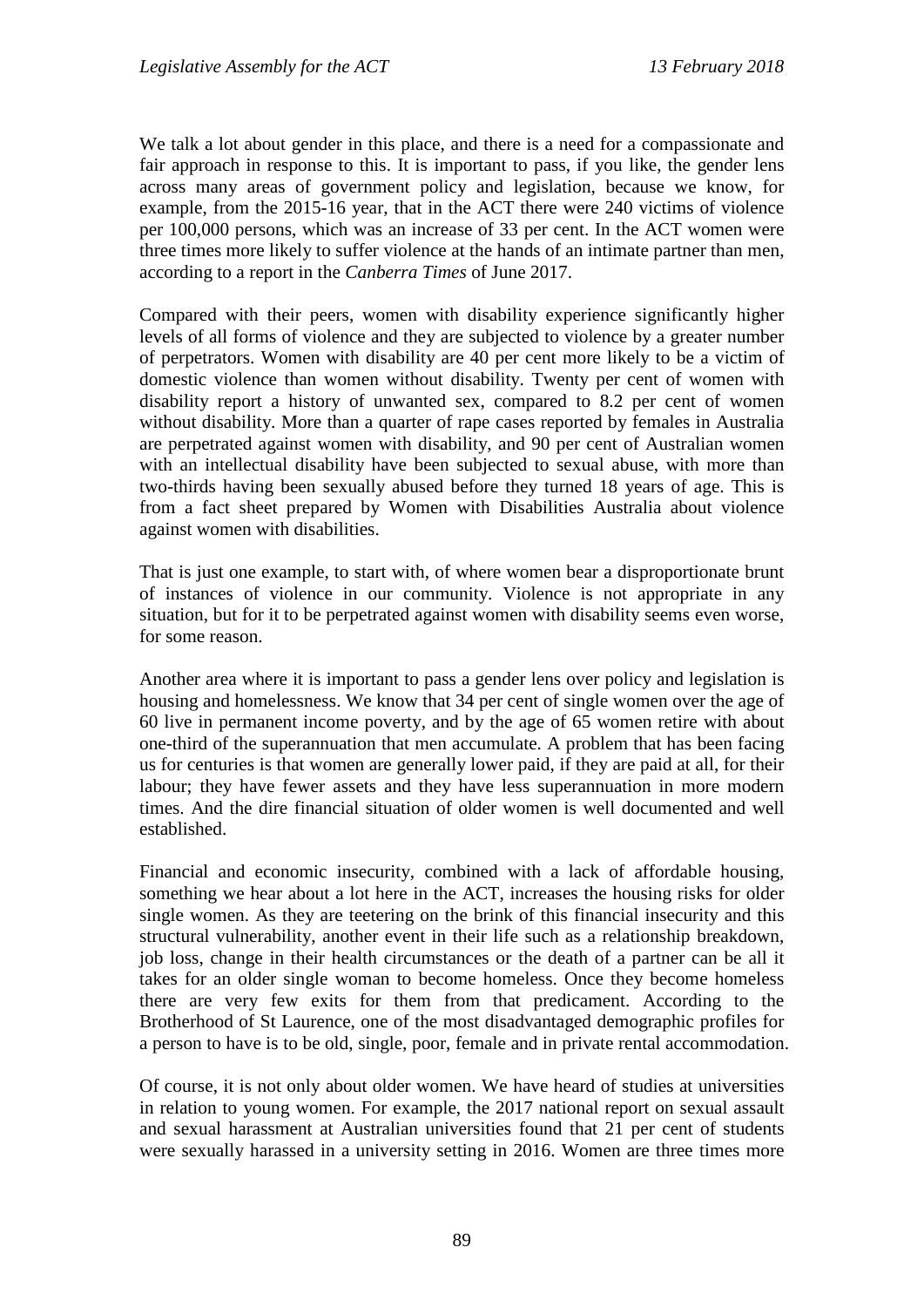We talk a lot about gender in this place, and there is a need for a compassionate and fair approach in response to this. It is important to pass, if you like, the gender lens across many areas of government policy and legislation, because we know, for example, from the 2015-16 year, that in the ACT there were 240 victims of violence per 100,000 persons, which was an increase of 33 per cent. In the ACT women were three times more likely to suffer violence at the hands of an intimate partner than men, according to a report in the *Canberra Times* of June 2017.

Compared with their peers, women with disability experience significantly higher levels of all forms of violence and they are subjected to violence by a greater number of perpetrators. Women with disability are 40 per cent more likely to be a victim of domestic violence than women without disability. Twenty per cent of women with disability report a history of unwanted sex, compared to 8.2 per cent of women without disability. More than a quarter of rape cases reported by females in Australia are perpetrated against women with disability, and 90 per cent of Australian women with an intellectual disability have been subjected to sexual abuse, with more than two-thirds having been sexually abused before they turned 18 years of age. This is from a fact sheet prepared by Women with Disabilities Australia about violence against women with disabilities.

That is just one example, to start with, of where women bear a disproportionate brunt of instances of violence in our community. Violence is not appropriate in any situation, but for it to be perpetrated against women with disability seems even worse, for some reason.

Another area where it is important to pass a gender lens over policy and legislation is housing and homelessness. We know that 34 per cent of single women over the age of 60 live in permanent income poverty, and by the age of 65 women retire with about one-third of the superannuation that men accumulate. A problem that has been facing us for centuries is that women are generally lower paid, if they are paid at all, for their labour; they have fewer assets and they have less superannuation in more modern times. And the dire financial situation of older women is well documented and well established.

Financial and economic insecurity, combined with a lack of affordable housing, something we hear about a lot here in the ACT, increases the housing risks for older single women. As they are teetering on the brink of this financial insecurity and this structural vulnerability, another event in their life such as a relationship breakdown, job loss, change in their health circumstances or the death of a partner can be all it takes for an older single woman to become homeless. Once they become homeless there are very few exits for them from that predicament. According to the Brotherhood of St Laurence, one of the most disadvantaged demographic profiles for a person to have is to be old, single, poor, female and in private rental accommodation.

Of course, it is not only about older women. We have heard of studies at universities in relation to young women. For example, the 2017 national report on sexual assault and sexual harassment at Australian universities found that 21 per cent of students were sexually harassed in a university setting in 2016. Women are three times more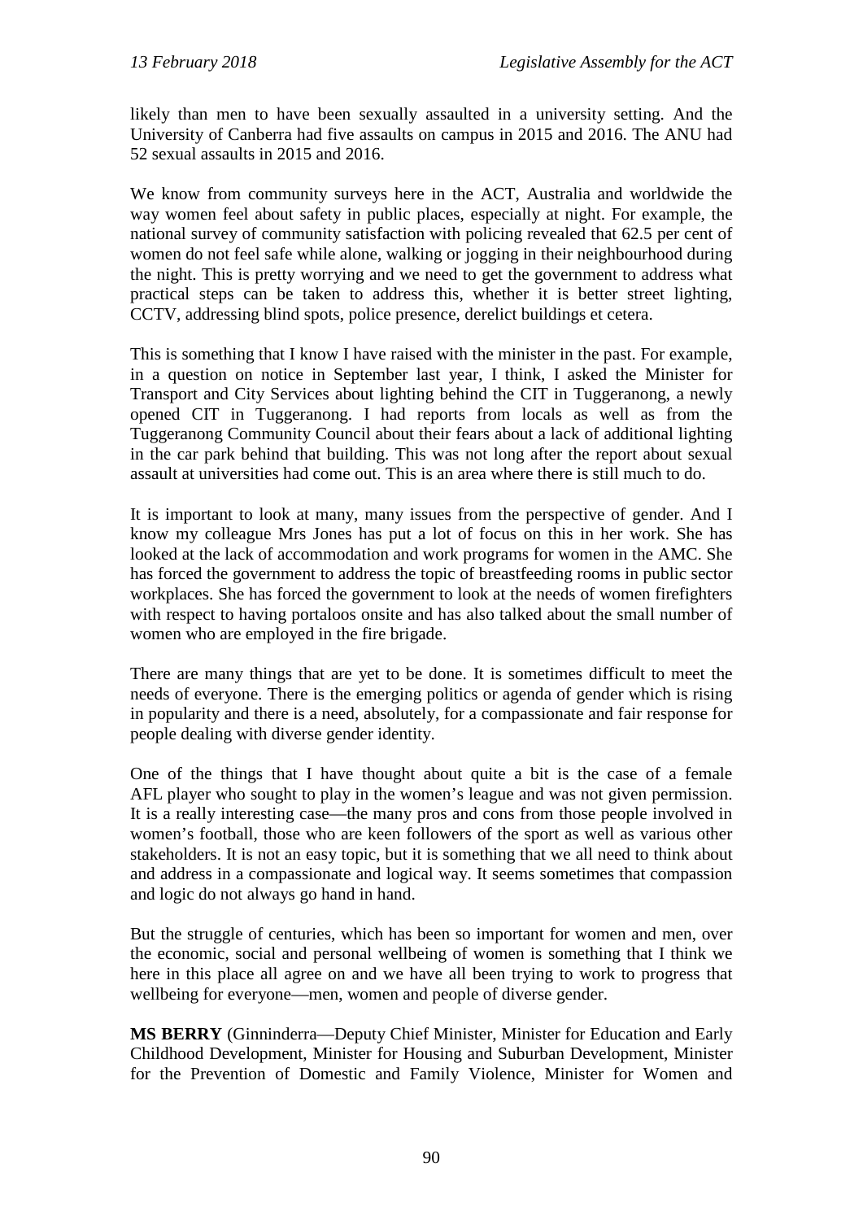likely than men to have been sexually assaulted in a university setting. And the University of Canberra had five assaults on campus in 2015 and 2016. The ANU had 52 sexual assaults in 2015 and 2016.

We know from community surveys here in the ACT, Australia and worldwide the way women feel about safety in public places, especially at night. For example, the national survey of community satisfaction with policing revealed that 62.5 per cent of women do not feel safe while alone, walking or jogging in their neighbourhood during the night. This is pretty worrying and we need to get the government to address what practical steps can be taken to address this, whether it is better street lighting, CCTV, addressing blind spots, police presence, derelict buildings et cetera.

This is something that I know I have raised with the minister in the past. For example, in a question on notice in September last year, I think, I asked the Minister for Transport and City Services about lighting behind the CIT in Tuggeranong, a newly opened CIT in Tuggeranong. I had reports from locals as well as from the Tuggeranong Community Council about their fears about a lack of additional lighting in the car park behind that building. This was not long after the report about sexual assault at universities had come out. This is an area where there is still much to do.

It is important to look at many, many issues from the perspective of gender. And I know my colleague Mrs Jones has put a lot of focus on this in her work. She has looked at the lack of accommodation and work programs for women in the AMC. She has forced the government to address the topic of breastfeeding rooms in public sector workplaces. She has forced the government to look at the needs of women firefighters with respect to having portaloos onsite and has also talked about the small number of women who are employed in the fire brigade.

There are many things that are yet to be done. It is sometimes difficult to meet the needs of everyone. There is the emerging politics or agenda of gender which is rising in popularity and there is a need, absolutely, for a compassionate and fair response for people dealing with diverse gender identity.

One of the things that I have thought about quite a bit is the case of a female AFL player who sought to play in the women's league and was not given permission. It is a really interesting case—the many pros and cons from those people involved in women's football, those who are keen followers of the sport as well as various other stakeholders. It is not an easy topic, but it is something that we all need to think about and address in a compassionate and logical way. It seems sometimes that compassion and logic do not always go hand in hand.

But the struggle of centuries, which has been so important for women and men, over the economic, social and personal wellbeing of women is something that I think we here in this place all agree on and we have all been trying to work to progress that wellbeing for everyone—men, women and people of diverse gender.

**MS BERRY** (Ginninderra—Deputy Chief Minister, Minister for Education and Early Childhood Development, Minister for Housing and Suburban Development, Minister for the Prevention of Domestic and Family Violence, Minister for Women and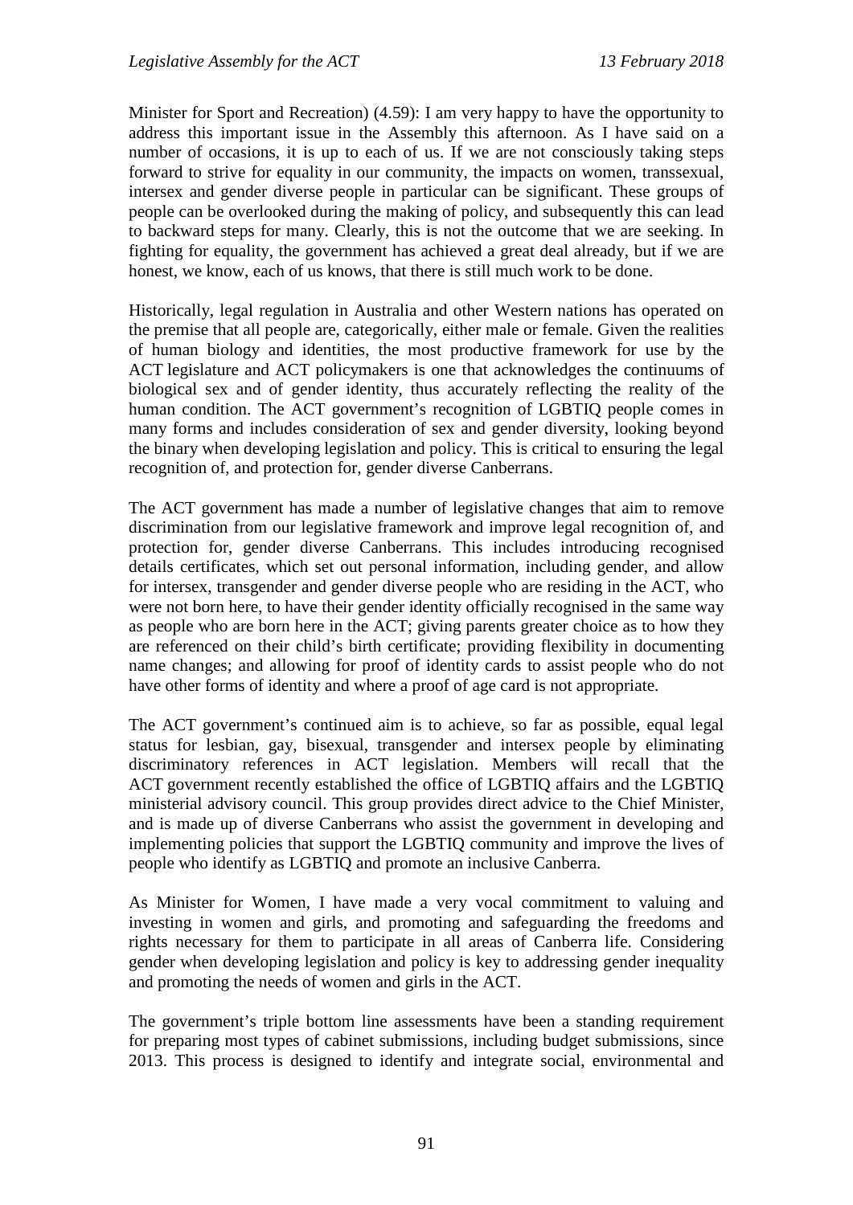Minister for Sport and Recreation) (4.59): I am very happy to have the opportunity to address this important issue in the Assembly this afternoon. As I have said on a number of occasions, it is up to each of us. If we are not consciously taking steps forward to strive for equality in our community, the impacts on women, transsexual, intersex and gender diverse people in particular can be significant. These groups of people can be overlooked during the making of policy, and subsequently this can lead to backward steps for many. Clearly, this is not the outcome that we are seeking. In fighting for equality, the government has achieved a great deal already, but if we are honest, we know, each of us knows, that there is still much work to be done.

Historically, legal regulation in Australia and other Western nations has operated on the premise that all people are, categorically, either male or female. Given the realities of human biology and identities, the most productive framework for use by the ACT legislature and ACT policymakers is one that acknowledges the continuums of biological sex and of gender identity, thus accurately reflecting the reality of the human condition. The ACT government's recognition of LGBTIQ people comes in many forms and includes consideration of sex and gender diversity, looking beyond the binary when developing legislation and policy. This is critical to ensuring the legal recognition of, and protection for, gender diverse Canberrans.

The ACT government has made a number of legislative changes that aim to remove discrimination from our legislative framework and improve legal recognition of, and protection for, gender diverse Canberrans. This includes introducing recognised details certificates, which set out personal information, including gender, and allow for intersex, transgender and gender diverse people who are residing in the ACT, who were not born here, to have their gender identity officially recognised in the same way as people who are born here in the ACT; giving parents greater choice as to how they are referenced on their child's birth certificate; providing flexibility in documenting name changes; and allowing for proof of identity cards to assist people who do not have other forms of identity and where a proof of age card is not appropriate.

The ACT government's continued aim is to achieve, so far as possible, equal legal status for lesbian, gay, bisexual, transgender and intersex people by eliminating discriminatory references in ACT legislation. Members will recall that the ACT government recently established the office of LGBTIQ affairs and the LGBTIQ ministerial advisory council. This group provides direct advice to the Chief Minister, and is made up of diverse Canberrans who assist the government in developing and implementing policies that support the LGBTIQ community and improve the lives of people who identify as LGBTIQ and promote an inclusive Canberra.

As Minister for Women, I have made a very vocal commitment to valuing and investing in women and girls, and promoting and safeguarding the freedoms and rights necessary for them to participate in all areas of Canberra life. Considering gender when developing legislation and policy is key to addressing gender inequality and promoting the needs of women and girls in the ACT.

The government's triple bottom line assessments have been a standing requirement for preparing most types of cabinet submissions, including budget submissions, since 2013. This process is designed to identify and integrate social, environmental and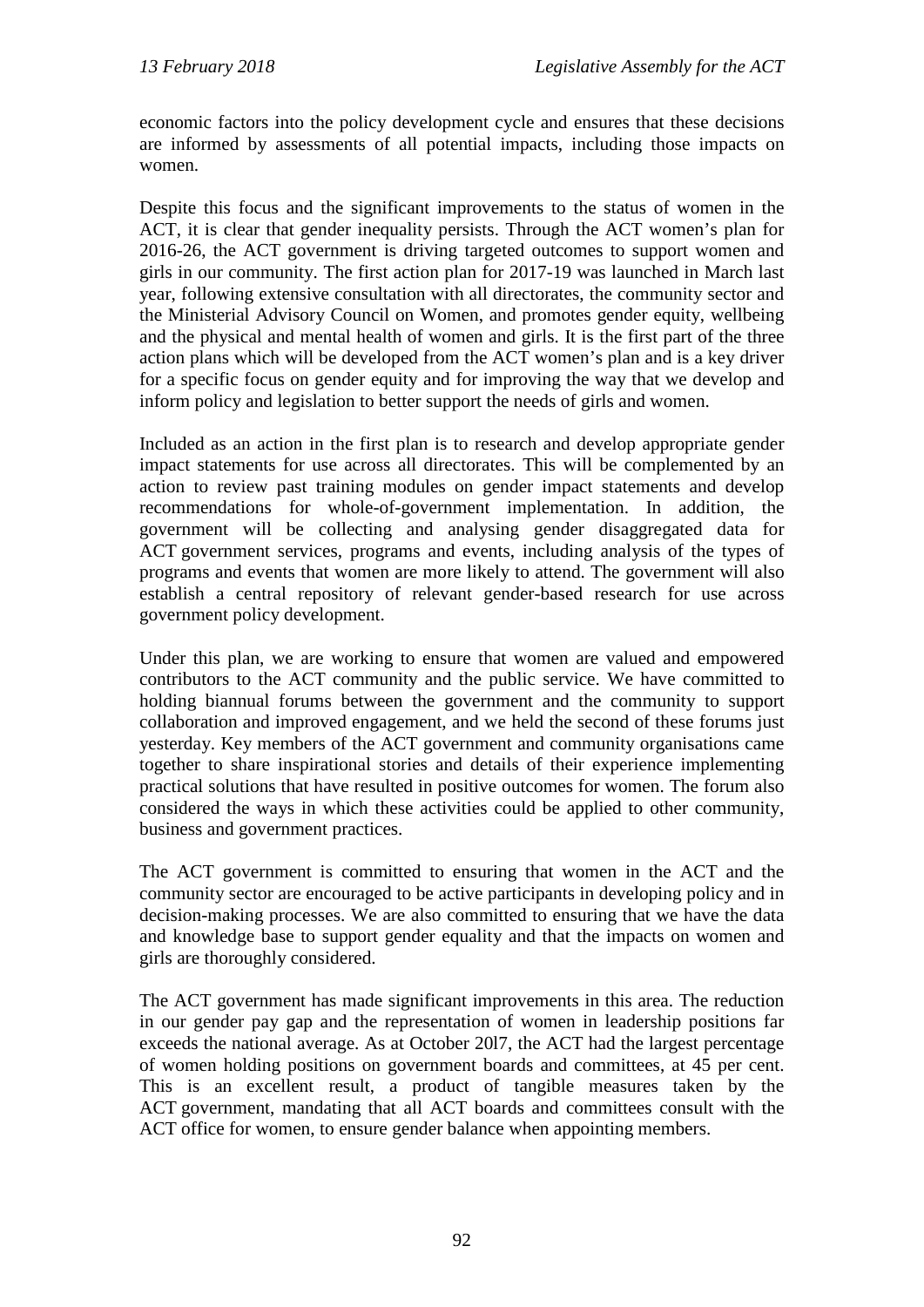economic factors into the policy development cycle and ensures that these decisions are informed by assessments of all potential impacts, including those impacts on women.

Despite this focus and the significant improvements to the status of women in the ACT, it is clear that gender inequality persists. Through the ACT women's plan for 2016-26, the ACT government is driving targeted outcomes to support women and girls in our community. The first action plan for 2017-19 was launched in March last year, following extensive consultation with all directorates, the community sector and the Ministerial Advisory Council on Women, and promotes gender equity, wellbeing and the physical and mental health of women and girls. It is the first part of the three action plans which will be developed from the ACT women's plan and is a key driver for a specific focus on gender equity and for improving the way that we develop and inform policy and legislation to better support the needs of girls and women.

Included as an action in the first plan is to research and develop appropriate gender impact statements for use across all directorates. This will be complemented by an action to review past training modules on gender impact statements and develop recommendations for whole-of-government implementation. In addition, the government will be collecting and analysing gender disaggregated data for ACT government services, programs and events, including analysis of the types of programs and events that women are more likely to attend. The government will also establish a central repository of relevant gender-based research for use across government policy development.

Under this plan, we are working to ensure that women are valued and empowered contributors to the ACT community and the public service. We have committed to holding biannual forums between the government and the community to support collaboration and improved engagement, and we held the second of these forums just yesterday. Key members of the ACT government and community organisations came together to share inspirational stories and details of their experience implementing practical solutions that have resulted in positive outcomes for women. The forum also considered the ways in which these activities could be applied to other community, business and government practices.

The ACT government is committed to ensuring that women in the ACT and the community sector are encouraged to be active participants in developing policy and in decision-making processes. We are also committed to ensuring that we have the data and knowledge base to support gender equality and that the impacts on women and girls are thoroughly considered.

The ACT government has made significant improvements in this area. The reduction in our gender pay gap and the representation of women in leadership positions far exceeds the national average. As at October 20l7, the ACT had the largest percentage of women holding positions on government boards and committees, at 45 per cent. This is an excellent result, a product of tangible measures taken by the ACT government, mandating that all ACT boards and committees consult with the ACT office for women, to ensure gender balance when appointing members.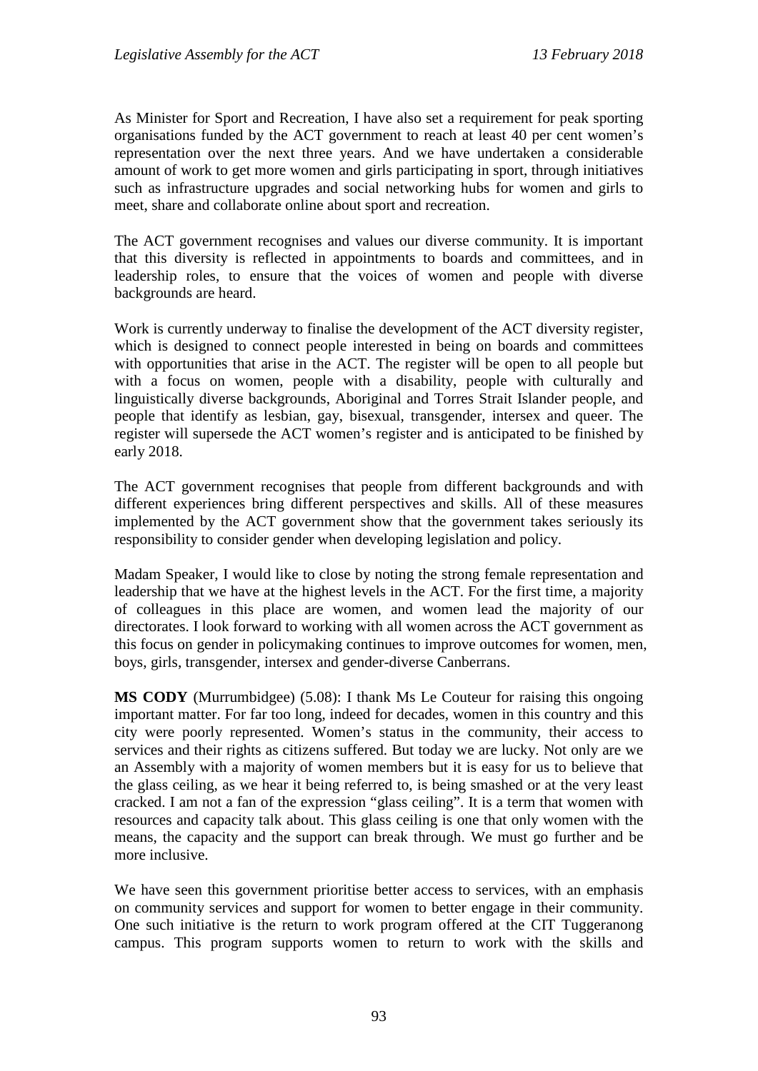As Minister for Sport and Recreation, I have also set a requirement for peak sporting organisations funded by the ACT government to reach at least 40 per cent women's representation over the next three years. And we have undertaken a considerable amount of work to get more women and girls participating in sport, through initiatives such as infrastructure upgrades and social networking hubs for women and girls to meet, share and collaborate online about sport and recreation.

The ACT government recognises and values our diverse community. It is important that this diversity is reflected in appointments to boards and committees, and in leadership roles, to ensure that the voices of women and people with diverse backgrounds are heard.

Work is currently underway to finalise the development of the ACT diversity register, which is designed to connect people interested in being on boards and committees with opportunities that arise in the ACT. The register will be open to all people but with a focus on women, people with a disability, people with culturally and linguistically diverse backgrounds, Aboriginal and Torres Strait Islander people, and people that identify as lesbian, gay, bisexual, transgender, intersex and queer. The register will supersede the ACT women's register and is anticipated to be finished by early 2018.

The ACT government recognises that people from different backgrounds and with different experiences bring different perspectives and skills. All of these measures implemented by the ACT government show that the government takes seriously its responsibility to consider gender when developing legislation and policy.

Madam Speaker, I would like to close by noting the strong female representation and leadership that we have at the highest levels in the ACT. For the first time, a majority of colleagues in this place are women, and women lead the majority of our directorates. I look forward to working with all women across the ACT government as this focus on gender in policymaking continues to improve outcomes for women, men, boys, girls, transgender, intersex and gender-diverse Canberrans.

**MS CODY** (Murrumbidgee) (5.08): I thank Ms Le Couteur for raising this ongoing important matter. For far too long, indeed for decades, women in this country and this city were poorly represented. Women's status in the community, their access to services and their rights as citizens suffered. But today we are lucky. Not only are we an Assembly with a majority of women members but it is easy for us to believe that the glass ceiling, as we hear it being referred to, is being smashed or at the very least cracked. I am not a fan of the expression "glass ceiling". It is a term that women with resources and capacity talk about. This glass ceiling is one that only women with the means, the capacity and the support can break through. We must go further and be more inclusive.

We have seen this government prioritise better access to services, with an emphasis on community services and support for women to better engage in their community. One such initiative is the return to work program offered at the CIT Tuggeranong campus. This program supports women to return to work with the skills and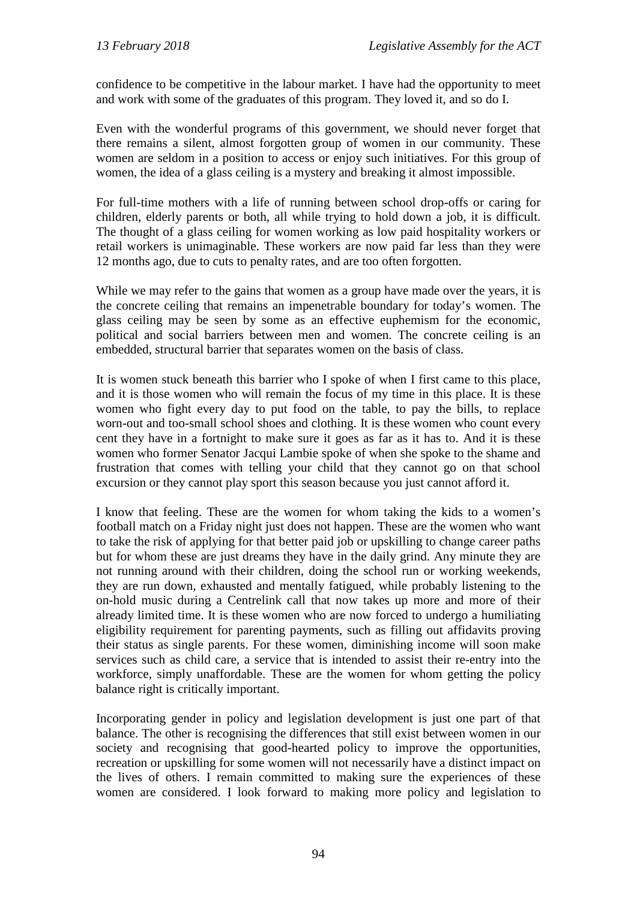confidence to be competitive in the labour market. I have had the opportunity to meet and work with some of the graduates of this program. They loved it, and so do I.

Even with the wonderful programs of this government, we should never forget that there remains a silent, almost forgotten group of women in our community. These women are seldom in a position to access or enjoy such initiatives. For this group of women, the idea of a glass ceiling is a mystery and breaking it almost impossible.

For full-time mothers with a life of running between school drop-offs or caring for children, elderly parents or both, all while trying to hold down a job, it is difficult. The thought of a glass ceiling for women working as low paid hospitality workers or retail workers is unimaginable. These workers are now paid far less than they were 12 months ago, due to cuts to penalty rates, and are too often forgotten.

While we may refer to the gains that women as a group have made over the years, it is the concrete ceiling that remains an impenetrable boundary for today's women. The glass ceiling may be seen by some as an effective euphemism for the economic, political and social barriers between men and women. The concrete ceiling is an embedded, structural barrier that separates women on the basis of class.

It is women stuck beneath this barrier who I spoke of when I first came to this place, and it is those women who will remain the focus of my time in this place. It is these women who fight every day to put food on the table, to pay the bills, to replace worn-out and too-small school shoes and clothing. It is these women who count every cent they have in a fortnight to make sure it goes as far as it has to. And it is these women who former Senator Jacqui Lambie spoke of when she spoke to the shame and frustration that comes with telling your child that they cannot go on that school excursion or they cannot play sport this season because you just cannot afford it.

I know that feeling. These are the women for whom taking the kids to a women's football match on a Friday night just does not happen. These are the women who want to take the risk of applying for that better paid job or upskilling to change career paths but for whom these are just dreams they have in the daily grind. Any minute they are not running around with their children, doing the school run or working weekends, they are run down, exhausted and mentally fatigued, while probably listening to the on-hold music during a Centrelink call that now takes up more and more of their already limited time. It is these women who are now forced to undergo a humiliating eligibility requirement for parenting payments, such as filling out affidavits proving their status as single parents. For these women, diminishing income will soon make services such as child care, a service that is intended to assist their re-entry into the workforce, simply unaffordable. These are the women for whom getting the policy balance right is critically important.

Incorporating gender in policy and legislation development is just one part of that balance. The other is recognising the differences that still exist between women in our society and recognising that good-hearted policy to improve the opportunities, recreation or upskilling for some women will not necessarily have a distinct impact on the lives of others. I remain committed to making sure the experiences of these women are considered. I look forward to making more policy and legislation to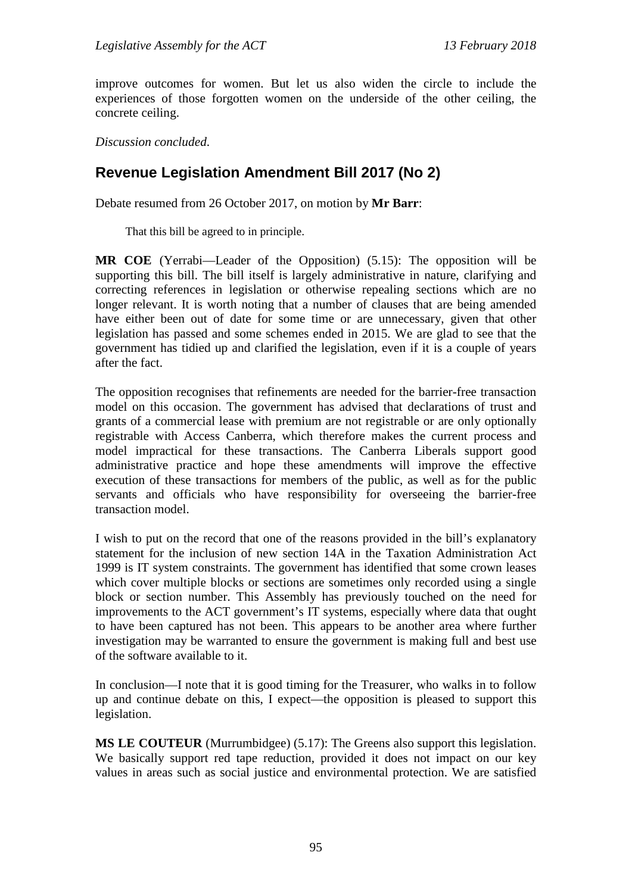improve outcomes for women. But let us also widen the circle to include the experiences of those forgotten women on the underside of the other ceiling, the concrete ceiling.

*Discussion concluded.*

## Revenue Legislation Amendment Bill 2017 (No 2)

Debate resumed from 26 October 2017, on motion by **Mr Barr**:

> That this bill be agreed to in principle.

**MR COE** (Yerrabi—Leader of the Opposition) (5.15): The opposition will be supporting this bill. The bill itself is largely administrative in nature, clarifying and correcting references in legislation or otherwise repealing sections which are no longer relevant. It is worth noting that a number of clauses that are being amended have either been out of date for some time or are unnecessary, given that other legislation has passed and some schemes ended in 2015. We are glad to see that the government has tidied up and clarified the legislation, even if it is a couple of years after the fact.

The opposition recognises that refinements are needed for the barrier-free transaction model on this occasion. The government has advised that declarations of trust and grants of a commercial lease with premium are not registrable or are only optionally registrable with Access Canberra, which therefore makes the current process and model impractical for these transactions. The Canberra Liberals support good administrative practice and hope these amendments will improve the effective execution of these transactions for members of the public, as well as for the public servants and officials who have responsibility for overseeing the barrier-free transaction model.

I wish to put on the record that one of the reasons provided in the bill's explanatory statement for the inclusion of new section 14A in the Taxation Administration Act 1999 is IT system constraints. The government has identified that some crown leases which cover multiple blocks or sections are sometimes only recorded using a single block or section number. This Assembly has previously touched on the need for improvements to the ACT government's IT systems, especially where data that ought to have been captured has not been. This appears to be another area where further investigation may be warranted to ensure the government is making full and best use of the software available to it.

In conclusion—I note that it is good timing for the Treasurer, who walks in to follow up and continue debate on this, I expect—the opposition is pleased to support this legislation.

**MS LE COUTEUR** (Murrumbidgee) (5.17): The Greens also support this legislation. We basically support red tape reduction, provided it does not impact on our key values in areas such as social justice and environmental protection. We are satisfied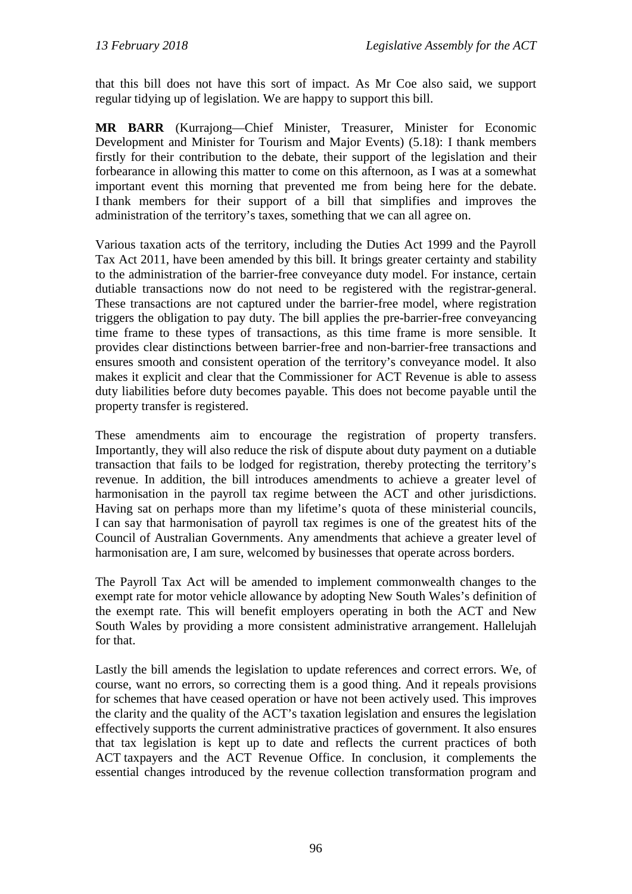that this bill does not have this sort of impact. As Mr Coe also said, we support regular tidying up of legislation. We are happy to support this bill.

**MR BARR** (Kurrajong—Chief Minister, Treasurer, Minister for Economic Development and Minister for Tourism and Major Events) (5.18): I thank members firstly for their contribution to the debate, their support of the legislation and their forbearance in allowing this matter to come on this afternoon, as I was at a somewhat important event this morning that prevented me from being here for the debate. I thank members for their support of a bill that simplifies and improves the administration of the territory's taxes, something that we can all agree on.

Various taxation acts of the territory, including the Duties Act 1999 and the Payroll Tax Act 2011, have been amended by this bill. It brings greater certainty and stability to the administration of the barrier-free conveyance duty model. For instance, certain dutiable transactions now do not need to be registered with the registrar-general. These transactions are not captured under the barrier-free model, where registration triggers the obligation to pay duty. The bill applies the pre-barrier-free conveyancing time frame to these types of transactions, as this time frame is more sensible. It provides clear distinctions between barrier-free and non-barrier-free transactions and ensures smooth and consistent operation of the territory's conveyance model. It also makes it explicit and clear that the Commissioner for ACT Revenue is able to assess duty liabilities before duty becomes payable. This does not become payable until the property transfer is registered.

These amendments aim to encourage the registration of property transfers. Importantly, they will also reduce the risk of dispute about duty payment on a dutiable transaction that fails to be lodged for registration, thereby protecting the territory's revenue. In addition, the bill introduces amendments to achieve a greater level of harmonisation in the payroll tax regime between the ACT and other jurisdictions. Having sat on perhaps more than my lifetime's quota of these ministerial councils, I can say that harmonisation of payroll tax regimes is one of the greatest hits of the Council of Australian Governments. Any amendments that achieve a greater level of harmonisation are, I am sure, welcomed by businesses that operate across borders.

The Payroll Tax Act will be amended to implement commonwealth changes to the exempt rate for motor vehicle allowance by adopting New South Wales's definition of the exempt rate. This will benefit employers operating in both the ACT and New South Wales by providing a more consistent administrative arrangement. Hallelujah for that.

Lastly the bill amends the legislation to update references and correct errors. We, of course, want no errors, so correcting them is a good thing. And it repeals provisions for schemes that have ceased operation or have not been actively used. This improves the clarity and the quality of the ACT's taxation legislation and ensures the legislation effectively supports the current administrative practices of government. It also ensures that tax legislation is kept up to date and reflects the current practices of both ACT taxpayers and the ACT Revenue Office. In conclusion, it complements the essential changes introduced by the revenue collection transformation program and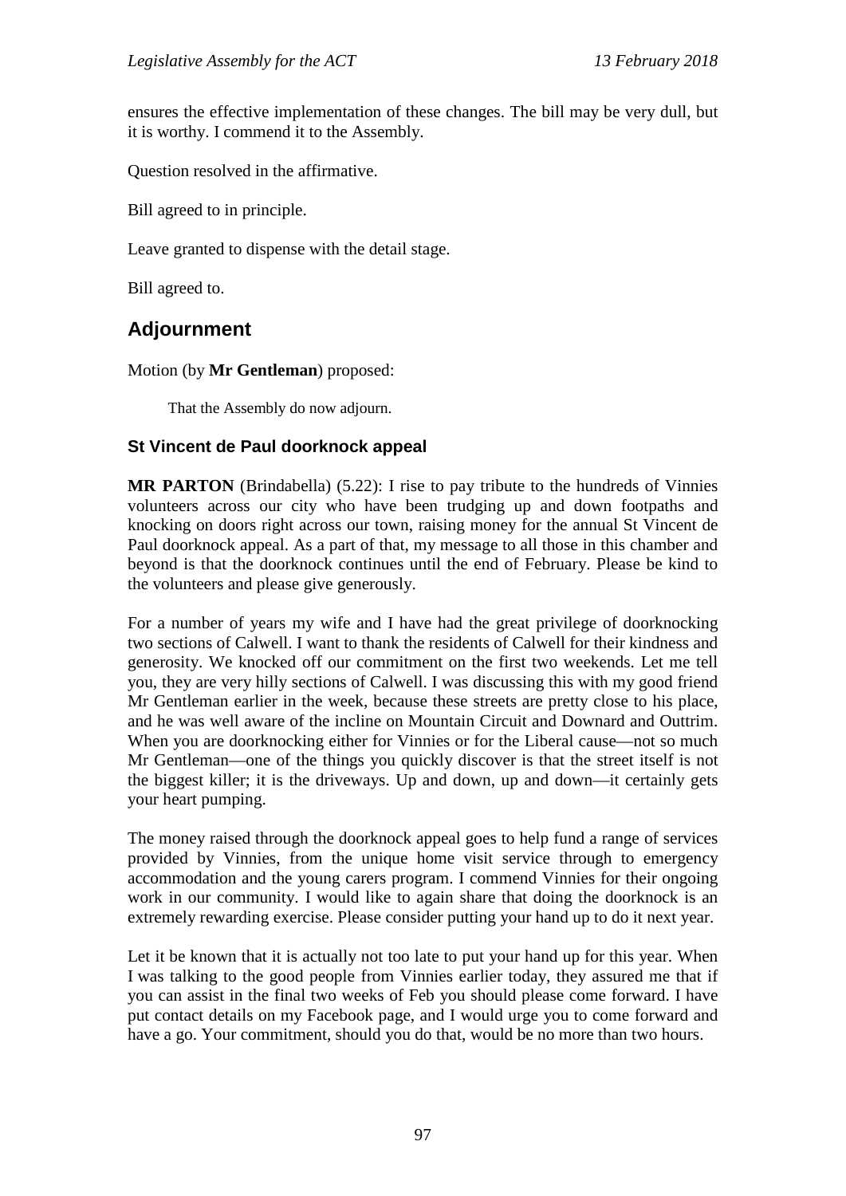ensures the effective implementation of these changes. The bill may be very dull, but it is worthy. I commend it to the Assembly.

Question resolved in the affirmative.

Bill agreed to in principle.

Leave granted to dispense with the detail stage.

Bill agreed to.

## Adjournment

Motion (by **Mr Gentleman**) proposed:

> That the Assembly do now adjourn.

### St Vincent de Paul doorknock appeal

**MR PARTON** (Brindabella) (5.22): I rise to pay tribute to the hundreds of Vinnies volunteers across our city who have been trudging up and down footpaths and knocking on doors right across our town, raising money for the annual St Vincent de Paul doorknock appeal. As a part of that, my message to all those in this chamber and beyond is that the doorknock continues until the end of February. Please be kind to the volunteers and please give generously.

For a number of years my wife and I have had the great privilege of doorknocking two sections of Calwell. I want to thank the residents of Calwell for their kindness and generosity. We knocked off our commitment on the first two weekends. Let me tell you, they are very hilly sections of Calwell. I was discussing this with my good friend Mr Gentleman earlier in the week, because these streets are pretty close to his place, and he was well aware of the incline on Mountain Circuit and Downard and Outtrim. When you are doorknocking either for Vinnies or for the Liberal cause—not so much Mr Gentleman—one of the things you quickly discover is that the street itself is not the biggest killer; it is the driveways. Up and down, up and down—it certainly gets your heart pumping.

The money raised through the doorknock appeal goes to help fund a range of services provided by Vinnies, from the unique home visit service through to emergency accommodation and the young carers program. I commend Vinnies for their ongoing work in our community. I would like to again share that doing the doorknock is an extremely rewarding exercise. Please consider putting your hand up to do it next year.

Let it be known that it is actually not too late to put your hand up for this year. When I was talking to the good people from Vinnies earlier today, they assured me that if you can assist in the final two weeks of Feb you should please come forward. I have put contact details on my Facebook page, and I would urge you to come forward and have a go. Your commitment, should you do that, would be no more than two hours.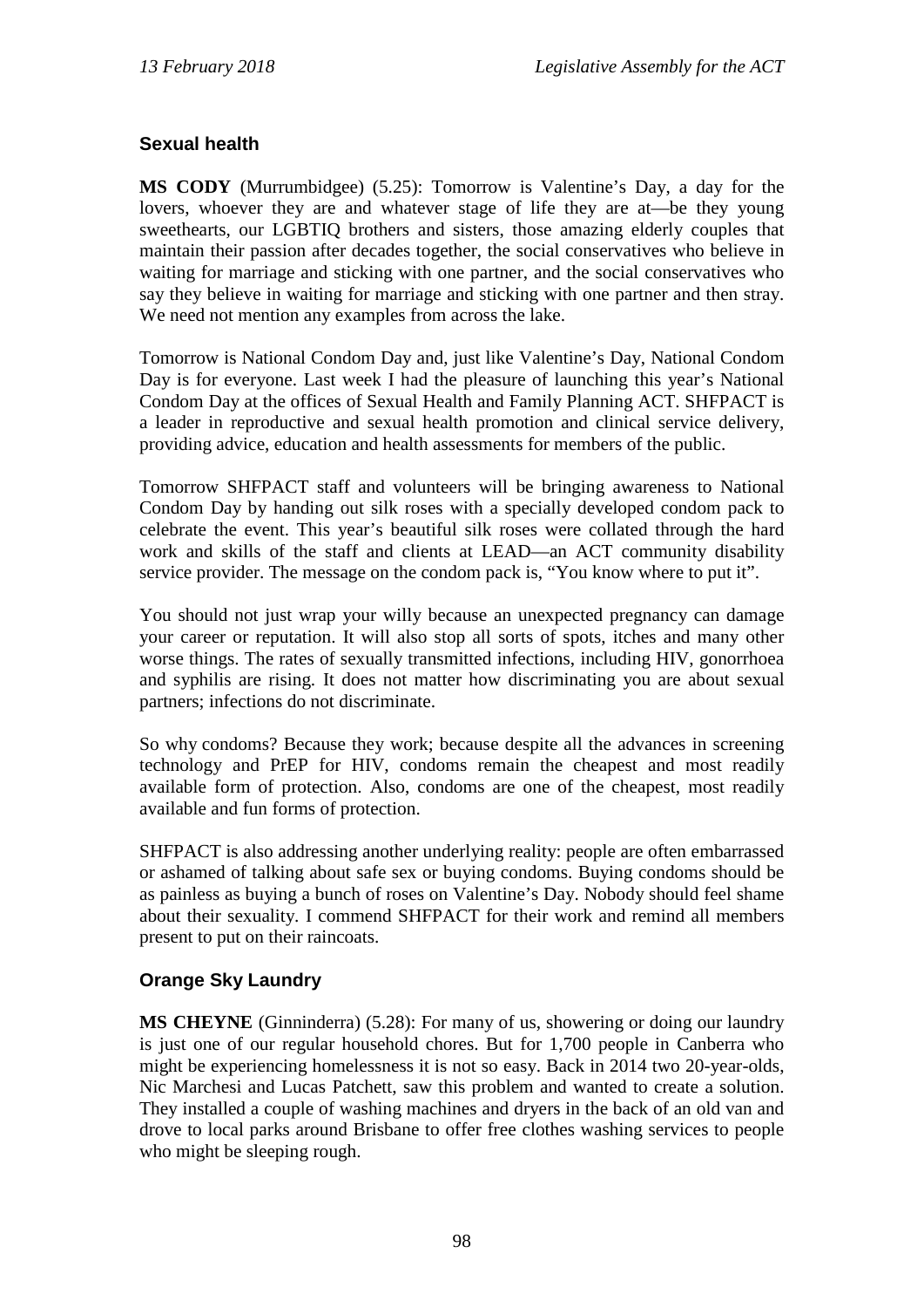## Sexual health

**MS CODY** (Murrumbidgee) (5.25): Tomorrow is Valentine's Day, a day for the lovers, whoever they are and whatever stage of life they are at—be they young sweethearts, our LGBTIQ brothers and sisters, those amazing elderly couples that maintain their passion after decades together, the social conservatives who believe in waiting for marriage and sticking with one partner, and the social conservatives who say they believe in waiting for marriage and sticking with one partner and then stray. We need not mention any examples from across the lake.

Tomorrow is National Condom Day and, just like Valentine's Day, National Condom Day is for everyone. Last week I had the pleasure of launching this year's National Condom Day at the offices of Sexual Health and Family Planning ACT. SHFPACT is a leader in reproductive and sexual health promotion and clinical service delivery, providing advice, education and health assessments for members of the public.

Tomorrow SHFPACT staff and volunteers will be bringing awareness to National Condom Day by handing out silk roses with a specially developed condom pack to celebrate the event. This year's beautiful silk roses were collated through the hard work and skills of the staff and clients at LEAD—an ACT community disability service provider. The message on the condom pack is, "You know where to put it".

You should not just wrap your willy because an unexpected pregnancy can damage your career or reputation. It will also stop all sorts of spots, itches and many other worse things. The rates of sexually transmitted infections, including HIV, gonorrhoea and syphilis are rising. It does not matter how discriminating you are about sexual partners; infections do not discriminate.

So why condoms? Because they work; because despite all the advances in screening technology and PrEP for HIV, condoms remain the cheapest and most readily available form of protection. Also, condoms are one of the cheapest, most readily available and fun forms of protection.

SHFPACT is also addressing another underlying reality: people are often embarrassed or ashamed of talking about safe sex or buying condoms. Buying condoms should be as painless as buying a bunch of roses on Valentine's Day. Nobody should feel shame about their sexuality. I commend SHFPACT for their work and remind all members present to put on their raincoats.

## Orange Sky Laundry

**MS CHEYNE** (Ginninderra) (5.28): For many of us, showering or doing our laundry is just one of our regular household chores. But for 1,700 people in Canberra who might be experiencing homelessness it is not so easy. Back in 2014 two 20-year-olds, Nic Marchesi and Lucas Patchett, saw this problem and wanted to create a solution. They installed a couple of washing machines and dryers in the back of an old van and drove to local parks around Brisbane to offer free clothes washing services to people who might be sleeping rough.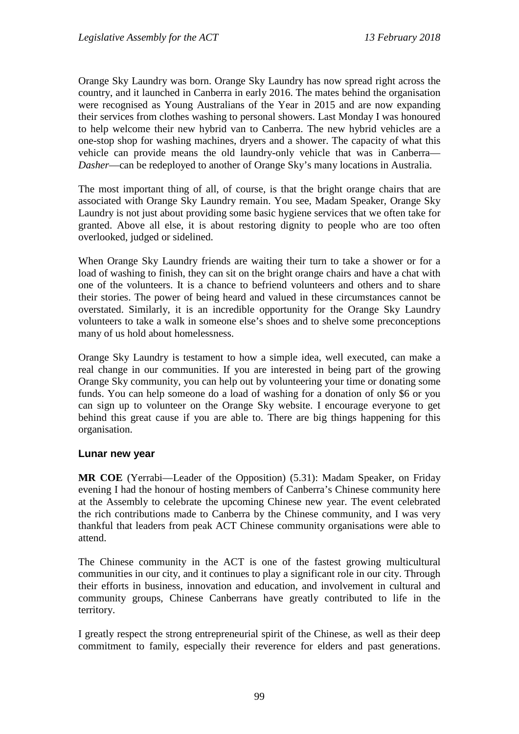Orange Sky Laundry was born. Orange Sky Laundry has now spread right across the country, and it launched in Canberra in early 2016. The mates behind the organisation were recognised as Young Australians of the Year in 2015 and are now expanding their services from clothes washing to personal showers. Last Monday I was honoured to help welcome their new hybrid van to Canberra. The new hybrid vehicles are a one-stop shop for washing machines, dryers and a shower. The capacity of what this vehicle can provide means the old laundry-only vehicle that was in Canberra—*Dasher*—can be redeployed to another of Orange Sky's many locations in Australia.

The most important thing of all, of course, is that the bright orange chairs that are associated with Orange Sky Laundry remain. You see, Madam Speaker, Orange Sky Laundry is not just about providing some basic hygiene services that we often take for granted. Above all else, it is about restoring dignity to people who are too often overlooked, judged or sidelined.

When Orange Sky Laundry friends are waiting their turn to take a shower or for a load of washing to finish, they can sit on the bright orange chairs and have a chat with one of the volunteers. It is a chance to befriend volunteers and others and to share their stories. The power of being heard and valued in these circumstances cannot be overstated. Similarly, it is an incredible opportunity for the Orange Sky Laundry volunteers to take a walk in someone else's shoes and to shelve some preconceptions many of us hold about homelessness.

Orange Sky Laundry is testament to how a simple idea, well executed, can make a real change in our communities. If you are interested in being part of the growing Orange Sky community, you can help out by volunteering your time or donating some funds. You can help someone do a load of washing for a donation of only $6 or you can sign up to volunteer on the Orange Sky website. I encourage everyone to get behind this great cause if you are able to. There are big things happening for this organisation.

### Lunar new year

**MR COE** (Yerrabi—Leader of the Opposition) (5.31): Madam Speaker, on Friday evening I had the honour of hosting members of Canberra's Chinese community here at the Assembly to celebrate the upcoming Chinese new year. The event celebrated the rich contributions made to Canberra by the Chinese community, and I was very thankful that leaders from peak ACT Chinese community organisations were able to attend.

The Chinese community in the ACT is one of the fastest growing multicultural communities in our city, and it continues to play a significant role in our city. Through their efforts in business, innovation and education, and involvement in cultural and community groups, Chinese Canberrans have greatly contributed to life in the territory.

I greatly respect the strong entrepreneurial spirit of the Chinese, as well as their deep commitment to family, especially their reverence for elders and past generations.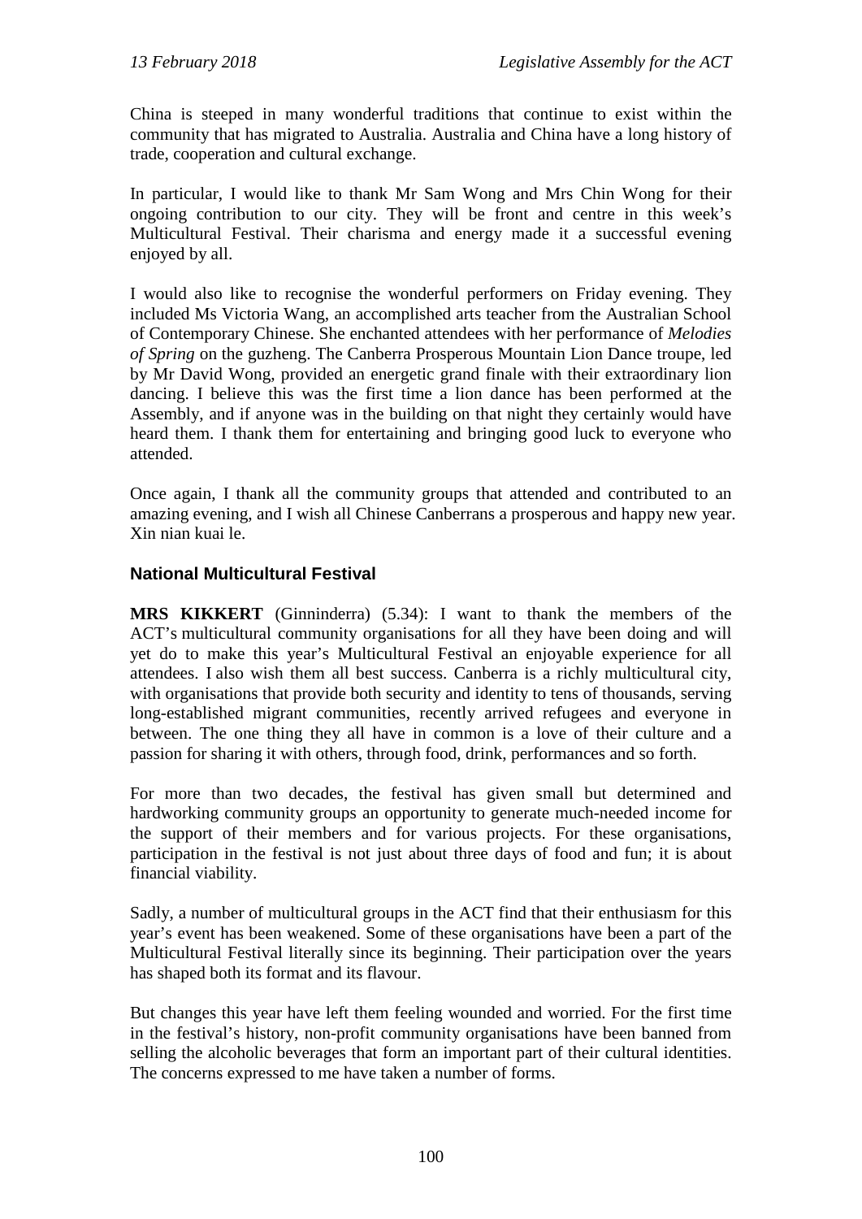China is steeped in many wonderful traditions that continue to exist within the community that has migrated to Australia. Australia and China have a long history of trade, cooperation and cultural exchange.

In particular, I would like to thank Mr Sam Wong and Mrs Chin Wong for their ongoing contribution to our city. They will be front and centre in this week's Multicultural Festival. Their charisma and energy made it a successful evening enjoyed by all.

I would also like to recognise the wonderful performers on Friday evening. They included Ms Victoria Wang, an accomplished arts teacher from the Australian School of Contemporary Chinese. She enchanted attendees with her performance of *Melodies of Spring* on the guzheng. The Canberra Prosperous Mountain Lion Dance troupe, led by Mr David Wong, provided an energetic grand finale with their extraordinary lion dancing. I believe this was the first time a lion dance has been performed at the Assembly, and if anyone was in the building on that night they certainly would have heard them. I thank them for entertaining and bringing good luck to everyone who attended.

Once again, I thank all the community groups that attended and contributed to an amazing evening, and I wish all Chinese Canberrans a prosperous and happy new year. Xin nian kuai le.

### National Multicultural Festival

**MRS KIKKERT** (Ginninderra) (5.34): I want to thank the members of the ACT's multicultural community organisations for all they have been doing and will yet do to make this year's Multicultural Festival an enjoyable experience for all attendees. I also wish them all best success. Canberra is a richly multicultural city, with organisations that provide both security and identity to tens of thousands, serving long-established migrant communities, recently arrived refugees and everyone in between. The one thing they all have in common is a love of their culture and a passion for sharing it with others, through food, drink, performances and so forth.

For more than two decades, the festival has given small but determined and hardworking community groups an opportunity to generate much-needed income for the support of their members and for various projects. For these organisations, participation in the festival is not just about three days of food and fun; it is about financial viability.

Sadly, a number of multicultural groups in the ACT find that their enthusiasm for this year's event has been weakened. Some of these organisations have been a part of the Multicultural Festival literally since its beginning. Their participation over the years has shaped both its format and its flavour.

But changes this year have left them feeling wounded and worried. For the first time in the festival's history, non-profit community organisations have been banned from selling the alcoholic beverages that form an important part of their cultural identities. The concerns expressed to me have taken a number of forms.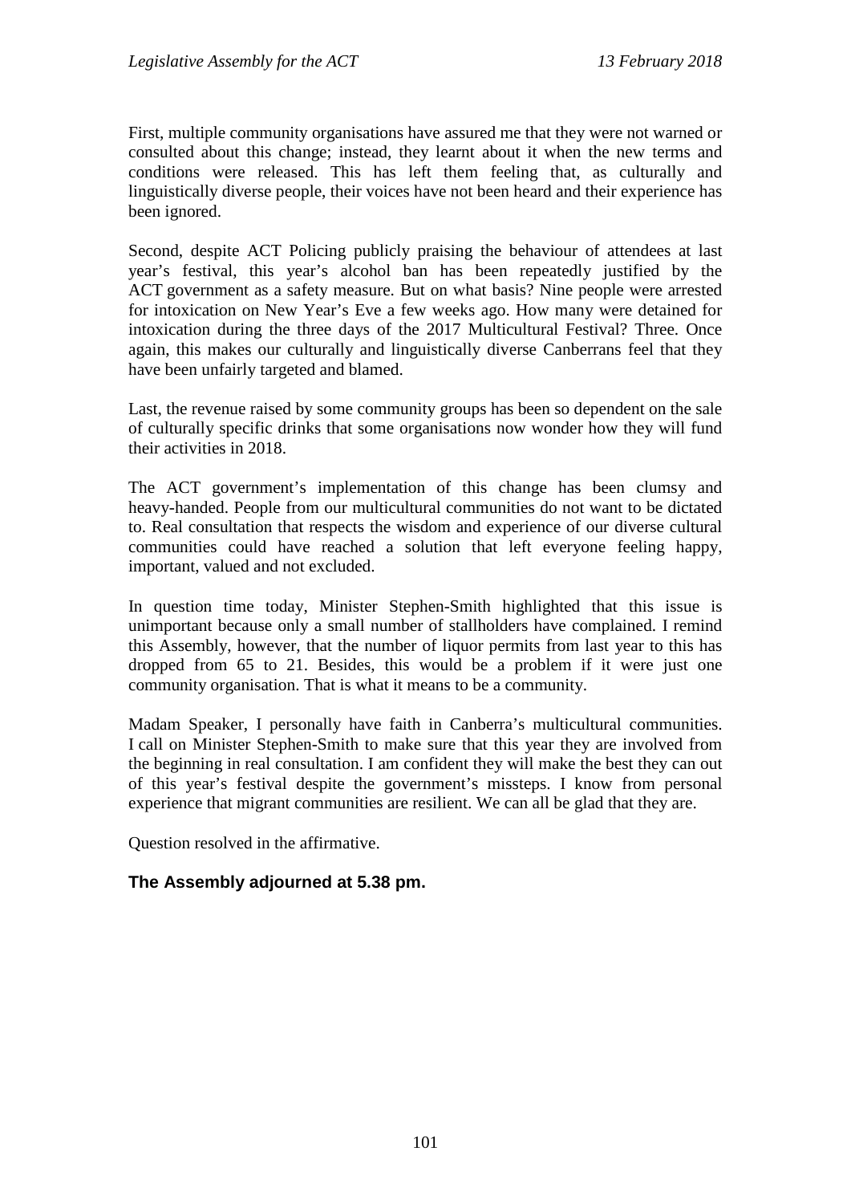First, multiple community organisations have assured me that they were not warned or consulted about this change; instead, they learnt about it when the new terms and conditions were released. This has left them feeling that, as culturally and linguistically diverse people, their voices have not been heard and their experience has been ignored.

Second, despite ACT Policing publicly praising the behaviour of attendees at last year's festival, this year's alcohol ban has been repeatedly justified by the ACT government as a safety measure. But on what basis? Nine people were arrested for intoxication on New Year's Eve a few weeks ago. How many were detained for intoxication during the three days of the 2017 Multicultural Festival? Three. Once again, this makes our culturally and linguistically diverse Canberrans feel that they have been unfairly targeted and blamed.

Last, the revenue raised by some community groups has been so dependent on the sale of culturally specific drinks that some organisations now wonder how they will fund their activities in 2018.

The ACT government's implementation of this change has been clumsy and heavy-handed. People from our multicultural communities do not want to be dictated to. Real consultation that respects the wisdom and experience of our diverse cultural communities could have reached a solution that left everyone feeling happy, important, valued and not excluded.

In question time today, Minister Stephen-Smith highlighted that this issue is unimportant because only a small number of stallholders have complained. I remind this Assembly, however, that the number of liquor permits from last year to this has dropped from 65 to 21. Besides, this would be a problem if it were just one community organisation. That is what it means to be a community.

Madam Speaker, I personally have faith in Canberra's multicultural communities. I call on Minister Stephen-Smith to make sure that this year they are involved from the beginning in real consultation. I am confident they will make the best they can out of this year's festival despite the government's missteps. I know from personal experience that migrant communities are resilient. We can all be glad that they are.

Question resolved in the affirmative.

**The Assembly adjourned at 5.38 pm.**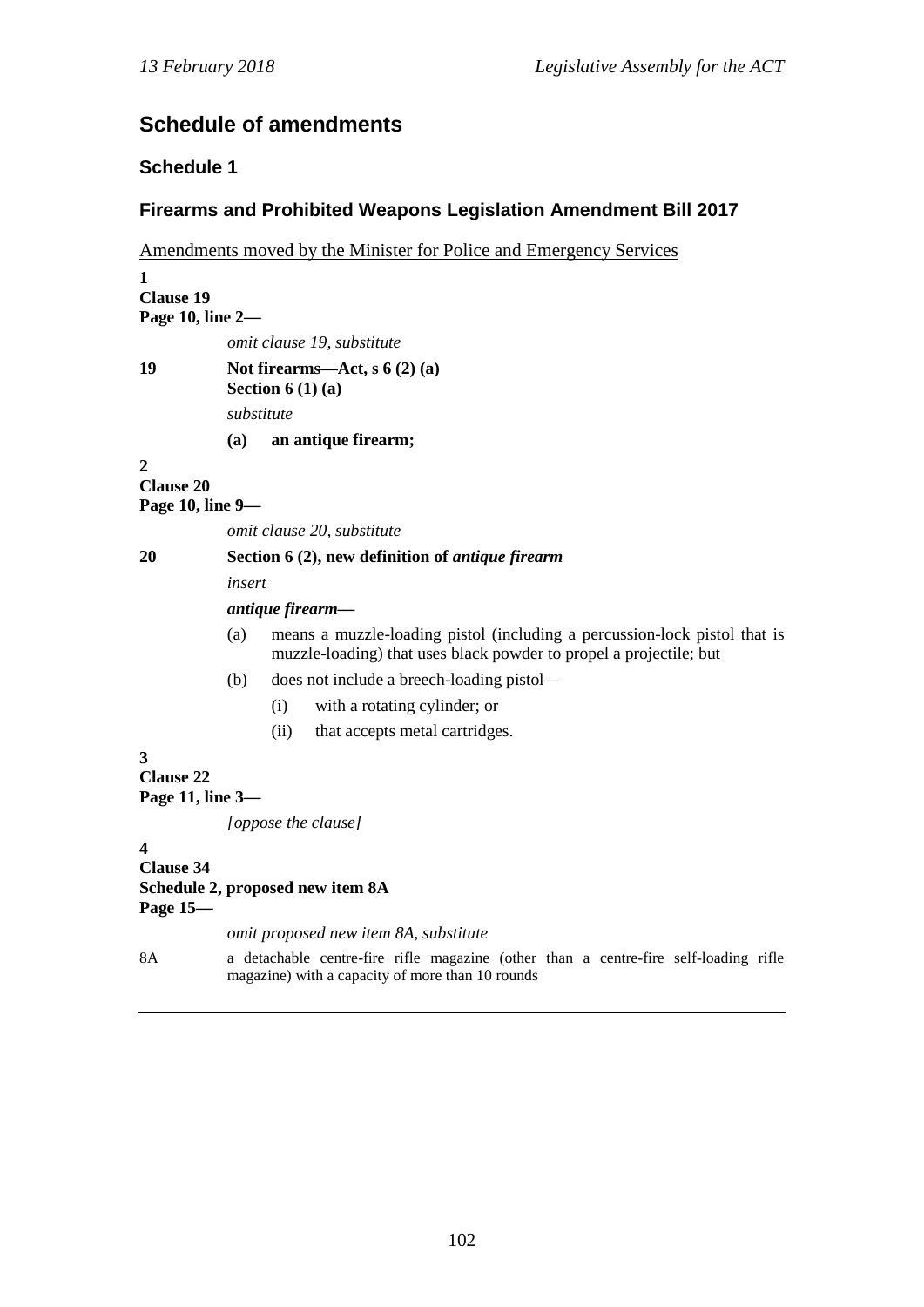## Schedule of amendments

### Schedule 1

### Firearms and Prohibited Weapons Legislation Amendment Bill 2017

Amendments moved by the Minister for Police and Emergency Services

**1**
**Clause 19**
**Page 10, line 2—**

*omit clause 19, substitute*

**19 Not firearms—Act, s 6 (2) (a)**
**Section 6 (1) (a)**

*substitute*

**(a) an antique firearm;**

**2**
**Clause 20**
**Page 10, line 9—**

*omit clause 20, substitute*

**20 Section 6 (2), new definition of *antique firearm***

*insert*

***antique firearm*—**

(a) means a muzzle-loading pistol (including a percussion-lock pistol that is muzzle-loading) that uses black powder to propel a projectile; but

(b) does not include a breech-loading pistol—

(i) with a rotating cylinder; or

(ii) that accepts metal cartridges.

**3**
**Clause 22**
**Page 11, line 3—**

*[oppose the clause]*

**4**
**Clause 34**
**Schedule 2, proposed new item 8A**
**Page 15—**

*omit proposed new item 8A, substitute*

8A a detachable centre-fire rifle magazine (other than a centre-fire self-loading rifle magazine) with a capacity of more than 10 rounds